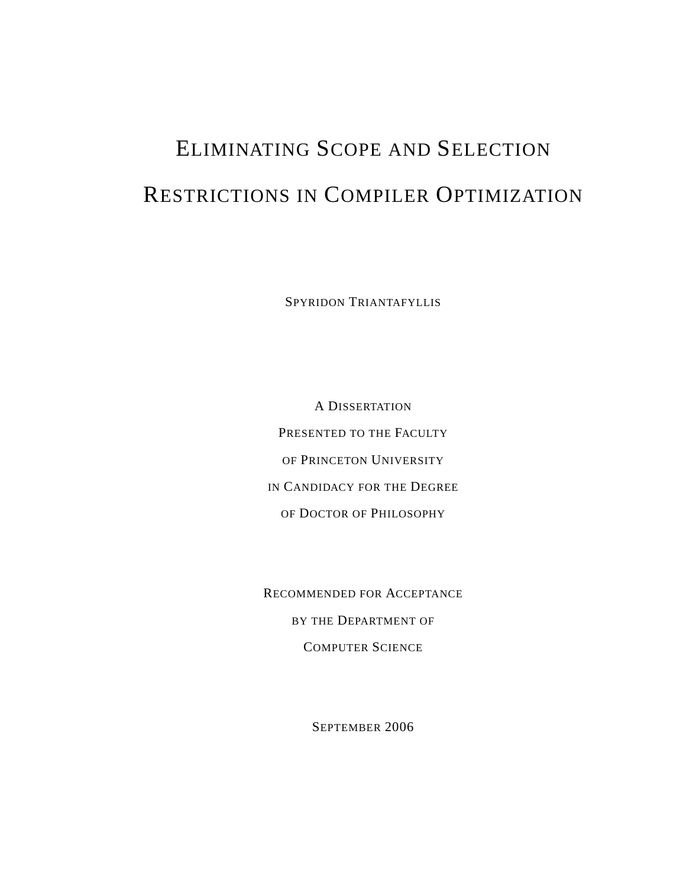# Eliminating Scope and Selection Restrictions in Compiler Optimization

Spyridon Triantafyllis

A Dissertation
Presented to the Faculty
of Princeton University
in Candidacy for the Degree
of Doctor of Philosophy

Recommended for Acceptance
by the Department of
Computer Science

September 2006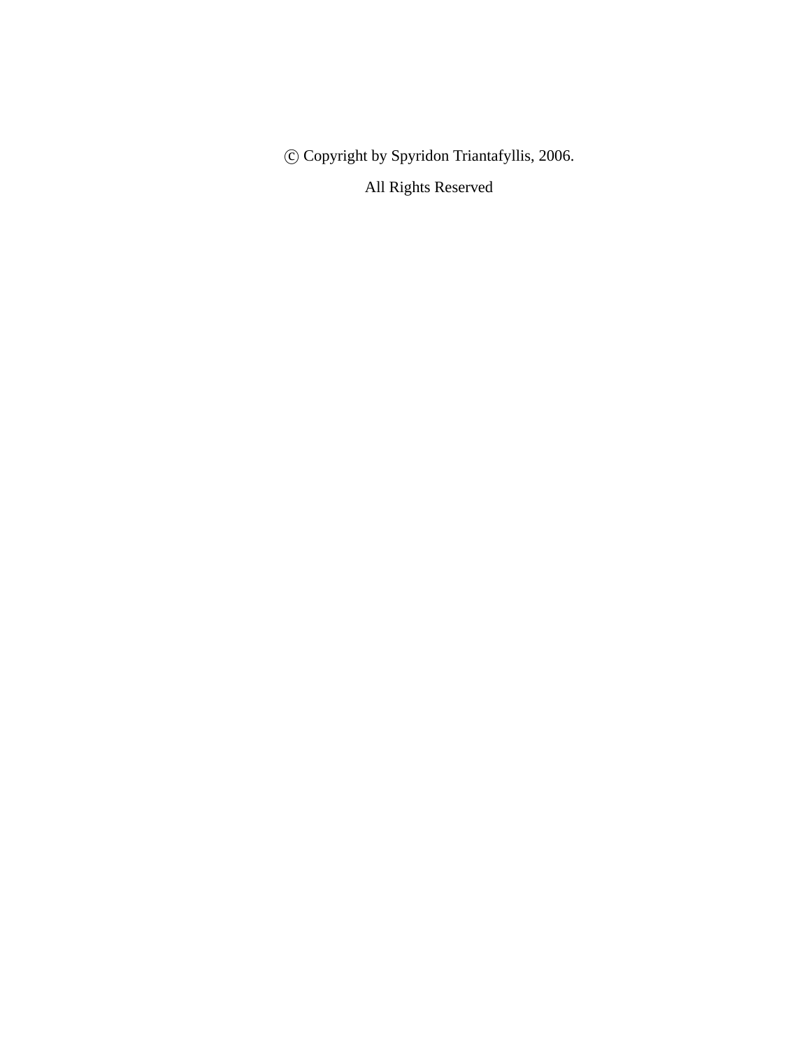© Copyright by Spyridon Triantafyllis, 2006.

All Rights Reserved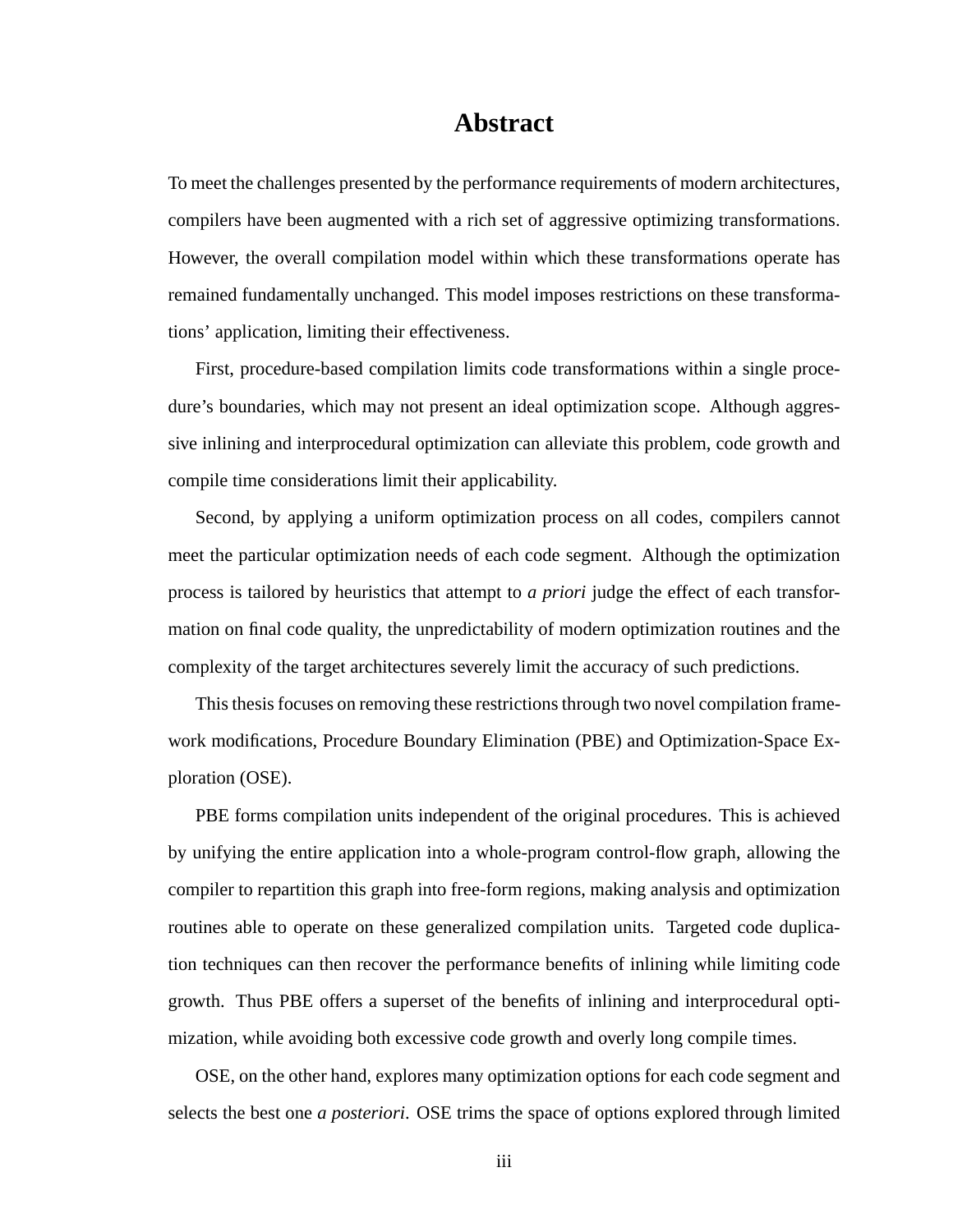# Abstract

To meet the challenges presented by the performance requirements of modern architectures, compilers have been augmented with a rich set of aggressive optimizing transformations. However, the overall compilation model within which these transformations operate has remained fundamentally unchanged. This model imposes restrictions on these transformations' application, limiting their effectiveness.

First, procedure-based compilation limits code transformations within a single procedure's boundaries, which may not present an ideal optimization scope. Although aggressive inlining and interprocedural optimization can alleviate this problem, code growth and compile time considerations limit their applicability.

Second, by applying a uniform optimization process on all codes, compilers cannot meet the particular optimization needs of each code segment. Although the optimization process is tailored by heuristics that attempt to *a priori* judge the effect of each transformation on final code quality, the unpredictability of modern optimization routines and the complexity of the target architectures severely limit the accuracy of such predictions.

This thesis focuses on removing these restrictions through two novel compilation framework modifications, Procedure Boundary Elimination (PBE) and Optimization-Space Exploration (OSE).

PBE forms compilation units independent of the original procedures. This is achieved by unifying the entire application into a whole-program control-flow graph, allowing the compiler to repartition this graph into free-form regions, making analysis and optimization routines able to operate on these generalized compilation units. Targeted code duplication techniques can then recover the performance benefits of inlining while limiting code growth. Thus PBE offers a superset of the benefits of inlining and interprocedural optimization, while avoiding both excessive code growth and overly long compile times.

OSE, on the other hand, explores many optimization options for each code segment and selects the best one *a posteriori*. OSE trims the space of options explored through limited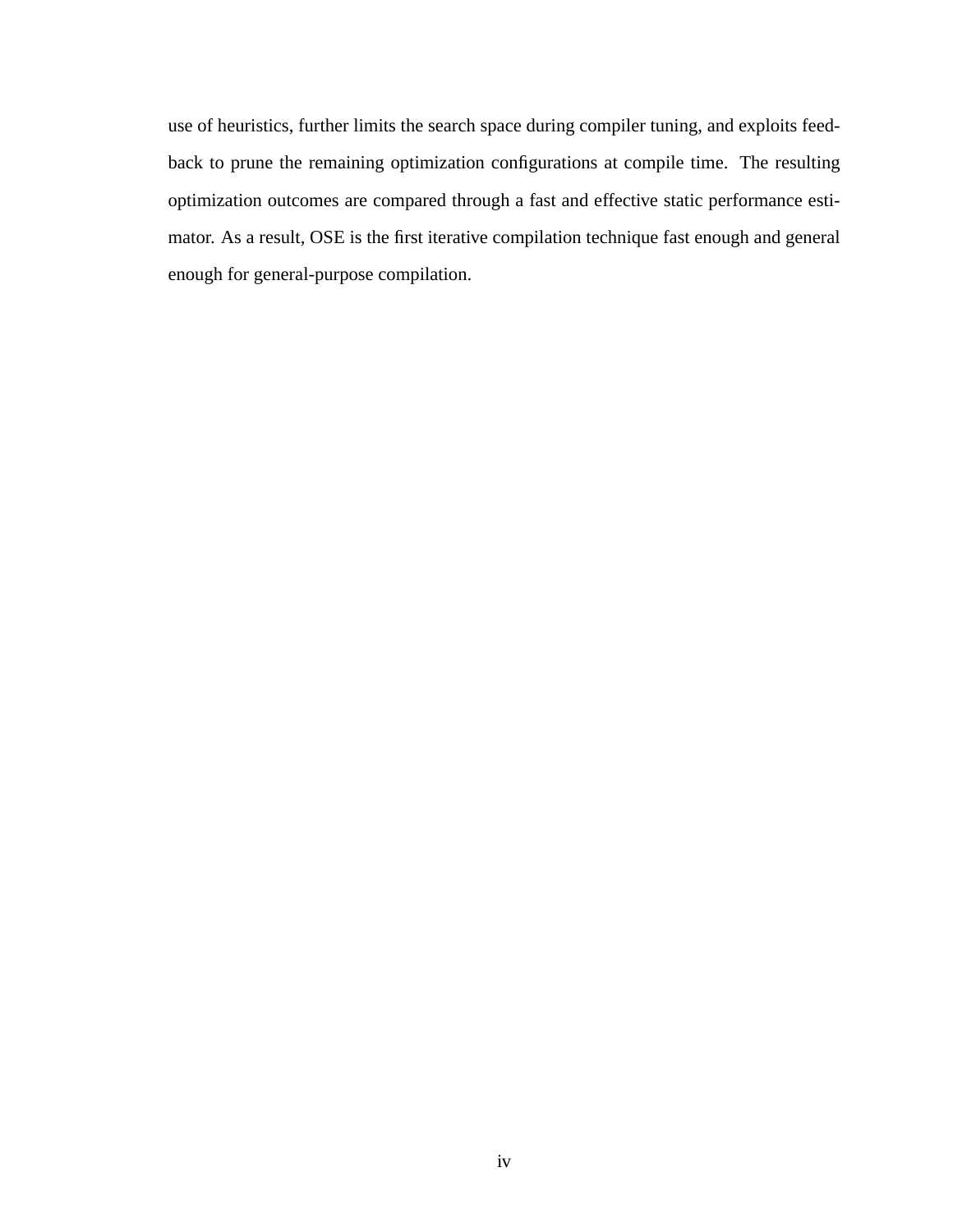use of heuristics, further limits the search space during compiler tuning, and exploits feedback to prune the remaining optimization configurations at compile time. The resulting optimization outcomes are compared through a fast and effective static performance estimator. As a result, OSE is the first iterative compilation technique fast enough and general enough for general-purpose compilation.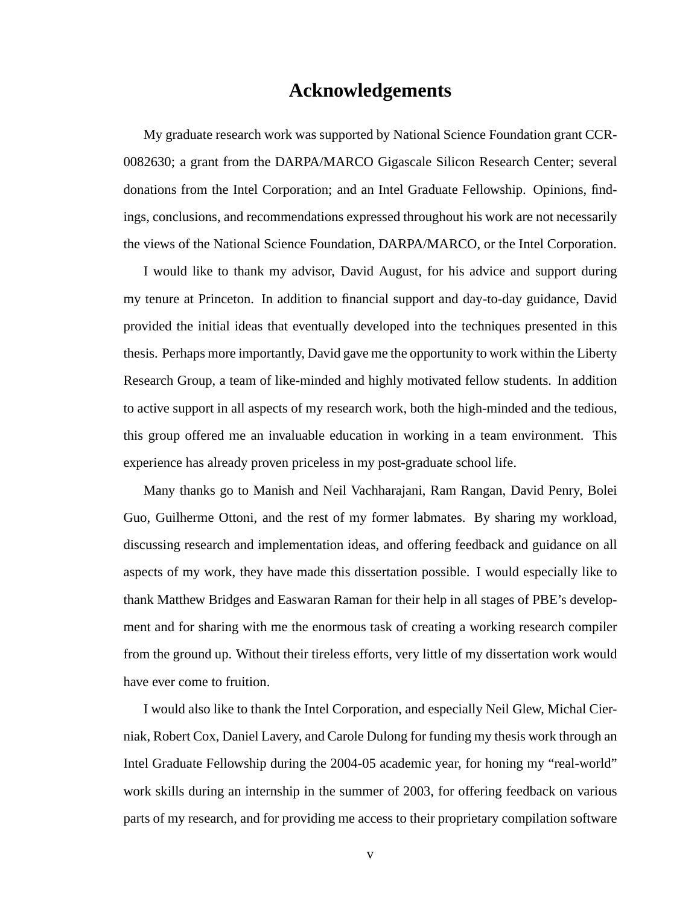# Acknowledgements

My graduate research work was supported by National Science Foundation grant CCR-0082630; a grant from the DARPA/MARCO Gigascale Silicon Research Center; several donations from the Intel Corporation; and an Intel Graduate Fellowship. Opinions, findings, conclusions, and recommendations expressed throughout his work are not necessarily the views of the National Science Foundation, DARPA/MARCO, or the Intel Corporation.

I would like to thank my advisor, David August, for his advice and support during my tenure at Princeton. In addition to financial support and day-to-day guidance, David provided the initial ideas that eventually developed into the techniques presented in this thesis. Perhaps more importantly, David gave me the opportunity to work within the Liberty Research Group, a team of like-minded and highly motivated fellow students. In addition to active support in all aspects of my research work, both the high-minded and the tedious, this group offered me an invaluable education in working in a team environment. This experience has already proven priceless in my post-graduate school life.

Many thanks go to Manish and Neil Vachharajani, Ram Rangan, David Penry, Bolei Guo, Guilherme Ottoni, and the rest of my former labmates. By sharing my workload, discussing research and implementation ideas, and offering feedback and guidance on all aspects of my work, they have made this dissertation possible. I would especially like to thank Matthew Bridges and Easwaran Raman for their help in all stages of PBE's development and for sharing with me the enormous task of creating a working research compiler from the ground up. Without their tireless efforts, very little of my dissertation work would have ever come to fruition.

I would also like to thank the Intel Corporation, and especially Neil Glew, Michal Cierniak, Robert Cox, Daniel Lavery, and Carole Dulong for funding my thesis work through an Intel Graduate Fellowship during the 2004-05 academic year, for honing my "real-world" work skills during an internship in the summer of 2003, for offering feedback on various parts of my research, and for providing me access to their proprietary compilation software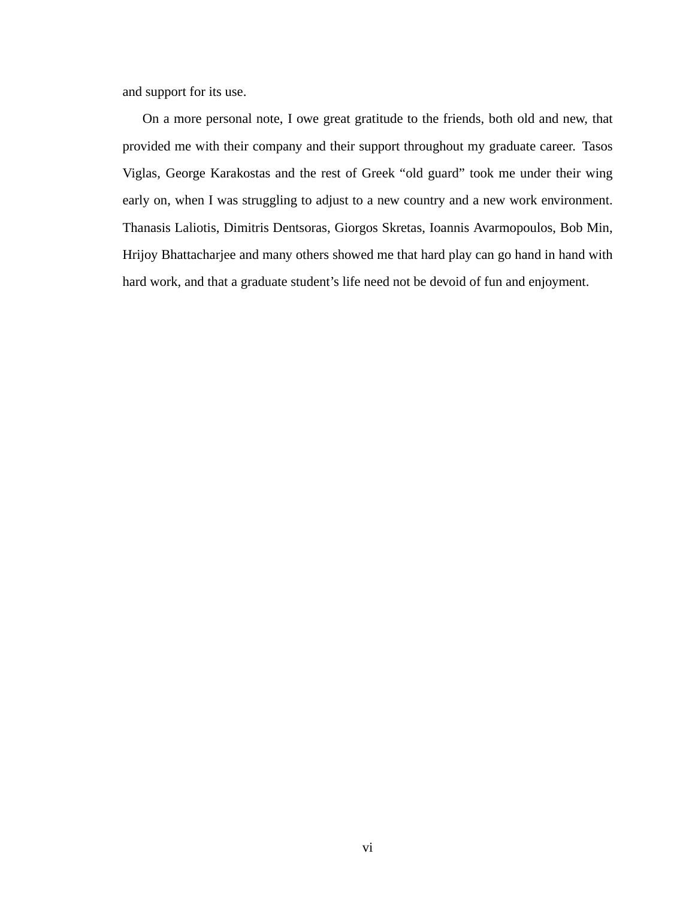and support for its use.

On a more personal note, I owe great gratitude to the friends, both old and new, that provided me with their company and their support throughout my graduate career. Tasos Viglas, George Karakostas and the rest of Greek "old guard" took me under their wing early on, when I was struggling to adjust to a new country and a new work environment. Thanasis Laliotis, Dimitris Dentsoras, Giorgos Skretas, Ioannis Avarmopoulos, Bob Min, Hrijoy Bhattacharjee and many others showed me that hard play can go hand in hand with hard work, and that a graduate student's life need not be devoid of fun and enjoyment.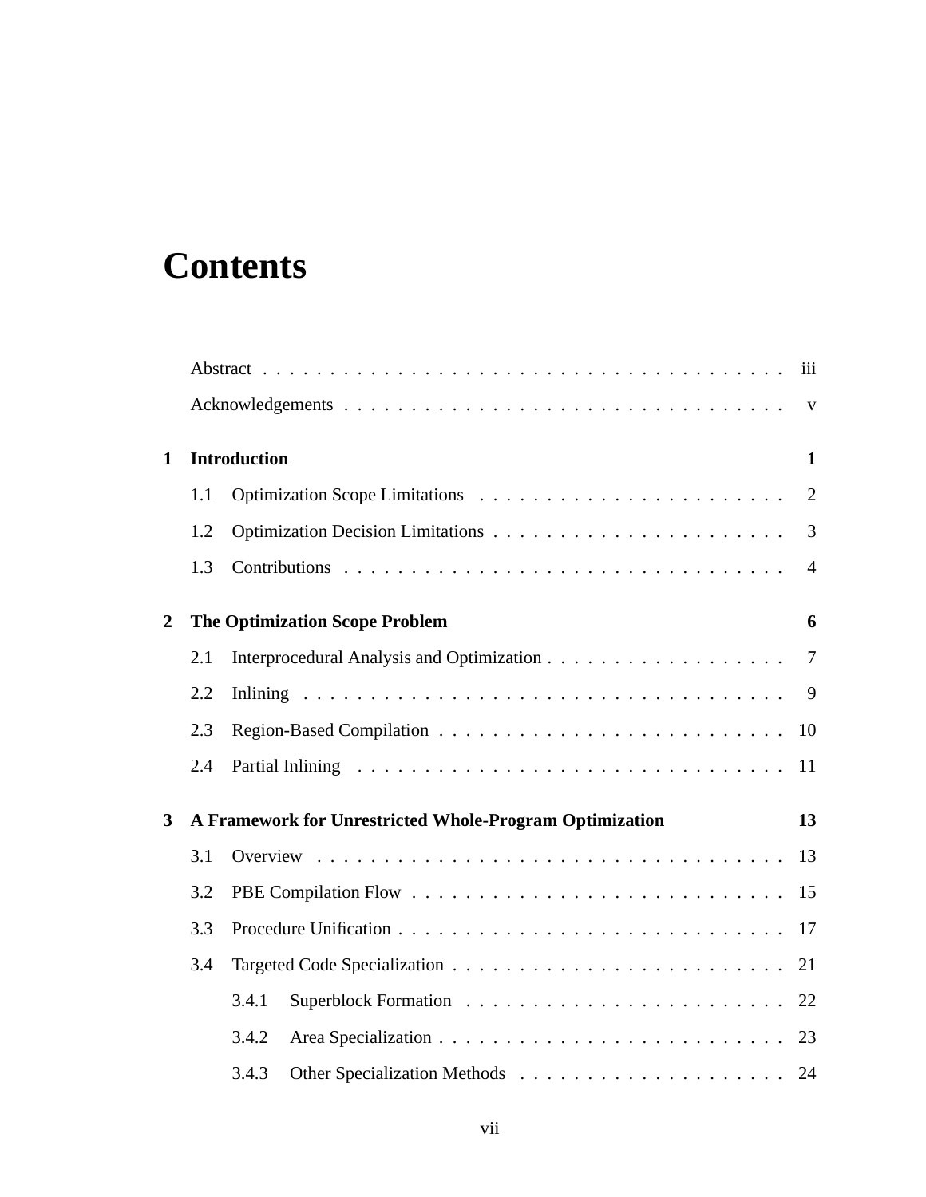# Contents

Abstract . . . . . . . . . . iii

Acknowledgements . . . . . . . . . . v

**1 Introduction** **1**

1.1 Optimization Scope Limitations . . . . . . . . . . 2

1.2 Optimization Decision Limitations . . . . . . . . . . 3

1.3 Contributions . . . . . . . . . . 4

**2 The Optimization Scope Problem** **6**

2.1 Interprocedural Analysis and Optimization . . . . . . . . . . 7

2.2 Inlining . . . . . . . . . . 9

2.3 Region-Based Compilation . . . . . . . . . . 10

2.4 Partial Inlining . . . . . . . . . . 11

**3 A Framework for Unrestricted Whole-Program Optimization** **13**

3.1 Overview . . . . . . . . . . 13

3.2 PBE Compilation Flow . . . . . . . . . . 15

3.3 Procedure Unification . . . . . . . . . . 17

3.4 Targeted Code Specialization . . . . . . . . . . 21

3.4.1 Superblock Formation . . . . . . . . . . 22

3.4.2 Area Specialization . . . . . . . . . . 23

3.4.3 Other Specialization Methods . . . . . . . . . . 24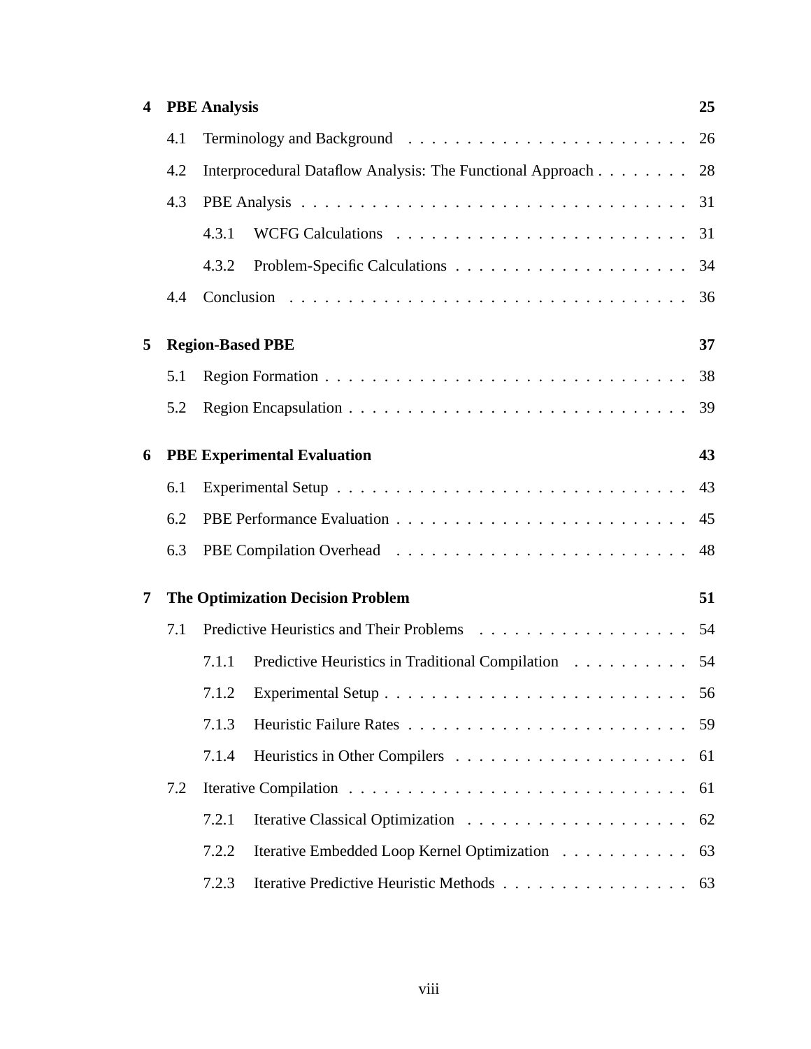**4 PBE Analysis** 25

- 4.1 Terminology and Background . . . . . . . . . . . . . . . . . . . . . . . 26
- 4.2 Interprocedural Dataflow Analysis: The Functional Approach . . . . . . . . 28
- 4.3 PBE Analysis . . . . . . . . . . . . . . . . . . . . . . . . . . . . . . . . . 31
  - 4.3.1 WCFG Calculations . . . . . . . . . . . . . . . . . . . . . . . . . 31
  - 4.3.2 Problem-Specific Calculations . . . . . . . . . . . . . . . . . . . . 34
- 4.4 Conclusion . . . . . . . . . . . . . . . . . . . . . . . . . . . . . . . . . . 36

**5 Region-Based PBE** 37

- 5.1 Region Formation . . . . . . . . . . . . . . . . . . . . . . . . . . . . . . . 38
- 5.2 Region Encapsulation . . . . . . . . . . . . . . . . . . . . . . . . . . . . . 39

**6 PBE Experimental Evaluation** 43

- 6.1 Experimental Setup . . . . . . . . . . . . . . . . . . . . . . . . . . . . . . 43
- 6.2 PBE Performance Evaluation . . . . . . . . . . . . . . . . . . . . . . . . . 45
- 6.3 PBE Compilation Overhead . . . . . . . . . . . . . . . . . . . . . . . . . . 48

**7 The Optimization Decision Problem** 51

- 7.1 Predictive Heuristics and Their Problems . . . . . . . . . . . . . . . . . . 54
  - 7.1.1 Predictive Heuristics in Traditional Compilation . . . . . . . . . . 54
  - 7.1.2 Experimental Setup . . . . . . . . . . . . . . . . . . . . . . . . . . 56
  - 7.1.3 Heuristic Failure Rates . . . . . . . . . . . . . . . . . . . . . . . . 59
  - 7.1.4 Heuristics in Other Compilers . . . . . . . . . . . . . . . . . . . . 61
- 7.2 Iterative Compilation . . . . . . . . . . . . . . . . . . . . . . . . . . . . . 61
  - 7.2.1 Iterative Classical Optimization . . . . . . . . . . . . . . . . . . . 62
  - 7.2.2 Iterative Embedded Loop Kernel Optimization . . . . . . . . . . . 63
  - 7.2.3 Iterative Predictive Heuristic Methods . . . . . . . . . . . . . . . . 63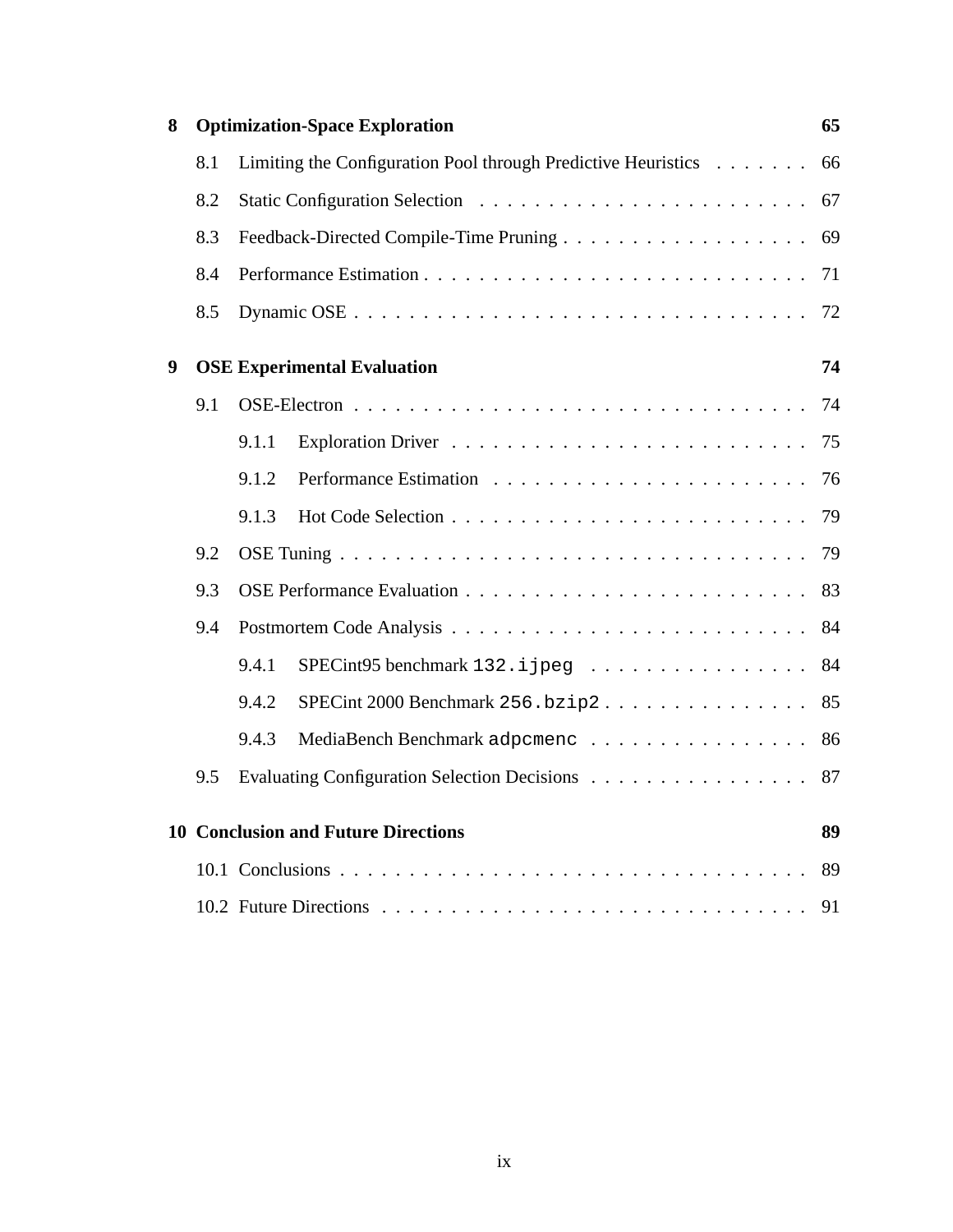**8 Optimization-Space Exploration** 65

- 8.1 Limiting the Configuration Pool through Predictive Heuristics . . . . . . . 66
- 8.2 Static Configuration Selection . . . . . . . . . . . . . . . . . . . . . . . . 67
- 8.3 Feedback-Directed Compile-Time Pruning . . . . . . . . . . . . . . . . . . 69
- 8.4 Performance Estimation . . . . . . . . . . . . . . . . . . . . . . . . . . . . 71
- 8.5 Dynamic OSE . . . . . . . . . . . . . . . . . . . . . . . . . . . . . . . . . 72

**9 OSE Experimental Evaluation** 74

- 9.1 OSE-Electron . . . . . . . . . . . . . . . . . . . . . . . . . . . . . . . . . 74
  - 9.1.1 Exploration Driver . . . . . . . . . . . . . . . . . . . . . . . . . . 75
  - 9.1.2 Performance Estimation . . . . . . . . . . . . . . . . . . . . . . . 76
  - 9.1.3 Hot Code Selection . . . . . . . . . . . . . . . . . . . . . . . . . . 79
- 9.2 OSE Tuning . . . . . . . . . . . . . . . . . . . . . . . . . . . . . . . . . . 79
- 9.3 OSE Performance Evaluation . . . . . . . . . . . . . . . . . . . . . . . . . 83
- 9.4 Postmortem Code Analysis . . . . . . . . . . . . . . . . . . . . . . . . . . 84
  - 9.4.1 SPECint95 benchmark `132.ijpeg` . . . . . . . . . . . . . . . . 84
  - 9.4.2 SPECint 2000 Benchmark `256.bzip2` . . . . . . . . . . . . . . . 85
  - 9.4.3 MediaBench Benchmark `adpcmenc` . . . . . . . . . . . . . . . . 86
- 9.5 Evaluating Configuration Selection Decisions . . . . . . . . . . . . . . . . 87

**10 Conclusion and Future Directions** 89

- 10.1 Conclusions . . . . . . . . . . . . . . . . . . . . . . . . . . . . . . . . . . 89
- 10.2 Future Directions . . . . . . . . . . . . . . . . . . . . . . . . . . . . . . . 91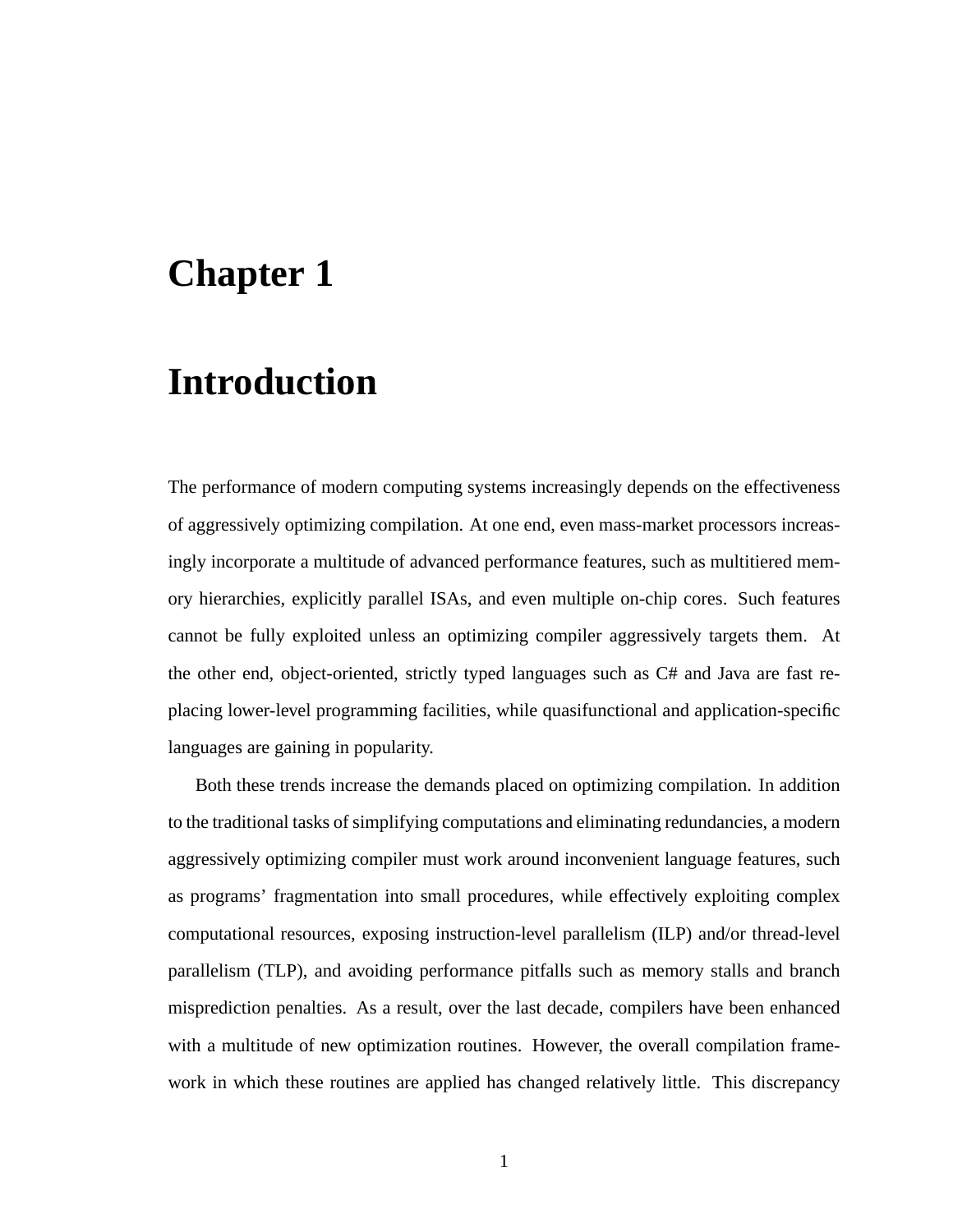# Chapter 1

# Introduction

The performance of modern computing systems increasingly depends on the effectiveness of aggressively optimizing compilation. At one end, even mass-market processors increasingly incorporate a multitude of advanced performance features, such as multitiered memory hierarchies, explicitly parallel ISAs, and even multiple on-chip cores. Such features cannot be fully exploited unless an optimizing compiler aggressively targets them. At the other end, object-oriented, strictly typed languages such as C# and Java are fast replacing lower-level programming facilities, while quasifunctional and application-specific languages are gaining in popularity.

Both these trends increase the demands placed on optimizing compilation. In addition to the traditional tasks of simplifying computations and eliminating redundancies, a modern aggressively optimizing compiler must work around inconvenient language features, such as programs' fragmentation into small procedures, while effectively exploiting complex computational resources, exposing instruction-level parallelism (ILP) and/or thread-level parallelism (TLP), and avoiding performance pitfalls such as memory stalls and branch misprediction penalties. As a result, over the last decade, compilers have been enhanced with a multitude of new optimization routines. However, the overall compilation framework in which these routines are applied has changed relatively little. This discrepancy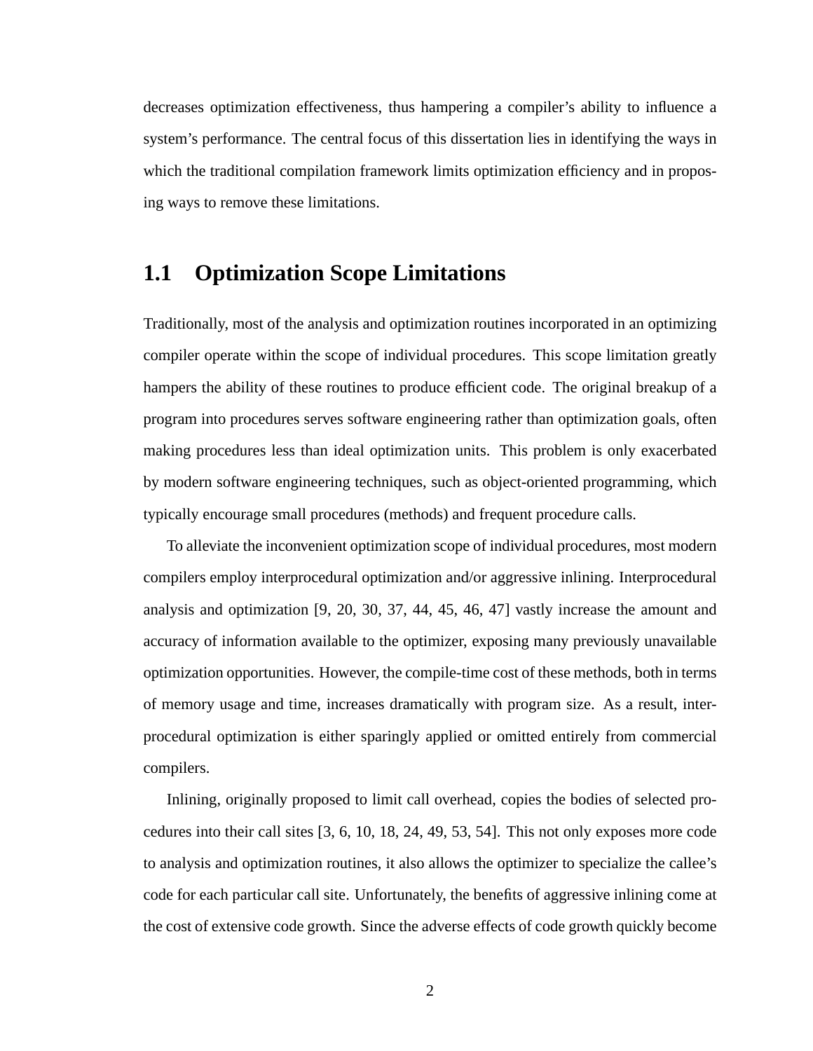decreases optimization effectiveness, thus hampering a compiler's ability to influence a system's performance. The central focus of this dissertation lies in identifying the ways in which the traditional compilation framework limits optimization efficiency and in proposing ways to remove these limitations.

## 1.1 Optimization Scope Limitations

Traditionally, most of the analysis and optimization routines incorporated in an optimizing compiler operate within the scope of individual procedures. This scope limitation greatly hampers the ability of these routines to produce efficient code. The original breakup of a program into procedures serves software engineering rather than optimization goals, often making procedures less than ideal optimization units. This problem is only exacerbated by modern software engineering techniques, such as object-oriented programming, which typically encourage small procedures (methods) and frequent procedure calls.

To alleviate the inconvenient optimization scope of individual procedures, most modern compilers employ interprocedural optimization and/or aggressive inlining. Interprocedural analysis and optimization [9, 20, 30, 37, 44, 45, 46, 47] vastly increase the amount and accuracy of information available to the optimizer, exposing many previously unavailable optimization opportunities. However, the compile-time cost of these methods, both in terms of memory usage and time, increases dramatically with program size. As a result, interprocedural optimization is either sparingly applied or omitted entirely from commercial compilers.

Inlining, originally proposed to limit call overhead, copies the bodies of selected procedures into their call sites [3, 6, 10, 18, 24, 49, 53, 54]. This not only exposes more code to analysis and optimization routines, it also allows the optimizer to specialize the callee's code for each particular call site. Unfortunately, the benefits of aggressive inlining come at the cost of extensive code growth. Since the adverse effects of code growth quickly become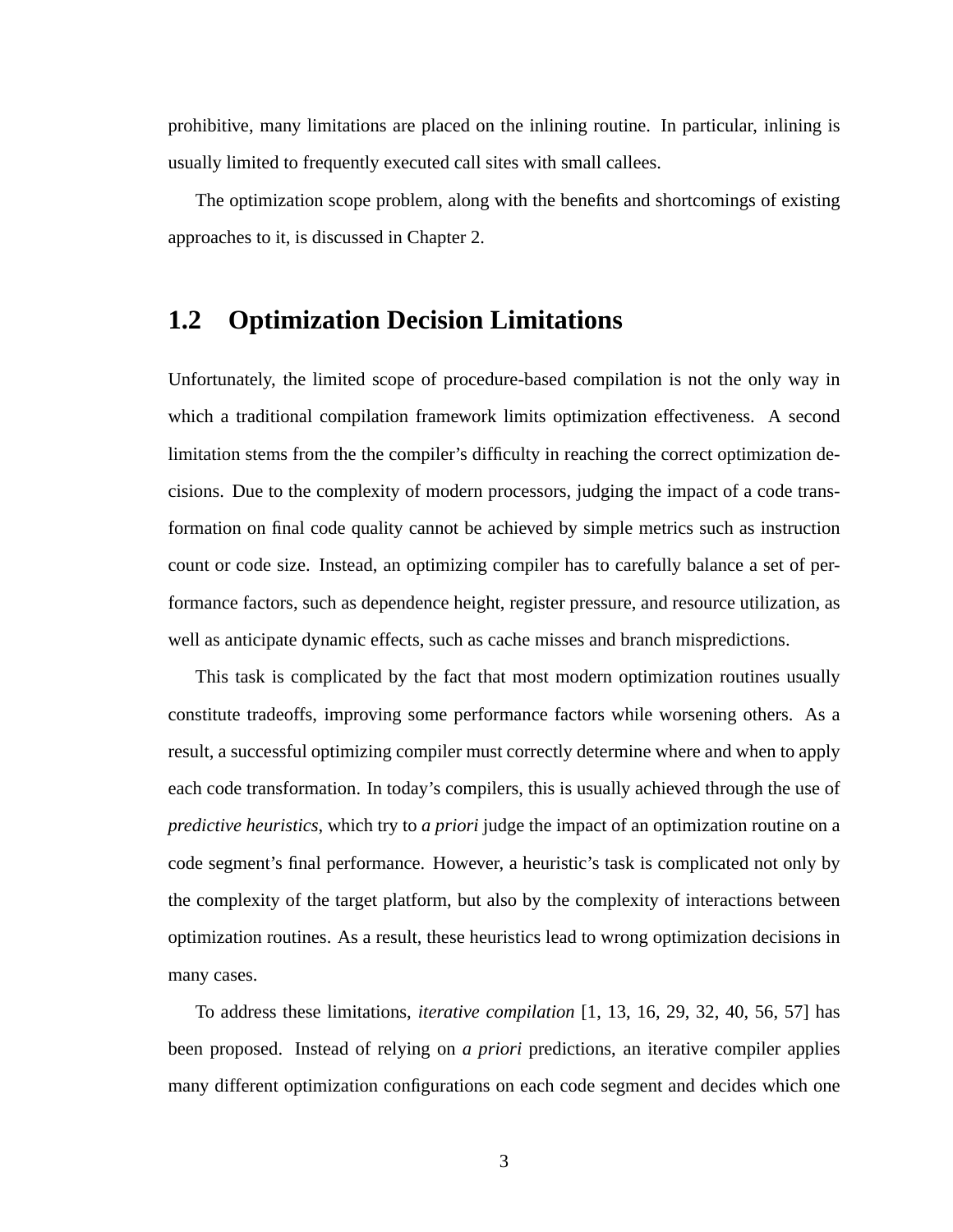prohibitive, many limitations are placed on the inlining routine. In particular, inlining is usually limited to frequently executed call sites with small callees.

The optimization scope problem, along with the benefits and shortcomings of existing approaches to it, is discussed in Chapter 2.

## 1.2 Optimization Decision Limitations

Unfortunately, the limited scope of procedure-based compilation is not the only way in which a traditional compilation framework limits optimization effectiveness. A second limitation stems from the the compiler's difficulty in reaching the correct optimization decisions. Due to the complexity of modern processors, judging the impact of a code transformation on final code quality cannot be achieved by simple metrics such as instruction count or code size. Instead, an optimizing compiler has to carefully balance a set of performance factors, such as dependence height, register pressure, and resource utilization, as well as anticipate dynamic effects, such as cache misses and branch mispredictions.

This task is complicated by the fact that most modern optimization routines usually constitute tradeoffs, improving some performance factors while worsening others. As a result, a successful optimizing compiler must correctly determine where and when to apply each code transformation. In today's compilers, this is usually achieved through the use of *predictive heuristics*, which try to *a priori* judge the impact of an optimization routine on a code segment's final performance. However, a heuristic's task is complicated not only by the complexity of the target platform, but also by the complexity of interactions between optimization routines. As a result, these heuristics lead to wrong optimization decisions in many cases.

To address these limitations, *iterative compilation* [1, 13, 16, 29, 32, 40, 56, 57] has been proposed. Instead of relying on *a priori* predictions, an iterative compiler applies many different optimization configurations on each code segment and decides which one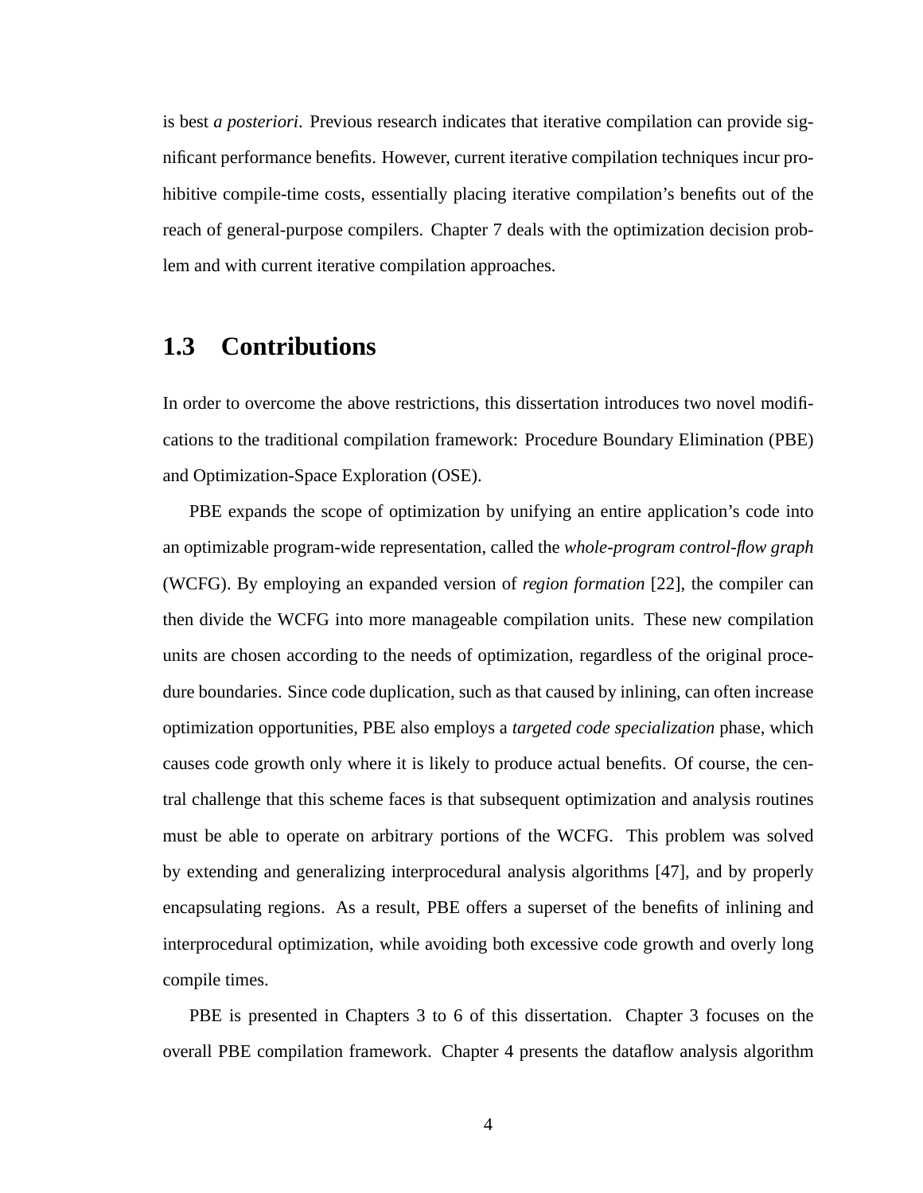is best *a posteriori*. Previous research indicates that iterative compilation can provide significant performance benefits. However, current iterative compilation techniques incur prohibitive compile-time costs, essentially placing iterative compilation's benefits out of the reach of general-purpose compilers. Chapter 7 deals with the optimization decision problem and with current iterative compilation approaches.

## 1.3 Contributions

In order to overcome the above restrictions, this dissertation introduces two novel modifications to the traditional compilation framework: Procedure Boundary Elimination (PBE) and Optimization-Space Exploration (OSE).

PBE expands the scope of optimization by unifying an entire application's code into an optimizable program-wide representation, called the *whole-program control-flow graph* (WCFG). By employing an expanded version of *region formation* [22], the compiler can then divide the WCFG into more manageable compilation units. These new compilation units are chosen according to the needs of optimization, regardless of the original procedure boundaries. Since code duplication, such as that caused by inlining, can often increase optimization opportunities, PBE also employs a *targeted code specialization* phase, which causes code growth only where it is likely to produce actual benefits. Of course, the central challenge that this scheme faces is that subsequent optimization and analysis routines must be able to operate on arbitrary portions of the WCFG. This problem was solved by extending and generalizing interprocedural analysis algorithms [47], and by properly encapsulating regions. As a result, PBE offers a superset of the benefits of inlining and interprocedural optimization, while avoiding both excessive code growth and overly long compile times.

PBE is presented in Chapters 3 to 6 of this dissertation. Chapter 3 focuses on the overall PBE compilation framework. Chapter 4 presents the dataflow analysis algorithm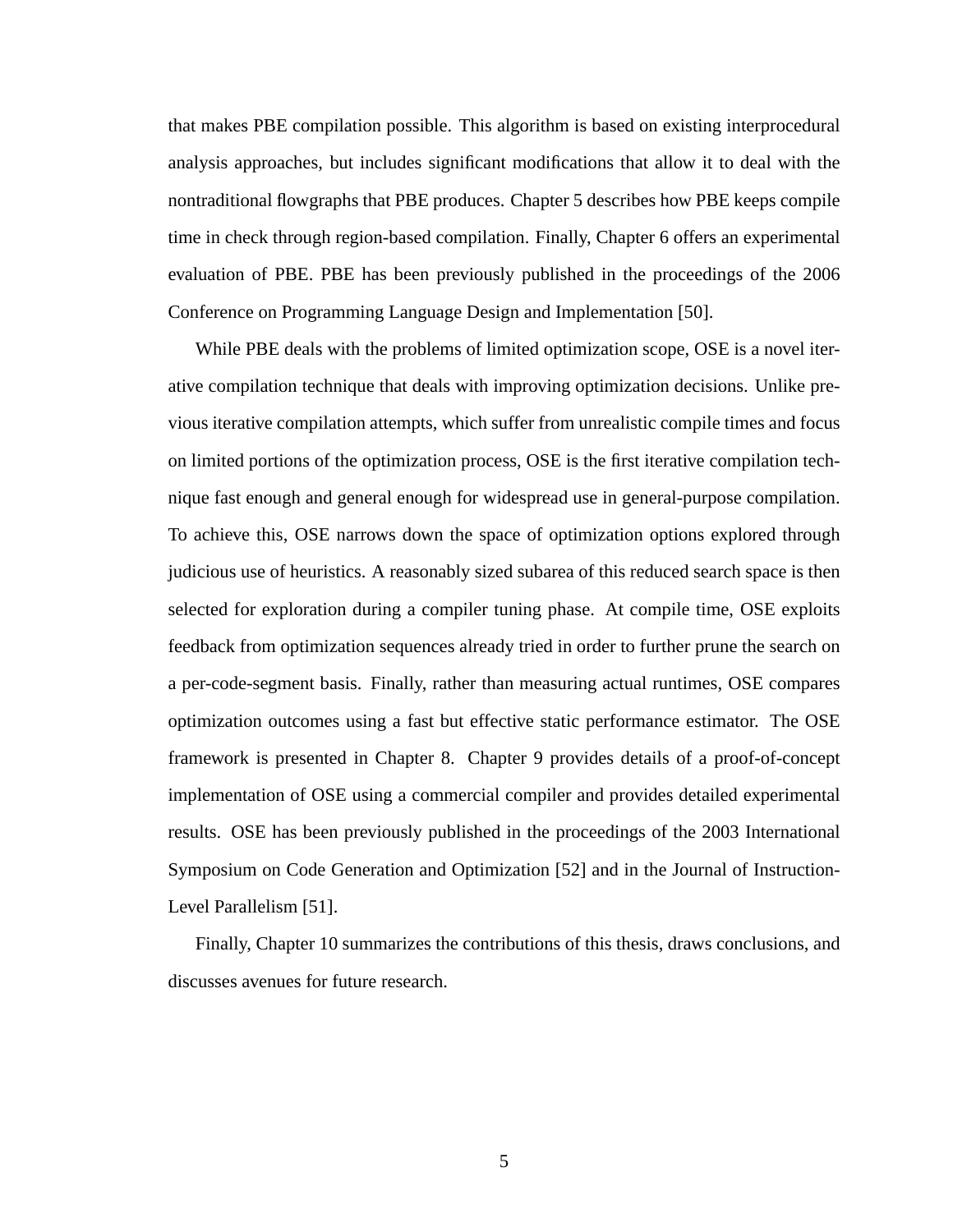that makes PBE compilation possible. This algorithm is based on existing interprocedural analysis approaches, but includes significant modifications that allow it to deal with the nontraditional flowgraphs that PBE produces. Chapter 5 describes how PBE keeps compile time in check through region-based compilation. Finally, Chapter 6 offers an experimental evaluation of PBE. PBE has been previously published in the proceedings of the 2006 Conference on Programming Language Design and Implementation [50].

While PBE deals with the problems of limited optimization scope, OSE is a novel iterative compilation technique that deals with improving optimization decisions. Unlike previous iterative compilation attempts, which suffer from unrealistic compile times and focus on limited portions of the optimization process, OSE is the first iterative compilation technique fast enough and general enough for widespread use in general-purpose compilation. To achieve this, OSE narrows down the space of optimization options explored through judicious use of heuristics. A reasonably sized subarea of this reduced search space is then selected for exploration during a compiler tuning phase. At compile time, OSE exploits feedback from optimization sequences already tried in order to further prune the search on a per-code-segment basis. Finally, rather than measuring actual runtimes, OSE compares optimization outcomes using a fast but effective static performance estimator. The OSE framework is presented in Chapter 8. Chapter 9 provides details of a proof-of-concept implementation of OSE using a commercial compiler and provides detailed experimental results. OSE has been previously published in the proceedings of the 2003 International Symposium on Code Generation and Optimization [52] and in the Journal of Instruction-Level Parallelism [51].

Finally, Chapter 10 summarizes the contributions of this thesis, draws conclusions, and discusses avenues for future research.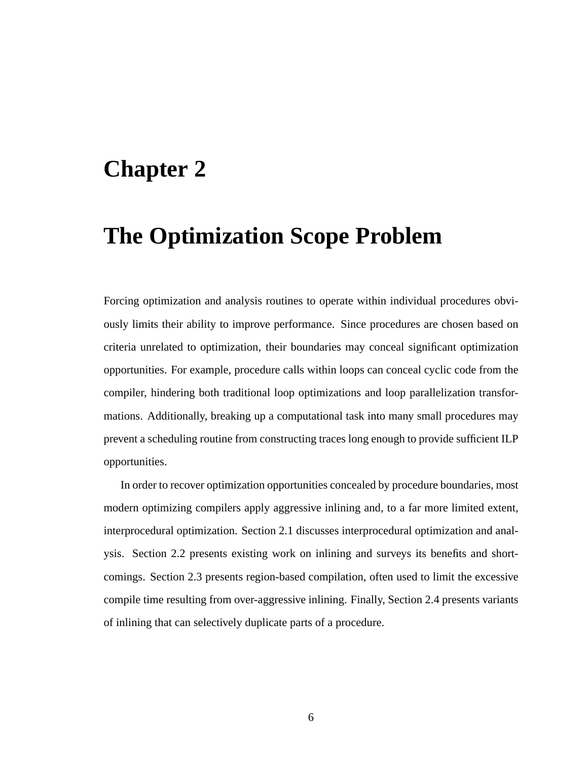# Chapter 2

# The Optimization Scope Problem

Forcing optimization and analysis routines to operate within individual procedures obviously limits their ability to improve performance. Since procedures are chosen based on criteria unrelated to optimization, their boundaries may conceal significant optimization opportunities. For example, procedure calls within loops can conceal cyclic code from the compiler, hindering both traditional loop optimizations and loop parallelization transformations. Additionally, breaking up a computational task into many small procedures may prevent a scheduling routine from constructing traces long enough to provide sufficient ILP opportunities.

In order to recover optimization opportunities concealed by procedure boundaries, most modern optimizing compilers apply aggressive inlining and, to a far more limited extent, interprocedural optimization. Section 2.1 discusses interprocedural optimization and analysis. Section 2.2 presents existing work on inlining and surveys its benefits and shortcomings. Section 2.3 presents region-based compilation, often used to limit the excessive compile time resulting from over-aggressive inlining. Finally, Section 2.4 presents variants of inlining that can selectively duplicate parts of a procedure.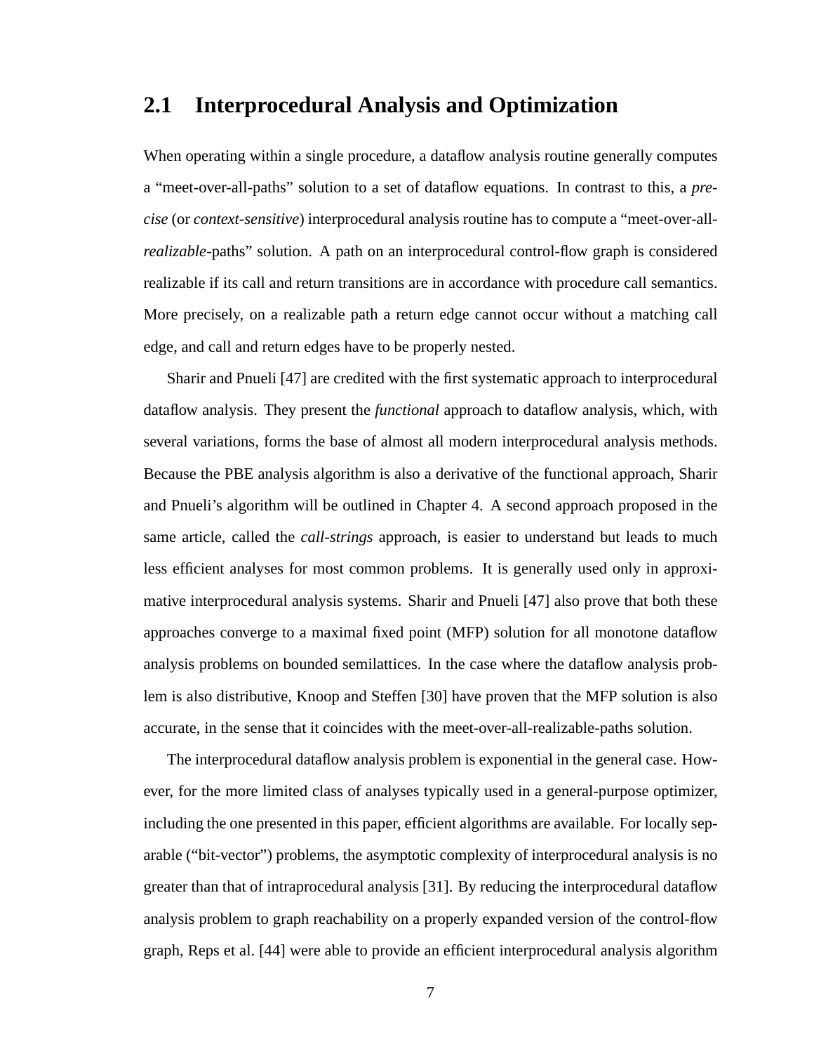## 2.1 Interprocedural Analysis and Optimization

When operating within a single procedure, a dataflow analysis routine generally computes a "meet-over-all-paths" solution to a set of dataflow equations. In contrast to this, a *precise* (or *context-sensitive*) interprocedural analysis routine has to compute a "meet-over-all-*realizable*-paths" solution. A path on an interprocedural control-flow graph is considered realizable if its call and return transitions are in accordance with procedure call semantics. More precisely, on a realizable path a return edge cannot occur without a matching call edge, and call and return edges have to be properly nested.

Sharir and Pnueli [47] are credited with the first systematic approach to interprocedural dataflow analysis. They present the *functional* approach to dataflow analysis, which, with several variations, forms the base of almost all modern interprocedural analysis methods. Because the PBE analysis algorithm is also a derivative of the functional approach, Sharir and Pnueli's algorithm will be outlined in Chapter 4. A second approach proposed in the same article, called the *call-strings* approach, is easier to understand but leads to much less efficient analyses for most common problems. It is generally used only in approximative interprocedural analysis systems. Sharir and Pnueli [47] also prove that both these approaches converge to a maximal fixed point (MFP) solution for all monotone dataflow analysis problems on bounded semilattices. In the case where the dataflow analysis problem is also distributive, Knoop and Steffen [30] have proven that the MFP solution is also accurate, in the sense that it coincides with the meet-over-all-realizable-paths solution.

The interprocedural dataflow analysis problem is exponential in the general case. However, for the more limited class of analyses typically used in a general-purpose optimizer, including the one presented in this paper, efficient algorithms are available. For locally separable ("bit-vector") problems, the asymptotic complexity of interprocedural analysis is no greater than that of intraprocedural analysis [31]. By reducing the interprocedural dataflow analysis problem to graph reachability on a properly expanded version of the control-flow graph, Reps et al. [44] were able to provide an efficient interprocedural analysis algorithm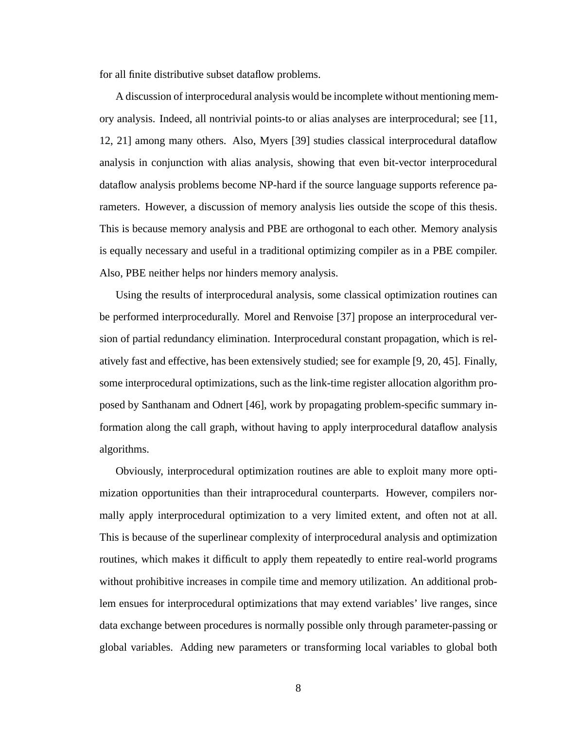for all finite distributive subset dataflow problems.

A discussion of interprocedural analysis would be incomplete without mentioning memory analysis. Indeed, all nontrivial points-to or alias analyses are interprocedural; see [11, 12, 21] among many others. Also, Myers [39] studies classical interprocedural dataflow analysis in conjunction with alias analysis, showing that even bit-vector interprocedural dataflow analysis problems become NP-hard if the source language supports reference parameters. However, a discussion of memory analysis lies outside the scope of this thesis. This is because memory analysis and PBE are orthogonal to each other. Memory analysis is equally necessary and useful in a traditional optimizing compiler as in a PBE compiler. Also, PBE neither helps nor hinders memory analysis.

Using the results of interprocedural analysis, some classical optimization routines can be performed interprocedurally. Morel and Renvoise [37] propose an interprocedural version of partial redundancy elimination. Interprocedural constant propagation, which is relatively fast and effective, has been extensively studied; see for example [9, 20, 45]. Finally, some interprocedural optimizations, such as the link-time register allocation algorithm proposed by Santhanam and Odnert [46], work by propagating problem-specific summary information along the call graph, without having to apply interprocedural dataflow analysis algorithms.

Obviously, interprocedural optimization routines are able to exploit many more optimization opportunities than their intraprocedural counterparts. However, compilers normally apply interprocedural optimization to a very limited extent, and often not at all. This is because of the superlinear complexity of interprocedural analysis and optimization routines, which makes it difficult to apply them repeatedly to entire real-world programs without prohibitive increases in compile time and memory utilization. An additional problem ensues for interprocedural optimizations that may extend variables' live ranges, since data exchange between procedures is normally possible only through parameter-passing or global variables. Adding new parameters or transforming local variables to global both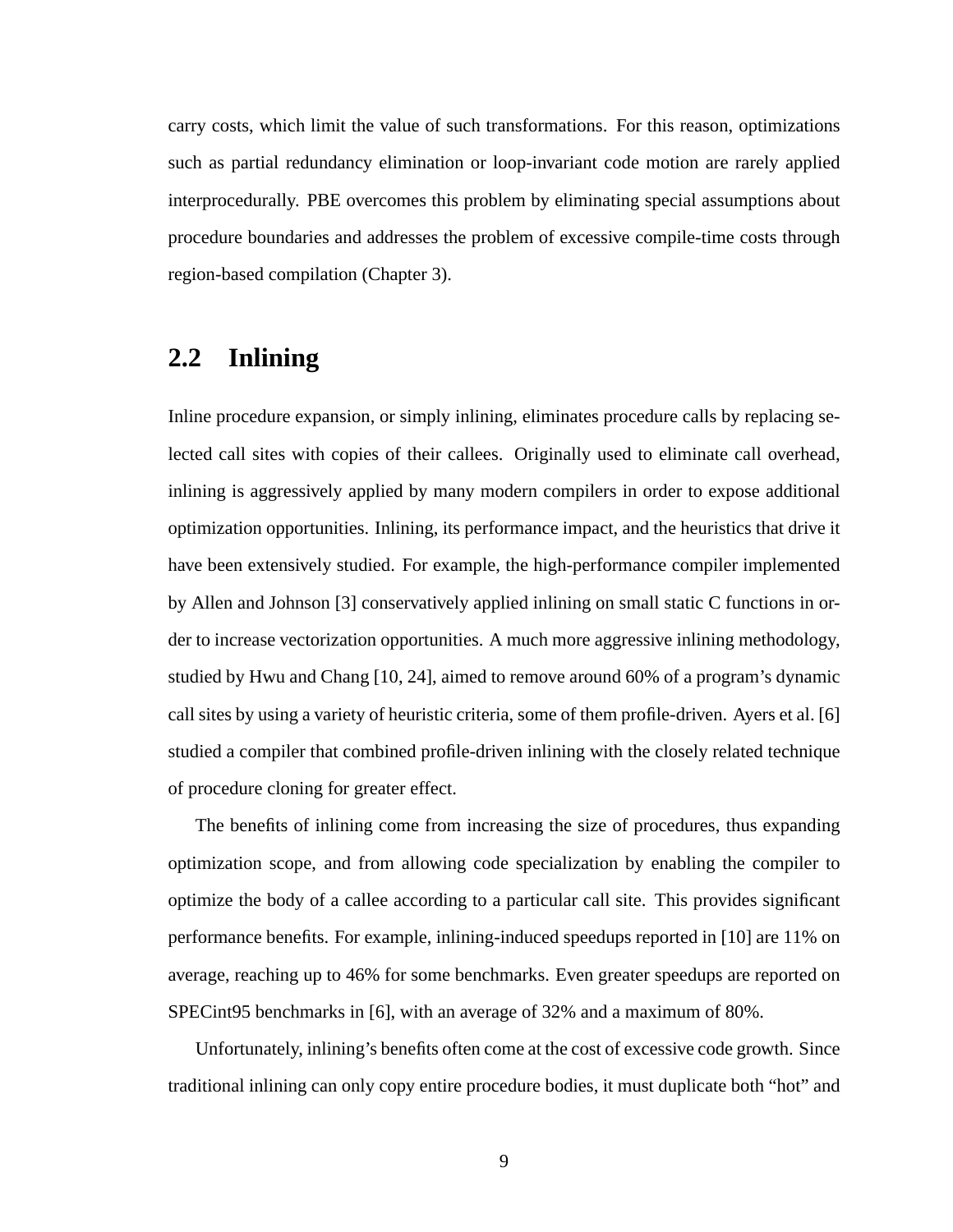carry costs, which limit the value of such transformations. For this reason, optimizations such as partial redundancy elimination or loop-invariant code motion are rarely applied interprocedurally. PBE overcomes this problem by eliminating special assumptions about procedure boundaries and addresses the problem of excessive compile-time costs through region-based compilation (Chapter 3).

## 2.2 Inlining

Inline procedure expansion, or simply inlining, eliminates procedure calls by replacing selected call sites with copies of their callees. Originally used to eliminate call overhead, inlining is aggressively applied by many modern compilers in order to expose additional optimization opportunities. Inlining, its performance impact, and the heuristics that drive it have been extensively studied. For example, the high-performance compiler implemented by Allen and Johnson [3] conservatively applied inlining on small static C functions in order to increase vectorization opportunities. A much more aggressive inlining methodology, studied by Hwu and Chang [10, 24], aimed to remove around 60% of a program's dynamic call sites by using a variety of heuristic criteria, some of them profile-driven. Ayers et al. [6] studied a compiler that combined profile-driven inlining with the closely related technique of procedure cloning for greater effect.

The benefits of inlining come from increasing the size of procedures, thus expanding optimization scope, and from allowing code specialization by enabling the compiler to optimize the body of a callee according to a particular call site. This provides significant performance benefits. For example, inlining-induced speedups reported in [10] are 11% on average, reaching up to 46% for some benchmarks. Even greater speedups are reported on SPECint95 benchmarks in [6], with an average of 32% and a maximum of 80%.

Unfortunately, inlining's benefits often come at the cost of excessive code growth. Since traditional inlining can only copy entire procedure bodies, it must duplicate both "hot" and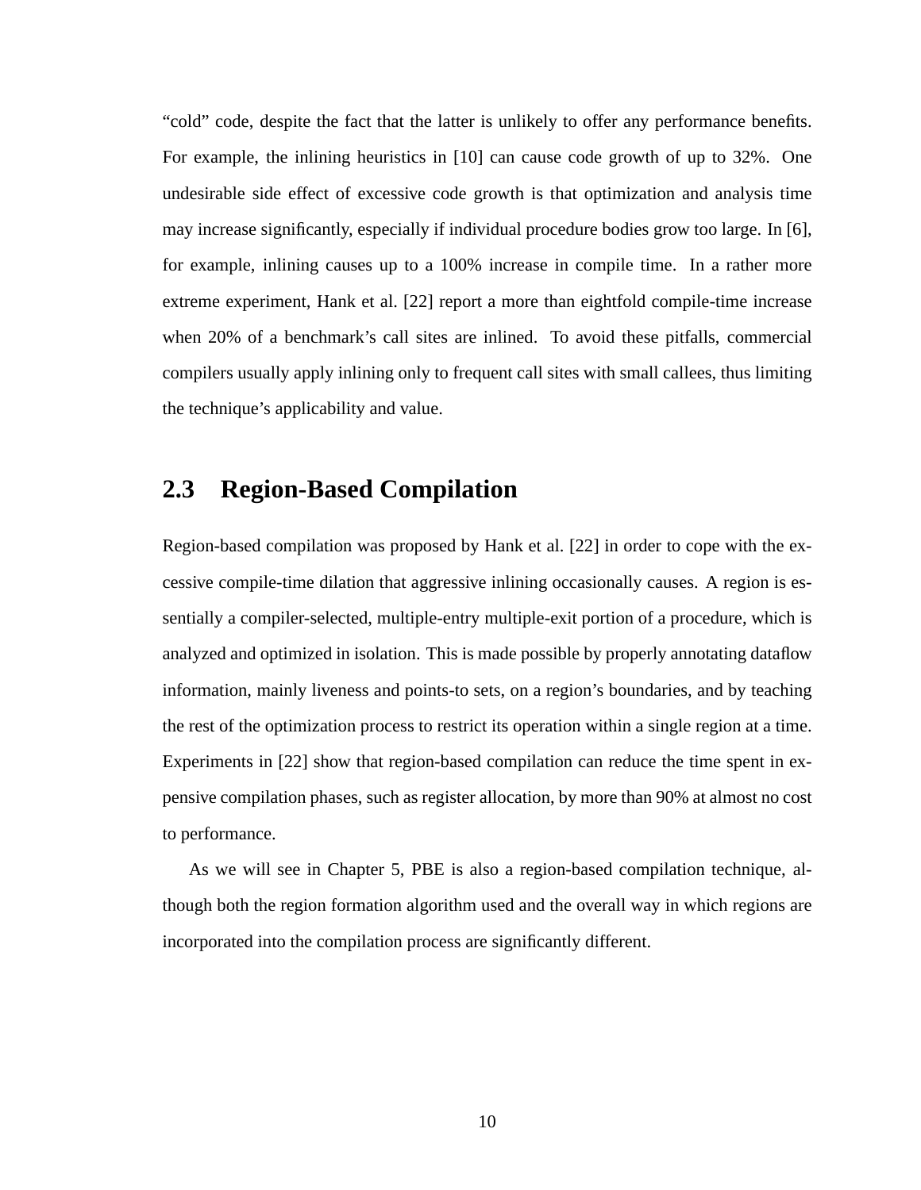"cold" code, despite the fact that the latter is unlikely to offer any performance benefits. For example, the inlining heuristics in [10] can cause code growth of up to 32%. One undesirable side effect of excessive code growth is that optimization and analysis time may increase significantly, especially if individual procedure bodies grow too large. In [6], for example, inlining causes up to a 100% increase in compile time. In a rather more extreme experiment, Hank et al. [22] report a more than eightfold compile-time increase when 20% of a benchmark's call sites are inlined. To avoid these pitfalls, commercial compilers usually apply inlining only to frequent call sites with small callees, thus limiting the technique's applicability and value.

## 2.3 Region-Based Compilation

Region-based compilation was proposed by Hank et al. [22] in order to cope with the excessive compile-time dilation that aggressive inlining occasionally causes. A region is essentially a compiler-selected, multiple-entry multiple-exit portion of a procedure, which is analyzed and optimized in isolation. This is made possible by properly annotating dataflow information, mainly liveness and points-to sets, on a region's boundaries, and by teaching the rest of the optimization process to restrict its operation within a single region at a time. Experiments in [22] show that region-based compilation can reduce the time spent in expensive compilation phases, such as register allocation, by more than 90% at almost no cost to performance.

As we will see in Chapter 5, PBE is also a region-based compilation technique, although both the region formation algorithm used and the overall way in which regions are incorporated into the compilation process are significantly different.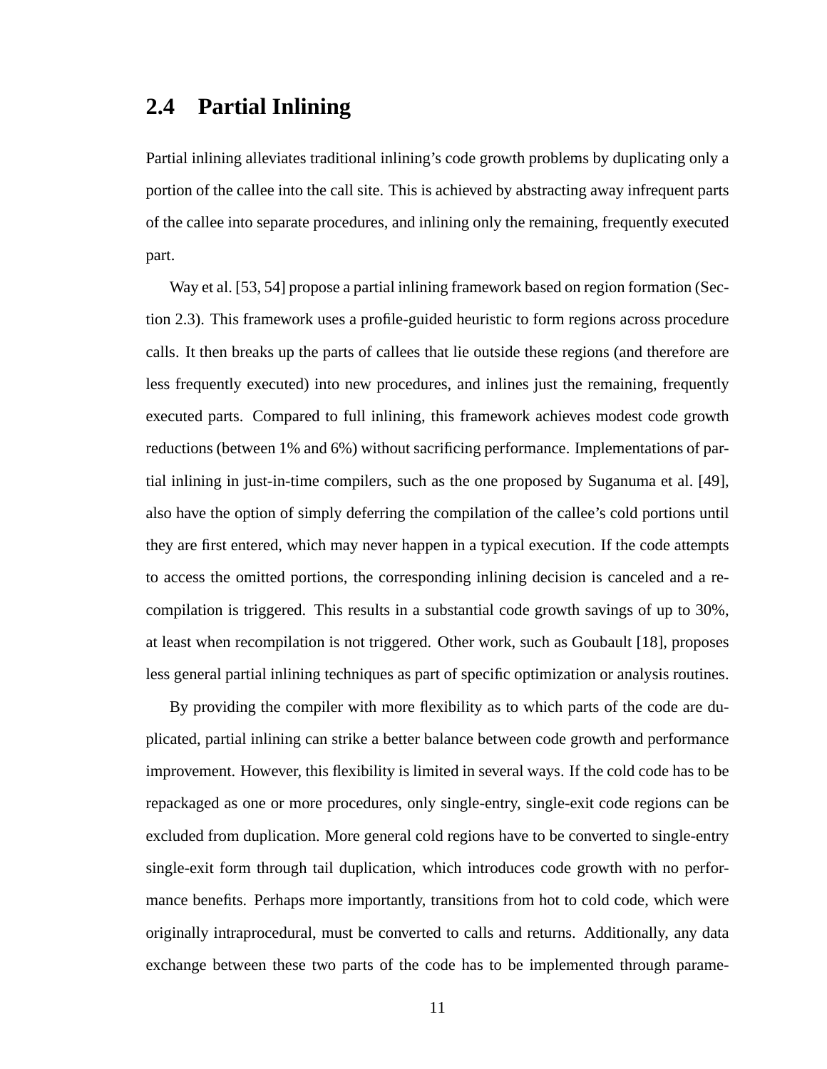## 2.4 Partial Inlining

Partial inlining alleviates traditional inlining's code growth problems by duplicating only a portion of the callee into the call site. This is achieved by abstracting away infrequent parts of the callee into separate procedures, and inlining only the remaining, frequently executed part.

Way et al. [53, 54] propose a partial inlining framework based on region formation (Section 2.3). This framework uses a profile-guided heuristic to form regions across procedure calls. It then breaks up the parts of callees that lie outside these regions (and therefore are less frequently executed) into new procedures, and inlines just the remaining, frequently executed parts. Compared to full inlining, this framework achieves modest code growth reductions (between 1% and 6%) without sacrificing performance. Implementations of partial inlining in just-in-time compilers, such as the one proposed by Suganuma et al. [49], also have the option of simply deferring the compilation of the callee's cold portions until they are first entered, which may never happen in a typical execution. If the code attempts to access the omitted portions, the corresponding inlining decision is canceled and a recompilation is triggered. This results in a substantial code growth savings of up to 30%, at least when recompilation is not triggered. Other work, such as Goubault [18], proposes less general partial inlining techniques as part of specific optimization or analysis routines.

By providing the compiler with more flexibility as to which parts of the code are duplicated, partial inlining can strike a better balance between code growth and performance improvement. However, this flexibility is limited in several ways. If the cold code has to be repackaged as one or more procedures, only single-entry, single-exit code regions can be excluded from duplication. More general cold regions have to be converted to single-entry single-exit form through tail duplication, which introduces code growth with no performance benefits. Perhaps more importantly, transitions from hot to cold code, which were originally intraprocedural, must be converted to calls and returns. Additionally, any data exchange between these two parts of the code has to be implemented through parame-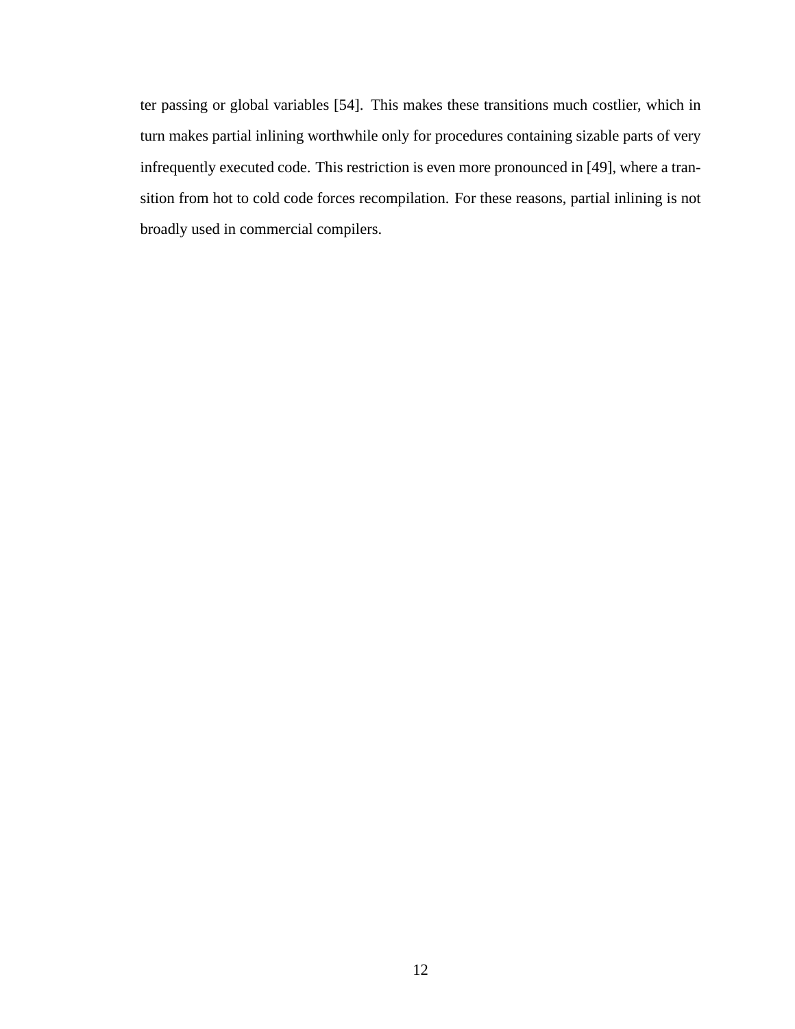ter passing or global variables [54]. This makes these transitions much costlier, which in turn makes partial inlining worthwhile only for procedures containing sizable parts of very infrequently executed code. This restriction is even more pronounced in [49], where a transition from hot to cold code forces recompilation. For these reasons, partial inlining is not broadly used in commercial compilers.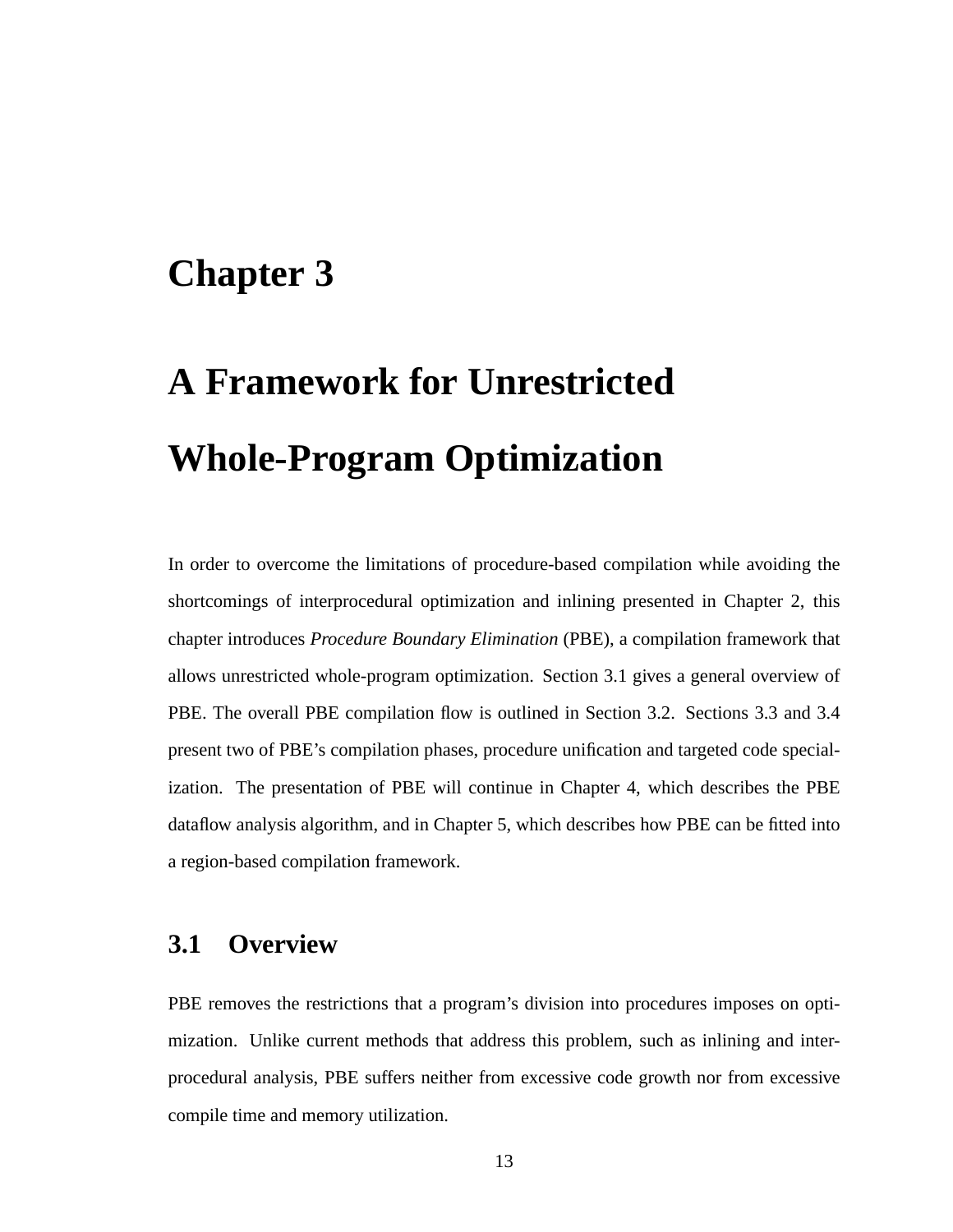# Chapter 3

# A Framework for Unrestricted Whole-Program Optimization

In order to overcome the limitations of procedure-based compilation while avoiding the shortcomings of interprocedural optimization and inlining presented in Chapter 2, this chapter introduces *Procedure Boundary Elimination* (PBE), a compilation framework that allows unrestricted whole-program optimization. Section 3.1 gives a general overview of PBE. The overall PBE compilation flow is outlined in Section 3.2. Sections 3.3 and 3.4 present two of PBE's compilation phases, procedure unification and targeted code specialization. The presentation of PBE will continue in Chapter 4, which describes the PBE dataflow analysis algorithm, and in Chapter 5, which describes how PBE can be fitted into a region-based compilation framework.

## 3.1 Overview

PBE removes the restrictions that a program's division into procedures imposes on optimization. Unlike current methods that address this problem, such as inlining and interprocedural analysis, PBE suffers neither from excessive code growth nor from excessive compile time and memory utilization.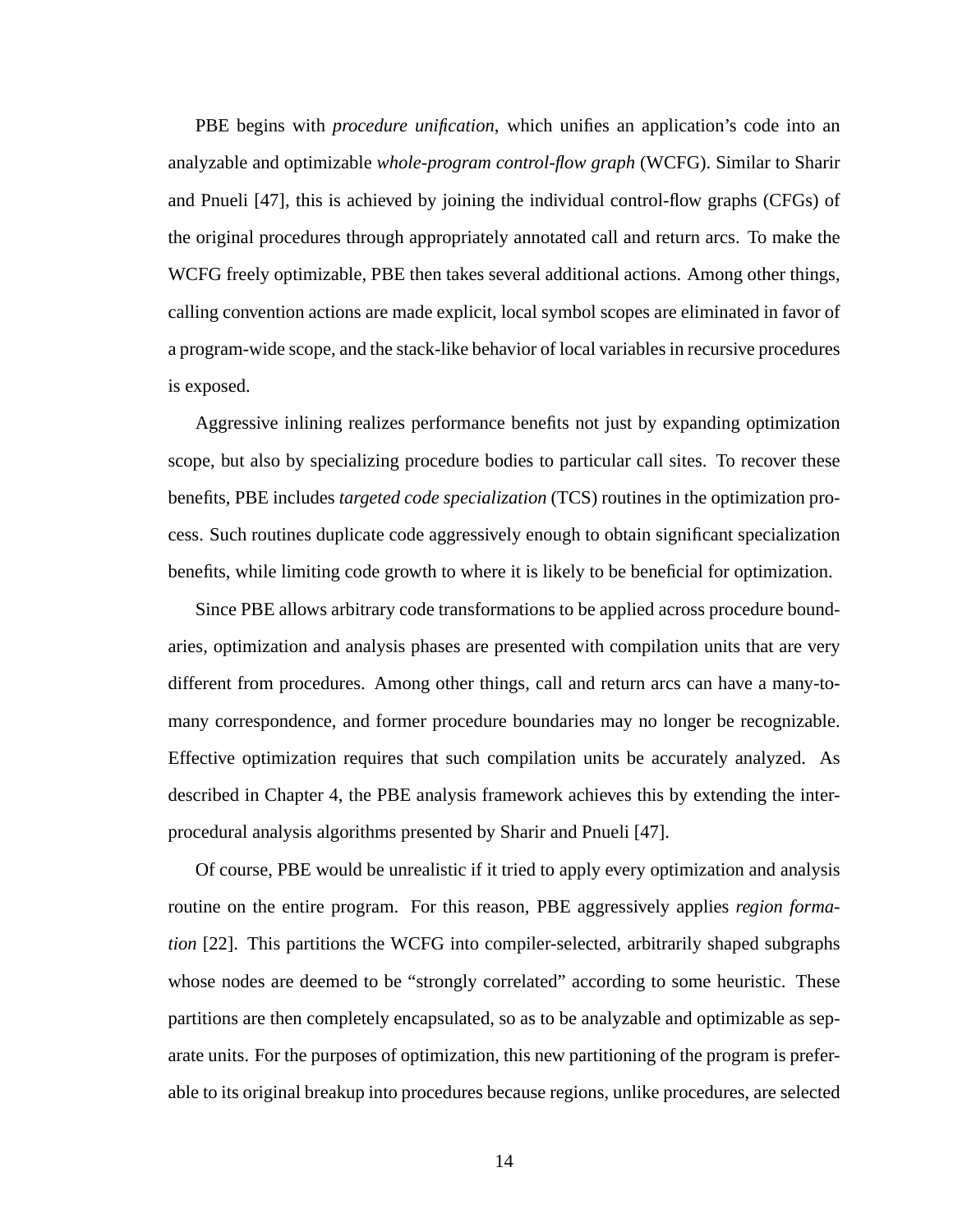PBE begins with *procedure unification*, which unifies an application's code into an analyzable and optimizable *whole-program control-flow graph* (WCFG). Similar to Sharir and Pnueli [47], this is achieved by joining the individual control-flow graphs (CFGs) of the original procedures through appropriately annotated call and return arcs. To make the WCFG freely optimizable, PBE then takes several additional actions. Among other things, calling convention actions are made explicit, local symbol scopes are eliminated in favor of a program-wide scope, and the stack-like behavior of local variables in recursive procedures is exposed.

Aggressive inlining realizes performance benefits not just by expanding optimization scope, but also by specializing procedure bodies to particular call sites. To recover these benefits, PBE includes *targeted code specialization* (TCS) routines in the optimization process. Such routines duplicate code aggressively enough to obtain significant specialization benefits, while limiting code growth to where it is likely to be beneficial for optimization.

Since PBE allows arbitrary code transformations to be applied across procedure boundaries, optimization and analysis phases are presented with compilation units that are very different from procedures. Among other things, call and return arcs can have a many-to-many correspondence, and former procedure boundaries may no longer be recognizable. Effective optimization requires that such compilation units be accurately analyzed. As described in Chapter 4, the PBE analysis framework achieves this by extending the interprocedural analysis algorithms presented by Sharir and Pnueli [47].

Of course, PBE would be unrealistic if it tried to apply every optimization and analysis routine on the entire program. For this reason, PBE aggressively applies *region formation* [22]. This partitions the WCFG into compiler-selected, arbitrarily shaped subgraphs whose nodes are deemed to be "strongly correlated" according to some heuristic. These partitions are then completely encapsulated, so as to be analyzable and optimizable as separate units. For the purposes of optimization, this new partitioning of the program is preferable to its original breakup into procedures because regions, unlike procedures, are selected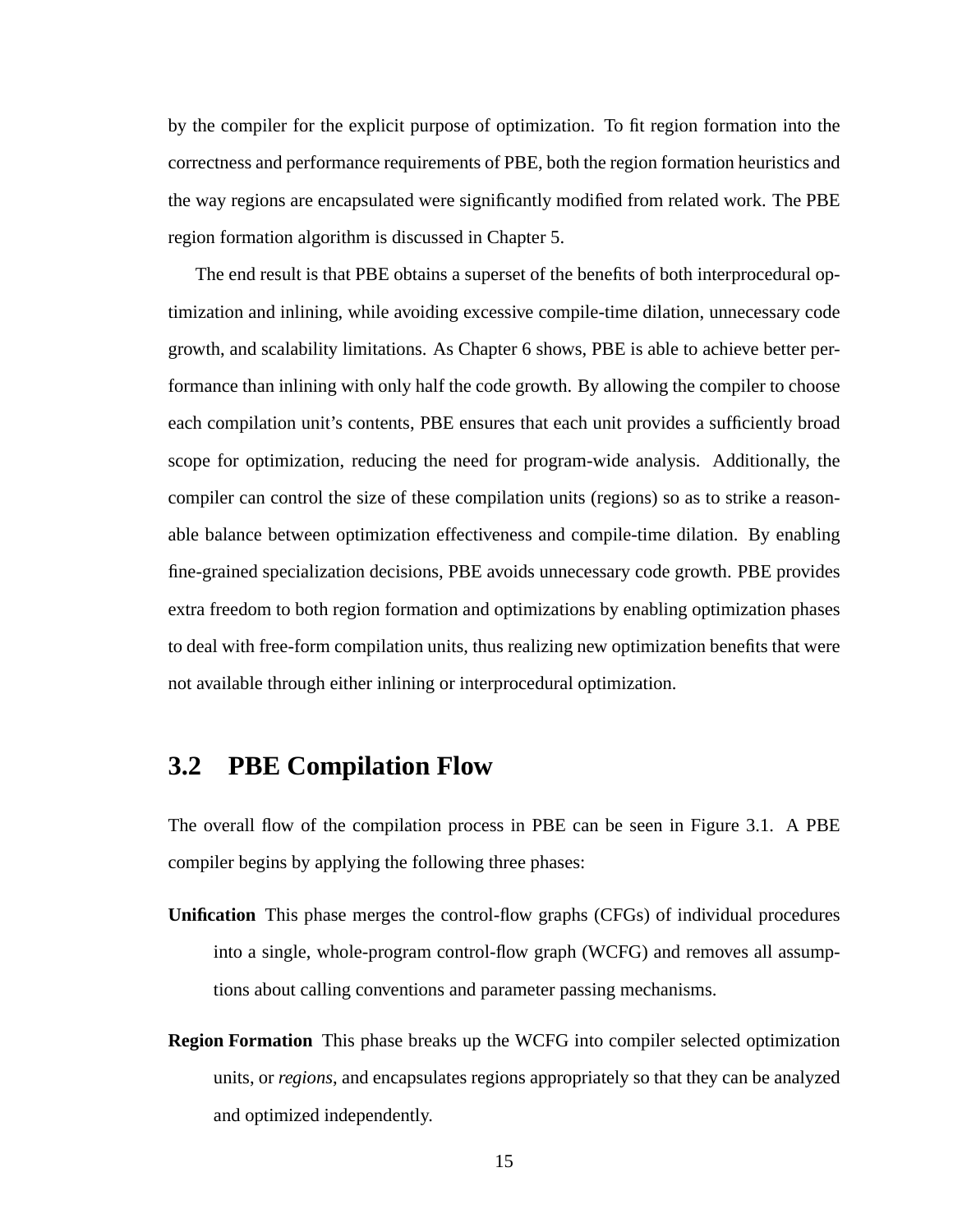by the compiler for the explicit purpose of optimization. To fit region formation into the correctness and performance requirements of PBE, both the region formation heuristics and the way regions are encapsulated were significantly modified from related work. The PBE region formation algorithm is discussed in Chapter 5.

The end result is that PBE obtains a superset of the benefits of both interprocedural optimization and inlining, while avoiding excessive compile-time dilation, unnecessary code growth, and scalability limitations. As Chapter 6 shows, PBE is able to achieve better performance than inlining with only half the code growth. By allowing the compiler to choose each compilation unit's contents, PBE ensures that each unit provides a sufficiently broad scope for optimization, reducing the need for program-wide analysis. Additionally, the compiler can control the size of these compilation units (regions) so as to strike a reasonable balance between optimization effectiveness and compile-time dilation. By enabling fine-grained specialization decisions, PBE avoids unnecessary code growth. PBE provides extra freedom to both region formation and optimizations by enabling optimization phases to deal with free-form compilation units, thus realizing new optimization benefits that were not available through either inlining or interprocedural optimization.

## 3.2 PBE Compilation Flow

The overall flow of the compilation process in PBE can be seen in Figure 3.1. A PBE compiler begins by applying the following three phases:

**Unification** This phase merges the control-flow graphs (CFGs) of individual procedures into a single, whole-program control-flow graph (WCFG) and removes all assumptions about calling conventions and parameter passing mechanisms.

**Region Formation** This phase breaks up the WCFG into compiler selected optimization units, or *regions*, and encapsulates regions appropriately so that they can be analyzed and optimized independently.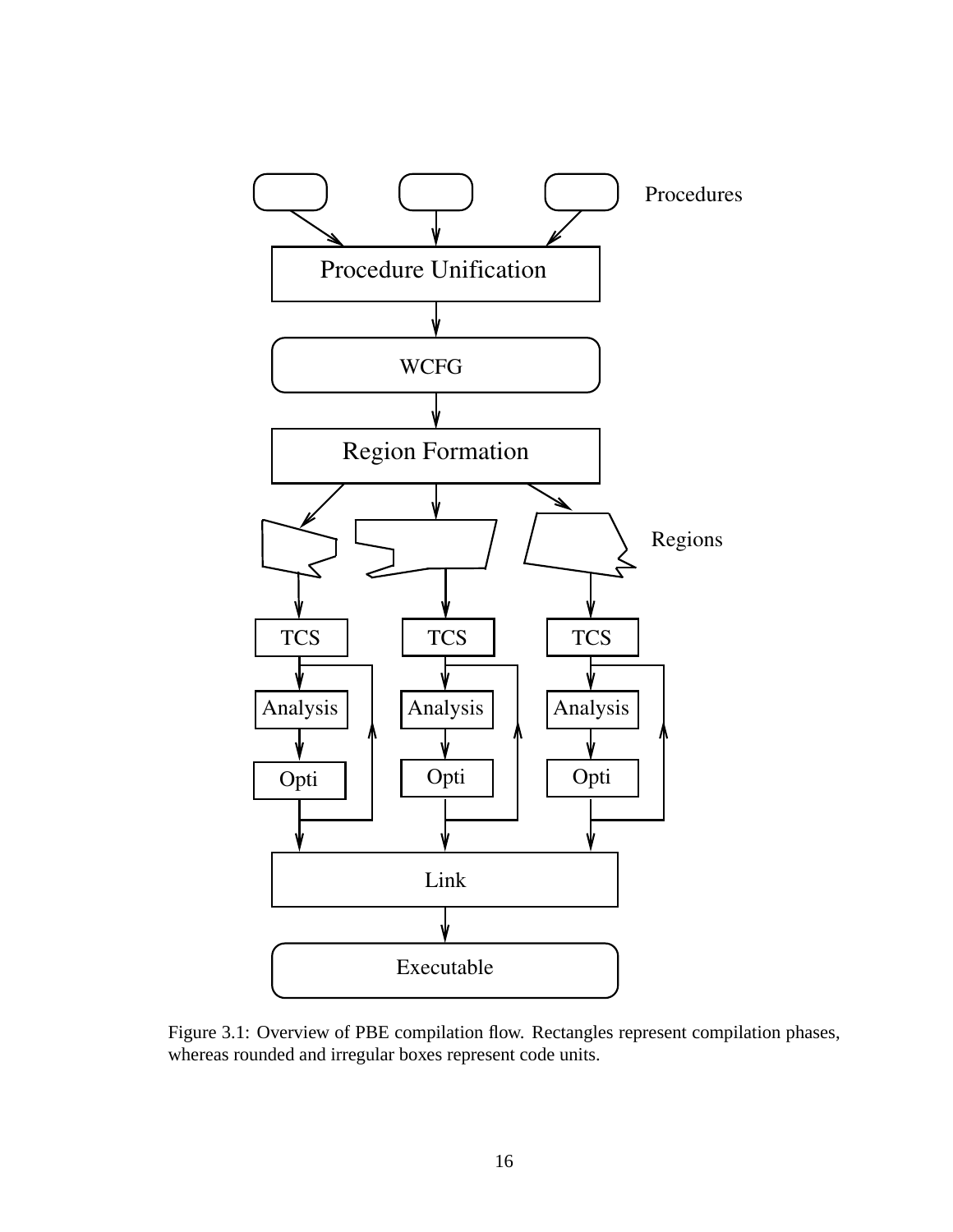Figure 3.1: Overview of PBE compilation flow. Rectangles represent compilation phases, whereas rounded and irregular boxes represent code units.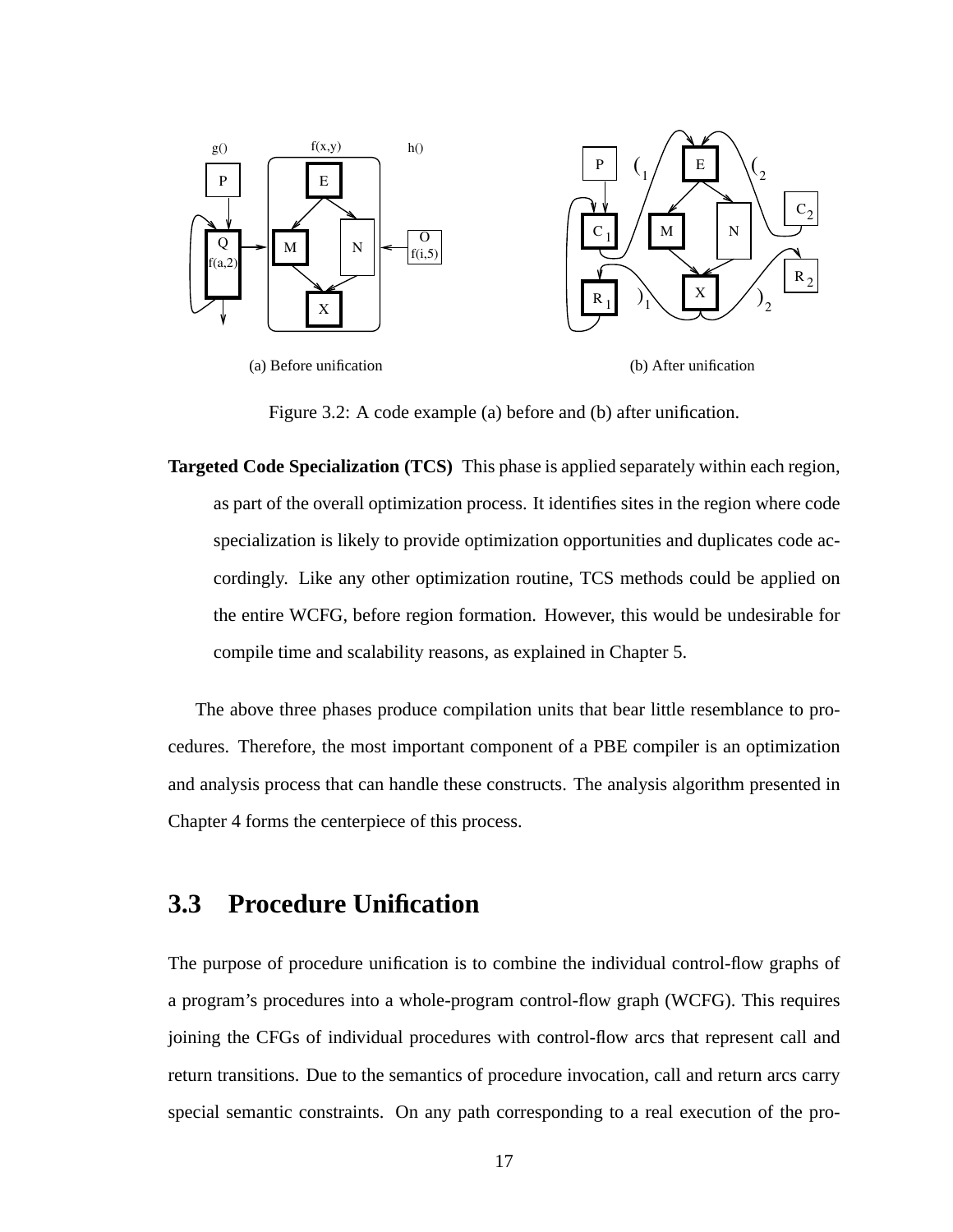(a) Before unification

(b) After unification

Figure 3.2: A code example (a) before and (b) after unification.

**Targeted Code Specialization (TCS)** This phase is applied separately within each region, as part of the overall optimization process. It identifies sites in the region where code specialization is likely to provide optimization opportunities and duplicates code accordingly. Like any other optimization routine, TCS methods could be applied on the entire WCFG, before region formation. However, this would be undesirable for compile time and scalability reasons, as explained in Chapter 5.

The above three phases produce compilation units that bear little resemblance to procedures. Therefore, the most important component of a PBE compiler is an optimization and analysis process that can handle these constructs. The analysis algorithm presented in Chapter 4 forms the centerpiece of this process.

## 3.3 Procedure Unification

The purpose of procedure unification is to combine the individual control-flow graphs of a program's procedures into a whole-program control-flow graph (WCFG). This requires joining the CFGs of individual procedures with control-flow arcs that represent call and return transitions. Due to the semantics of procedure invocation, call and return arcs carry special semantic constraints. On any path corresponding to a real execution of the pro-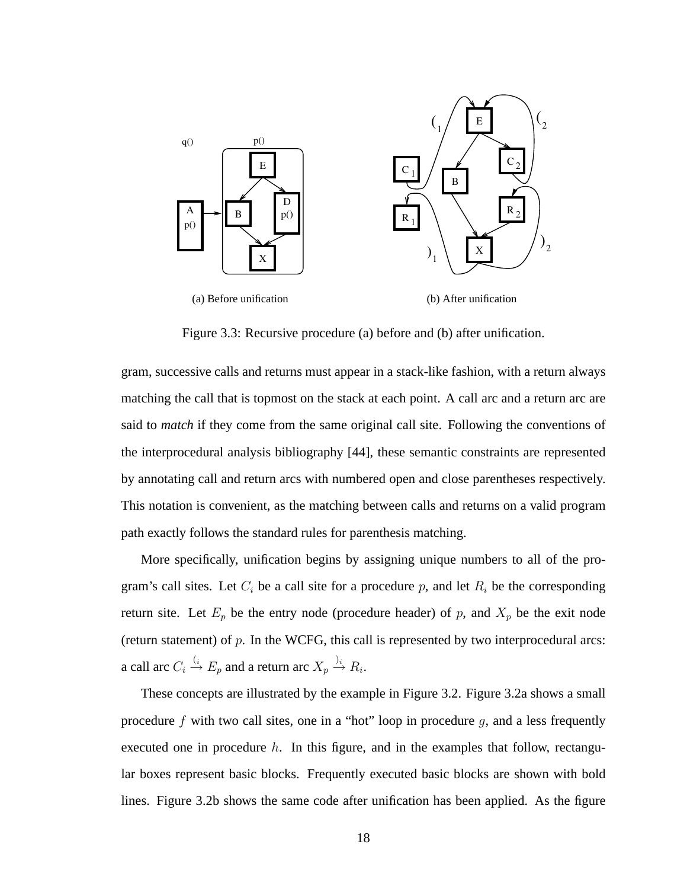Figure 3.3: Recursive procedure (a) before and (b) after unification.

gram, successive calls and returns must appear in a stack-like fashion, with a return always matching the call that is topmost on the stack at each point. A call arc and a return arc are said to *match* if they come from the same original call site. Following the conventions of the interprocedural analysis bibliography [44], these semantic constraints are represented by annotating call and return arcs with numbered open and close parentheses respectively. This notation is convenient, as the matching between calls and returns on a valid program path exactly follows the standard rules for parenthesis matching.

More specifically, unification begins by assigning unique numbers to all of the program's call sites. Let $C_i$ be a call site for a procedure $p$, and let $R_i$ be the corresponding return site. Let $E_p$ be the entry node (procedure header) of $p$, and $X_p$ be the exit node (return statement) of $p$. In the WCFG, this call is represented by two interprocedural arcs: a call arc $C_i \stackrel{(_i}{\rightarrow} E_p$ and a return arc $X_p \stackrel{)_i}{\rightarrow} R_i$.

These concepts are illustrated by the example in Figure 3.2. Figure 3.2a shows a small procedure $f$ with two call sites, one in a "hot" loop in procedure $g$, and a less frequently executed one in procedure $h$. In this figure, and in the examples that follow, rectangular boxes represent basic blocks. Frequently executed basic blocks are shown with bold lines. Figure 3.2b shows the same code after unification has been applied. As the figure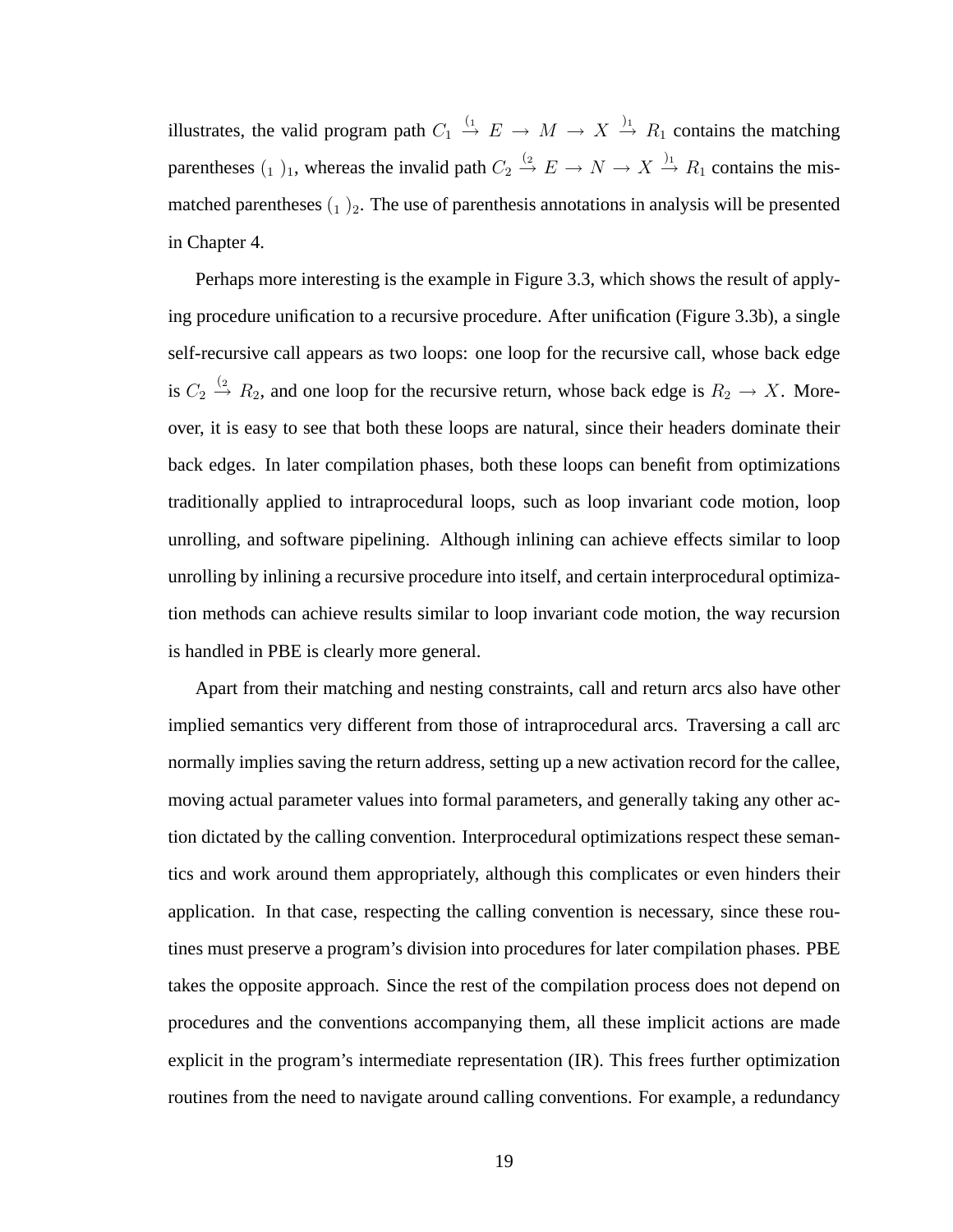illustrates, the valid program path $C_1 \stackrel{(_1}{\rightarrow} E \rightarrow M \rightarrow X \stackrel{)_1}{\rightarrow} R_1$ contains the matching parentheses $(_1\ )_1$, whereas the invalid path $C_2 \stackrel{(_2}{\rightarrow} E \rightarrow N \rightarrow X \stackrel{)_1}{\rightarrow} R_1$ contains the mismatched parentheses $(_1\ )_2$. The use of parenthesis annotations in analysis will be presented in Chapter 4.

Perhaps more interesting is the example in Figure 3.3, which shows the result of applying procedure unification to a recursive procedure. After unification (Figure 3.3b), a single self-recursive call appears as two loops: one loop for the recursive call, whose back edge is $C_2 \stackrel{(_2}{\rightarrow} R_2$, and one loop for the recursive return, whose back edge is $R_2 \rightarrow X$. Moreover, it is easy to see that both these loops are natural, since their headers dominate their back edges. In later compilation phases, both these loops can benefit from optimizations traditionally applied to intraprocedural loops, such as loop invariant code motion, loop unrolling, and software pipelining. Although inlining can achieve effects similar to loop unrolling by inlining a recursive procedure into itself, and certain interprocedural optimization methods can achieve results similar to loop invariant code motion, the way recursion is handled in PBE is clearly more general.

Apart from their matching and nesting constraints, call and return arcs also have other implied semantics very different from those of intraprocedural arcs. Traversing a call arc normally implies saving the return address, setting up a new activation record for the callee, moving actual parameter values into formal parameters, and generally taking any other action dictated by the calling convention. Interprocedural optimizations respect these semantics and work around them appropriately, although this complicates or even hinders their application. In that case, respecting the calling convention is necessary, since these routines must preserve a program's division into procedures for later compilation phases. PBE takes the opposite approach. Since the rest of the compilation process does not depend on procedures and the conventions accompanying them, all these implicit actions are made explicit in the program's intermediate representation (IR). This frees further optimization routines from the need to navigate around calling conventions. For example, a redundancy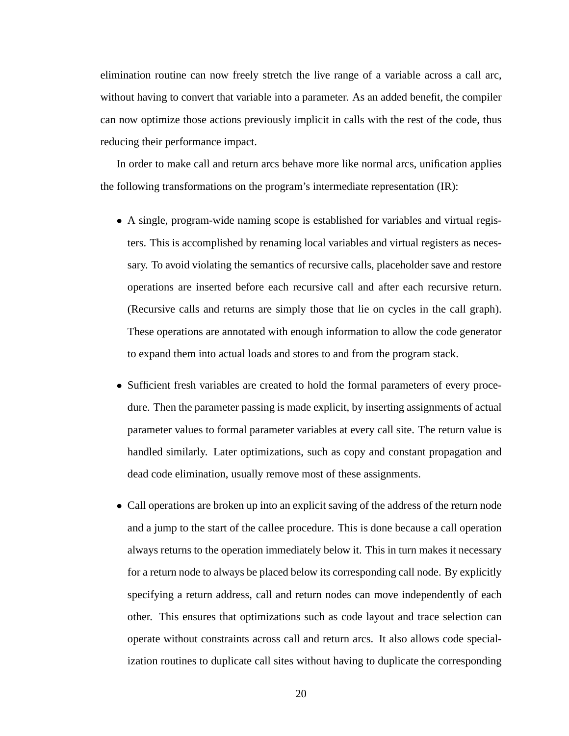elimination routine can now freely stretch the live range of a variable across a call arc, without having to convert that variable into a parameter. As an added benefit, the compiler can now optimize those actions previously implicit in calls with the rest of the code, thus reducing their performance impact.

In order to make call and return arcs behave more like normal arcs, unification applies the following transformations on the program's intermediate representation (IR):

- A single, program-wide naming scope is established for variables and virtual registers. This is accomplished by renaming local variables and virtual registers as necessary. To avoid violating the semantics of recursive calls, placeholder save and restore operations are inserted before each recursive call and after each recursive return. (Recursive calls and returns are simply those that lie on cycles in the call graph). These operations are annotated with enough information to allow the code generator to expand them into actual loads and stores to and from the program stack.

- Sufficient fresh variables are created to hold the formal parameters of every procedure. Then the parameter passing is made explicit, by inserting assignments of actual parameter values to formal parameter variables at every call site. The return value is handled similarly. Later optimizations, such as copy and constant propagation and dead code elimination, usually remove most of these assignments.

- Call operations are broken up into an explicit saving of the address of the return node and a jump to the start of the callee procedure. This is done because a call operation always returns to the operation immediately below it. This in turn makes it necessary for a return node to always be placed below its corresponding call node. By explicitly specifying a return address, call and return nodes can move independently of each other. This ensures that optimizations such as code layout and trace selection can operate without constraints across call and return arcs. It also allows code specialization routines to duplicate call sites without having to duplicate the corresponding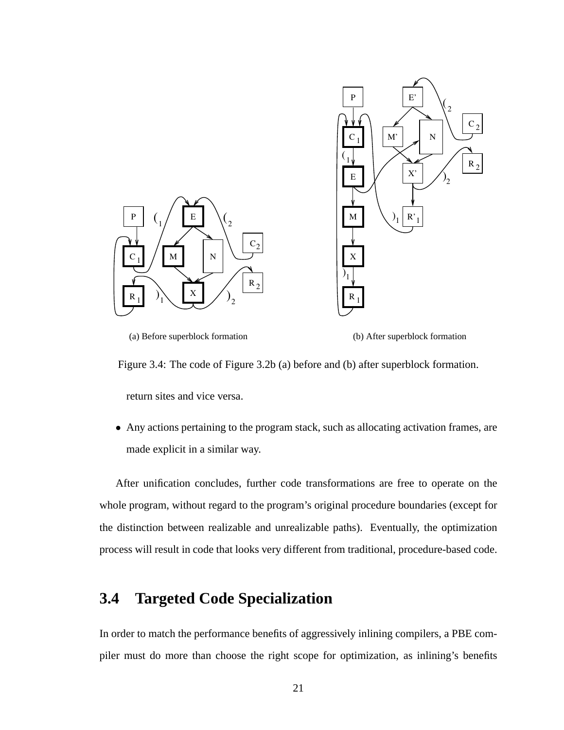(a) Before superblock formation

(b) After superblock formation

Figure 3.4: The code of Figure 3.2b (a) before and (b) after superblock formation.

return sites and vice versa.

- Any actions pertaining to the program stack, such as allocating activation frames, are made explicit in a similar way.

After unification concludes, further code transformations are free to operate on the whole program, without regard to the program's original procedure boundaries (except for the distinction between realizable and unrealizable paths). Eventually, the optimization process will result in code that looks very different from traditional, procedure-based code.

## 3.4 Targeted Code Specialization

In order to match the performance benefits of aggressively inlining compilers, a PBE compiler must do more than choose the right scope for optimization, as inlining's benefits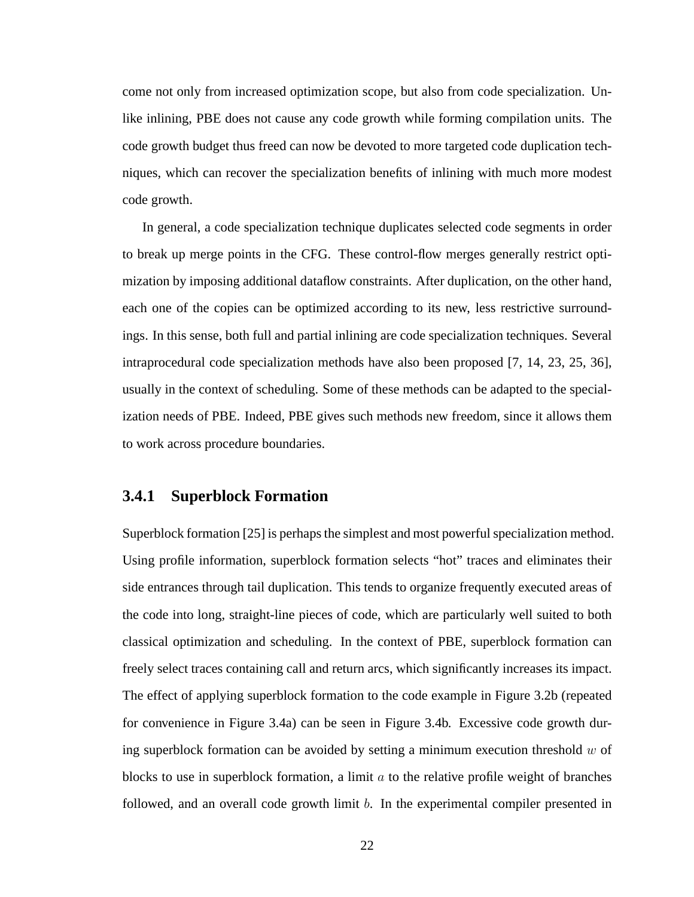come not only from increased optimization scope, but also from code specialization. Unlike inlining, PBE does not cause any code growth while forming compilation units. The code growth budget thus freed can now be devoted to more targeted code duplication techniques, which can recover the specialization benefits of inlining with much more modest code growth.

In general, a code specialization technique duplicates selected code segments in order to break up merge points in the CFG. These control-flow merges generally restrict optimization by imposing additional dataflow constraints. After duplication, on the other hand, each one of the copies can be optimized according to its new, less restrictive surroundings. In this sense, both full and partial inlining are code specialization techniques. Several intraprocedural code specialization methods have also been proposed [7, 14, 23, 25, 36], usually in the context of scheduling. Some of these methods can be adapted to the specialization needs of PBE. Indeed, PBE gives such methods new freedom, since it allows them to work across procedure boundaries.

### 3.4.1 Superblock Formation

Superblock formation [25] is perhaps the simplest and most powerful specialization method. Using profile information, superblock formation selects "hot" traces and eliminates their side entrances through tail duplication. This tends to organize frequently executed areas of the code into long, straight-line pieces of code, which are particularly well suited to both classical optimization and scheduling. In the context of PBE, superblock formation can freely select traces containing call and return arcs, which significantly increases its impact. The effect of applying superblock formation to the code example in Figure 3.2b (repeated for convenience in Figure 3.4a) can be seen in Figure 3.4b. Excessive code growth during superblock formation can be avoided by setting a minimum execution threshold $w$ of blocks to use in superblock formation, a limit $a$ to the relative profile weight of branches followed, and an overall code growth limit $b$. In the experimental compiler presented in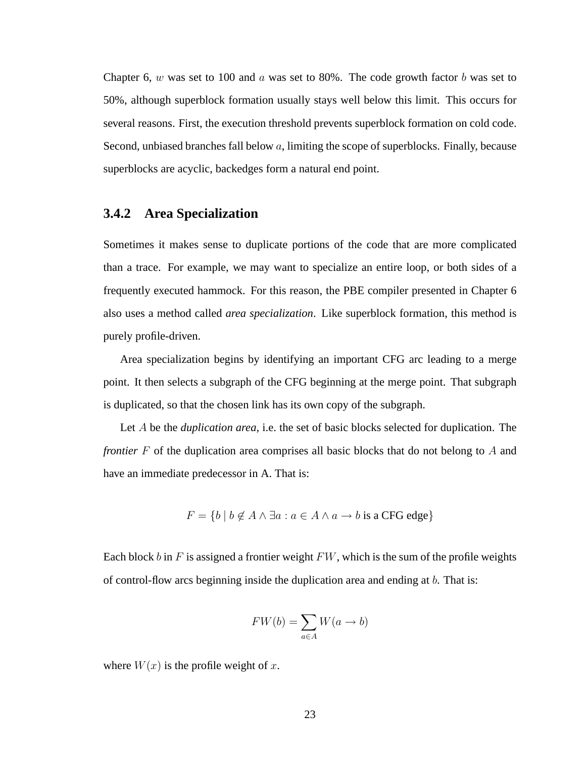Chapter 6, $w$ was set to 100 and $a$ was set to 80%. The code growth factor $b$ was set to 50%, although superblock formation usually stays well below this limit. This occurs for several reasons. First, the execution threshold prevents superblock formation on cold code. Second, unbiased branches fall below $a$, limiting the scope of superblocks. Finally, because superblocks are acyclic, backedges form a natural end point.

### 3.4.2 Area Specialization

Sometimes it makes sense to duplicate portions of the code that are more complicated than a trace. For example, we may want to specialize an entire loop, or both sides of a frequently executed hammock. For this reason, the PBE compiler presented in Chapter 6 also uses a method called ***area specialization***. Like superblock formation, this method is purely profile-driven.

Area specialization begins by identifying an important CFG arc leading to a merge point. It then selects a subgraph of the CFG beginning at the merge point. That subgraph is duplicated, so that the chosen link has its own copy of the subgraph.

Let $A$ be the ***duplication area***, i.e. the set of basic blocks selected for duplication. The ***frontier*** $F$ of the duplication area comprises all basic blocks that do not belong to $A$ and have an immediate predecessor in A. That is:

$$F = \{b \mid b \notin A \land \exists a : a \in A \land a \to b \text{ is a CFG edge}\}$$

Each block $b$ in $F$ is assigned a frontier weight $FW$, which is the sum of the profile weights of control-flow arcs beginning inside the duplication area and ending at $b$. That is:

$$FW(b) = \sum_{a \in A} W(a \to b)$$

where $W(x)$ is the profile weight of $x$.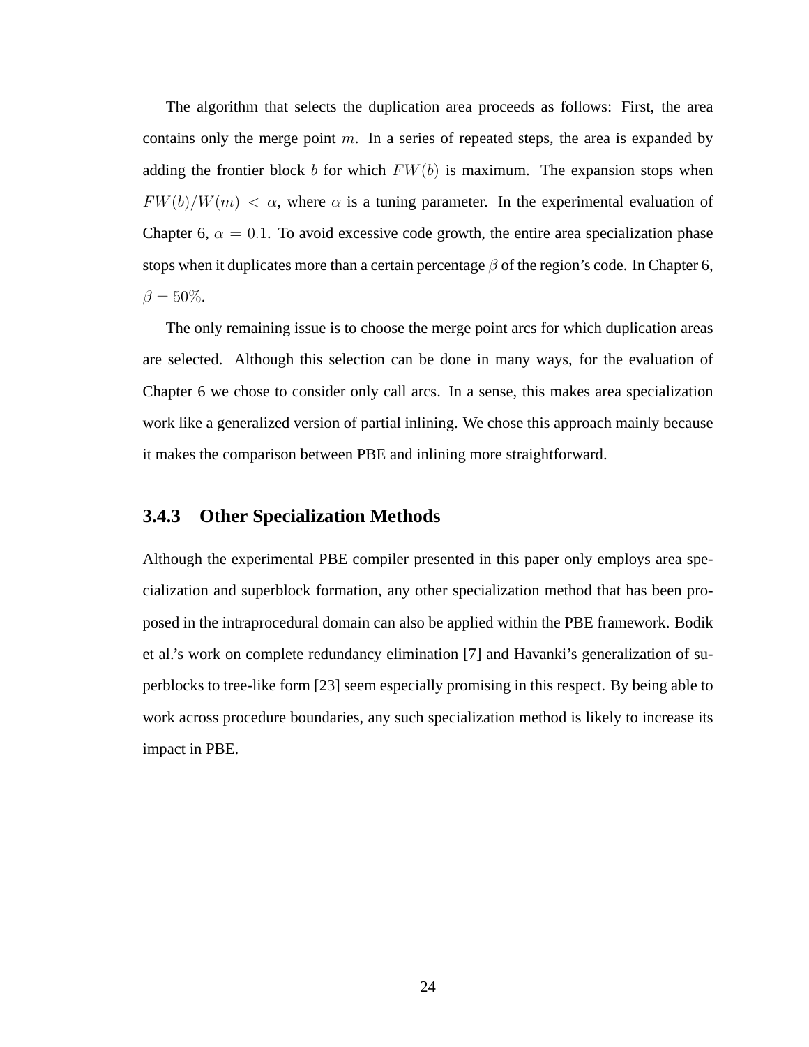The algorithm that selects the duplication area proceeds as follows: First, the area contains only the merge point $m$. In a series of repeated steps, the area is expanded by adding the frontier block $b$ for which $FW(b)$ is maximum. The expansion stops when $FW(b)/W(m) < \alpha$, where $\alpha$ is a tuning parameter. In the experimental evaluation of Chapter 6, $\alpha = 0.1$. To avoid excessive code growth, the entire area specialization phase stops when it duplicates more than a certain percentage $\beta$ of the region's code. In Chapter 6, $\beta = 50\%$.

The only remaining issue is to choose the merge point arcs for which duplication areas are selected. Although this selection can be done in many ways, for the evaluation of Chapter 6 we chose to consider only call arcs. In a sense, this makes area specialization work like a generalized version of partial inlining. We chose this approach mainly because it makes the comparison between PBE and inlining more straightforward.

### 3.4.3 Other Specialization Methods

Although the experimental PBE compiler presented in this paper only employs area specialization and superblock formation, any other specialization method that has been proposed in the intraprocedural domain can also be applied within the PBE framework. Bodik et al.'s work on complete redundancy elimination [7] and Havanki's generalization of superblocks to tree-like form [23] seem especially promising in this respect. By being able to work across procedure boundaries, any such specialization method is likely to increase its impact in PBE.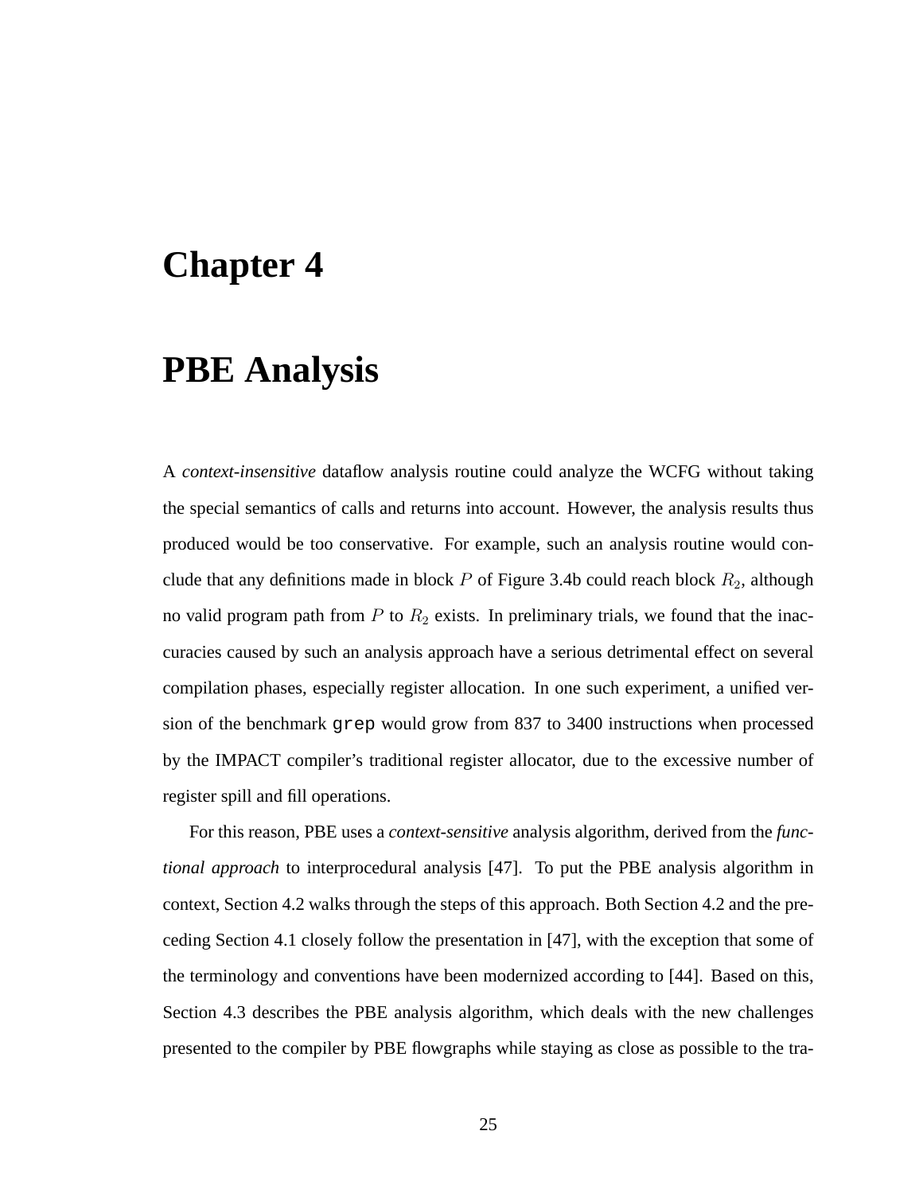# Chapter 4

# PBE Analysis

A *context-insensitive* dataflow analysis routine could analyze the WCFG without taking the special semantics of calls and returns into account. However, the analysis results thus produced would be too conservative. For example, such an analysis routine would conclude that any definitions made in block $P$ of Figure 3.4b could reach block $R_2$, although no valid program path from $P$ to $R_2$ exists. In preliminary trials, we found that the inaccuracies caused by such an analysis approach have a serious detrimental effect on several compilation phases, especially register allocation. In one such experiment, a unified version of the benchmark `grep` would grow from 837 to 3400 instructions when processed by the IMPACT compiler's traditional register allocator, due to the excessive number of register spill and fill operations.

For this reason, PBE uses a *context-sensitive* analysis algorithm, derived from the *functional approach* to interprocedural analysis [47]. To put the PBE analysis algorithm in context, Section 4.2 walks through the steps of this approach. Both Section 4.2 and the preceding Section 4.1 closely follow the presentation in [47], with the exception that some of the terminology and conventions have been modernized according to [44]. Based on this, Section 4.3 describes the PBE analysis algorithm, which deals with the new challenges presented to the compiler by PBE flowgraphs while staying as close as possible to the tra-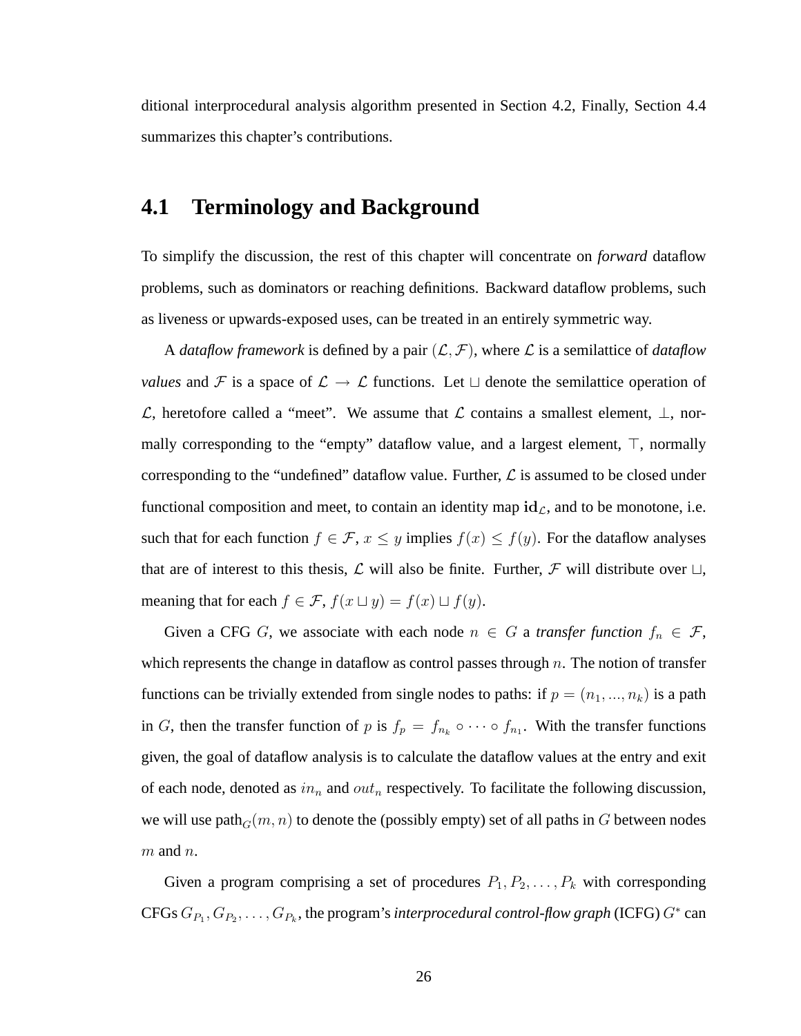ditional interprocedural analysis algorithm presented in Section 4.2, Finally, Section 4.4 summarizes this chapter's contributions.

## 4.1 Terminology and Background

To simplify the discussion, the rest of this chapter will concentrate on *forward* dataflow problems, such as dominators or reaching definitions. Backward dataflow problems, such as liveness or upwards-exposed uses, can be treated in an entirely symmetric way.

A *dataflow framework* is defined by a pair $(\mathcal{L}, \mathcal{F})$, where $\mathcal{L}$ is a semilattice of *dataflow values* and $\mathcal{F}$ is a space of $\mathcal{L} \rightarrow \mathcal{L}$ functions. Let $\sqcup$ denote the semilattice operation of $\mathcal{L}$, heretofore called a "meet". We assume that $\mathcal{L}$ contains a smallest element, $\bot$, normally corresponding to the "empty" dataflow value, and a largest element, $\top$, normally corresponding to the "undefined" dataflow value. Further, $\mathcal{L}$ is assumed to be closed under functional composition and meet, to contain an identity map $\mathbf{id}_{\mathcal{L}}$, and to be monotone, i.e. such that for each function $f \in \mathcal{F}$, $x \leq y$ implies $f(x) \leq f(y)$. For the dataflow analyses that are of interest to this thesis, $\mathcal{L}$ will also be finite. Further, $\mathcal{F}$ will distribute over $\sqcup$, meaning that for each $f \in \mathcal{F}$, $f(x \sqcup y) = f(x) \sqcup f(y)$.

Given a CFG $G$, we associate with each node $n \in G$ a ***transfer function*** $f_n \in \mathcal{F}$, which represents the change in dataflow as control passes through $n$. The notion of transfer functions can be trivially extended from single nodes to paths: if $p = (n_1, ..., n_k)$ is a path in $G$, then the transfer function of $p$ is $f_p = f_{n_k} \circ \cdots \circ f_{n_1}$. With the transfer functions given, the goal of dataflow analysis is to calculate the dataflow values at the entry and exit of each node, denoted as $in_n$ and $out_n$ respectively. To facilitate the following discussion, we will use $\text{path}_G(m, n)$ to denote the (possibly empty) set of all paths in $G$ between nodes $m$ and $n$.

Given a program comprising a set of procedures $P_1, P_2, \ldots, P_k$ with corresponding CFGs $G_{P_1}, G_{P_2}, \ldots, G_{P_k}$, the program's *interprocedural control-flow graph* (ICFG) $G^*$ can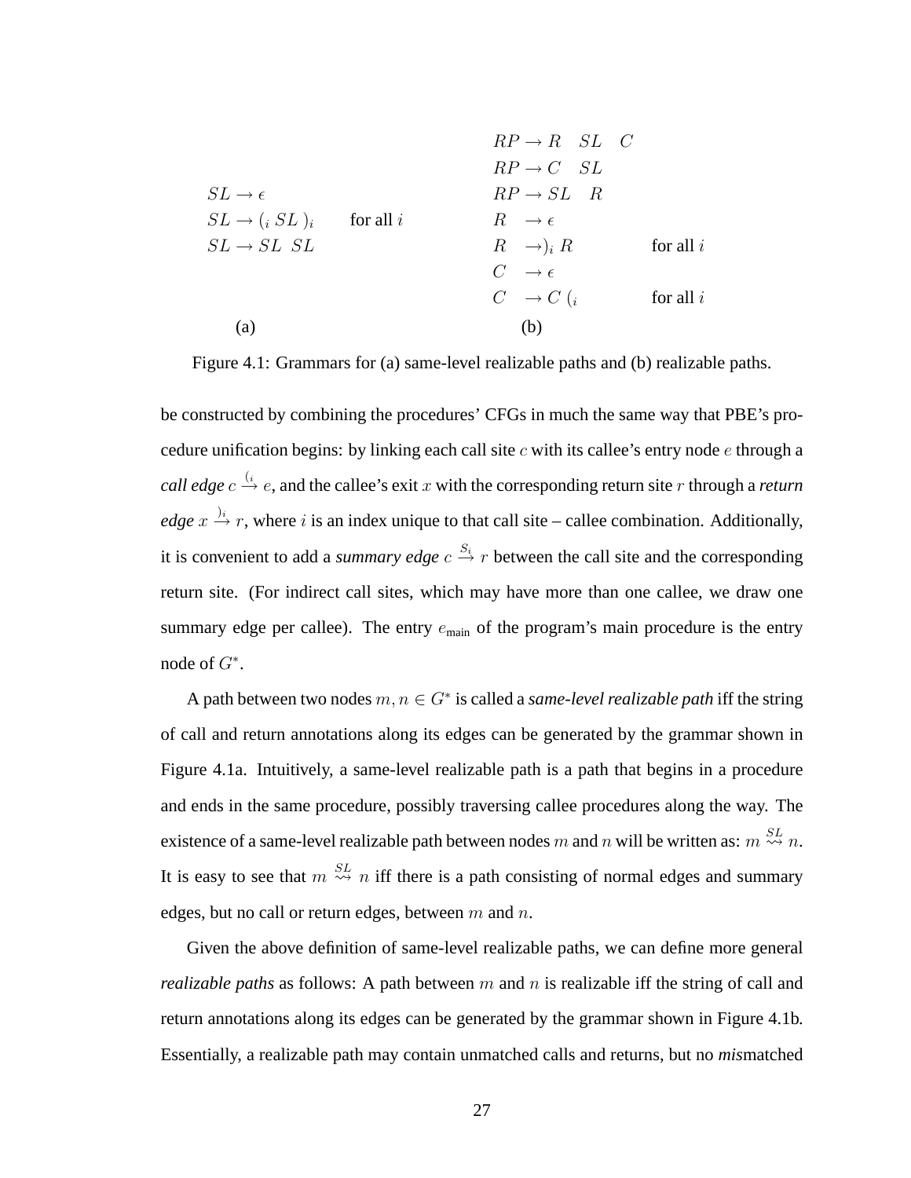$$
\begin{array}{llll}
 & & RP \rightarrow R \quad SL \quad C & \\
 & & RP \rightarrow C \quad SL & \\
SL \rightarrow \epsilon & & RP \rightarrow SL \quad R & \\
SL \rightarrow (_i \; SL \; )_i & \text{for all } i & R \;\; \rightarrow \epsilon & \\
SL \rightarrow SL \;\; SL & & R \;\; \rightarrow )_i \; R & \text{for all } i \\
 & & C \;\; \rightarrow \epsilon & \\
 & & C \;\; \rightarrow C \; (_i & \text{for all } i \\
\text{(a)} & & \text{(b)} &
\end{array}
$$

Figure 4.1: Grammars for (a) same-level realizable paths and (b) realizable paths.

be constructed by combining the procedures' CFGs in much the same way that PBE's procedure unification begins: by linking each call site $c$ with its callee's entry node $e$ through a ***call edge*** $c \xrightarrow{(_i} e$, and the callee's exit $x$ with the corresponding return site $r$ through a ***return edge*** $x \xrightarrow{)_i} r$, where $i$ is an index unique to that call site – callee combination. Additionally, it is convenient to add a ***summary edge*** $c \xrightarrow{S_i} r$ between the call site and the corresponding return site. (For indirect call sites, which may have more than one callee, we draw one summary edge per callee). The entry $e_{\text{main}}$ of the program's main procedure is the entry node of $G^*$.

A path between two nodes $m, n \in G^*$ is called a ***same-level realizable path*** iff the string of call and return annotations along its edges can be generated by the grammar shown in Figure 4.1a. Intuitively, a same-level realizable path is a path that begins in a procedure and ends in the same procedure, possibly traversing callee procedures along the way. The existence of a same-level realizable path between nodes $m$ and $n$ will be written as: $m \overset{SL}{\rightsquigarrow} n$. It is easy to see that $m \overset{SL}{\rightsquigarrow} n$ iff there is a path consisting of normal edges and summary edges, but no call or return edges, between $m$ and $n$.

Given the above definition of same-level realizable paths, we can define more general *realizable paths* as follows: A path between $m$ and $n$ is realizable iff the string of call and return annotations along its edges can be generated by the grammar shown in Figure 4.1b. Essentially, a realizable path may contain unmatched calls and returns, but no *mis*matched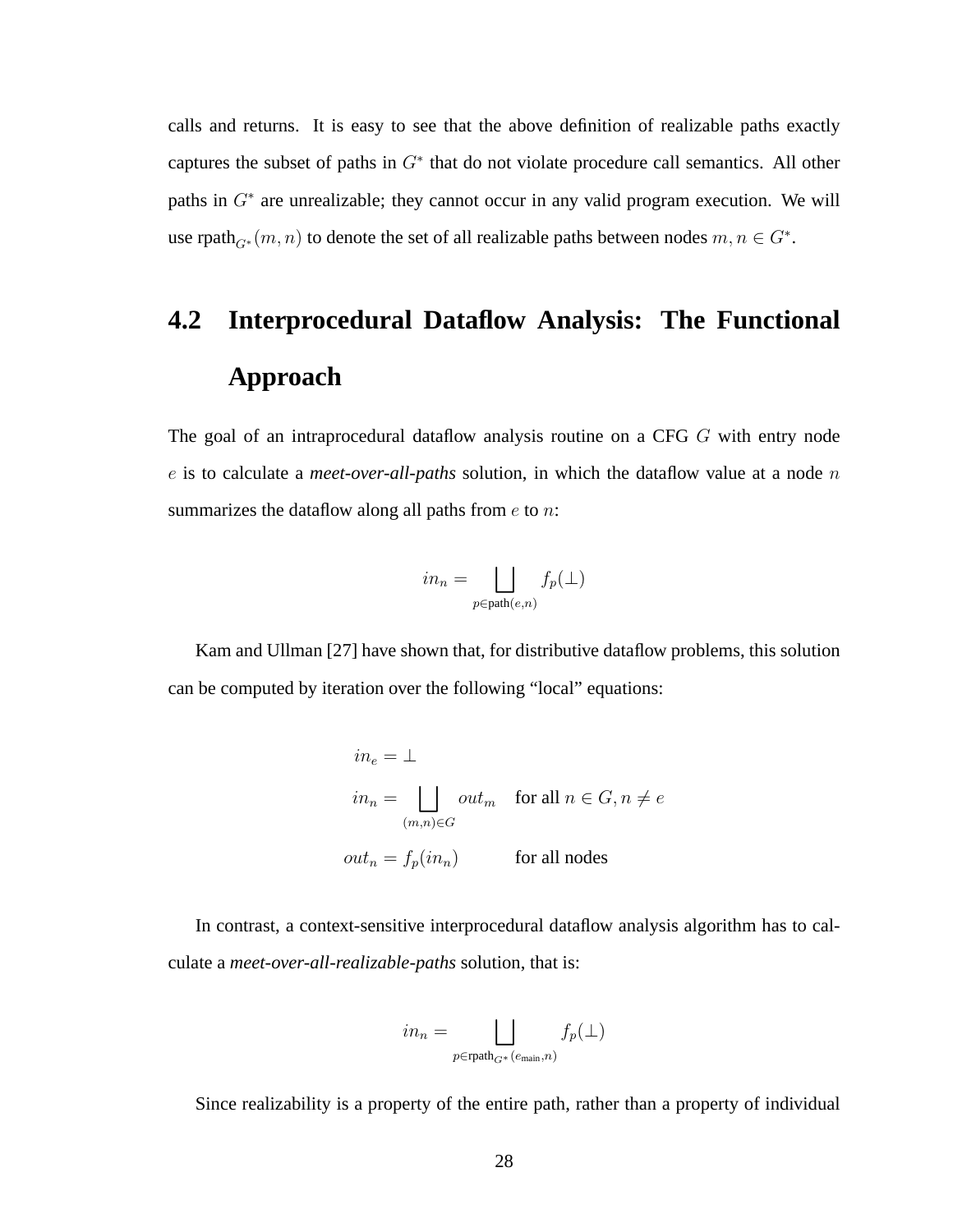calls and returns. It is easy to see that the above definition of realizable paths exactly captures the subset of paths in $G^*$ that do not violate procedure call semantics. All other paths in $G^*$ are unrealizable; they cannot occur in any valid program execution. We will use $\text{rpath}_{G^*}(m, n)$ to denote the set of all realizable paths between nodes $m, n \in G^*$.

## 4.2 Interprocedural Dataflow Analysis: The Functional Approach

The goal of an intraprocedural dataflow analysis routine on a CFG $G$ with entry node $e$ is to calculate a ***meet-over-all-paths*** solution, in which the dataflow value at a node $n$ summarizes the dataflow along all paths from $e$ to $n$:

$$in_n = \bigsqcup_{p \in \text{path}(e,n)} f_p(\bot)$$

Kam and Ullman [27] have shown that, for distributive dataflow problems, this solution can be computed by iteration over the following "local" equations:

$$\begin{aligned} in_e &= \bot \\ in_n &= \bigsqcup_{(m,n) \in G} out_m \quad \text{for all } n \in G, n \neq e \\ out_n &= f_p(in_n) \qquad\quad \text{for all nodes} \end{aligned}$$

In contrast, a context-sensitive interprocedural dataflow analysis algorithm has to calculate a ***meet-over-all-realizable-paths*** solution, that is:

$$in_n = \bigsqcup_{p \in \text{rpath}_{G^*}(e_{\text{main}}, n)} f_p(\bot)$$

Since realizability is a property of the entire path, rather than a property of individual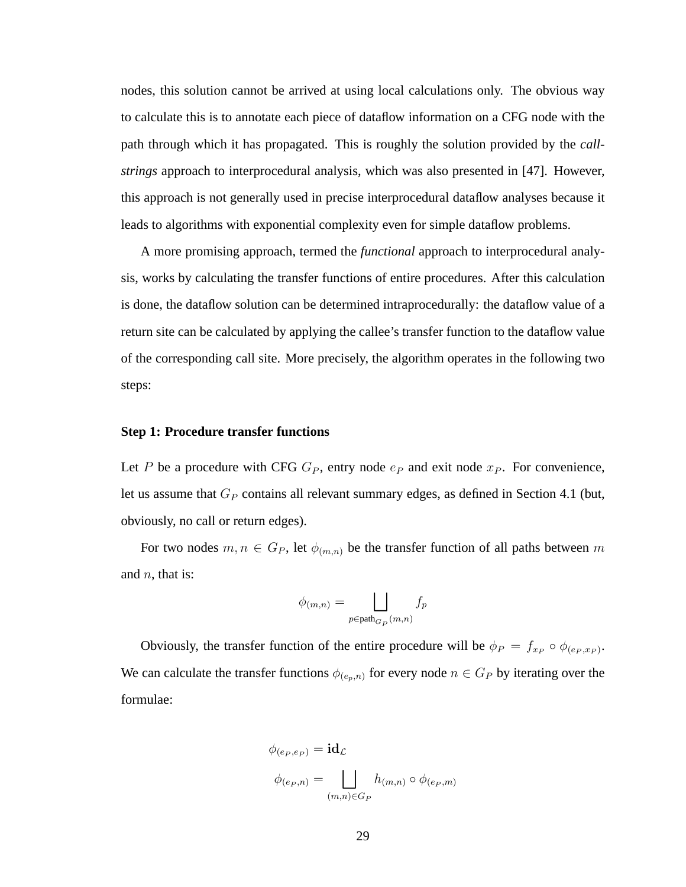nodes, this solution cannot be arrived at using local calculations only. The obvious way to calculate this is to annotate each piece of dataflow information on a CFG node with the path through which it has propagated. This is roughly the solution provided by the *call-strings* approach to interprocedural analysis, which was also presented in [47]. However, this approach is not generally used in precise interprocedural dataflow analyses because it leads to algorithms with exponential complexity even for simple dataflow problems.

A more promising approach, termed the *functional* approach to interprocedural analysis, works by calculating the transfer functions of entire procedures. After this calculation is done, the dataflow solution can be determined intraprocedurally: the dataflow value of a return site can be calculated by applying the callee's transfer function to the dataflow value of the corresponding call site. More precisely, the algorithm operates in the following two steps:

**Step 1: Procedure transfer functions**

Let $P$ be a procedure with CFG $G_P$, entry node $e_P$ and exit node $x_P$. For convenience, let us assume that $G_P$ contains all relevant summary edges, as defined in Section 4.1 (but, obviously, no call or return edges).

For two nodes $m, n \in G_P$, let $\phi_{(m,n)}$ be the transfer function of all paths between $m$ and $n$, that is:

$$\phi_{(m,n)} = \bigsqcup_{p \in \text{path}_{G_P}(m,n)} f_p$$

Obviously, the transfer function of the entire procedure will be $\phi_P = f_{x_P} \circ \phi_{(e_P, x_P)}$. We can calculate the transfer functions $\phi_{(e_p,n)}$ for every node $n \in G_P$ by iterating over the formulae:

$$\phi_{(e_P,e_P)} = \mathbf{id}_{\mathcal{L}}$$

$$\phi_{(e_P,n)} = \bigsqcup_{(m,n) \in G_P} h_{(m,n)} \circ \phi_{(e_P,m)}$$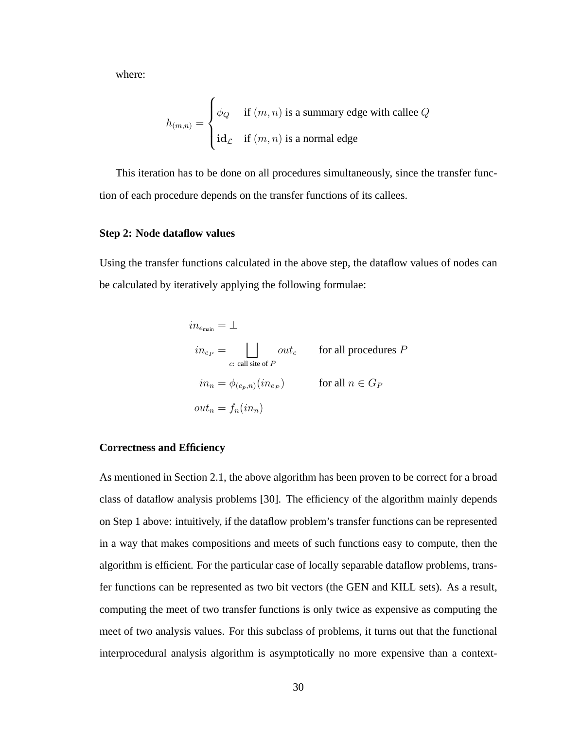where:

$$h_{(m,n)} = \begin{cases} \phi_Q & \text{if } (m,n) \text{ is a summary edge with callee } Q \\ \mathbf{id}_{\mathcal{L}} & \text{if } (m,n) \text{ is a normal edge} \end{cases}$$

This iteration has to be done on all procedures simultaneously, since the transfer function of each procedure depends on the transfer functions of its callees.

#### Step 2: Node dataflow values

Using the transfer functions calculated in the above step, the dataflow values of nodes can be calculated by iteratively applying the following formulae:

$$\begin{aligned} in_{e_{\text{main}}} &= \bot \\ in_{e_P} &= \bigsqcup_{c\text{: call site of } P} out_c \qquad \text{for all procedures } P \\ in_n &= \phi_{(e_p,n)}(in_{e_P}) \qquad \text{for all } n \in G_P \\ out_n &= f_n(in_n) \end{aligned}$$

#### Correctness and Efficiency

As mentioned in Section 2.1, the above algorithm has been proven to be correct for a broad class of dataflow analysis problems [30]. The efficiency of the algorithm mainly depends on Step 1 above: intuitively, if the dataflow problem's transfer functions can be represented in a way that makes compositions and meets of such functions easy to compute, then the algorithm is efficient. For the particular case of locally separable dataflow problems, transfer functions can be represented as two bit vectors (the GEN and KILL sets). As a result, computing the meet of two transfer functions is only twice as expensive as computing the meet of two analysis values. For this subclass of problems, it turns out that the functional interprocedural analysis algorithm is asymptotically no more expensive than a context-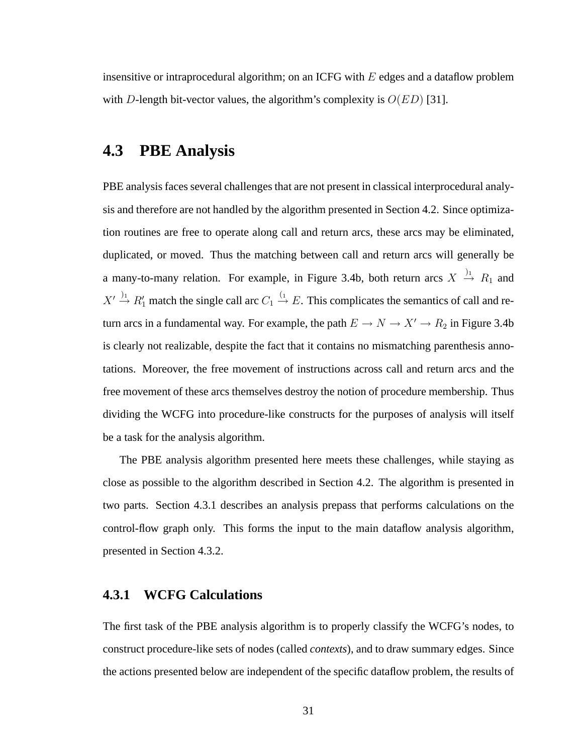insensitive or intraprocedural algorithm; on an ICFG with $E$ edges and a dataflow problem with $D$-length bit-vector values, the algorithm's complexity is $O(ED)$ [31].

## 4.3 PBE Analysis

PBE analysis faces several challenges that are not present in classical interprocedural analysis and therefore are not handled by the algorithm presented in Section 4.2. Since optimization routines are free to operate along call and return arcs, these arcs may be eliminated, duplicated, or moved. Thus the matching between call and return arcs will generally be a many-to-many relation. For example, in Figure 3.4b, both return arcs $X \stackrel{)_1}{\rightarrow} R_1$ and $X' \stackrel{)_1}{\rightarrow} R_1'$ match the single call arc $C_1 \stackrel{(_1}{\rightarrow} E$. This complicates the semantics of call and return arcs in a fundamental way. For example, the path $E \rightarrow N \rightarrow X' \rightarrow R_2$ in Figure 3.4b is clearly not realizable, despite the fact that it contains no mismatching parenthesis annotations. Moreover, the free movement of instructions across call and return arcs and the free movement of these arcs themselves destroy the notion of procedure membership. Thus dividing the WCFG into procedure-like constructs for the purposes of analysis will itself be a task for the analysis algorithm.

The PBE analysis algorithm presented here meets these challenges, while staying as close as possible to the algorithm described in Section 4.2. The algorithm is presented in two parts. Section 4.3.1 describes an analysis prepass that performs calculations on the control-flow graph only. This forms the input to the main dataflow analysis algorithm, presented in Section 4.3.2.

### 4.3.1 WCFG Calculations

The first task of the PBE analysis algorithm is to properly classify the WCFG's nodes, to construct procedure-like sets of nodes (called *contexts*), and to draw summary edges. Since the actions presented below are independent of the specific dataflow problem, the results of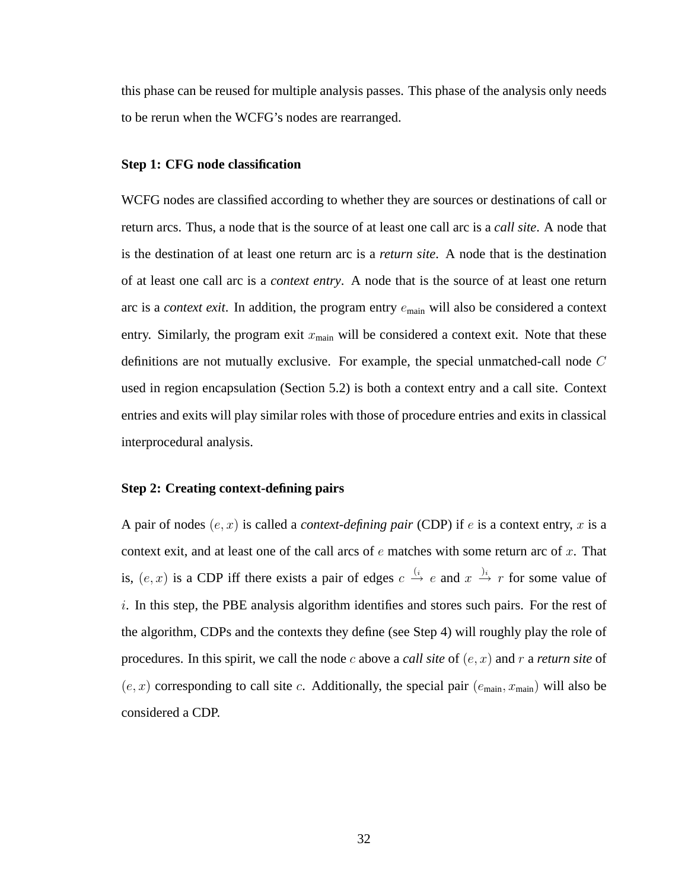this phase can be reused for multiple analysis passes. This phase of the analysis only needs to be rerun when the WCFG's nodes are rearranged.

### Step 1: CFG node classification

WCFG nodes are classified according to whether they are sources or destinations of call or return arcs. Thus, a node that is the source of at least one call arc is a *call site*. A node that is the destination of at least one return arc is a *return site*. A node that is the destination of at least one call arc is a *context entry*. A node that is the source of at least one return arc is a *context exit*. In addition, the program entry $e_{\text{main}}$ will also be considered a context entry. Similarly, the program exit $x_{\text{main}}$ will be considered a context exit. Note that these definitions are not mutually exclusive. For example, the special unmatched-call node $C$ used in region encapsulation (Section 5.2) is both a context entry and a call site. Context entries and exits will play similar roles with those of procedure entries and exits in classical interprocedural analysis.

### Step 2: Creating context-defining pairs

A pair of nodes $(e, x)$ is called a *context-defining pair* (CDP) if $e$ is a context entry, $x$ is a context exit, and at least one of the call arcs of $e$ matches with some return arc of $x$. That is, $(e, x)$ is a CDP iff there exists a pair of edges $c \overset{(_i}{\rightarrow} e$ and $x \overset{)_i}{\rightarrow} r$ for some value of $i$. In this step, the PBE analysis algorithm identifies and stores such pairs. For the rest of the algorithm, CDPs and the contexts they define (see Step 4) will roughly play the role of procedures. In this spirit, we call the node $c$ above a *call site* of $(e, x)$ and $r$ a *return site* of $(e, x)$ corresponding to call site $c$. Additionally, the special pair $(e_{\text{main}}, x_{\text{main}})$ will also be considered a CDP.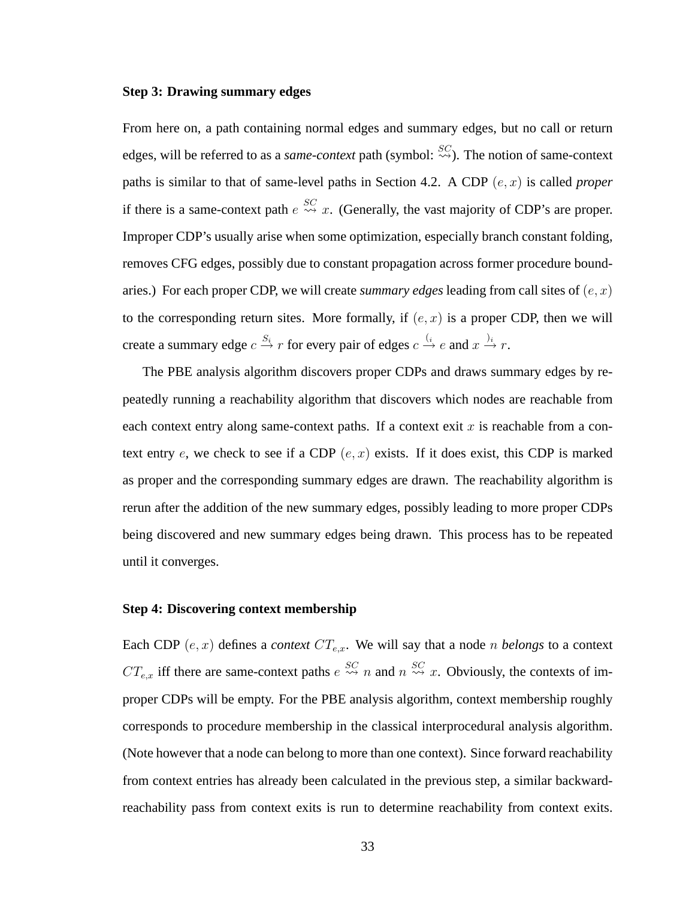**Step 3: Drawing summary edges**

From here on, a path containing normal edges and summary edges, but no call or return edges, will be referred to as a *same-context* path (symbol: $\overset{SC}{\rightsquigarrow}$). The notion of same-context paths is similar to that of same-level paths in Section 4.2. A CDP $(e, x)$ is called *proper* if there is a same-context path $e \overset{SC}{\rightsquigarrow} x$. (Generally, the vast majority of CDP's are proper. Improper CDP's usually arise when some optimization, especially branch constant folding, removes CFG edges, possibly due to constant propagation across former procedure boundaries.) For each proper CDP, we will create *summary edges* leading from call sites of $(e, x)$ to the corresponding return sites. More formally, if $(e, x)$ is a proper CDP, then we will create a summary edge $c \overset{S_i}{\rightarrow} r$ for every pair of edges $c \overset{(_i}{\rightarrow} e$ and $x \overset{)_i}{\rightarrow} r$.

The PBE analysis algorithm discovers proper CDPs and draws summary edges by repeatedly running a reachability algorithm that discovers which nodes are reachable from each context entry along same-context paths. If a context exit $x$ is reachable from a context entry $e$, we check to see if a CDP $(e, x)$ exists. If it does exist, this CDP is marked as proper and the corresponding summary edges are drawn. The reachability algorithm is rerun after the addition of the new summary edges, possibly leading to more proper CDPs being discovered and new summary edges being drawn. This process has to be repeated until it converges.

**Step 4: Discovering context membership**

Each CDP $(e, x)$ defines a *context* $CT_{e,x}$. We will say that a node $n$ *belongs* to a context $CT_{e,x}$ iff there are same-context paths $e \overset{SC}{\rightsquigarrow} n$ and $n \overset{SC}{\rightsquigarrow} x$. Obviously, the contexts of improper CDPs will be empty. For the PBE analysis algorithm, context membership roughly corresponds to procedure membership in the classical interprocedural analysis algorithm. (Note however that a node can belong to more than one context). Since forward reachability from context entries has already been calculated in the previous step, a similar backward-reachability pass from context exits is run to determine reachability from context exits.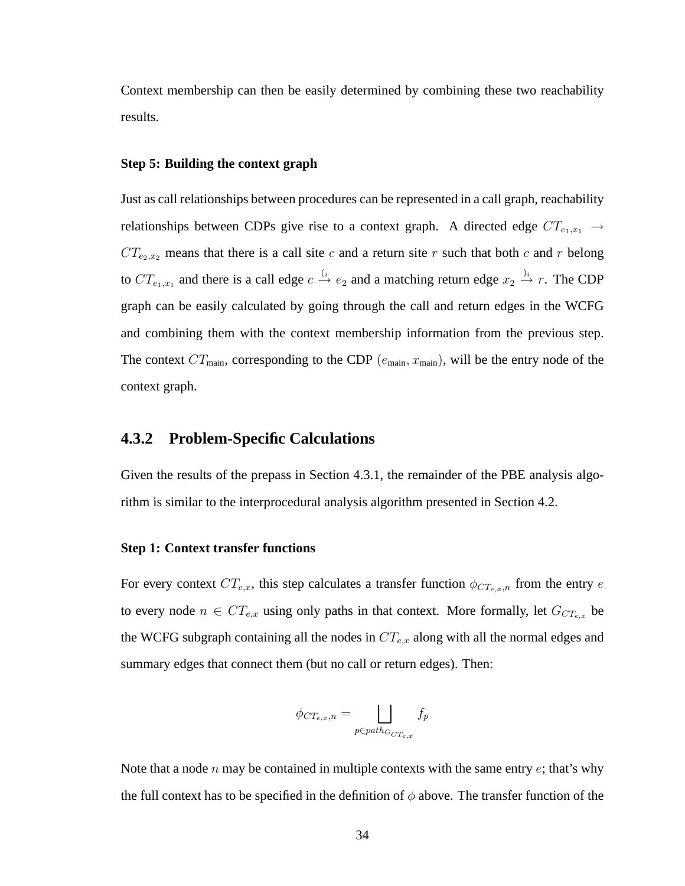Context membership can then be easily determined by combining these two reachability results.

**Step 5: Building the context graph**

Just as call relationships between procedures can be represented in a call graph, reachability relationships between CDPs give rise to a context graph. A directed edge $CT_{e_1,x_1} \rightarrow CT_{e_2,x_2}$ means that there is a call site $c$ and a return site $r$ such that both $c$ and $r$ belong to $CT_{e_1,x_1}$ and there is a call edge $c \xrightarrow{(_i} e_2$ and a matching return edge $x_2 \xrightarrow{)_i} r$. The CDP graph can be easily calculated by going through the call and return edges in the WCFG and combining them with the context membership information from the previous step. The context $CT_{\text{main}}$, corresponding to the CDP $(e_{\text{main}}, x_{\text{main}})$, will be the entry node of the context graph.

### 4.3.2 Problem-Specific Calculations

Given the results of the prepass in Section 4.3.1, the remainder of the PBE analysis algorithm is similar to the interprocedural analysis algorithm presented in Section 4.2.

**Step 1: Context transfer functions**

For every context $CT_{e,x}$, this step calculates a transfer function $\phi_{CT_{e,x},n}$ from the entry $e$ to every node $n \in CT_{e,x}$ using only paths in that context. More formally, let $G_{CT_{e,x}}$ be the WCFG subgraph containing all the nodes in $CT_{e,x}$ along with all the normal edges and summary edges that connect them (but no call or return edges). Then:

$$\phi_{CT_{e,x},n} = \bigsqcup_{p \in path_{G_{CT_{e,x}}}} f_p$$

Note that a node $n$ may be contained in multiple contexts with the same entry $e$; that's why the full context has to be specified in the definition of $\phi$ above. The transfer function of the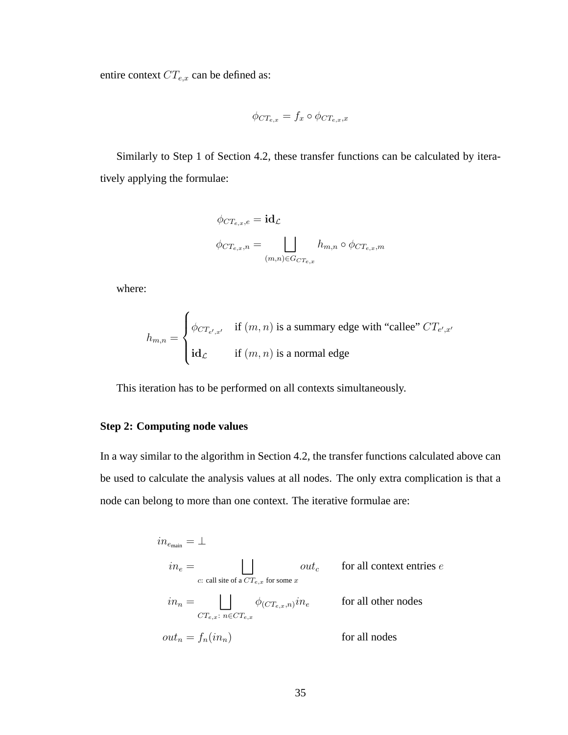entire context $CT_{e,x}$ can be defined as:

$$\phi_{CT_{e,x}} = f_x \circ \phi_{CT_{e,x},x}$$

Similarly to Step 1 of Section 4.2, these transfer functions can be calculated by iteratively applying the formulae:

$$\phi_{CT_{e,x},e} = \mathbf{id}_{\mathcal{L}}$$

$$\phi_{CT_{e,x},n} = \bigsqcup_{(m,n) \in G_{CT_{e,x}}} h_{m,n} \circ \phi_{CT_{e,x},m}$$

where:

$$h_{m,n} = \begin{cases} \phi_{CT_{e',x'}} & \text{if } (m,n) \text{ is a summary edge with "callee" } CT_{e',x'} \\ \mathbf{id}_{\mathcal{L}} & \text{if } (m,n) \text{ is a normal edge} \end{cases}$$

This iteration has to be performed on all contexts simultaneously.

**Step 2: Computing node values**

In a way similar to the algorithm in Section 4.2, the transfer functions calculated above can be used to calculate the analysis values at all nodes. The only extra complication is that a node can belong to more than one context. The iterative formulae are:

$$\begin{aligned}
in_{e_{\text{main}}} &= \bot \\
in_e &= \bigsqcup_{c:\ \text{call site of a } CT_{e,x} \text{ for some } x} out_c && \text{for all context entries } e \\
in_n &= \bigsqcup_{CT_{e,x}:\ n \in CT_{e,x}} \phi_{(CT_{e,x},n)} in_e && \text{for all other nodes} \\
out_n &= f_n(in_n) && \text{for all nodes}
\end{aligned}$$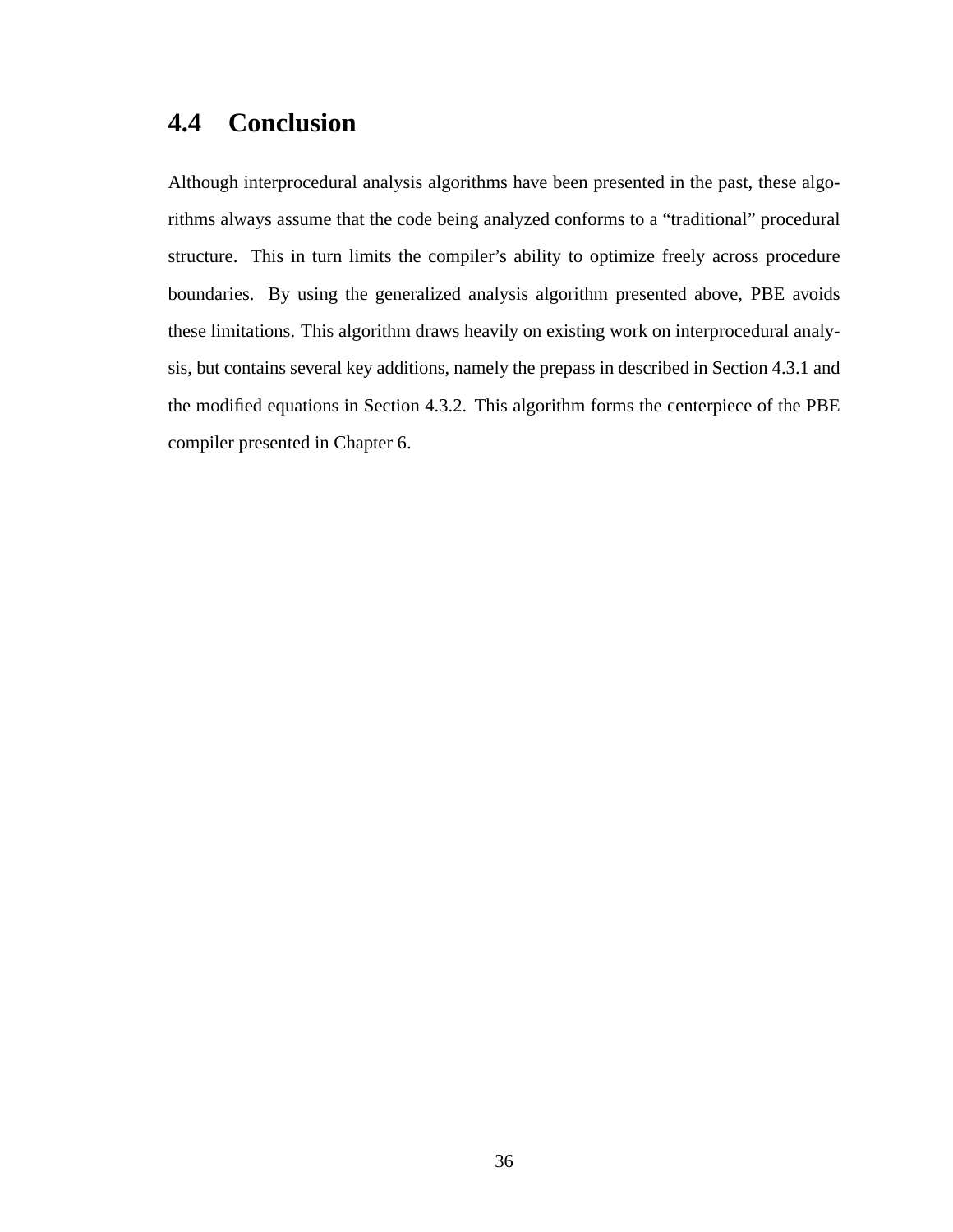## 4.4 Conclusion

Although interprocedural analysis algorithms have been presented in the past, these algorithms always assume that the code being analyzed conforms to a "traditional" procedural structure. This in turn limits the compiler's ability to optimize freely across procedure boundaries. By using the generalized analysis algorithm presented above, PBE avoids these limitations. This algorithm draws heavily on existing work on interprocedural analysis, but contains several key additions, namely the prepass in described in Section 4.3.1 and the modified equations in Section 4.3.2. This algorithm forms the centerpiece of the PBE compiler presented in Chapter 6.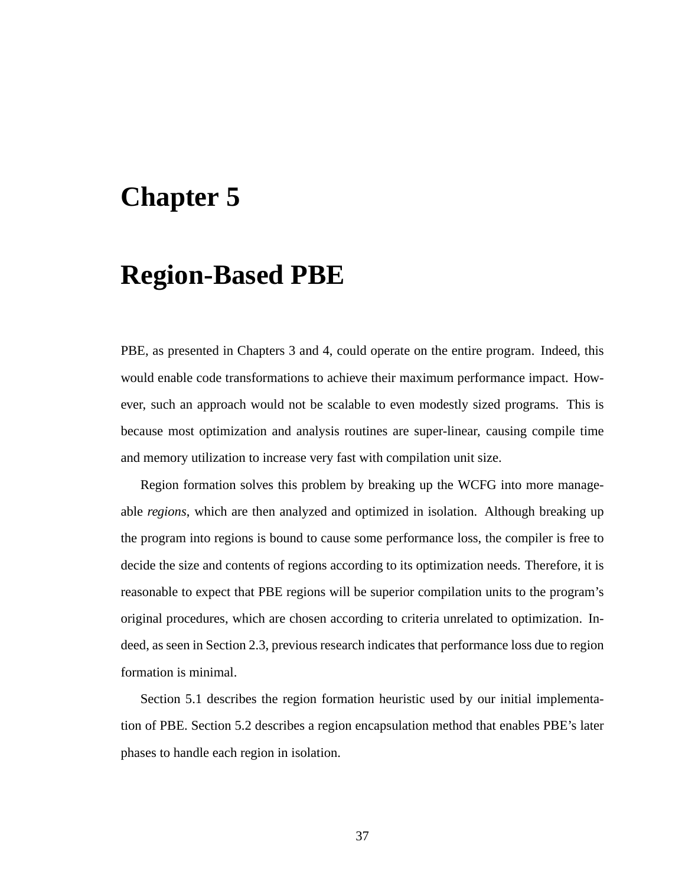# Chapter 5

# Region-Based PBE

PBE, as presented in Chapters 3 and 4, could operate on the entire program. Indeed, this would enable code transformations to achieve their maximum performance impact. However, such an approach would not be scalable to even modestly sized programs. This is because most optimization and analysis routines are super-linear, causing compile time and memory utilization to increase very fast with compilation unit size.

Region formation solves this problem by breaking up the WCFG into more manageable *regions*, which are then analyzed and optimized in isolation. Although breaking up the program into regions is bound to cause some performance loss, the compiler is free to decide the size and contents of regions according to its optimization needs. Therefore, it is reasonable to expect that PBE regions will be superior compilation units to the program's original procedures, which are chosen according to criteria unrelated to optimization. Indeed, as seen in Section 2.3, previous research indicates that performance loss due to region formation is minimal.

Section 5.1 describes the region formation heuristic used by our initial implementation of PBE. Section 5.2 describes a region encapsulation method that enables PBE's later phases to handle each region in isolation.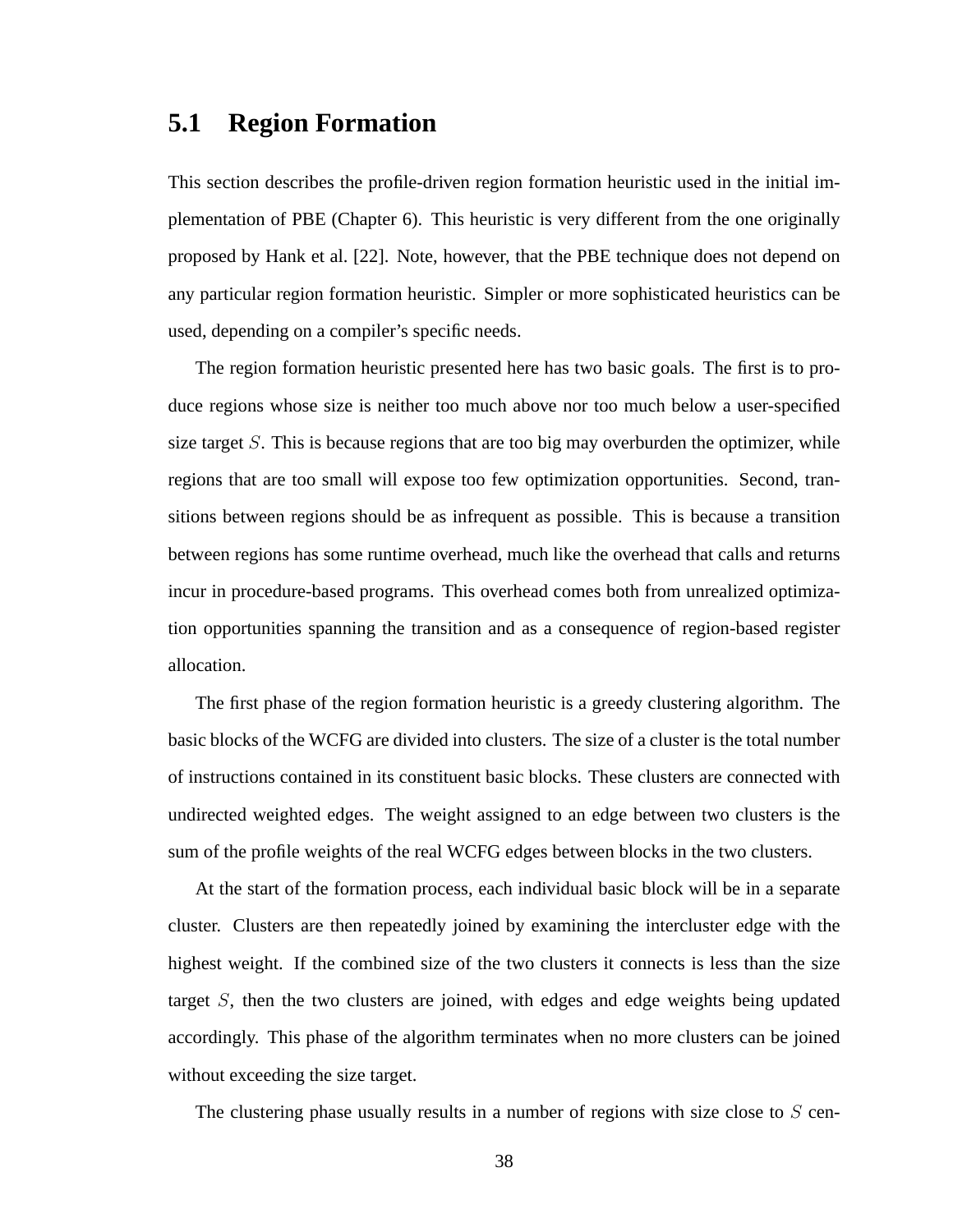## 5.1 Region Formation

This section describes the profile-driven region formation heuristic used in the initial implementation of PBE (Chapter 6). This heuristic is very different from the one originally proposed by Hank et al. [22]. Note, however, that the PBE technique does not depend on any particular region formation heuristic. Simpler or more sophisticated heuristics can be used, depending on a compiler's specific needs.

The region formation heuristic presented here has two basic goals. The first is to produce regions whose size is neither too much above nor too much below a user-specified size target $S$. This is because regions that are too big may overburden the optimizer, while regions that are too small will expose too few optimization opportunities. Second, transitions between regions should be as infrequent as possible. This is because a transition between regions has some runtime overhead, much like the overhead that calls and returns incur in procedure-based programs. This overhead comes both from unrealized optimization opportunities spanning the transition and as a consequence of region-based register allocation.

The first phase of the region formation heuristic is a greedy clustering algorithm. The basic blocks of the WCFG are divided into clusters. The size of a cluster is the total number of instructions contained in its constituent basic blocks. These clusters are connected with undirected weighted edges. The weight assigned to an edge between two clusters is the sum of the profile weights of the real WCFG edges between blocks in the two clusters.

At the start of the formation process, each individual basic block will be in a separate cluster. Clusters are then repeatedly joined by examining the intercluster edge with the highest weight. If the combined size of the two clusters it connects is less than the size target $S$, then the two clusters are joined, with edges and edge weights being updated accordingly. This phase of the algorithm terminates when no more clusters can be joined without exceeding the size target.

The clustering phase usually results in a number of regions with size close to $S$ cen-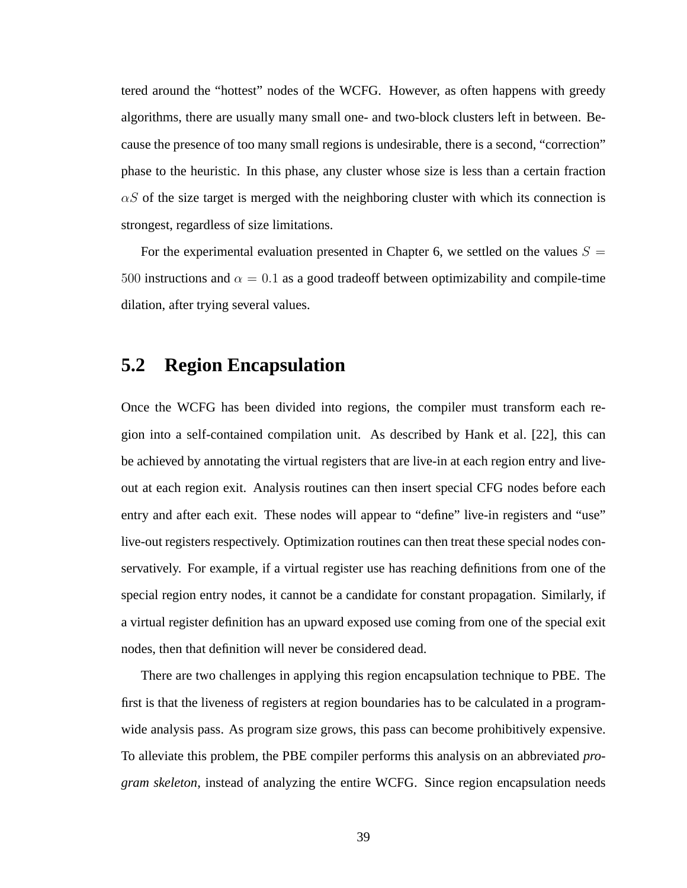tered around the "hottest" nodes of the WCFG. However, as often happens with greedy algorithms, there are usually many small one- and two-block clusters left in between. Because the presence of too many small regions is undesirable, there is a second, "correction" phase to the heuristic. In this phase, any cluster whose size is less than a certain fraction $\alpha S$ of the size target is merged with the neighboring cluster with which its connection is strongest, regardless of size limitations.

For the experimental evaluation presented in Chapter 6, we settled on the values $S = 500$ instructions and $\alpha = 0.1$ as a good tradeoff between optimizability and compile-time dilation, after trying several values.

## 5.2 Region Encapsulation

Once the WCFG has been divided into regions, the compiler must transform each region into a self-contained compilation unit. As described by Hank et al. [22], this can be achieved by annotating the virtual registers that are live-in at each region entry and live-out at each region exit. Analysis routines can then insert special CFG nodes before each entry and after each exit. These nodes will appear to "define" live-in registers and "use" live-out registers respectively. Optimization routines can then treat these special nodes conservatively. For example, if a virtual register use has reaching definitions from one of the special region entry nodes, it cannot be a candidate for constant propagation. Similarly, if a virtual register definition has an upward exposed use coming from one of the special exit nodes, then that definition will never be considered dead.

There are two challenges in applying this region encapsulation technique to PBE. The first is that the liveness of registers at region boundaries has to be calculated in a program-wide analysis pass. As program size grows, this pass can become prohibitively expensive. To alleviate this problem, the PBE compiler performs this analysis on an abbreviated *program skeleton*, instead of analyzing the entire WCFG. Since region encapsulation needs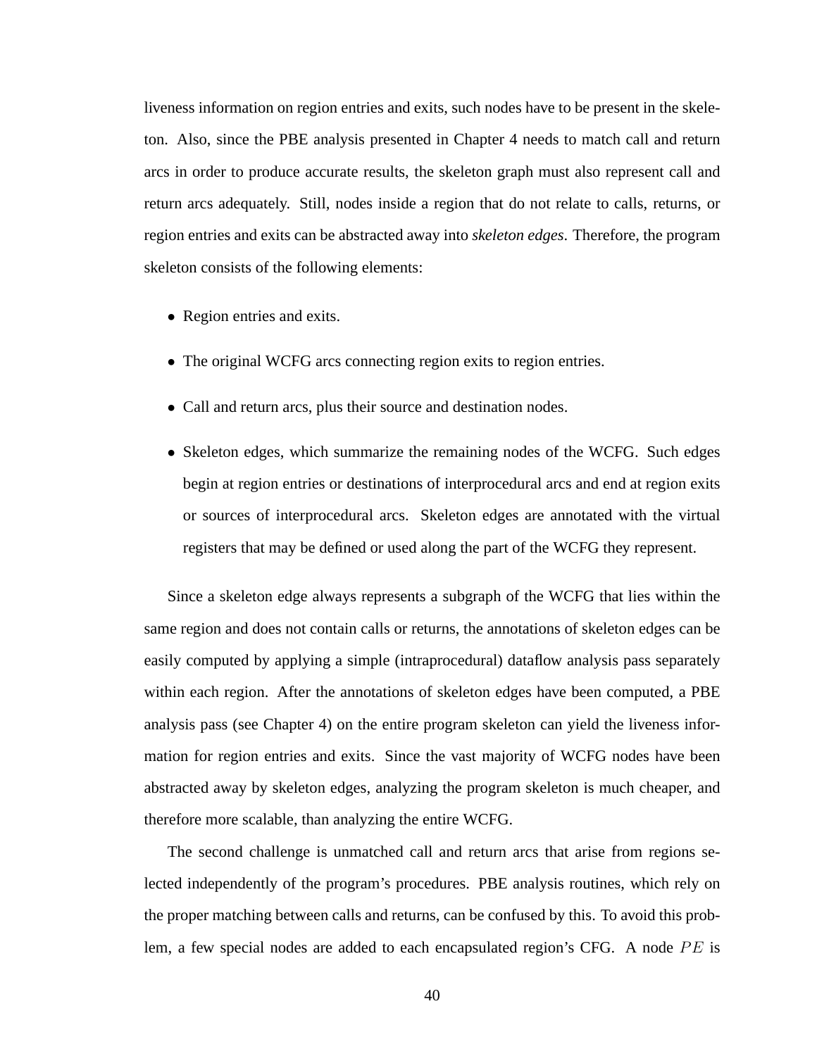liveness information on region entries and exits, such nodes have to be present in the skeleton. Also, since the PBE analysis presented in Chapter 4 needs to match call and return arcs in order to produce accurate results, the skeleton graph must also represent call and return arcs adequately. Still, nodes inside a region that do not relate to calls, returns, or region entries and exits can be abstracted away into *skeleton edges*. Therefore, the program skeleton consists of the following elements:

- Region entries and exits.
- The original WCFG arcs connecting region exits to region entries.
- Call and return arcs, plus their source and destination nodes.
- Skeleton edges, which summarize the remaining nodes of the WCFG. Such edges begin at region entries or destinations of interprocedural arcs and end at region exits or sources of interprocedural arcs. Skeleton edges are annotated with the virtual registers that may be defined or used along the part of the WCFG they represent.

Since a skeleton edge always represents a subgraph of the WCFG that lies within the same region and does not contain calls or returns, the annotations of skeleton edges can be easily computed by applying a simple (intraprocedural) dataflow analysis pass separately within each region. After the annotations of skeleton edges have been computed, a PBE analysis pass (see Chapter 4) on the entire program skeleton can yield the liveness information for region entries and exits. Since the vast majority of WCFG nodes have been abstracted away by skeleton edges, analyzing the program skeleton is much cheaper, and therefore more scalable, than analyzing the entire WCFG.

The second challenge is unmatched call and return arcs that arise from regions selected independently of the program's procedures. PBE analysis routines, which rely on the proper matching between calls and returns, can be confused by this. To avoid this problem, a few special nodes are added to each encapsulated region's CFG. A node $PE$ is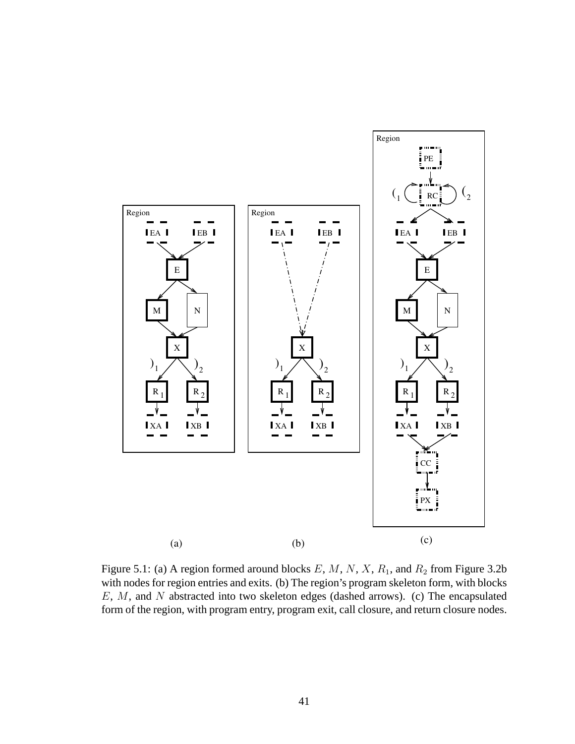Figure 5.1: (a) A region formed around blocks $E$, $M$, $N$, $X$, $R_1$, and $R_2$ from Figure 3.2b with nodes for region entries and exits. (b) The region's program skeleton form, with blocks $E$, $M$, and $N$ abstracted into two skeleton edges (dashed arrows). (c) The encapsulated form of the region, with program entry, program exit, call closure, and return closure nodes.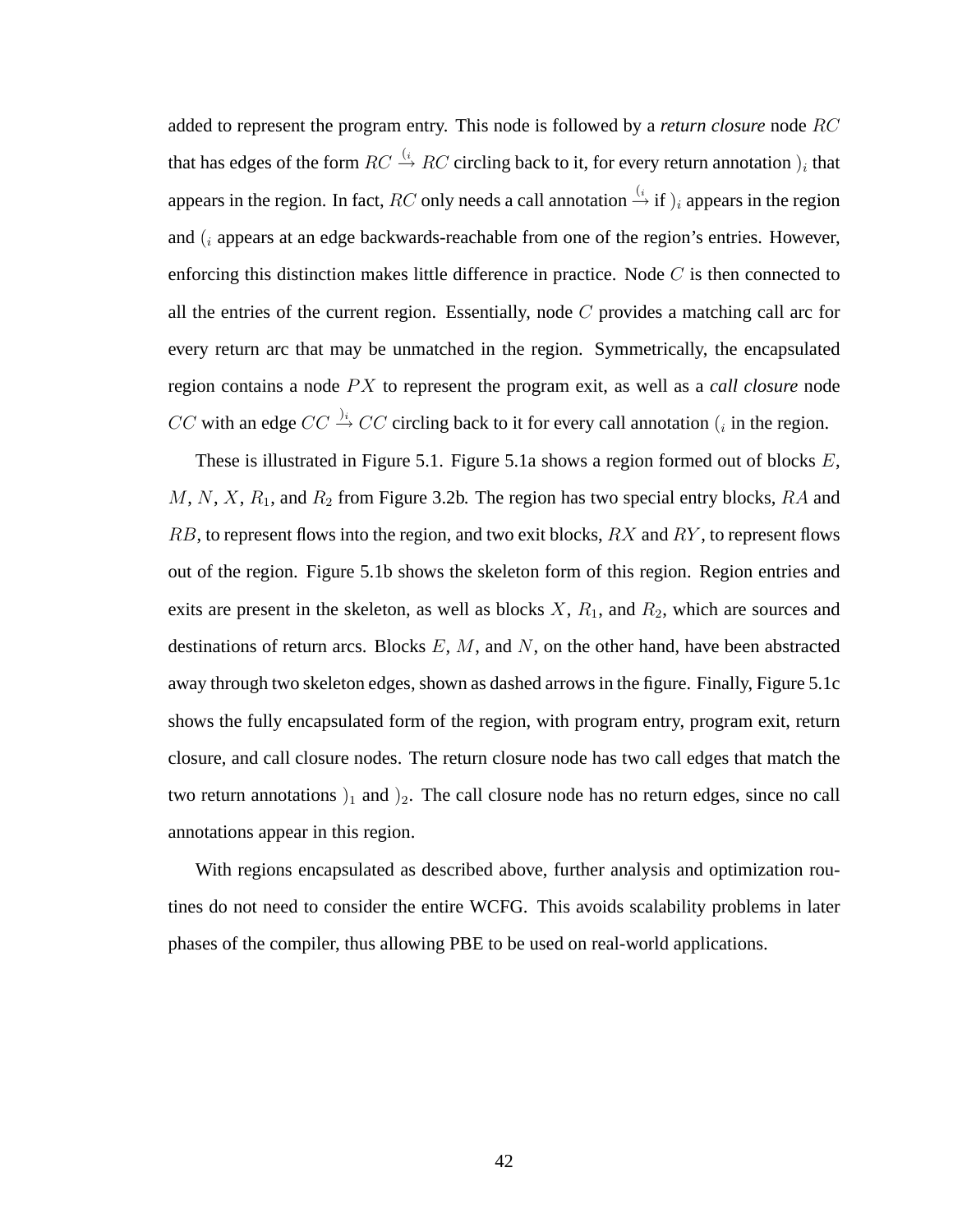added to represent the program entry. This node is followed by a ***return closure*** node $RC$ that has edges of the form $RC \xrightarrow{(_i} RC$ circling back to it, for every return annotation $)_i$ that appears in the region. In fact, $RC$ only needs a call annotation $\xrightarrow{(_i}$ if $)_i$ appears in the region and $(_i$ appears at an edge backwards-reachable from one of the region's entries. However, enforcing this distinction makes little difference in practice. Node $C$ is then connected to all the entries of the current region. Essentially, node $C$ provides a matching call arc for every return arc that may be unmatched in the region. Symmetrically, the encapsulated region contains a node $PX$ to represent the program exit, as well as a ***call closure*** node $CC$ with an edge $CC \xrightarrow{)_i} CC$ circling back to it for every call annotation $(_i$ in the region.

These is illustrated in Figure 5.1. Figure 5.1a shows a region formed out of blocks $E$, $M$, $N$, $X$, $R_1$, and $R_2$ from Figure 3.2b. The region has two special entry blocks, $RA$ and $RB$, to represent flows into the region, and two exit blocks, $RX$ and $RY$, to represent flows out of the region. Figure 5.1b shows the skeleton form of this region. Region entries and exits are present in the skeleton, as well as blocks $X$, $R_1$, and $R_2$, which are sources and destinations of return arcs. Blocks $E$, $M$, and $N$, on the other hand, have been abstracted away through two skeleton edges, shown as dashed arrows in the figure. Finally, Figure 5.1c shows the fully encapsulated form of the region, with program entry, program exit, return closure, and call closure nodes. The return closure node has two call edges that match the two return annotations $)_1$ and $)_2$. The call closure node has no return edges, since no call annotations appear in this region.

With regions encapsulated as described above, further analysis and optimization routines do not need to consider the entire WCFG. This avoids scalability problems in later phases of the compiler, thus allowing PBE to be used on real-world applications.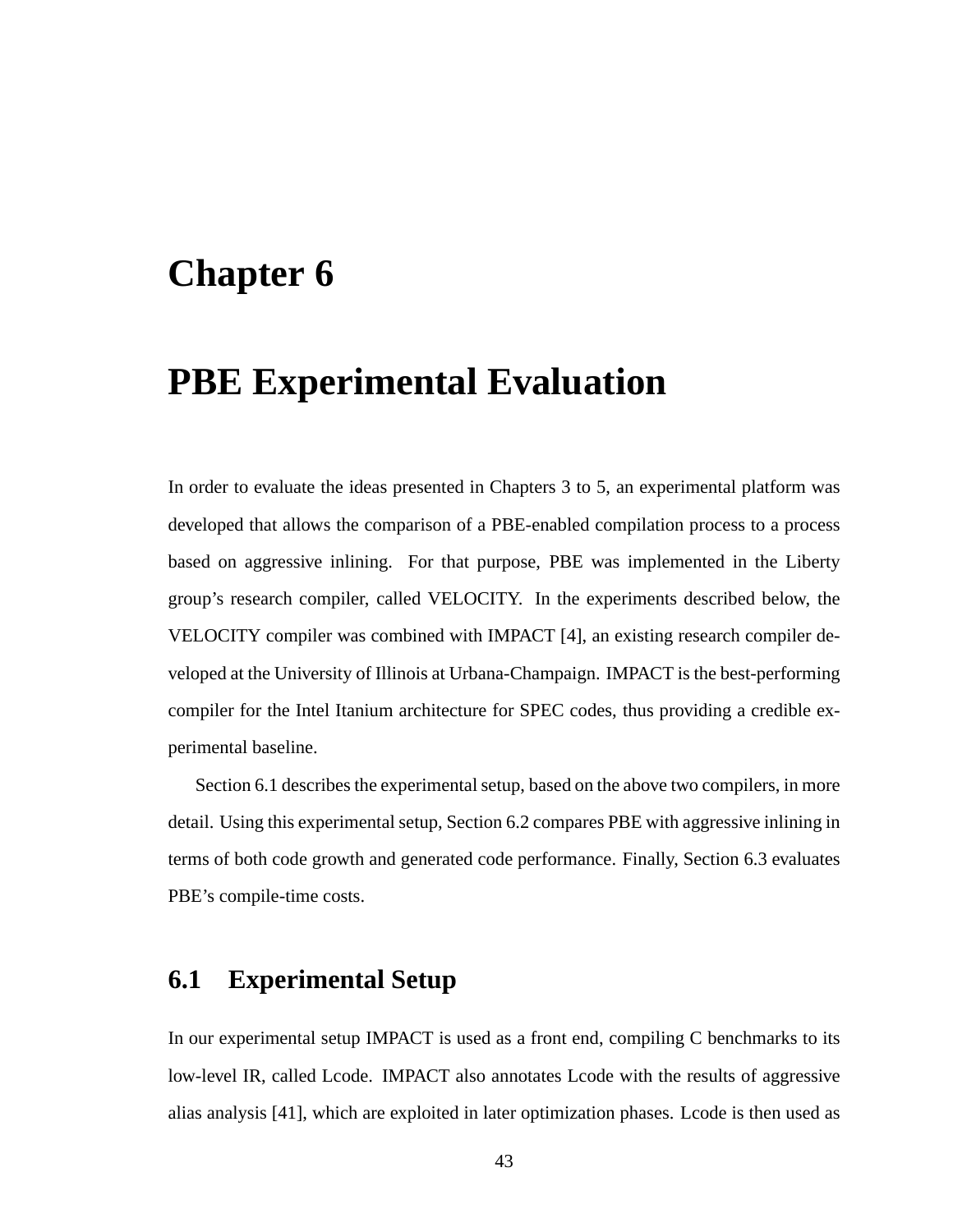# Chapter 6

# PBE Experimental Evaluation

In order to evaluate the ideas presented in Chapters 3 to 5, an experimental platform was developed that allows the comparison of a PBE-enabled compilation process to a process based on aggressive inlining. For that purpose, PBE was implemented in the Liberty group's research compiler, called VELOCITY. In the experiments described below, the VELOCITY compiler was combined with IMPACT [4], an existing research compiler developed at the University of Illinois at Urbana-Champaign. IMPACT is the best-performing compiler for the Intel Itanium architecture for SPEC codes, thus providing a credible experimental baseline.

Section 6.1 describes the experimental setup, based on the above two compilers, in more detail. Using this experimental setup, Section 6.2 compares PBE with aggressive inlining in terms of both code growth and generated code performance. Finally, Section 6.3 evaluates PBE's compile-time costs.

## 6.1 Experimental Setup

In our experimental setup IMPACT is used as a front end, compiling C benchmarks to its low-level IR, called Lcode. IMPACT also annotates Lcode with the results of aggressive alias analysis [41], which are exploited in later optimization phases. Lcode is then used as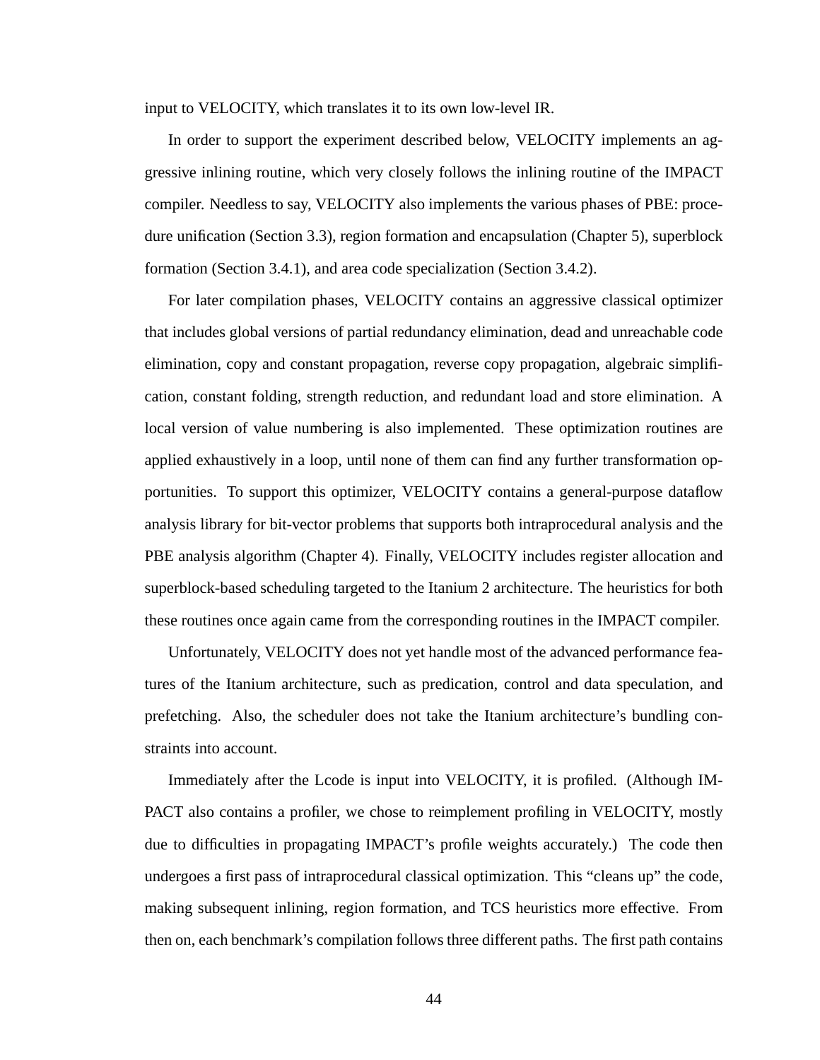input to VELOCITY, which translates it to its own low-level IR.

In order to support the experiment described below, VELOCITY implements an aggressive inlining routine, which very closely follows the inlining routine of the IMPACT compiler. Needless to say, VELOCITY also implements the various phases of PBE: procedure unification (Section 3.3), region formation and encapsulation (Chapter 5), superblock formation (Section 3.4.1), and area code specialization (Section 3.4.2).

For later compilation phases, VELOCITY contains an aggressive classical optimizer that includes global versions of partial redundancy elimination, dead and unreachable code elimination, copy and constant propagation, reverse copy propagation, algebraic simplification, constant folding, strength reduction, and redundant load and store elimination. A local version of value numbering is also implemented. These optimization routines are applied exhaustively in a loop, until none of them can find any further transformation opportunities. To support this optimizer, VELOCITY contains a general-purpose dataflow analysis library for bit-vector problems that supports both intraprocedural analysis and the PBE analysis algorithm (Chapter 4). Finally, VELOCITY includes register allocation and superblock-based scheduling targeted to the Itanium 2 architecture. The heuristics for both these routines once again came from the corresponding routines in the IMPACT compiler.

Unfortunately, VELOCITY does not yet handle most of the advanced performance features of the Itanium architecture, such as predication, control and data speculation, and prefetching. Also, the scheduler does not take the Itanium architecture's bundling constraints into account.

Immediately after the Lcode is input into VELOCITY, it is profiled. (Although IMPACT also contains a profiler, we chose to reimplement profiling in VELOCITY, mostly due to difficulties in propagating IMPACT's profile weights accurately.) The code then undergoes a first pass of intraprocedural classical optimization. This "cleans up" the code, making subsequent inlining, region formation, and TCS heuristics more effective. From then on, each benchmark's compilation follows three different paths. The first path contains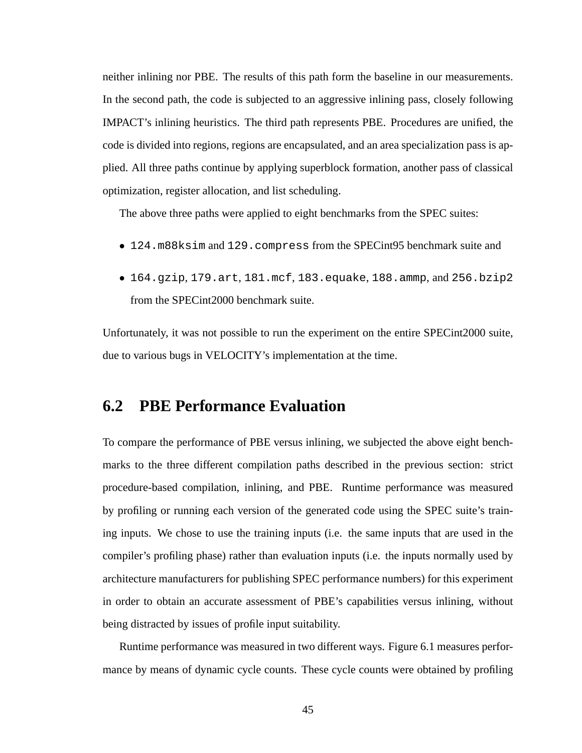neither inlining nor PBE. The results of this path form the baseline in our measurements. In the second path, the code is subjected to an aggressive inlining pass, closely following IMPACT's inlining heuristics. The third path represents PBE. Procedures are unified, the code is divided into regions, regions are encapsulated, and an area specialization pass is applied. All three paths continue by applying superblock formation, another pass of classical optimization, register allocation, and list scheduling.

The above three paths were applied to eight benchmarks from the SPEC suites:

- `124.m88ksim` and `129.compress` from the SPECint95 benchmark suite and
- `164.gzip`, `179.art`, `181.mcf`, `183.equake`, `188.ammp`, and `256.bzip2` from the SPECint2000 benchmark suite.

Unfortunately, it was not possible to run the experiment on the entire SPECint2000 suite, due to various bugs in VELOCITY's implementation at the time.

## 6.2 PBE Performance Evaluation

To compare the performance of PBE versus inlining, we subjected the above eight benchmarks to the three different compilation paths described in the previous section: strict procedure-based compilation, inlining, and PBE. Runtime performance was measured by profiling or running each version of the generated code using the SPEC suite's training inputs. We chose to use the training inputs (i.e. the same inputs that are used in the compiler's profiling phase) rather than evaluation inputs (i.e. the inputs normally used by architecture manufacturers for publishing SPEC performance numbers) for this experiment in order to obtain an accurate assessment of PBE's capabilities versus inlining, without being distracted by issues of profile input suitability.

Runtime performance was measured in two different ways. Figure 6.1 measures performance by means of dynamic cycle counts. These cycle counts were obtained by profiling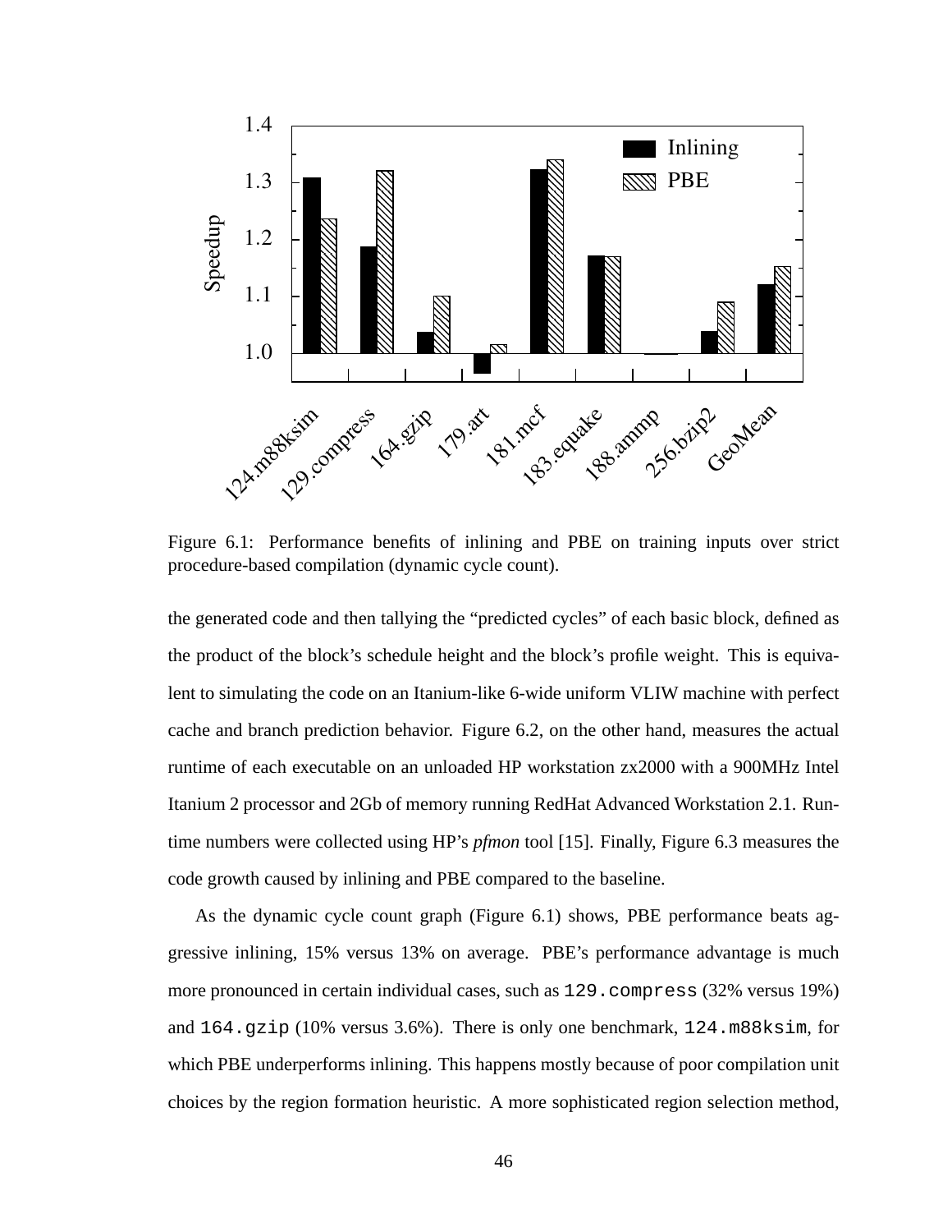Figure 6.1: Performance benefits of inlining and PBE on training inputs over strict procedure-based compilation (dynamic cycle count).

the generated code and then tallying the "predicted cycles" of each basic block, defined as the product of the block's schedule height and the block's profile weight. This is equivalent to simulating the code on an Itanium-like 6-wide uniform VLIW machine with perfect cache and branch prediction behavior. Figure 6.2, on the other hand, measures the actual runtime of each executable on an unloaded HP workstation zx2000 with a 900MHz Intel Itanium 2 processor and 2Gb of memory running RedHat Advanced Workstation 2.1. Runtime numbers were collected using HP's *pfmon* tool [15]. Finally, Figure 6.3 measures the code growth caused by inlining and PBE compared to the baseline.

As the dynamic cycle count graph (Figure 6.1) shows, PBE performance beats aggressive inlining, 15% versus 13% on average. PBE's performance advantage is much more pronounced in certain individual cases, such as `129.compress` (32% versus 19%) and `164.gzip` (10% versus 3.6%). There is only one benchmark, `124.m88ksim`, for which PBE underperforms inlining. This happens mostly because of poor compilation unit choices by the region formation heuristic. A more sophisticated region selection method,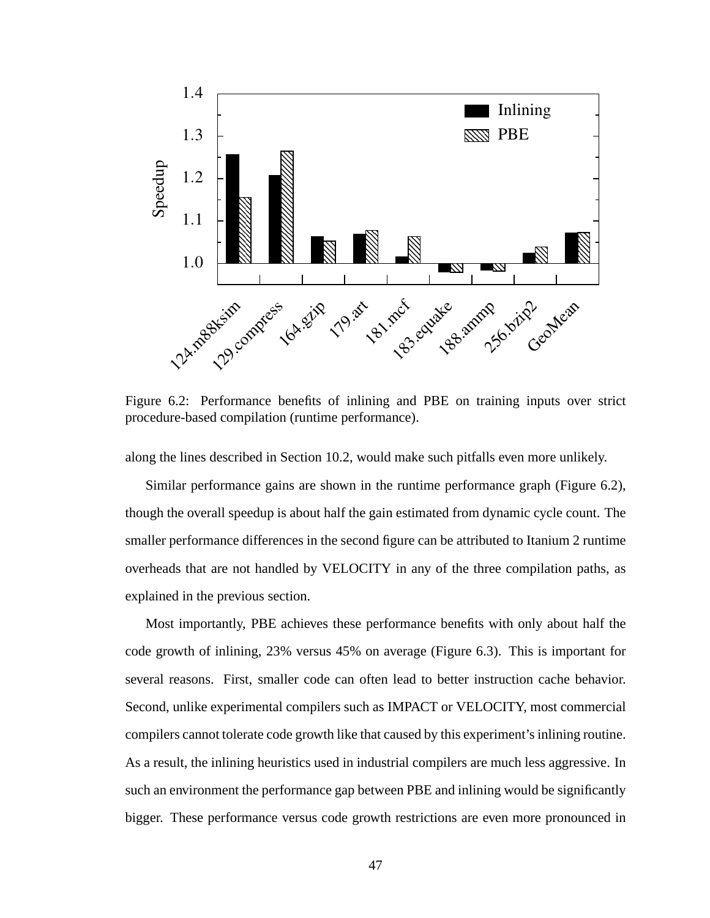Figure 6.2: Performance benefits of inlining and PBE on training inputs over strict procedure-based compilation (runtime performance).

along the lines described in Section 10.2, would make such pitfalls even more unlikely.

Similar performance gains are shown in the runtime performance graph (Figure 6.2), though the overall speedup is about half the gain estimated from dynamic cycle count. The smaller performance differences in the second figure can be attributed to Itanium 2 runtime overheads that are not handled by VELOCITY in any of the three compilation paths, as explained in the previous section.

Most importantly, PBE achieves these performance benefits with only about half the code growth of inlining, 23% versus 45% on average (Figure 6.3). This is important for several reasons. First, smaller code can often lead to better instruction cache behavior. Second, unlike experimental compilers such as IMPACT or VELOCITY, most commercial compilers cannot tolerate code growth like that caused by this experiment's inlining routine. As a result, the inlining heuristics used in industrial compilers are much less aggressive. In such an environment the performance gap between PBE and inlining would be significantly bigger. These performance versus code growth restrictions are even more pronounced in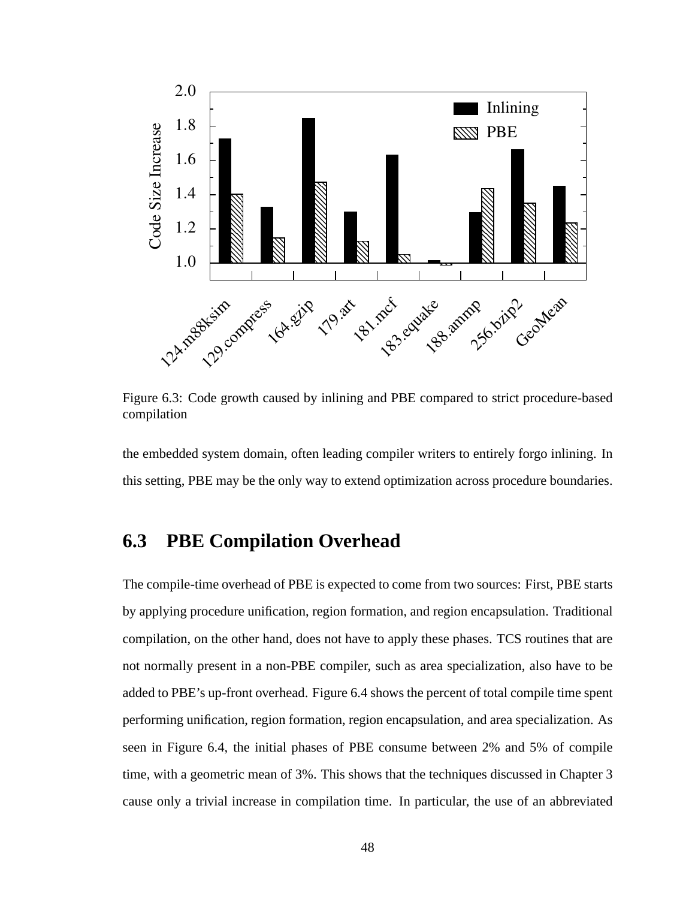Figure 6.3: Code growth caused by inlining and PBE compared to strict procedure-based compilation

the embedded system domain, often leading compiler writers to entirely forgo inlining. In this setting, PBE may be the only way to extend optimization across procedure boundaries.

## 6.3 PBE Compilation Overhead

The compile-time overhead of PBE is expected to come from two sources: First, PBE starts by applying procedure unification, region formation, and region encapsulation. Traditional compilation, on the other hand, does not have to apply these phases. TCS routines that are not normally present in a non-PBE compiler, such as area specialization, also have to be added to PBE's up-front overhead. Figure 6.4 shows the percent of total compile time spent performing unification, region formation, region encapsulation, and area specialization. As seen in Figure 6.4, the initial phases of PBE consume between 2% and 5% of compile time, with a geometric mean of 3%. This shows that the techniques discussed in Chapter 3 cause only a trivial increase in compilation time. In particular, the use of an abbreviated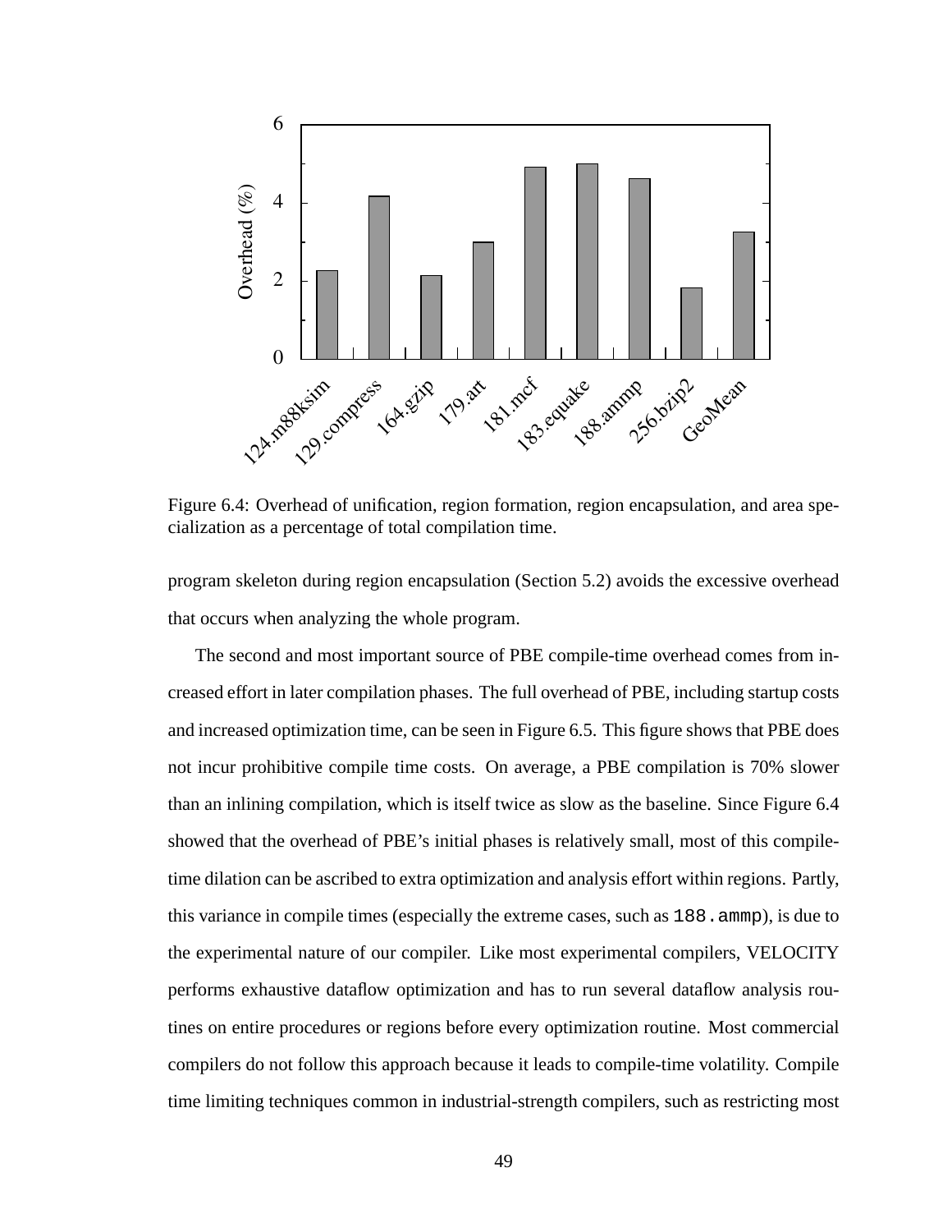Figure 6.4: Overhead of unification, region formation, region encapsulation, and area specialization as a percentage of total compilation time.

program skeleton during region encapsulation (Section 5.2) avoids the excessive overhead that occurs when analyzing the whole program.

The second and most important source of PBE compile-time overhead comes from increased effort in later compilation phases. The full overhead of PBE, including startup costs and increased optimization time, can be seen in Figure 6.5. This figure shows that PBE does not incur prohibitive compile time costs. On average, a PBE compilation is 70% slower than an inlining compilation, which is itself twice as slow as the baseline. Since Figure 6.4 showed that the overhead of PBE's initial phases is relatively small, most of this compile-time dilation can be ascribed to extra optimization and analysis effort within regions. Partly, this variance in compile times (especially the extreme cases, such as `188.ammp`), is due to the experimental nature of our compiler. Like most experimental compilers, VELOCITY performs exhaustive dataflow optimization and has to run several dataflow analysis routines on entire procedures or regions before every optimization routine. Most commercial compilers do not follow this approach because it leads to compile-time volatility. Compile time limiting techniques common in industrial-strength compilers, such as restricting most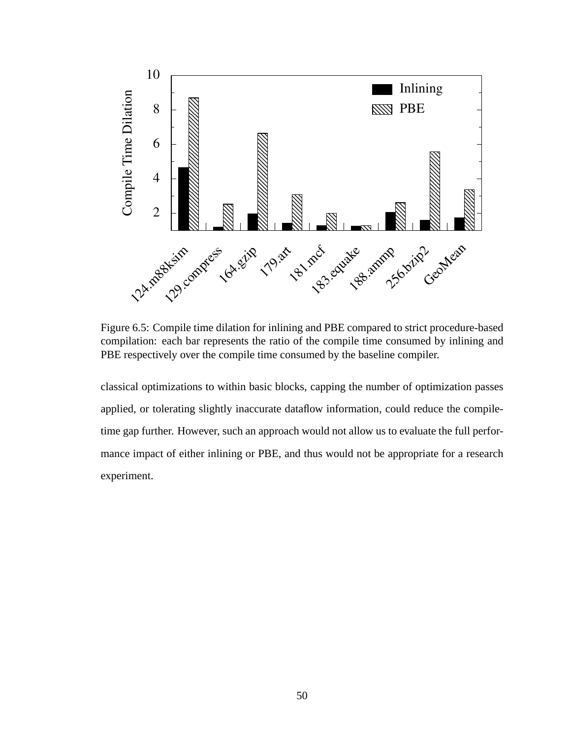Figure 6.5: Compile time dilation for inlining and PBE compared to strict procedure-based compilation: each bar represents the ratio of the compile time consumed by inlining and PBE respectively over the compile time consumed by the baseline compiler.

classical optimizations to within basic blocks, capping the number of optimization passes applied, or tolerating slightly inaccurate dataflow information, could reduce the compile-time gap further. However, such an approach would not allow us to evaluate the full performance impact of either inlining or PBE, and thus would not be appropriate for a research experiment.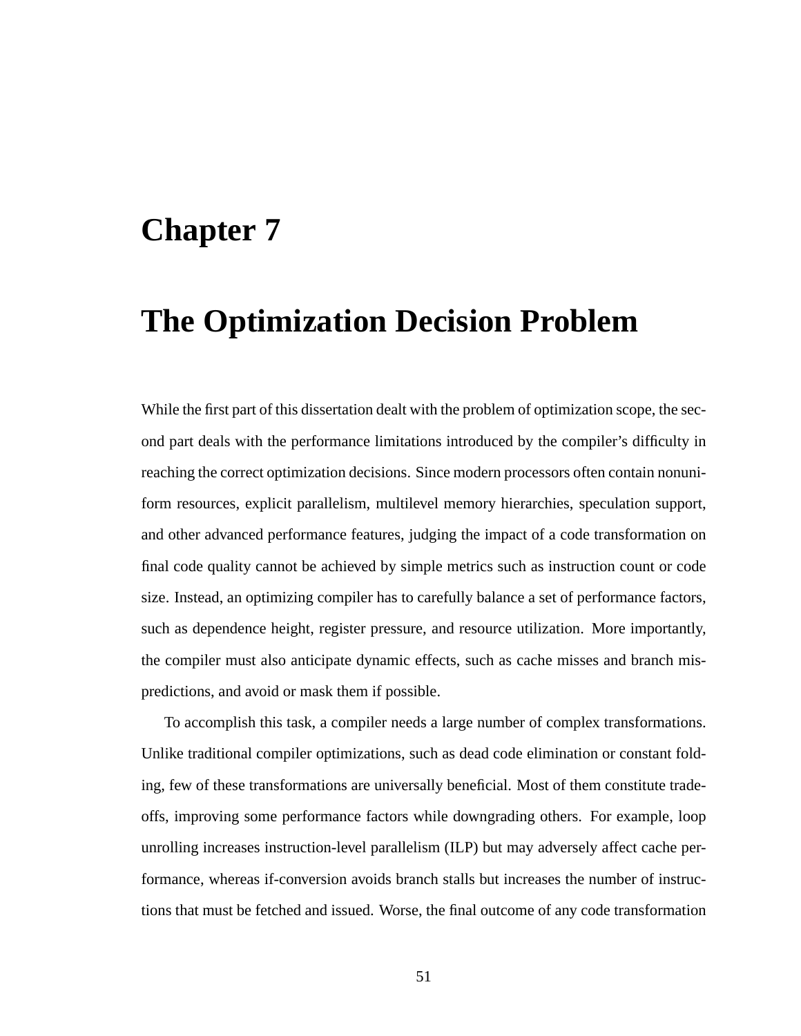# Chapter 7

# The Optimization Decision Problem

While the first part of this dissertation dealt with the problem of optimization scope, the second part deals with the performance limitations introduced by the compiler's difficulty in reaching the correct optimization decisions. Since modern processors often contain nonuniform resources, explicit parallelism, multilevel memory hierarchies, speculation support, and other advanced performance features, judging the impact of a code transformation on final code quality cannot be achieved by simple metrics such as instruction count or code size. Instead, an optimizing compiler has to carefully balance a set of performance factors, such as dependence height, register pressure, and resource utilization. More importantly, the compiler must also anticipate dynamic effects, such as cache misses and branch mispredictions, and avoid or mask them if possible.

To accomplish this task, a compiler needs a large number of complex transformations. Unlike traditional compiler optimizations, such as dead code elimination or constant folding, few of these transformations are universally beneficial. Most of them constitute tradeoffs, improving some performance factors while downgrading others. For example, loop unrolling increases instruction-level parallelism (ILP) but may adversely affect cache performance, whereas if-conversion avoids branch stalls but increases the number of instructions that must be fetched and issued. Worse, the final outcome of any code transformation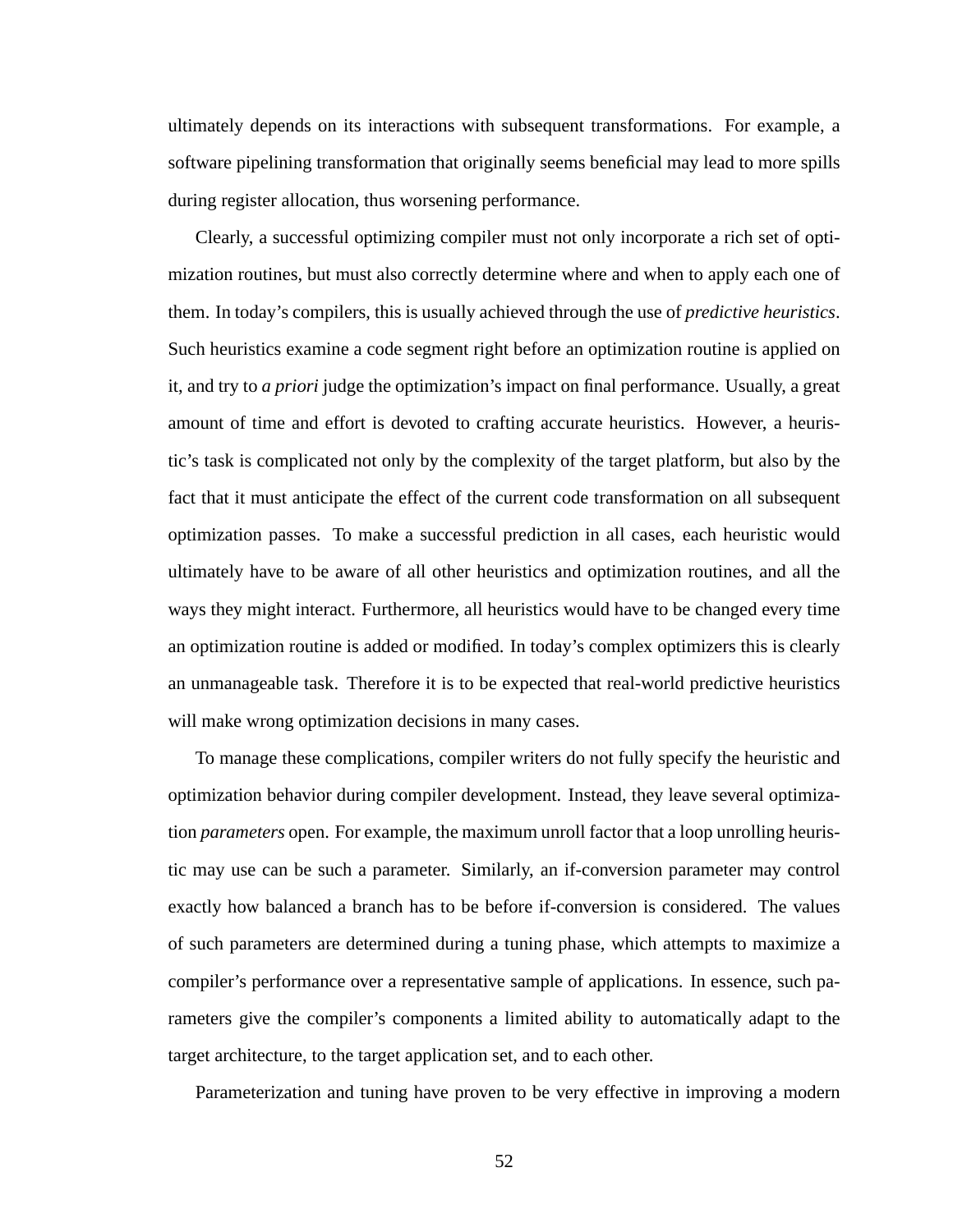ultimately depends on its interactions with subsequent transformations. For example, a software pipelining transformation that originally seems beneficial may lead to more spills during register allocation, thus worsening performance.

Clearly, a successful optimizing compiler must not only incorporate a rich set of optimization routines, but must also correctly determine where and when to apply each one of them. In today's compilers, this is usually achieved through the use of *predictive heuristics*. Such heuristics examine a code segment right before an optimization routine is applied on it, and try to *a priori* judge the optimization's impact on final performance. Usually, a great amount of time and effort is devoted to crafting accurate heuristics. However, a heuristic's task is complicated not only by the complexity of the target platform, but also by the fact that it must anticipate the effect of the current code transformation on all subsequent optimization passes. To make a successful prediction in all cases, each heuristic would ultimately have to be aware of all other heuristics and optimization routines, and all the ways they might interact. Furthermore, all heuristics would have to be changed every time an optimization routine is added or modified. In today's complex optimizers this is clearly an unmanageable task. Therefore it is to be expected that real-world predictive heuristics will make wrong optimization decisions in many cases.

To manage these complications, compiler writers do not fully specify the heuristic and optimization behavior during compiler development. Instead, they leave several optimization *parameters* open. For example, the maximum unroll factor that a loop unrolling heuristic may use can be such a parameter. Similarly, an if-conversion parameter may control exactly how balanced a branch has to be before if-conversion is considered. The values of such parameters are determined during a tuning phase, which attempts to maximize a compiler's performance over a representative sample of applications. In essence, such parameters give the compiler's components a limited ability to automatically adapt to the target architecture, to the target application set, and to each other.

Parameterization and tuning have proven to be very effective in improving a modern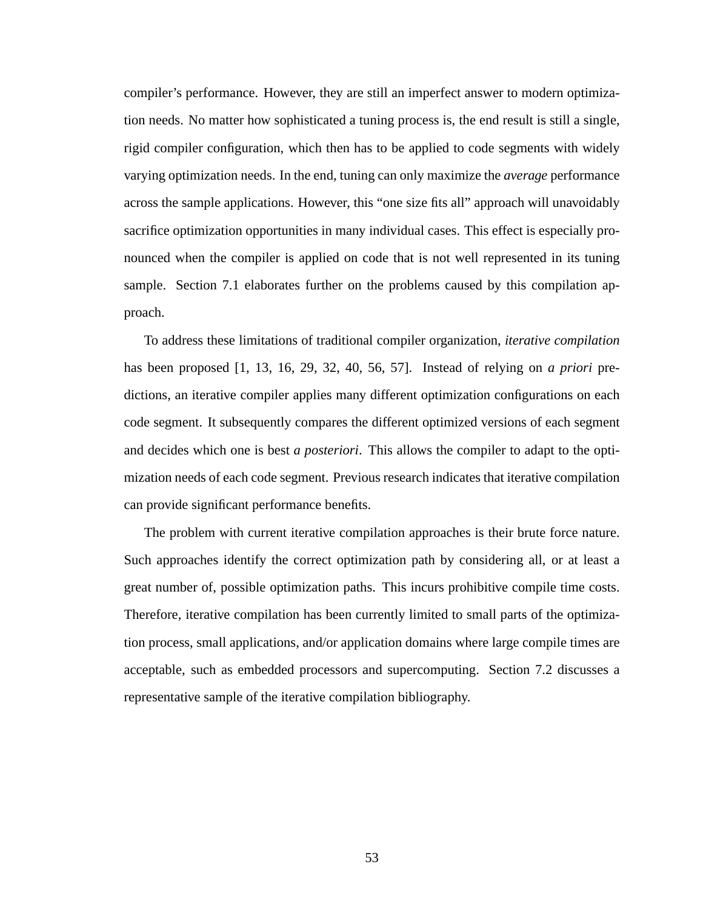compiler's performance. However, they are still an imperfect answer to modern optimization needs. No matter how sophisticated a tuning process is, the end result is still a single, rigid compiler configuration, which then has to be applied to code segments with widely varying optimization needs. In the end, tuning can only maximize the *average* performance across the sample applications. However, this "one size fits all" approach will unavoidably sacrifice optimization opportunities in many individual cases. This effect is especially pronounced when the compiler is applied on code that is not well represented in its tuning sample. Section 7.1 elaborates further on the problems caused by this compilation approach.

To address these limitations of traditional compiler organization, *iterative compilation* has been proposed [1, 13, 16, 29, 32, 40, 56, 57]. Instead of relying on *a priori* predictions, an iterative compiler applies many different optimization configurations on each code segment. It subsequently compares the different optimized versions of each segment and decides which one is best *a posteriori*. This allows the compiler to adapt to the optimization needs of each code segment. Previous research indicates that iterative compilation can provide significant performance benefits.

The problem with current iterative compilation approaches is their brute force nature. Such approaches identify the correct optimization path by considering all, or at least a great number of, possible optimization paths. This incurs prohibitive compile time costs. Therefore, iterative compilation has been currently limited to small parts of the optimization process, small applications, and/or application domains where large compile times are acceptable, such as embedded processors and supercomputing. Section 7.2 discusses a representative sample of the iterative compilation bibliography.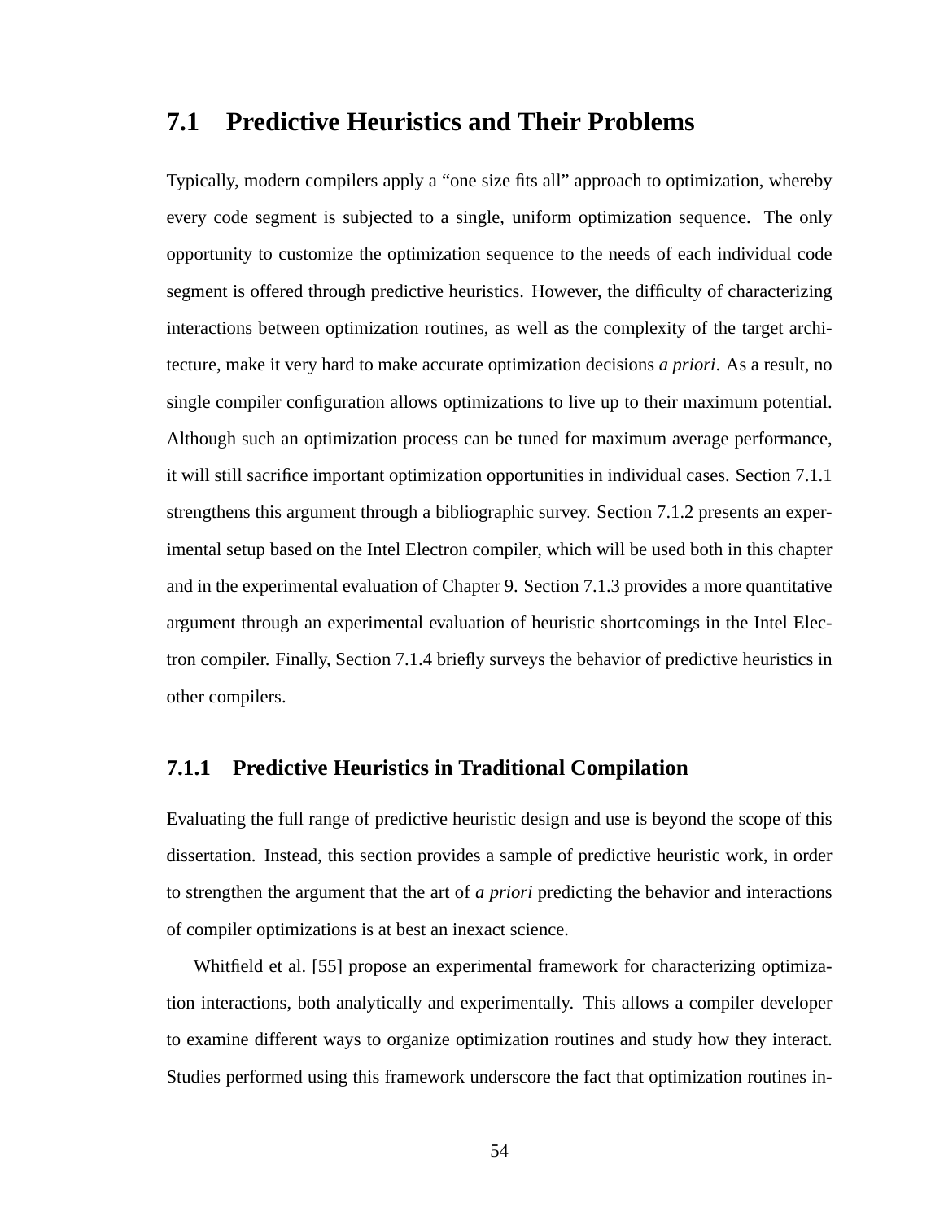## 7.1 Predictive Heuristics and Their Problems

Typically, modern compilers apply a "one size fits all" approach to optimization, whereby every code segment is subjected to a single, uniform optimization sequence. The only opportunity to customize the optimization sequence to the needs of each individual code segment is offered through predictive heuristics. However, the difficulty of characterizing interactions between optimization routines, as well as the complexity of the target architecture, make it very hard to make accurate optimization decisions *a priori*. As a result, no single compiler configuration allows optimizations to live up to their maximum potential. Although such an optimization process can be tuned for maximum average performance, it will still sacrifice important optimization opportunities in individual cases. Section 7.1.1 strengthens this argument through a bibliographic survey. Section 7.1.2 presents an experimental setup based on the Intel Electron compiler, which will be used both in this chapter and in the experimental evaluation of Chapter 9. Section 7.1.3 provides a more quantitative argument through an experimental evaluation of heuristic shortcomings in the Intel Electron compiler. Finally, Section 7.1.4 briefly surveys the behavior of predictive heuristics in other compilers.

### 7.1.1 Predictive Heuristics in Traditional Compilation

Evaluating the full range of predictive heuristic design and use is beyond the scope of this dissertation. Instead, this section provides a sample of predictive heuristic work, in order to strengthen the argument that the art of *a priori* predicting the behavior and interactions of compiler optimizations is at best an inexact science.

Whitfield et al. [55] propose an experimental framework for characterizing optimization interactions, both analytically and experimentally. This allows a compiler developer to examine different ways to organize optimization routines and study how they interact. Studies performed using this framework underscore the fact that optimization routines in-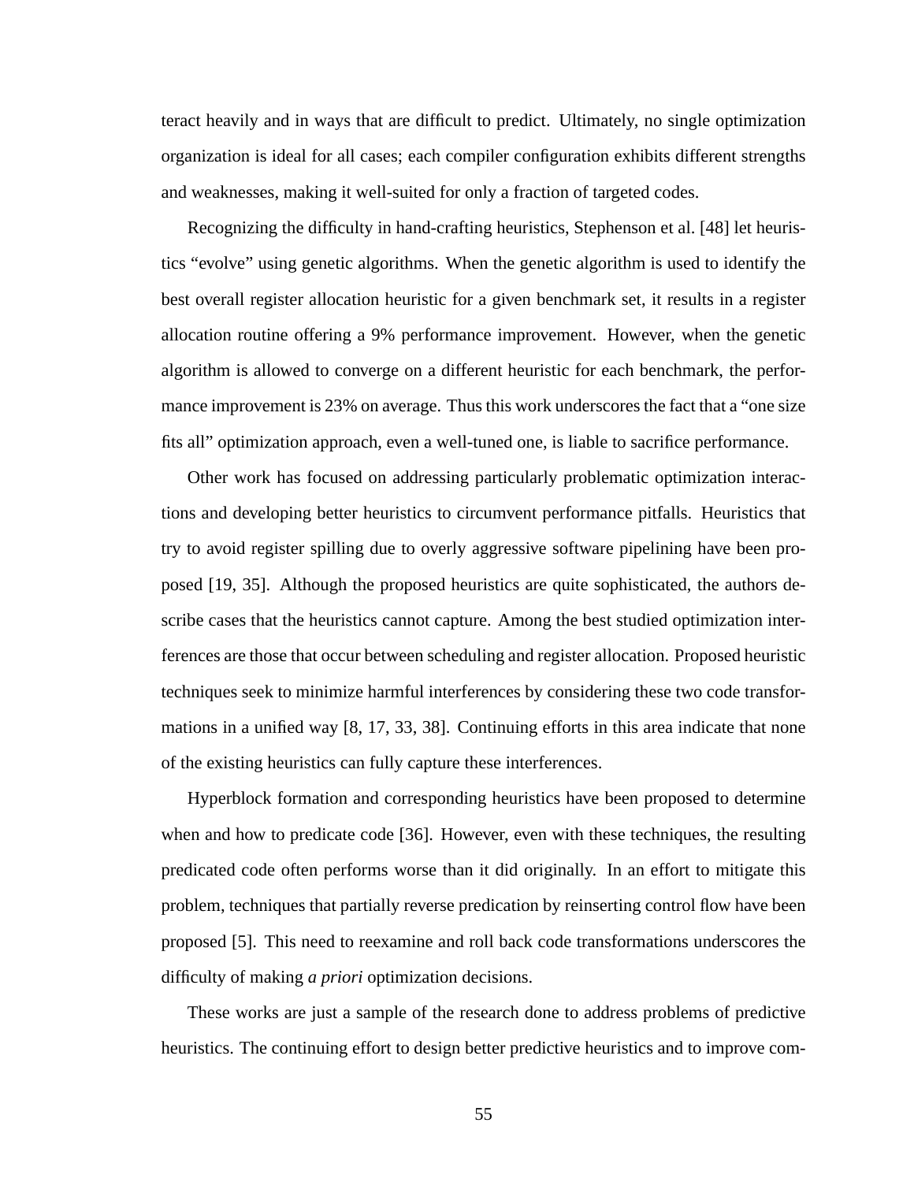teract heavily and in ways that are difficult to predict. Ultimately, no single optimization organization is ideal for all cases; each compiler configuration exhibits different strengths and weaknesses, making it well-suited for only a fraction of targeted codes.

Recognizing the difficulty in hand-crafting heuristics, Stephenson et al. [48] let heuristics "evolve" using genetic algorithms. When the genetic algorithm is used to identify the best overall register allocation heuristic for a given benchmark set, it results in a register allocation routine offering a 9% performance improvement. However, when the genetic algorithm is allowed to converge on a different heuristic for each benchmark, the performance improvement is 23% on average. Thus this work underscores the fact that a "one size fits all" optimization approach, even a well-tuned one, is liable to sacrifice performance.

Other work has focused on addressing particularly problematic optimization interactions and developing better heuristics to circumvent performance pitfalls. Heuristics that try to avoid register spilling due to overly aggressive software pipelining have been proposed [19, 35]. Although the proposed heuristics are quite sophisticated, the authors describe cases that the heuristics cannot capture. Among the best studied optimization interferences are those that occur between scheduling and register allocation. Proposed heuristic techniques seek to minimize harmful interferences by considering these two code transformations in a unified way [8, 17, 33, 38]. Continuing efforts in this area indicate that none of the existing heuristics can fully capture these interferences.

Hyperblock formation and corresponding heuristics have been proposed to determine when and how to predicate code [36]. However, even with these techniques, the resulting predicated code often performs worse than it did originally. In an effort to mitigate this problem, techniques that partially reverse predication by reinserting control flow have been proposed [5]. This need to reexamine and roll back code transformations underscores the difficulty of making *a priori* optimization decisions.

These works are just a sample of the research done to address problems of predictive heuristics. The continuing effort to design better predictive heuristics and to improve com-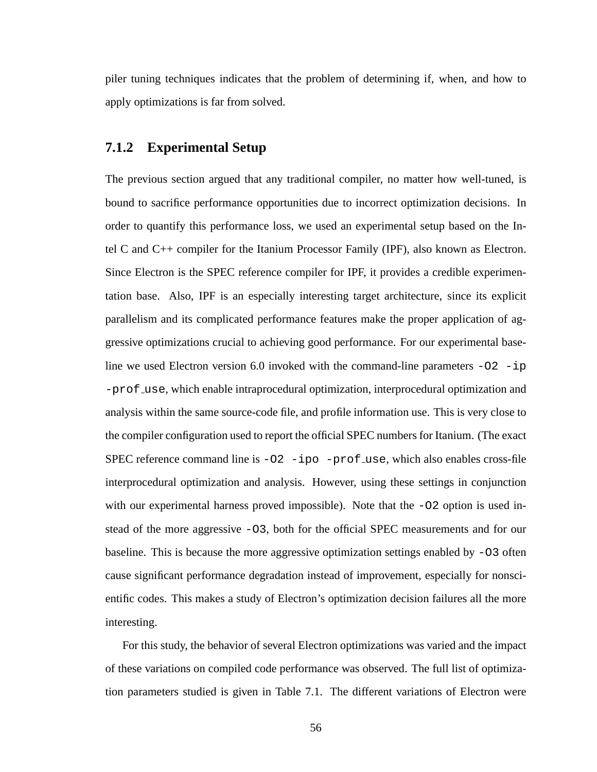piler tuning techniques indicates that the problem of determining if, when, and how to apply optimizations is far from solved.

### 7.1.2 Experimental Setup

The previous section argued that any traditional compiler, no matter how well-tuned, is bound to sacrifice performance opportunities due to incorrect optimization decisions. In order to quantify this performance loss, we used an experimental setup based on the Intel C and C++ compiler for the Itanium Processor Family (IPF), also known as Electron. Since Electron is the SPEC reference compiler for IPF, it provides a credible experimentation base. Also, IPF is an especially interesting target architecture, since its explicit parallelism and its complicated performance features make the proper application of aggressive optimizations crucial to achieving good performance. For our experimental baseline we used Electron version 6.0 invoked with the command-line parameters `-O2 -ip -prof_use`, which enable intraprocedural optimization, interprocedural optimization and analysis within the same source-code file, and profile information use. This is very close to the compiler configuration used to report the official SPEC numbers for Itanium. (The exact SPEC reference command line is `-O2 -ipo -prof_use`, which also enables cross-file interprocedural optimization and analysis. However, using these settings in conjunction with our experimental harness proved impossible). Note that the `-O2` option is used instead of the more aggressive `-O3`, both for the official SPEC measurements and for our baseline. This is because the more aggressive optimization settings enabled by `-O3` often cause significant performance degradation instead of improvement, especially for nonscientific codes. This makes a study of Electron's optimization decision failures all the more interesting.

For this study, the behavior of several Electron optimizations was varied and the impact of these variations on compiled code performance was observed. The full list of optimization parameters studied is given in Table 7.1. The different variations of Electron were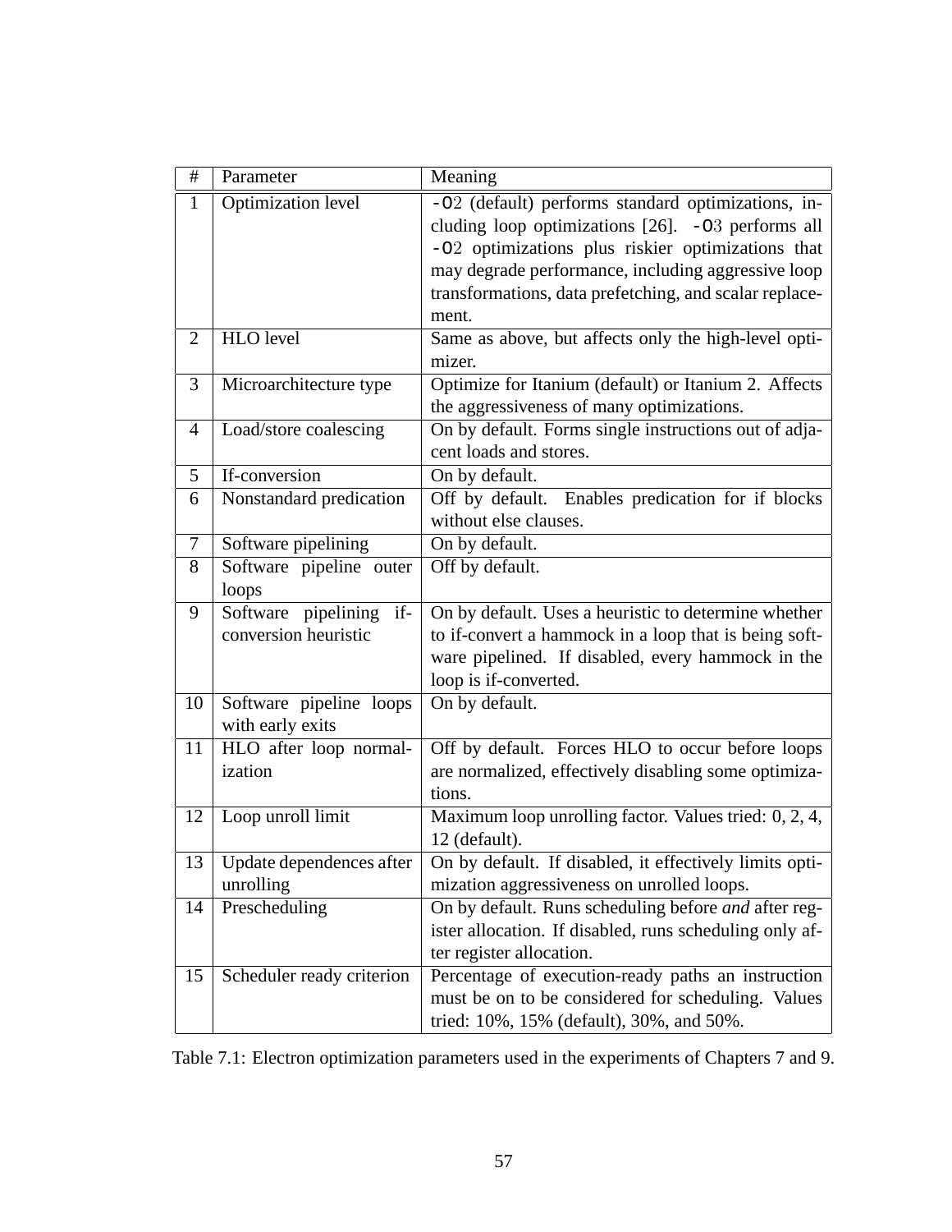| # | Parameter | Meaning |
|---|---|---|
| 1 | Optimization level | `-O2` (default) performs standard optimizations, including loop optimizations [26]. `-O3` performs all `-O2` optimizations plus riskier optimizations that may degrade performance, including aggressive loop transformations, data prefetching, and scalar replacement. |
| 2 | HLO level | Same as above, but affects only the high-level optimizer. |
| 3 | Microarchitecture type | Optimize for Itanium (default) or Itanium 2. Affects the aggressiveness of many optimizations. |
| 4 | Load/store coalescing | On by default. Forms single instructions out of adjacent loads and stores. |
| 5 | If-conversion | On by default. |
| 6 | Nonstandard predication | Off by default. Enables predication for if blocks without else clauses. |
| 7 | Software pipelining | On by default. |
| 8 | Software pipeline outer loops | Off by default. |
| 9 | Software pipelining if-conversion heuristic | On by default. Uses a heuristic to determine whether to if-convert a hammock in a loop that is being software pipelined. If disabled, every hammock in the loop is if-converted. |
| 10 | Software pipeline loops with early exits | On by default. |
| 11 | HLO after loop normalization | Off by default. Forces HLO to occur before loops are normalized, effectively disabling some optimizations. |
| 12 | Loop unroll limit | Maximum loop unrolling factor. Values tried: 0, 2, 4, 12 (default). |
| 13 | Update dependences after unrolling | On by default. If disabled, it effectively limits optimization aggressiveness on unrolled loops. |
| 14 | Prescheduling | On by default. Runs scheduling before *and* after register allocation. If disabled, runs scheduling only after register allocation. |
| 15 | Scheduler ready criterion | Percentage of execution-ready paths an instruction must be on to be considered for scheduling. Values tried: 10%, 15% (default), 30%, and 50%. |

Table 7.1: Electron optimization parameters used in the experiments of Chapters 7 and 9.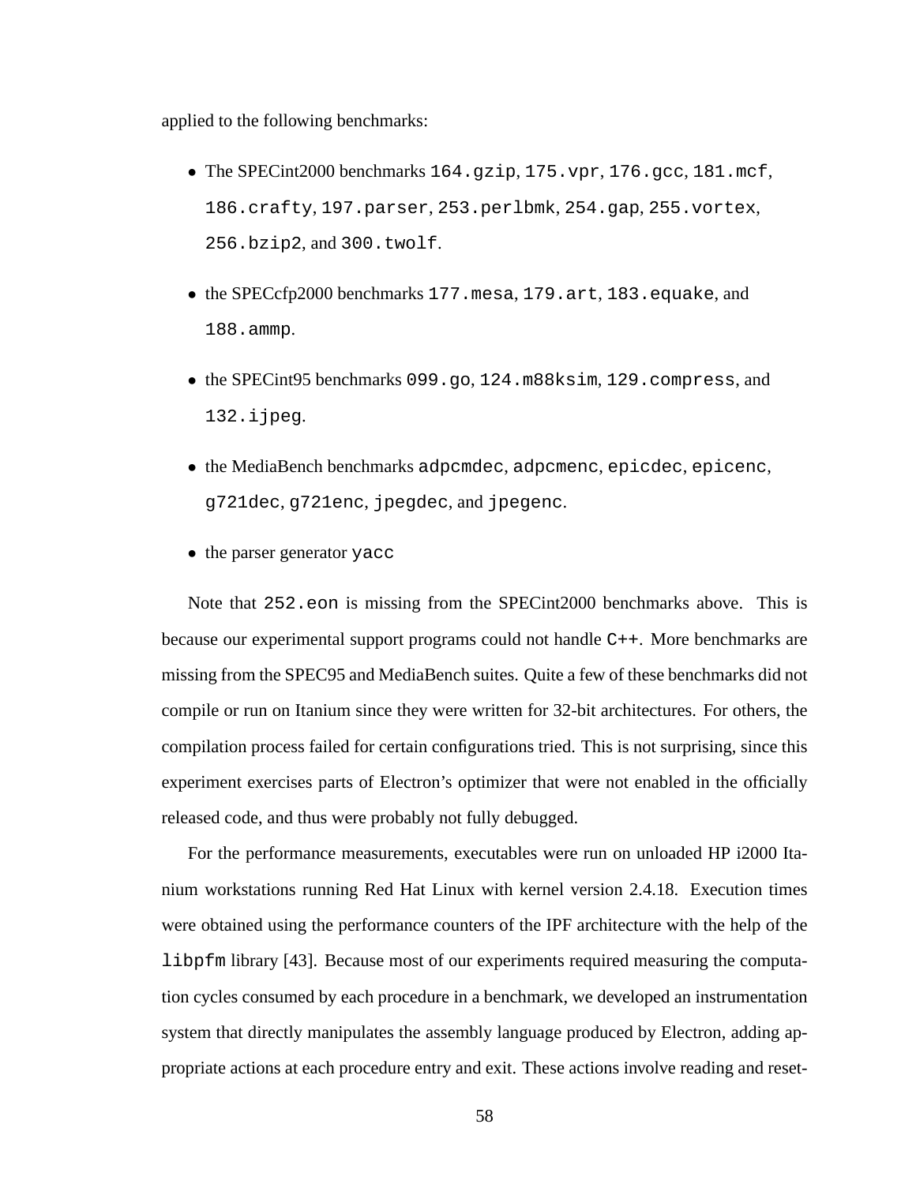applied to the following benchmarks:

- The SPECint2000 benchmarks `164.gzip`, `175.vpr`, `176.gcc`, `181.mcf`, `186.crafty`, `197.parser`, `253.perlbmk`, `254.gap`, `255.vortex`, `256.bzip2`, and `300.twolf`.
- the SPECcfp2000 benchmarks `177.mesa`, `179.art`, `183.equake`, and `188.ammp`.
- the SPECint95 benchmarks `099.go`, `124.m88ksim`, `129.compress`, and `132.ijpeg`.
- the MediaBench benchmarks `adpcmdec`, `adpcmenc`, `epicdec`, `epicenc`, `g721dec`, `g721enc`, `jpegdec`, and `jpegenc`.
- the parser generator `yacc`

Note that `252.eon` is missing from the SPECint2000 benchmarks above. This is because our experimental support programs could not handle `C++`. More benchmarks are missing from the SPEC95 and MediaBench suites. Quite a few of these benchmarks did not compile or run on Itanium since they were written for 32-bit architectures. For others, the compilation process failed for certain configurations tried. This is not surprising, since this experiment exercises parts of Electron's optimizer that were not enabled in the officially released code, and thus were probably not fully debugged.

For the performance measurements, executables were run on unloaded HP i2000 Itanium workstations running Red Hat Linux with kernel version 2.4.18. Execution times were obtained using the performance counters of the IPF architecture with the help of the `libpfm` library [43]. Because most of our experiments required measuring the computation cycles consumed by each procedure in a benchmark, we developed an instrumentation system that directly manipulates the assembly language produced by Electron, adding appropriate actions at each procedure entry and exit. These actions involve reading and reset-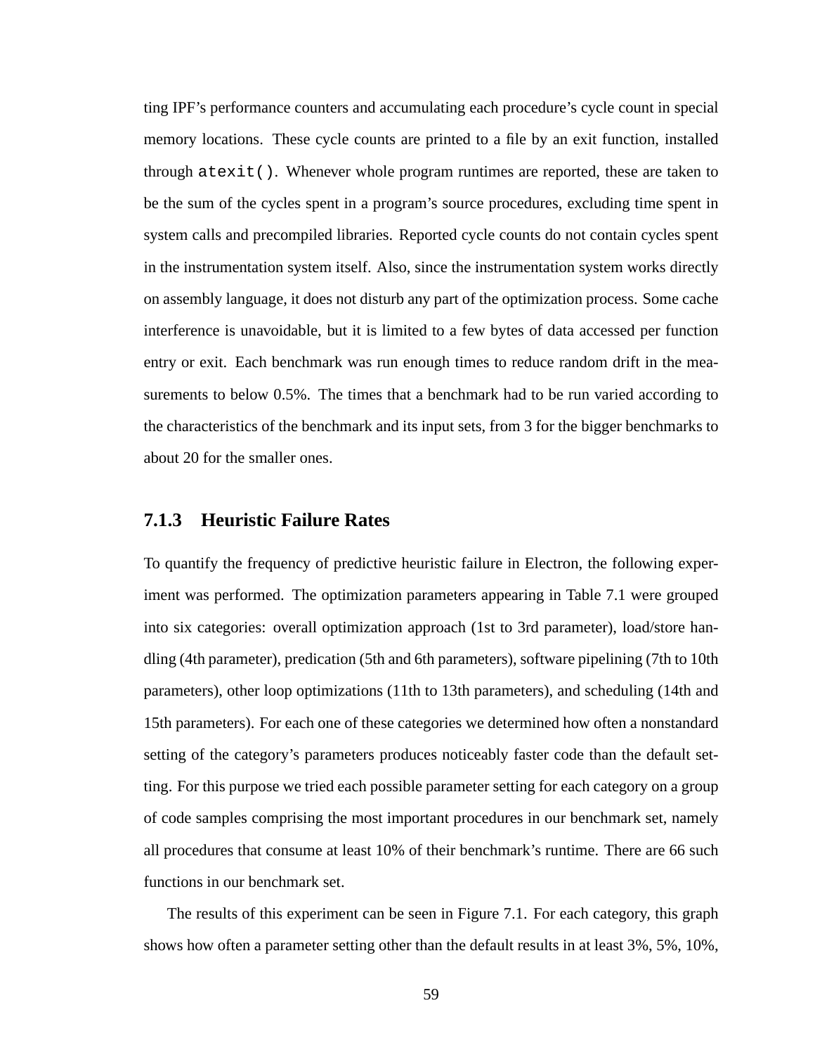ting IPF's performance counters and accumulating each procedure's cycle count in special memory locations. These cycle counts are printed to a file by an exit function, installed through `atexit()`. Whenever whole program runtimes are reported, these are taken to be the sum of the cycles spent in a program's source procedures, excluding time spent in system calls and precompiled libraries. Reported cycle counts do not contain cycles spent in the instrumentation system itself. Also, since the instrumentation system works directly on assembly language, it does not disturb any part of the optimization process. Some cache interference is unavoidable, but it is limited to a few bytes of data accessed per function entry or exit. Each benchmark was run enough times to reduce random drift in the measurements to below 0.5%. The times that a benchmark had to be run varied according to the characteristics of the benchmark and its input sets, from 3 for the bigger benchmarks to about 20 for the smaller ones.

### 7.1.3 Heuristic Failure Rates

To quantify the frequency of predictive heuristic failure in Electron, the following experiment was performed. The optimization parameters appearing in Table 7.1 were grouped into six categories: overall optimization approach (1st to 3rd parameter), load/store handling (4th parameter), predication (5th and 6th parameters), software pipelining (7th to 10th parameters), other loop optimizations (11th to 13th parameters), and scheduling (14th and 15th parameters). For each one of these categories we determined how often a nonstandard setting of the category's parameters produces noticeably faster code than the default setting. For this purpose we tried each possible parameter setting for each category on a group of code samples comprising the most important procedures in our benchmark set, namely all procedures that consume at least 10% of their benchmark's runtime. There are 66 such functions in our benchmark set.

The results of this experiment can be seen in Figure 7.1. For each category, this graph shows how often a parameter setting other than the default results in at least 3%, 5%, 10%,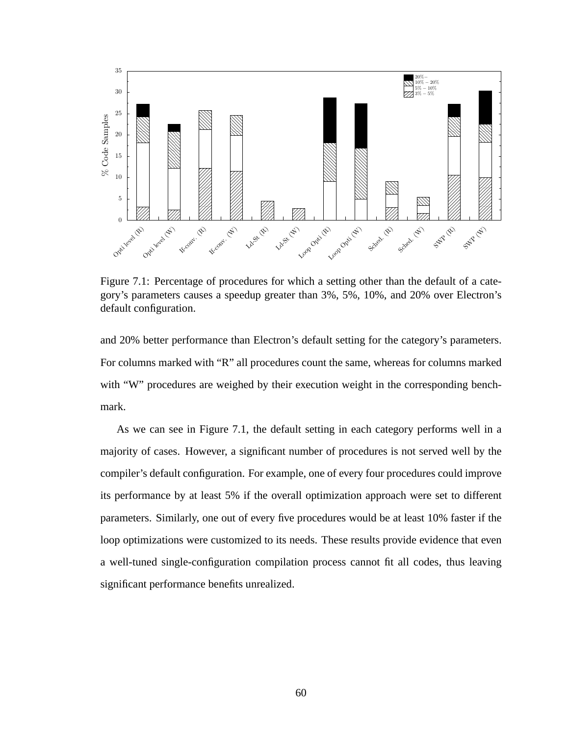Figure 7.1: Percentage of procedures for which a setting other than the default of a category's parameters causes a speedup greater than 3%, 5%, 10%, and 20% over Electron's default configuration.

and 20% better performance than Electron's default setting for the category's parameters. For columns marked with "R" all procedures count the same, whereas for columns marked with "W" procedures are weighed by their execution weight in the corresponding benchmark.

As we can see in Figure 7.1, the default setting in each category performs well in a majority of cases. However, a significant number of procedures is not served well by the compiler's default configuration. For example, one of every four procedures could improve its performance by at least 5% if the overall optimization approach were set to different parameters. Similarly, one out of every five procedures would be at least 10% faster if the loop optimizations were customized to its needs. These results provide evidence that even a well-tuned single-configuration compilation process cannot fit all codes, thus leaving significant performance benefits unrealized.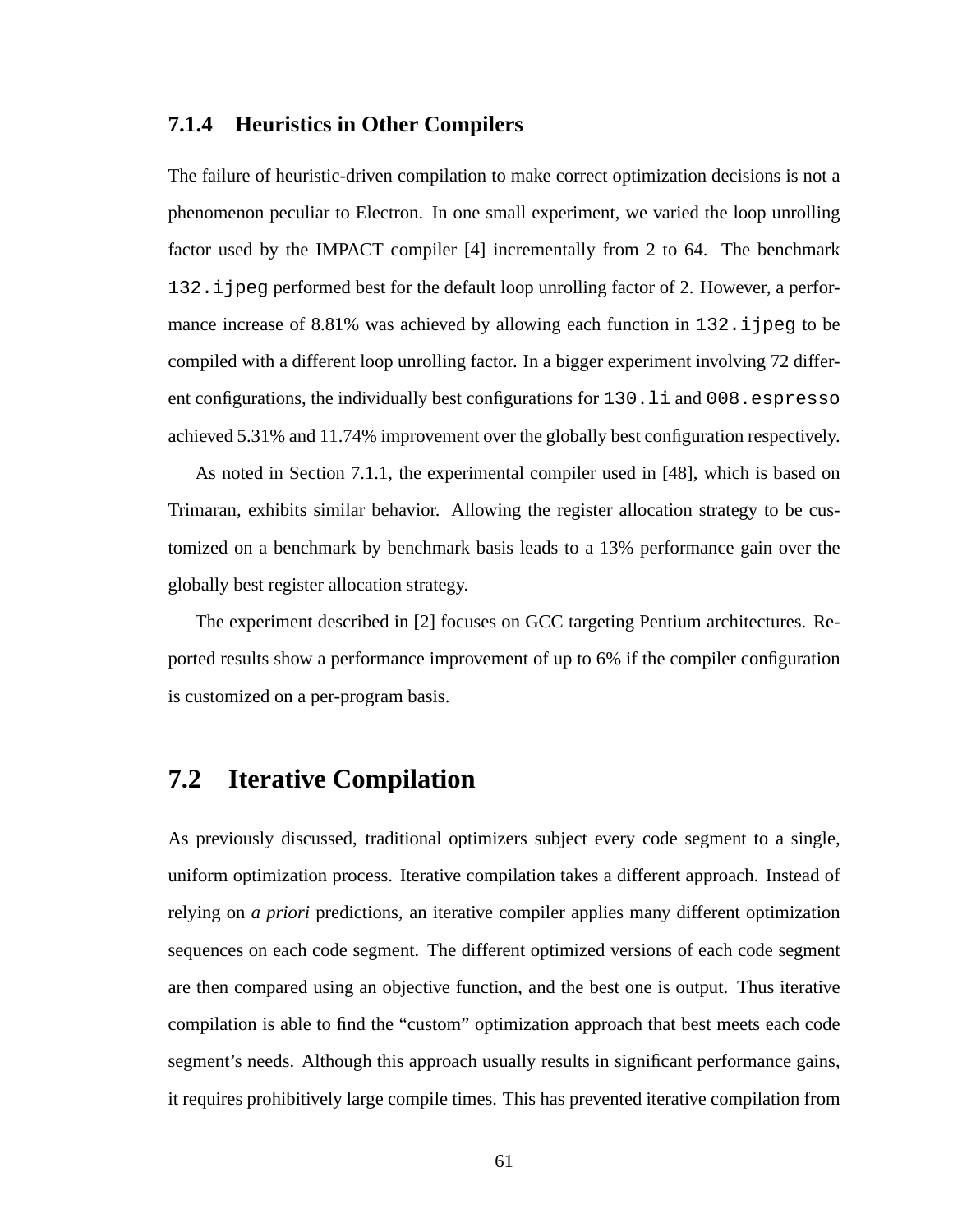### 7.1.4 Heuristics in Other Compilers

The failure of heuristic-driven compilation to make correct optimization decisions is not a phenomenon peculiar to Electron. In one small experiment, we varied the loop unrolling factor used by the IMPACT compiler [4] incrementally from 2 to 64. The benchmark `132.ijpeg` performed best for the default loop unrolling factor of 2. However, a performance increase of 8.81% was achieved by allowing each function in `132.ijpeg` to be compiled with a different loop unrolling factor. In a bigger experiment involving 72 different configurations, the individually best configurations for `130.li` and `008.espresso` achieved 5.31% and 11.74% improvement over the globally best configuration respectively.

As noted in Section 7.1.1, the experimental compiler used in [48], which is based on Trimaran, exhibits similar behavior. Allowing the register allocation strategy to be customized on a benchmark by benchmark basis leads to a 13% performance gain over the globally best register allocation strategy.

The experiment described in [2] focuses on GCC targeting Pentium architectures. Reported results show a performance improvement of up to 6% if the compiler configuration is customized on a per-program basis.

## 7.2 Iterative Compilation

As previously discussed, traditional optimizers subject every code segment to a single, uniform optimization process. Iterative compilation takes a different approach. Instead of relying on *a priori* predictions, an iterative compiler applies many different optimization sequences on each code segment. The different optimized versions of each code segment are then compared using an objective function, and the best one is output. Thus iterative compilation is able to find the "custom" optimization approach that best meets each code segment's needs. Although this approach usually results in significant performance gains, it requires prohibitively large compile times. This has prevented iterative compilation from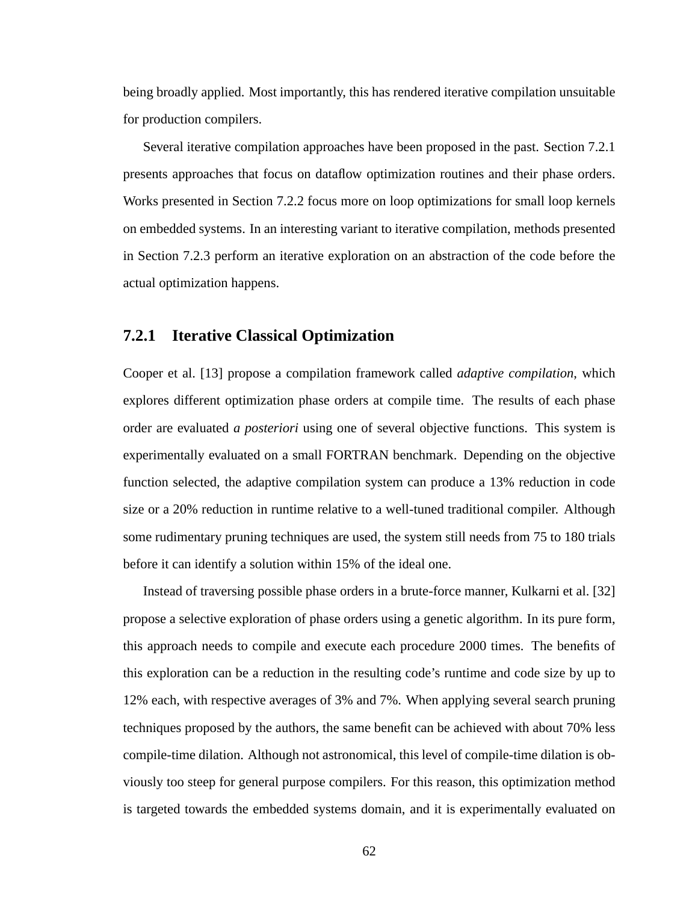being broadly applied. Most importantly, this has rendered iterative compilation unsuitable for production compilers.

Several iterative compilation approaches have been proposed in the past. Section 7.2.1 presents approaches that focus on dataflow optimization routines and their phase orders. Works presented in Section 7.2.2 focus more on loop optimizations for small loop kernels on embedded systems. In an interesting variant to iterative compilation, methods presented in Section 7.2.3 perform an iterative exploration on an abstraction of the code before the actual optimization happens.

### 7.2.1 Iterative Classical Optimization

Cooper et al. [13] propose a compilation framework called *adaptive compilation*, which explores different optimization phase orders at compile time. The results of each phase order are evaluated *a posteriori* using one of several objective functions. This system is experimentally evaluated on a small FORTRAN benchmark. Depending on the objective function selected, the adaptive compilation system can produce a 13% reduction in code size or a 20% reduction in runtime relative to a well-tuned traditional compiler. Although some rudimentary pruning techniques are used, the system still needs from 75 to 180 trials before it can identify a solution within 15% of the ideal one.

Instead of traversing possible phase orders in a brute-force manner, Kulkarni et al. [32] propose a selective exploration of phase orders using a genetic algorithm. In its pure form, this approach needs to compile and execute each procedure 2000 times. The benefits of this exploration can be a reduction in the resulting code's runtime and code size by up to 12% each, with respective averages of 3% and 7%. When applying several search pruning techniques proposed by the authors, the same benefit can be achieved with about 70% less compile-time dilation. Although not astronomical, this level of compile-time dilation is obviously too steep for general purpose compilers. For this reason, this optimization method is targeted towards the embedded systems domain, and it is experimentally evaluated on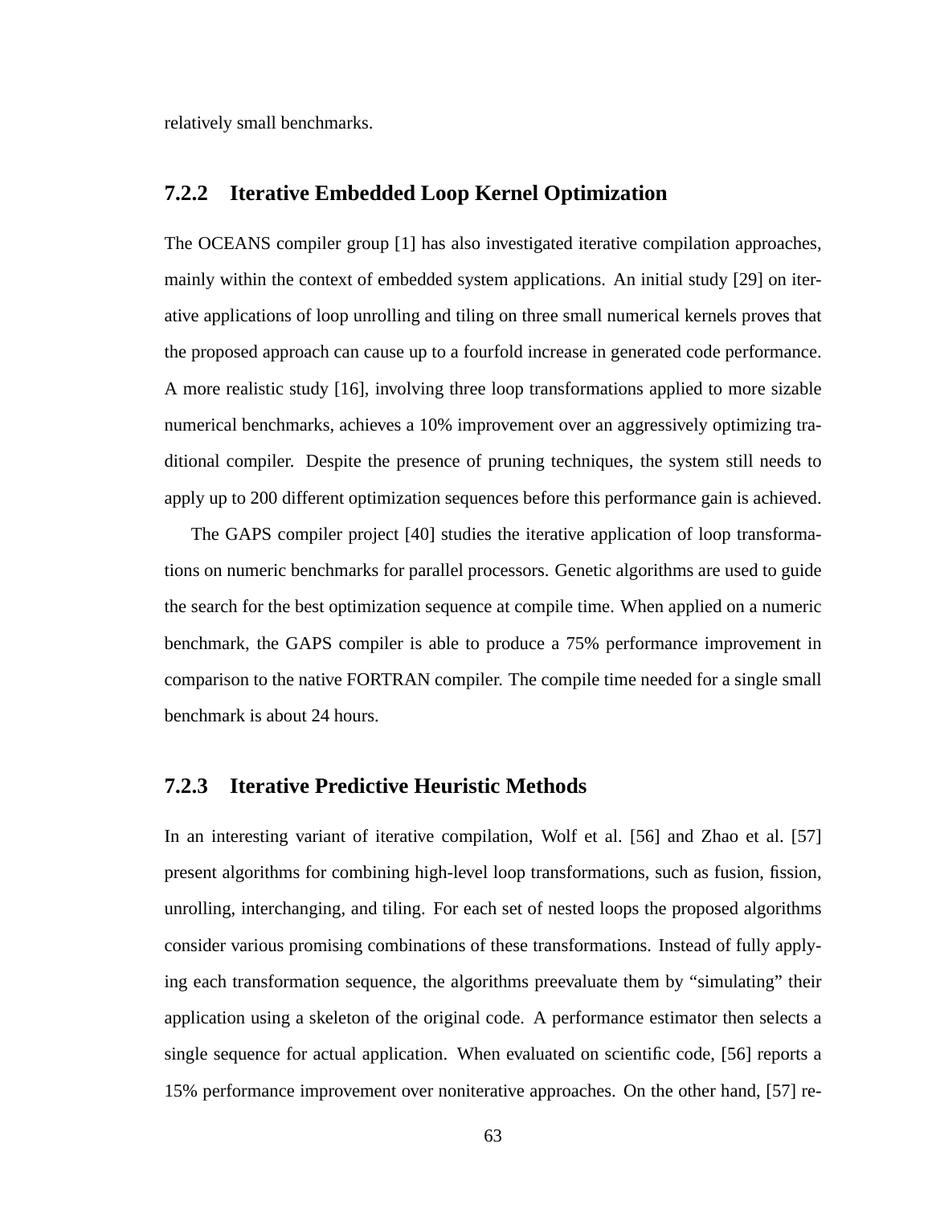relatively small benchmarks.

### 7.2.2 Iterative Embedded Loop Kernel Optimization

The OCEANS compiler group [1] has also investigated iterative compilation approaches, mainly within the context of embedded system applications. An initial study [29] on iterative applications of loop unrolling and tiling on three small numerical kernels proves that the proposed approach can cause up to a fourfold increase in generated code performance. A more realistic study [16], involving three loop transformations applied to more sizable numerical benchmarks, achieves a 10% improvement over an aggressively optimizing traditional compiler. Despite the presence of pruning techniques, the system still needs to apply up to 200 different optimization sequences before this performance gain is achieved.

The GAPS compiler project [40] studies the iterative application of loop transformations on numeric benchmarks for parallel processors. Genetic algorithms are used to guide the search for the best optimization sequence at compile time. When applied on a numeric benchmark, the GAPS compiler is able to produce a 75% performance improvement in comparison to the native FORTRAN compiler. The compile time needed for a single small benchmark is about 24 hours.

### 7.2.3 Iterative Predictive Heuristic Methods

In an interesting variant of iterative compilation, Wolf et al. [56] and Zhao et al. [57] present algorithms for combining high-level loop transformations, such as fusion, fission, unrolling, interchanging, and tiling. For each set of nested loops the proposed algorithms consider various promising combinations of these transformations. Instead of fully applying each transformation sequence, the algorithms preevaluate them by "simulating" their application using a skeleton of the original code. A performance estimator then selects a single sequence for actual application. When evaluated on scientific code, [56] reports a 15% performance improvement over noniterative approaches. On the other hand, [57] re-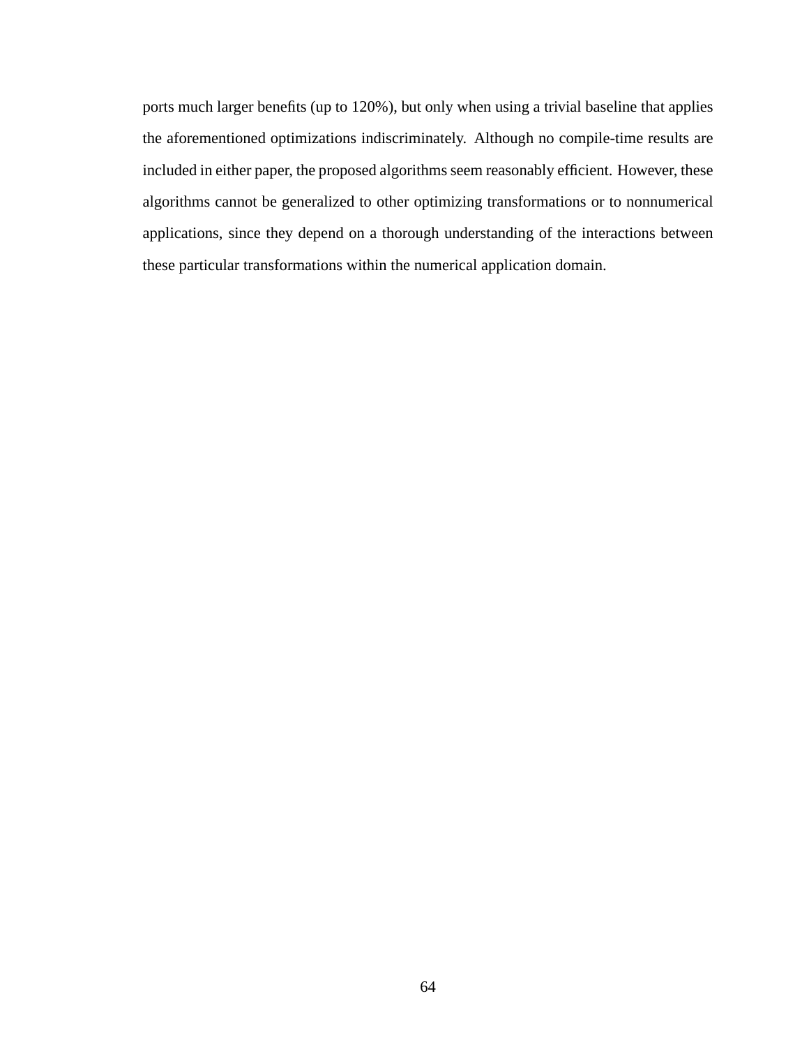ports much larger benefits (up to 120%), but only when using a trivial baseline that applies the aforementioned optimizations indiscriminately. Although no compile-time results are included in either paper, the proposed algorithms seem reasonably efficient. However, these algorithms cannot be generalized to other optimizing transformations or to nonnumerical applications, since they depend on a thorough understanding of the interactions between these particular transformations within the numerical application domain.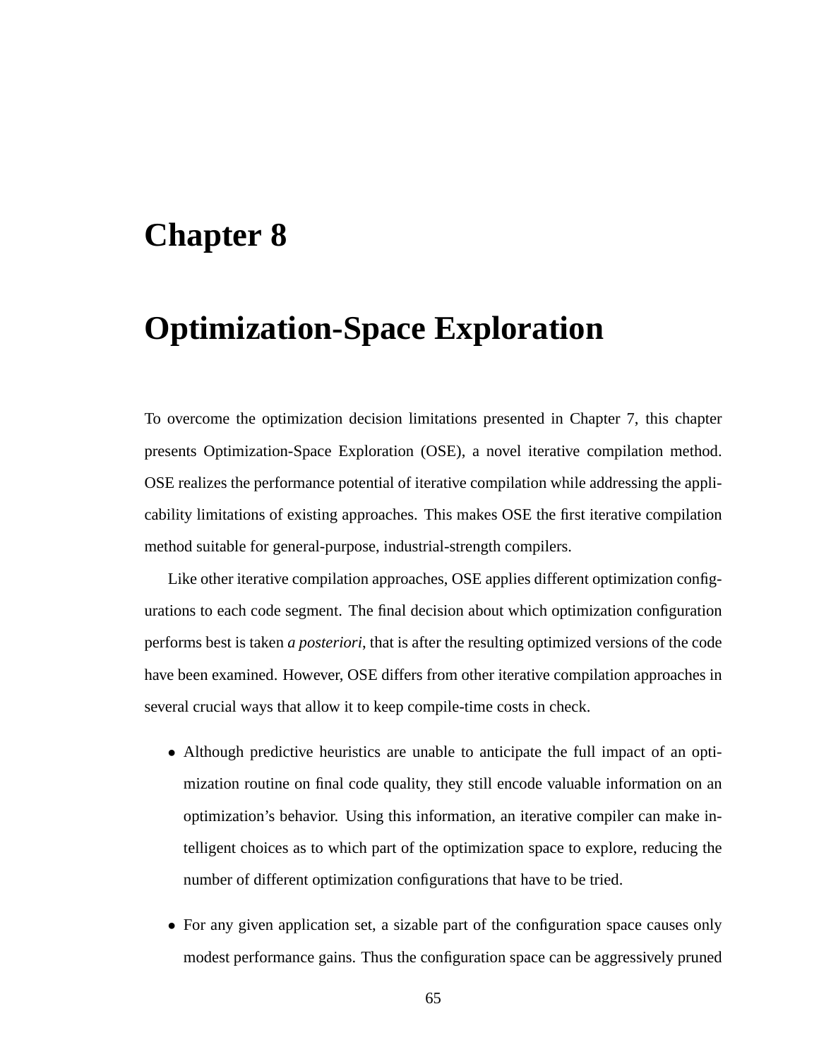# Chapter 8

# Optimization-Space Exploration

To overcome the optimization decision limitations presented in Chapter 7, this chapter presents Optimization-Space Exploration (OSE), a novel iterative compilation method. OSE realizes the performance potential of iterative compilation while addressing the applicability limitations of existing approaches. This makes OSE the first iterative compilation method suitable for general-purpose, industrial-strength compilers.

Like other iterative compilation approaches, OSE applies different optimization configurations to each code segment. The final decision about which optimization configuration performs best is taken *a posteriori*, that is after the resulting optimized versions of the code have been examined. However, OSE differs from other iterative compilation approaches in several crucial ways that allow it to keep compile-time costs in check.

- Although predictive heuristics are unable to anticipate the full impact of an optimization routine on final code quality, they still encode valuable information on an optimization's behavior. Using this information, an iterative compiler can make intelligent choices as to which part of the optimization space to explore, reducing the number of different optimization configurations that have to be tried.

- For any given application set, a sizable part of the configuration space causes only modest performance gains. Thus the configuration space can be aggressively pruned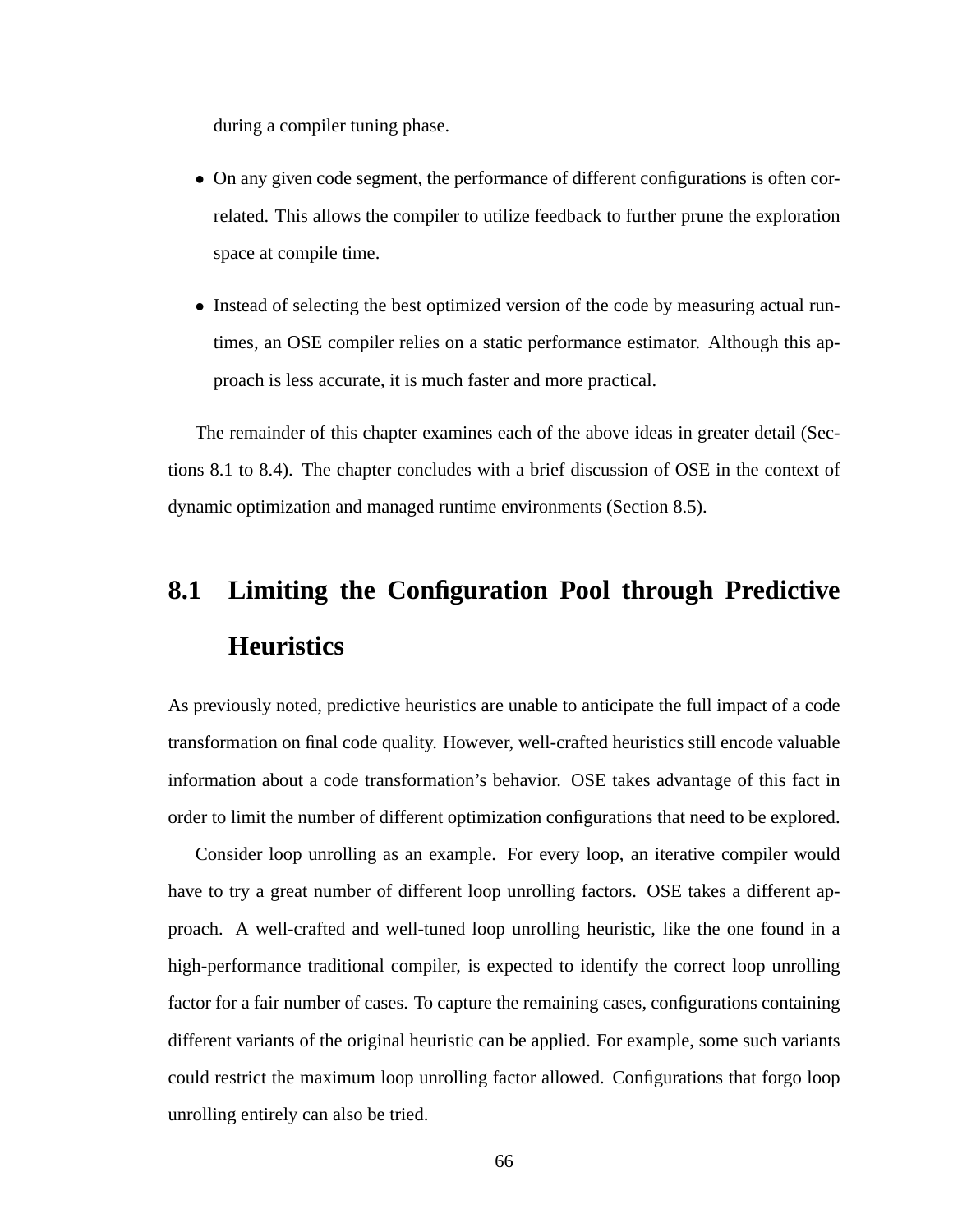during a compiler tuning phase.

- On any given code segment, the performance of different configurations is often correlated. This allows the compiler to utilize feedback to further prune the exploration space at compile time.

- Instead of selecting the best optimized version of the code by measuring actual runtimes, an OSE compiler relies on a static performance estimator. Although this approach is less accurate, it is much faster and more practical.

The remainder of this chapter examines each of the above ideas in greater detail (Sections 8.1 to 8.4). The chapter concludes with a brief discussion of OSE in the context of dynamic optimization and managed runtime environments (Section 8.5).

## 8.1 Limiting the Configuration Pool through Predictive Heuristics

As previously noted, predictive heuristics are unable to anticipate the full impact of a code transformation on final code quality. However, well-crafted heuristics still encode valuable information about a code transformation's behavior. OSE takes advantage of this fact in order to limit the number of different optimization configurations that need to be explored.

Consider loop unrolling as an example. For every loop, an iterative compiler would have to try a great number of different loop unrolling factors. OSE takes a different approach. A well-crafted and well-tuned loop unrolling heuristic, like the one found in a high-performance traditional compiler, is expected to identify the correct loop unrolling factor for a fair number of cases. To capture the remaining cases, configurations containing different variants of the original heuristic can be applied. For example, some such variants could restrict the maximum loop unrolling factor allowed. Configurations that forgo loop unrolling entirely can also be tried.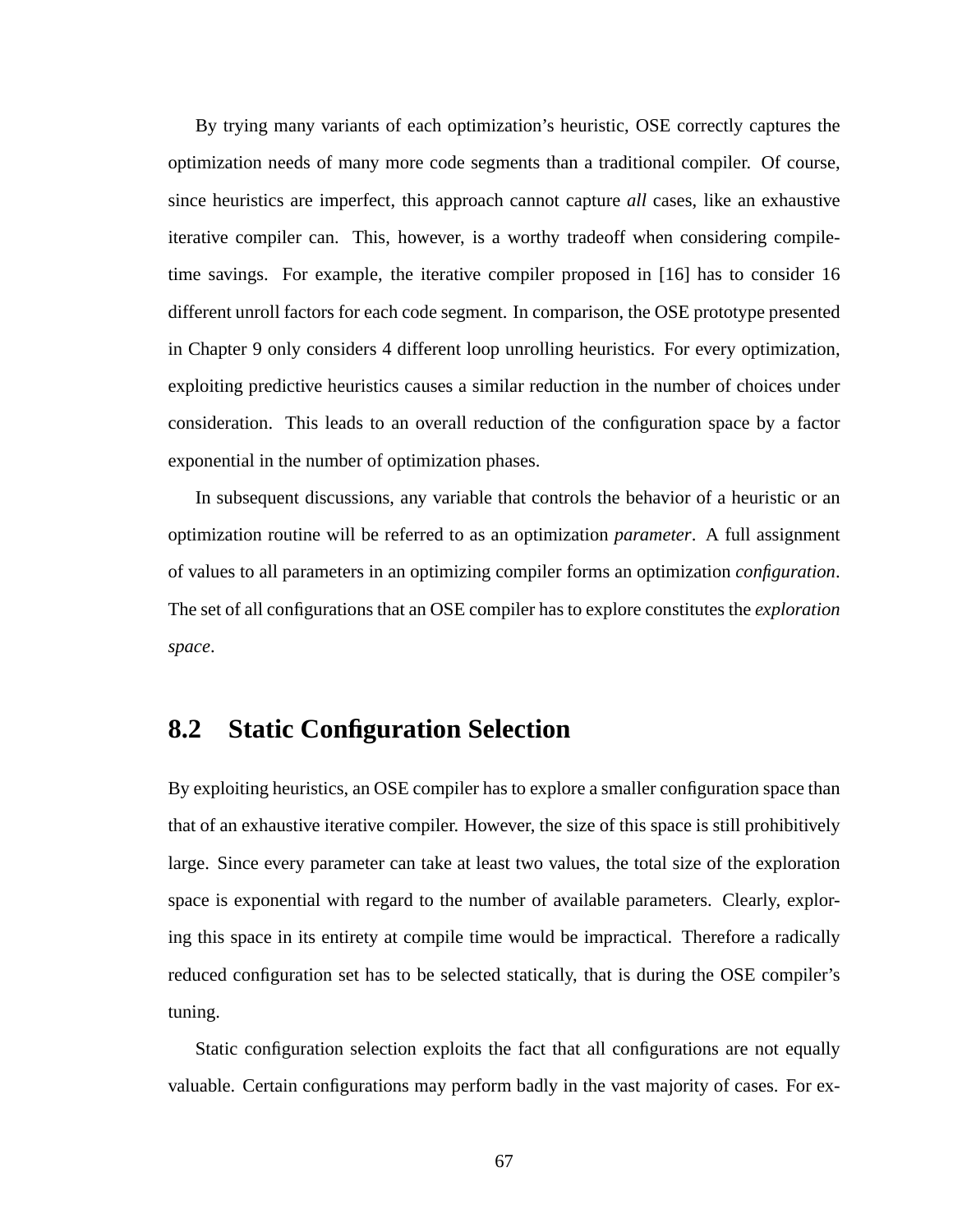By trying many variants of each optimization's heuristic, OSE correctly captures the optimization needs of many more code segments than a traditional compiler. Of course, since heuristics are imperfect, this approach cannot capture *all* cases, like an exhaustive iterative compiler can. This, however, is a worthy tradeoff when considering compile-time savings. For example, the iterative compiler proposed in [16] has to consider 16 different unroll factors for each code segment. In comparison, the OSE prototype presented in Chapter 9 only considers 4 different loop unrolling heuristics. For every optimization, exploiting predictive heuristics causes a similar reduction in the number of choices under consideration. This leads to an overall reduction of the configuration space by a factor exponential in the number of optimization phases.

In subsequent discussions, any variable that controls the behavior of a heuristic or an optimization routine will be referred to as an optimization *parameter*. A full assignment of values to all parameters in an optimizing compiler forms an optimization *configuration*. The set of all configurations that an OSE compiler has to explore constitutes the *exploration space*.

## 8.2 Static Configuration Selection

By exploiting heuristics, an OSE compiler has to explore a smaller configuration space than that of an exhaustive iterative compiler. However, the size of this space is still prohibitively large. Since every parameter can take at least two values, the total size of the exploration space is exponential with regard to the number of available parameters. Clearly, exploring this space in its entirety at compile time would be impractical. Therefore a radically reduced configuration set has to be selected statically, that is during the OSE compiler's tuning.

Static configuration selection exploits the fact that all configurations are not equally valuable. Certain configurations may perform badly in the vast majority of cases. For ex-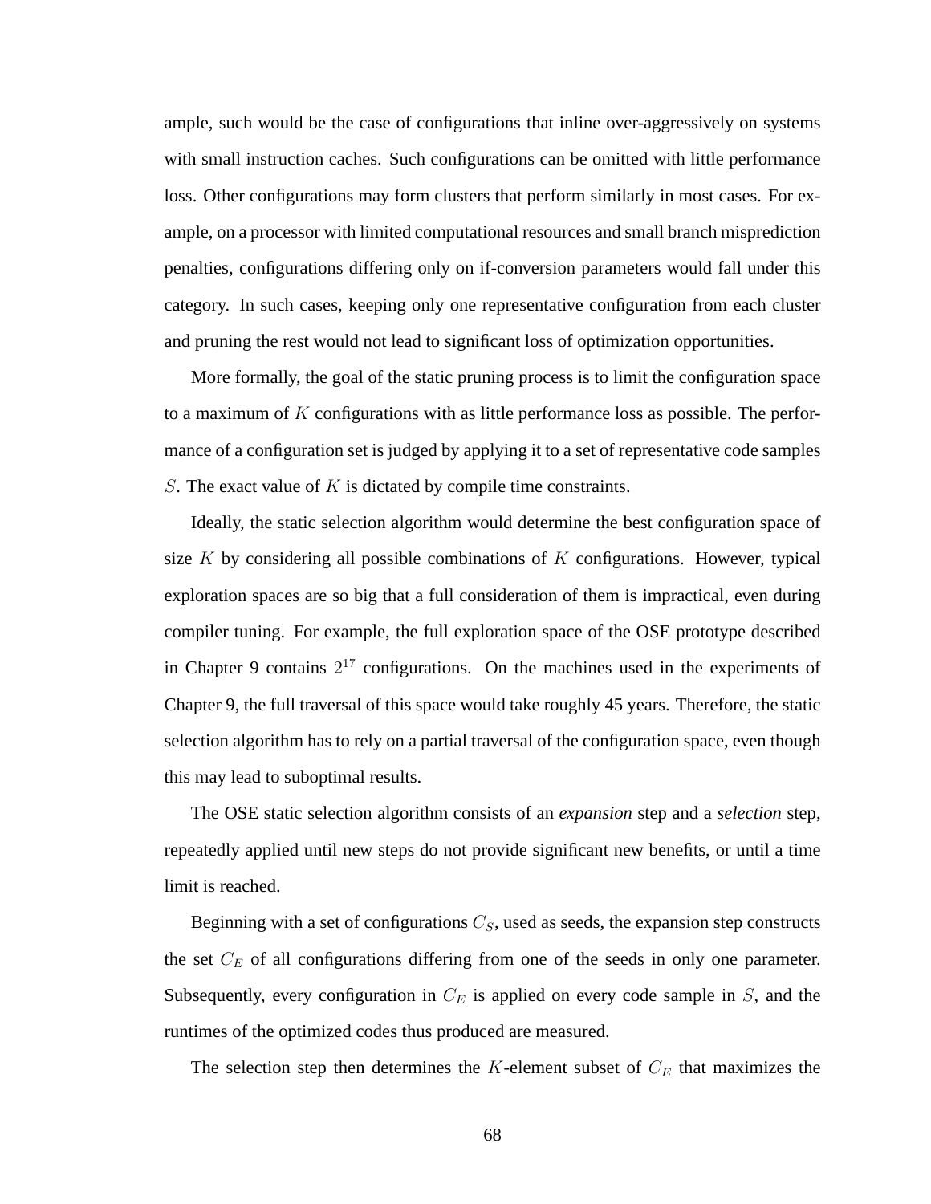ample, such would be the case of configurations that inline over-aggressively on systems with small instruction caches. Such configurations can be omitted with little performance loss. Other configurations may form clusters that perform similarly in most cases. For example, on a processor with limited computational resources and small branch misprediction penalties, configurations differing only on if-conversion parameters would fall under this category. In such cases, keeping only one representative configuration from each cluster and pruning the rest would not lead to significant loss of optimization opportunities.

More formally, the goal of the static pruning process is to limit the configuration space to a maximum of $K$ configurations with as little performance loss as possible. The performance of a configuration set is judged by applying it to a set of representative code samples $S$. The exact value of $K$ is dictated by compile time constraints.

Ideally, the static selection algorithm would determine the best configuration space of size $K$ by considering all possible combinations of $K$ configurations. However, typical exploration spaces are so big that a full consideration of them is impractical, even during compiler tuning. For example, the full exploration space of the OSE prototype described in Chapter 9 contains $2^{17}$ configurations. On the machines used in the experiments of Chapter 9, the full traversal of this space would take roughly 45 years. Therefore, the static selection algorithm has to rely on a partial traversal of the configuration space, even though this may lead to suboptimal results.

The OSE static selection algorithm consists of an *expansion* step and a *selection* step, repeatedly applied until new steps do not provide significant new benefits, or until a time limit is reached.

Beginning with a set of configurations $C_S$, used as seeds, the expansion step constructs the set $C_E$ of all configurations differing from one of the seeds in only one parameter. Subsequently, every configuration in $C_E$ is applied on every code sample in $S$, and the runtimes of the optimized codes thus produced are measured.

The selection step then determines the $K$-element subset of $C_E$ that maximizes the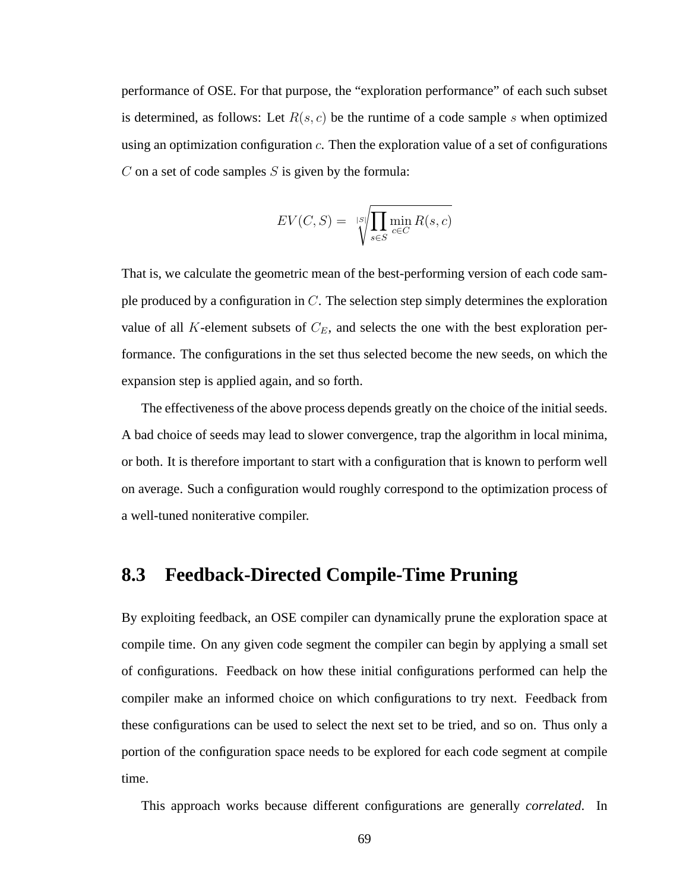performance of OSE. For that purpose, the "exploration performance" of each such subset is determined, as follows: Let $R(s, c)$ be the runtime of a code sample $s$ when optimized using an optimization configuration $c$. Then the exploration value of a set of configurations $C$ on a set of code samples $S$ is given by the formula:

$$EV(C, S) = \sqrt[|S|]{\prod_{s \in S} \min_{c \in C} R(s, c)}$$

That is, we calculate the geometric mean of the best-performing version of each code sample produced by a configuration in $C$. The selection step simply determines the exploration value of all $K$-element subsets of $C_E$, and selects the one with the best exploration performance. The configurations in the set thus selected become the new seeds, on which the expansion step is applied again, and so forth.

The effectiveness of the above process depends greatly on the choice of the initial seeds. A bad choice of seeds may lead to slower convergence, trap the algorithm in local minima, or both. It is therefore important to start with a configuration that is known to perform well on average. Such a configuration would roughly correspond to the optimization process of a well-tuned noniterative compiler.

## 8.3 Feedback-Directed Compile-Time Pruning

By exploiting feedback, an OSE compiler can dynamically prune the exploration space at compile time. On any given code segment the compiler can begin by applying a small set of configurations. Feedback on how these initial configurations performed can help the compiler make an informed choice on which configurations to try next. Feedback from these configurations can be used to select the next set to be tried, and so on. Thus only a portion of the configuration space needs to be explored for each code segment at compile time.

This approach works because different configurations are generally *correlated*. In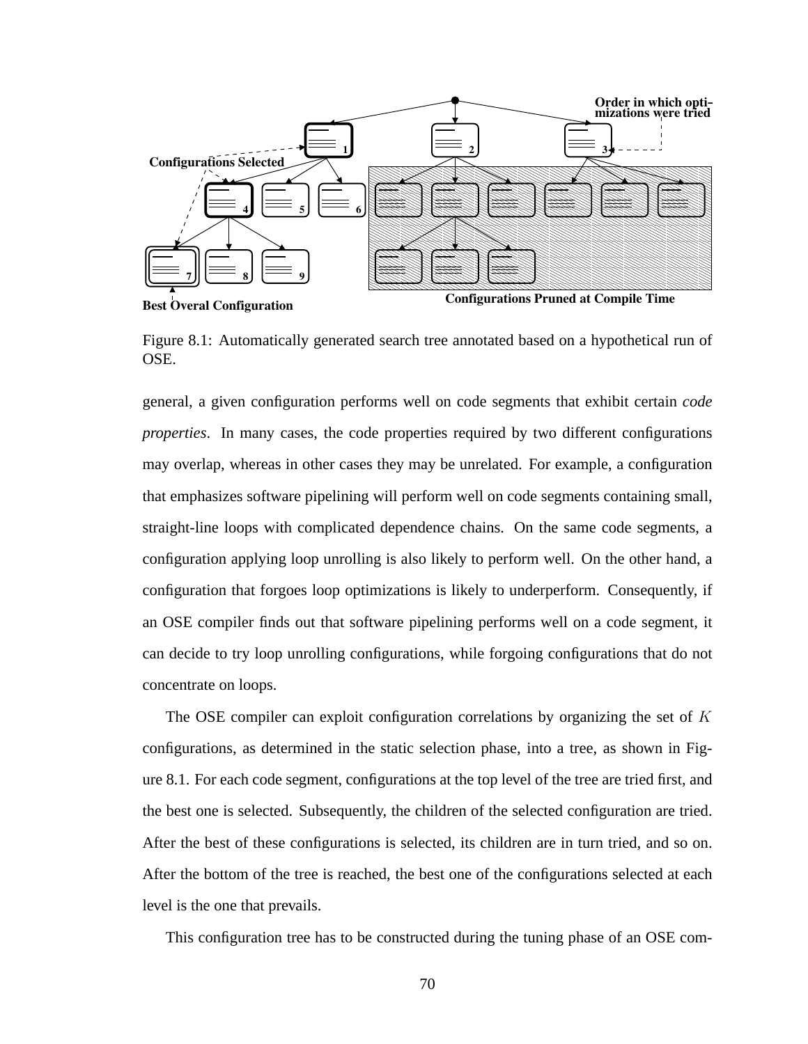Figure 8.1: Automatically generated search tree annotated based on a hypothetical run of OSE.

general, a given configuration performs well on code segments that exhibit certain *code properties*. In many cases, the code properties required by two different configurations may overlap, whereas in other cases they may be unrelated. For example, a configuration that emphasizes software pipelining will perform well on code segments containing small, straight-line loops with complicated dependence chains. On the same code segments, a configuration applying loop unrolling is also likely to perform well. On the other hand, a configuration that forgoes loop optimizations is likely to underperform. Consequently, if an OSE compiler finds out that software pipelining performs well on a code segment, it can decide to try loop unrolling configurations, while forgoing configurations that do not concentrate on loops.

The OSE compiler can exploit configuration correlations by organizing the set of $K$ configurations, as determined in the static selection phase, into a tree, as shown in Figure 8.1. For each code segment, configurations at the top level of the tree are tried first, and the best one is selected. Subsequently, the children of the selected configuration are tried. After the best of these configurations is selected, its children are in turn tried, and so on. After the bottom of the tree is reached, the best one of the configurations selected at each level is the one that prevails.

This configuration tree has to be constructed during the tuning phase of an OSE com-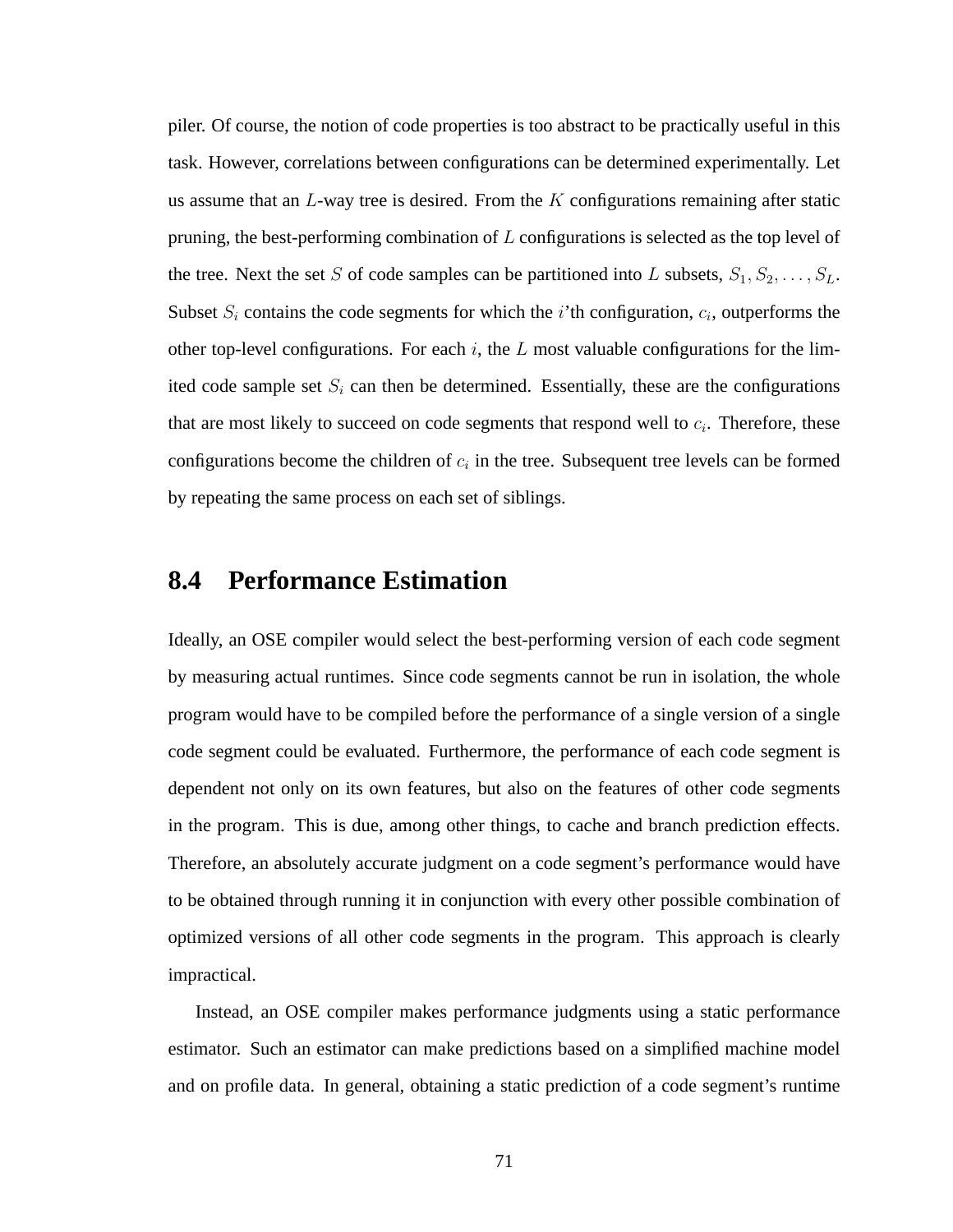piler. Of course, the notion of code properties is too abstract to be practically useful in this task. However, correlations between configurations can be determined experimentally. Let us assume that an $L$-way tree is desired. From the $K$ configurations remaining after static pruning, the best-performing combination of $L$ configurations is selected as the top level of the tree. Next the set $S$ of code samples can be partitioned into $L$ subsets, $S_1, S_2, \ldots, S_L$. Subset $S_i$ contains the code segments for which the $i$'th configuration, $c_i$, outperforms the other top-level configurations. For each $i$, the $L$ most valuable configurations for the limited code sample set $S_i$ can then be determined. Essentially, these are the configurations that are most likely to succeed on code segments that respond well to $c_i$. Therefore, these configurations become the children of $c_i$ in the tree. Subsequent tree levels can be formed by repeating the same process on each set of siblings.

## 8.4 Performance Estimation

Ideally, an OSE compiler would select the best-performing version of each code segment by measuring actual runtimes. Since code segments cannot be run in isolation, the whole program would have to be compiled before the performance of a single version of a single code segment could be evaluated. Furthermore, the performance of each code segment is dependent not only on its own features, but also on the features of other code segments in the program. This is due, among other things, to cache and branch prediction effects. Therefore, an absolutely accurate judgment on a code segment's performance would have to be obtained through running it in conjunction with every other possible combination of optimized versions of all other code segments in the program. This approach is clearly impractical.

Instead, an OSE compiler makes performance judgments using a static performance estimator. Such an estimator can make predictions based on a simplified machine model and on profile data. In general, obtaining a static prediction of a code segment's runtime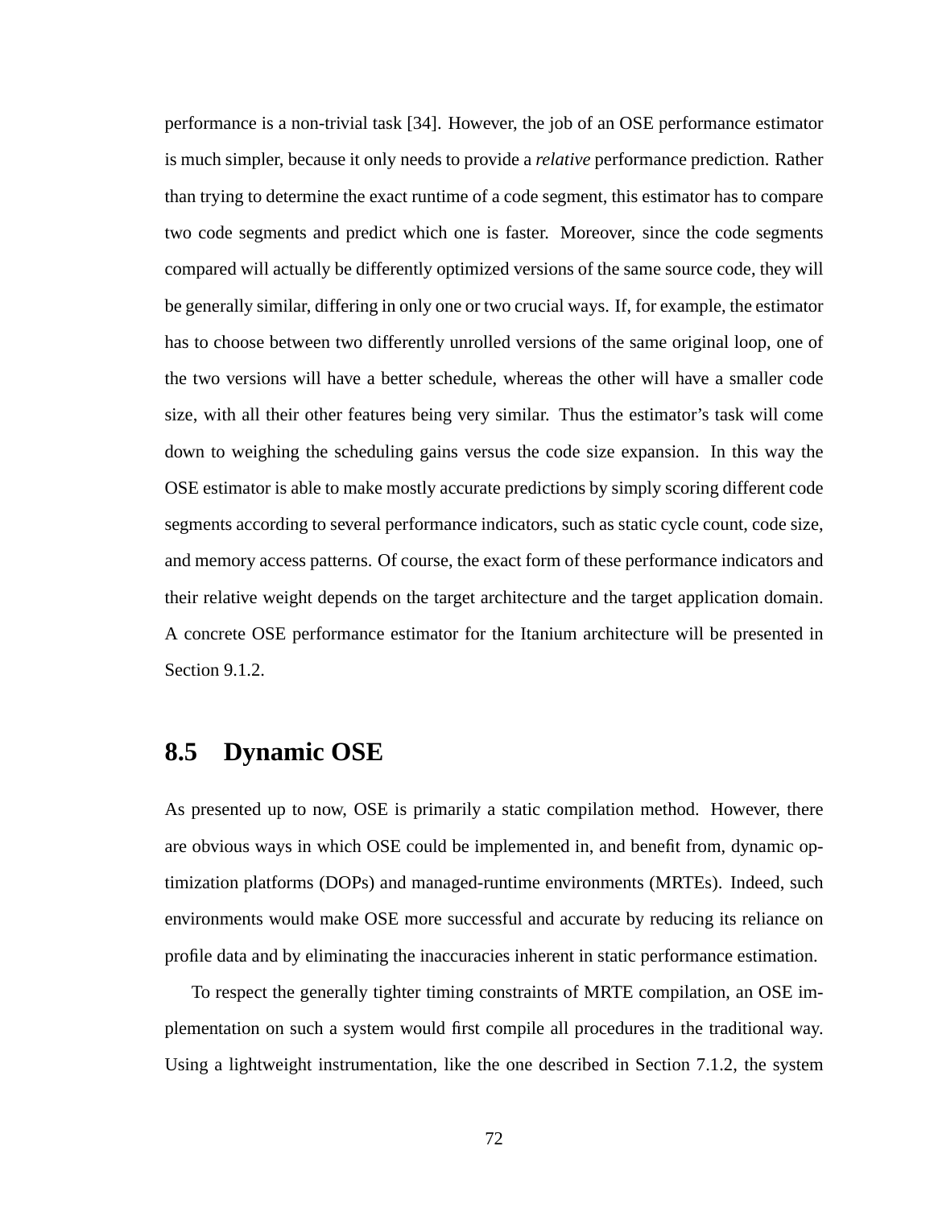performance is a non-trivial task [34]. However, the job of an OSE performance estimator is much simpler, because it only needs to provide a *relative* performance prediction. Rather than trying to determine the exact runtime of a code segment, this estimator has to compare two code segments and predict which one is faster. Moreover, since the code segments compared will actually be differently optimized versions of the same source code, they will be generally similar, differing in only one or two crucial ways. If, for example, the estimator has to choose between two differently unrolled versions of the same original loop, one of the two versions will have a better schedule, whereas the other will have a smaller code size, with all their other features being very similar. Thus the estimator's task will come down to weighing the scheduling gains versus the code size expansion. In this way the OSE estimator is able to make mostly accurate predictions by simply scoring different code segments according to several performance indicators, such as static cycle count, code size, and memory access patterns. Of course, the exact form of these performance indicators and their relative weight depends on the target architecture and the target application domain. A concrete OSE performance estimator for the Itanium architecture will be presented in Section 9.1.2.

## 8.5 Dynamic OSE

As presented up to now, OSE is primarily a static compilation method. However, there are obvious ways in which OSE could be implemented in, and benefit from, dynamic optimization platforms (DOPs) and managed-runtime environments (MRTEs). Indeed, such environments would make OSE more successful and accurate by reducing its reliance on profile data and by eliminating the inaccuracies inherent in static performance estimation.

To respect the generally tighter timing constraints of MRTE compilation, an OSE implementation on such a system would first compile all procedures in the traditional way. Using a lightweight instrumentation, like the one described in Section 7.1.2, the system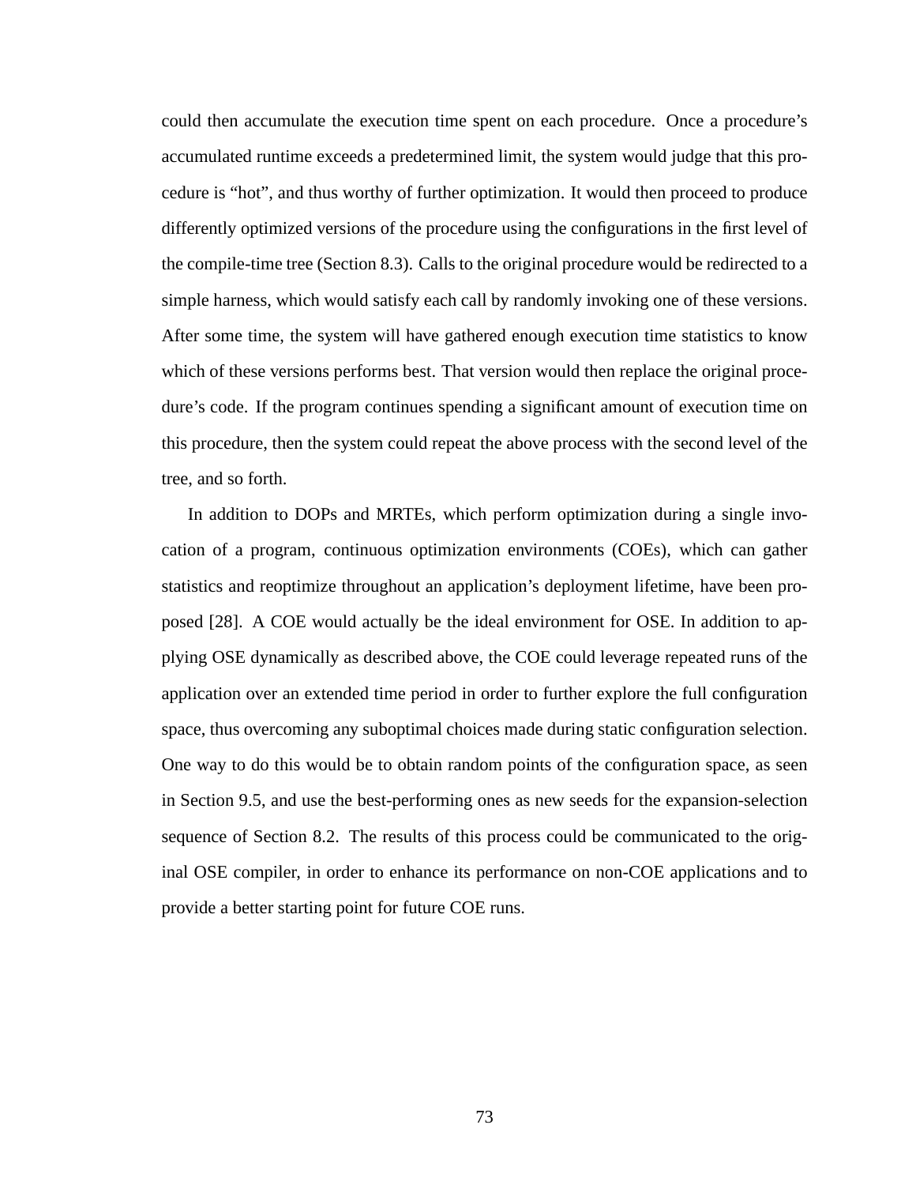could then accumulate the execution time spent on each procedure. Once a procedure's accumulated runtime exceeds a predetermined limit, the system would judge that this procedure is "hot", and thus worthy of further optimization. It would then proceed to produce differently optimized versions of the procedure using the configurations in the first level of the compile-time tree (Section 8.3). Calls to the original procedure would be redirected to a simple harness, which would satisfy each call by randomly invoking one of these versions. After some time, the system will have gathered enough execution time statistics to know which of these versions performs best. That version would then replace the original procedure's code. If the program continues spending a significant amount of execution time on this procedure, then the system could repeat the above process with the second level of the tree, and so forth.

In addition to DOPs and MRTEs, which perform optimization during a single invocation of a program, continuous optimization environments (COEs), which can gather statistics and reoptimize throughout an application's deployment lifetime, have been proposed [28]. A COE would actually be the ideal environment for OSE. In addition to applying OSE dynamically as described above, the COE could leverage repeated runs of the application over an extended time period in order to further explore the full configuration space, thus overcoming any suboptimal choices made during static configuration selection. One way to do this would be to obtain random points of the configuration space, as seen in Section 9.5, and use the best-performing ones as new seeds for the expansion-selection sequence of Section 8.2. The results of this process could be communicated to the original OSE compiler, in order to enhance its performance on non-COE applications and to provide a better starting point for future COE runs.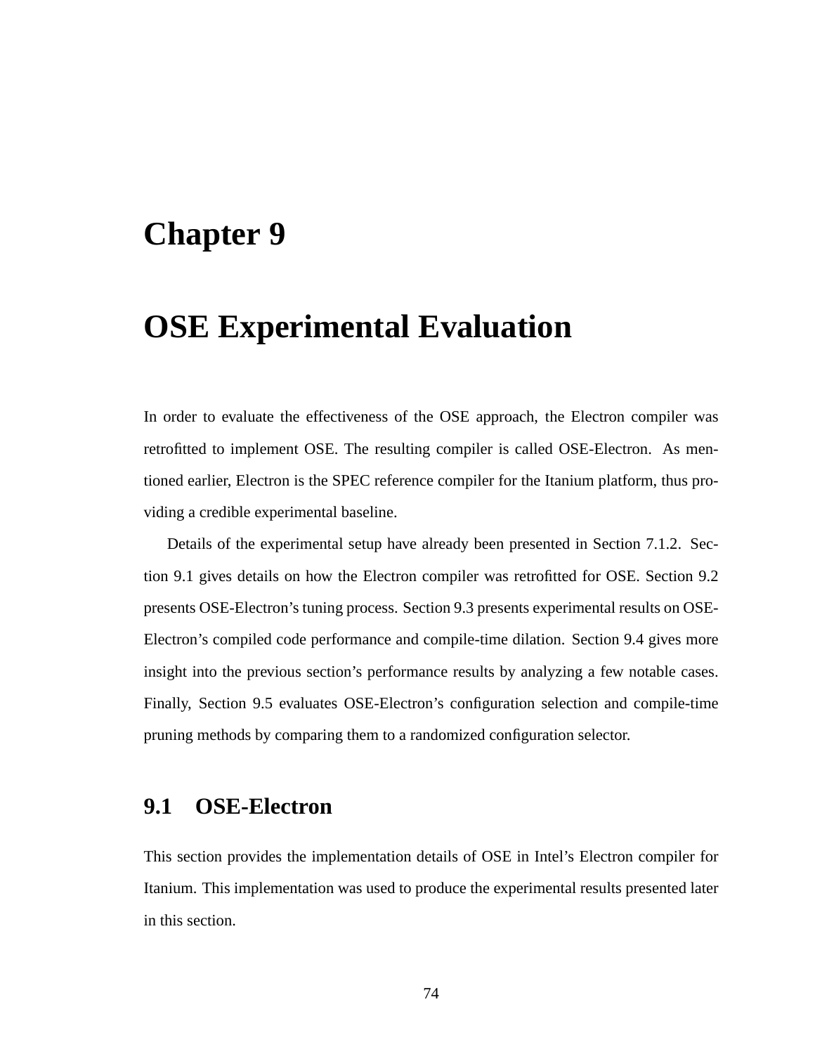# Chapter 9

# OSE Experimental Evaluation

In order to evaluate the effectiveness of the OSE approach, the Electron compiler was retrofitted to implement OSE. The resulting compiler is called OSE-Electron. As mentioned earlier, Electron is the SPEC reference compiler for the Itanium platform, thus providing a credible experimental baseline.

Details of the experimental setup have already been presented in Section 7.1.2. Section 9.1 gives details on how the Electron compiler was retrofitted for OSE. Section 9.2 presents OSE-Electron's tuning process. Section 9.3 presents experimental results on OSE-Electron's compiled code performance and compile-time dilation. Section 9.4 gives more insight into the previous section's performance results by analyzing a few notable cases. Finally, Section 9.5 evaluates OSE-Electron's configuration selection and compile-time pruning methods by comparing them to a randomized configuration selector.

## 9.1 OSE-Electron

This section provides the implementation details of OSE in Intel's Electron compiler for Itanium. This implementation was used to produce the experimental results presented later in this section.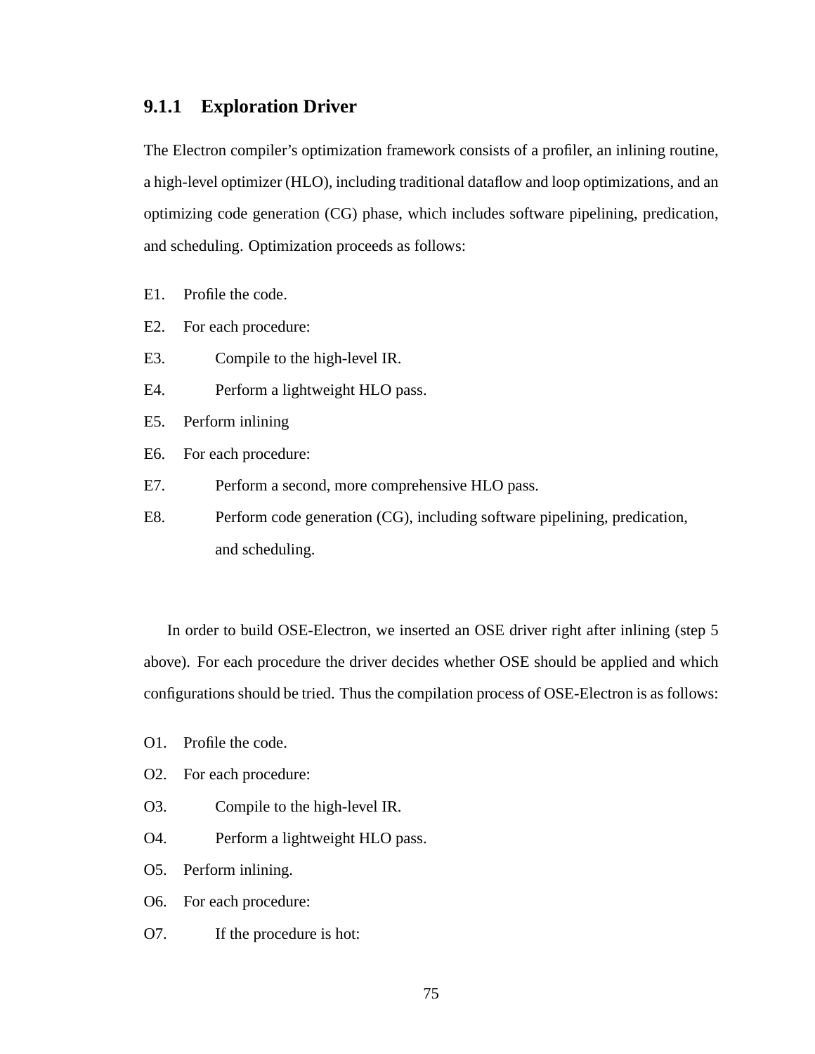### 9.1.1 Exploration Driver

The Electron compiler's optimization framework consists of a profiler, an inlining routine, a high-level optimizer (HLO), including traditional dataflow and loop optimizations, and an optimizing code generation (CG) phase, which includes software pipelining, predication, and scheduling. Optimization proceeds as follows:

E1. Profile the code.

E2. For each procedure:

E3. Compile to the high-level IR.

E4. Perform a lightweight HLO pass.

E5. Perform inlining

E6. For each procedure:

E7. Perform a second, more comprehensive HLO pass.

E8. Perform code generation (CG), including software pipelining, predication, and scheduling.

In order to build OSE-Electron, we inserted an OSE driver right after inlining (step 5 above). For each procedure the driver decides whether OSE should be applied and which configurations should be tried. Thus the compilation process of OSE-Electron is as follows:

O1. Profile the code.

O2. For each procedure:

O3. Compile to the high-level IR.

O4. Perform a lightweight HLO pass.

O5. Perform inlining.

O6. For each procedure:

O7. If the procedure is hot: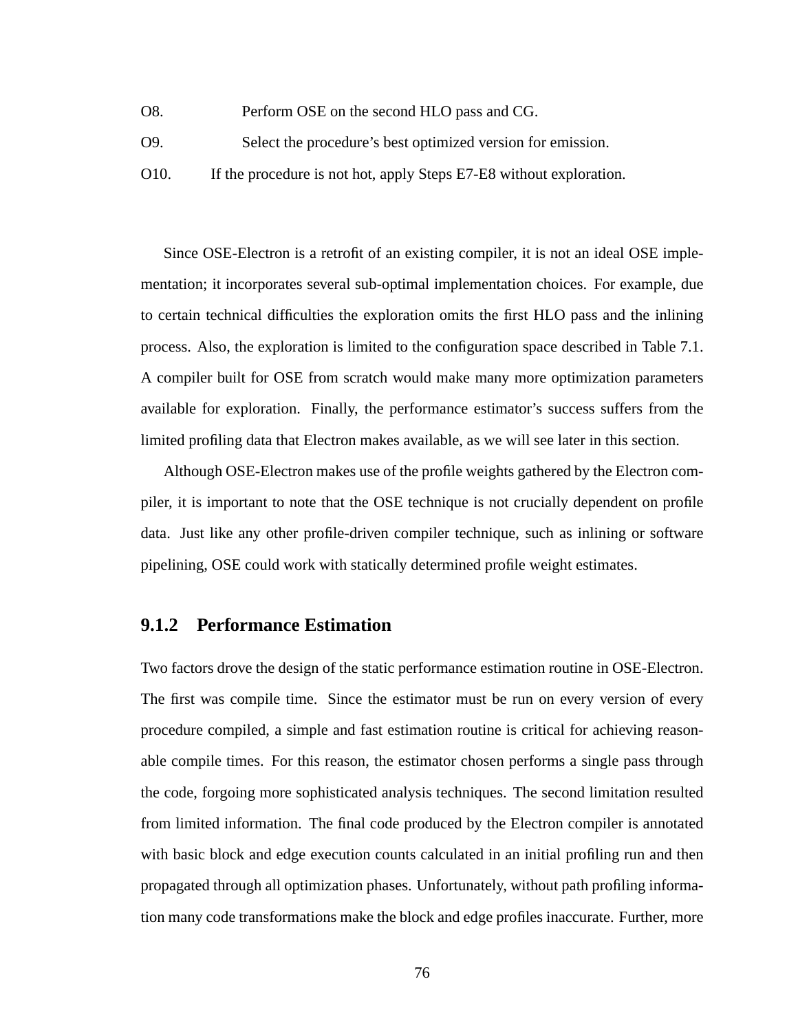O8. Perform OSE on the second HLO pass and CG.

O9. Select the procedure's best optimized version for emission.

O10. If the procedure is not hot, apply Steps E7-E8 without exploration.

Since OSE-Electron is a retrofit of an existing compiler, it is not an ideal OSE implementation; it incorporates several sub-optimal implementation choices. For example, due to certain technical difficulties the exploration omits the first HLO pass and the inlining process. Also, the exploration is limited to the configuration space described in Table 7.1. A compiler built for OSE from scratch would make many more optimization parameters available for exploration. Finally, the performance estimator's success suffers from the limited profiling data that Electron makes available, as we will see later in this section.

Although OSE-Electron makes use of the profile weights gathered by the Electron compiler, it is important to note that the OSE technique is not crucially dependent on profile data. Just like any other profile-driven compiler technique, such as inlining or software pipelining, OSE could work with statically determined profile weight estimates.

### 9.1.2 Performance Estimation

Two factors drove the design of the static performance estimation routine in OSE-Electron. The first was compile time. Since the estimator must be run on every version of every procedure compiled, a simple and fast estimation routine is critical for achieving reasonable compile times. For this reason, the estimator chosen performs a single pass through the code, forgoing more sophisticated analysis techniques. The second limitation resulted from limited information. The final code produced by the Electron compiler is annotated with basic block and edge execution counts calculated in an initial profiling run and then propagated through all optimization phases. Unfortunately, without path profiling information many code transformations make the block and edge profiles inaccurate. Further, more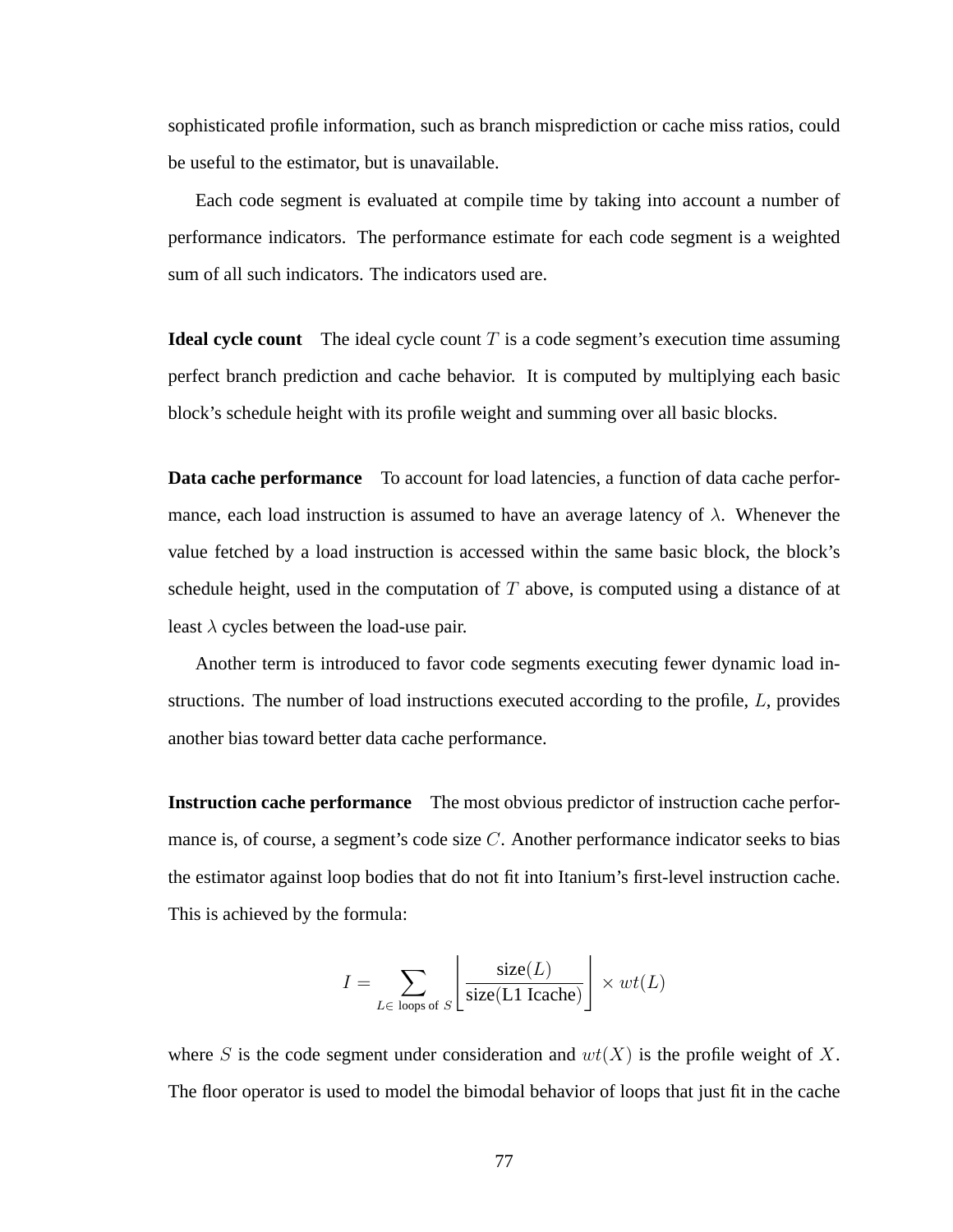sophisticated profile information, such as branch misprediction or cache miss ratios, could be useful to the estimator, but is unavailable.

Each code segment is evaluated at compile time by taking into account a number of performance indicators. The performance estimate for each code segment is a weighted sum of all such indicators. The indicators used are.

**Ideal cycle count** The ideal cycle count $T$ is a code segment's execution time assuming perfect branch prediction and cache behavior. It is computed by multiplying each basic block's schedule height with its profile weight and summing over all basic blocks.

**Data cache performance** To account for load latencies, a function of data cache performance, each load instruction is assumed to have an average latency of $\lambda$. Whenever the value fetched by a load instruction is accessed within the same basic block, the block's schedule height, used in the computation of $T$ above, is computed using a distance of at least $\lambda$ cycles between the load-use pair.

Another term is introduced to favor code segments executing fewer dynamic load instructions. The number of load instructions executed according to the profile, $L$, provides another bias toward better data cache performance.

**Instruction cache performance** The most obvious predictor of instruction cache performance is, of course, a segment's code size $C$. Another performance indicator seeks to bias the estimator against loop bodies that do not fit into Itanium's first-level instruction cache. This is achieved by the formula:

$$I = \sum_{L \in \text{ loops of } S} \left\lfloor \frac{\text{size}(L)}{\text{size}(\text{L1 Icache})} \right\rfloor \times wt(L)$$

where $S$ is the code segment under consideration and $wt(X)$ is the profile weight of $X$. The floor operator is used to model the bimodal behavior of loops that just fit in the cache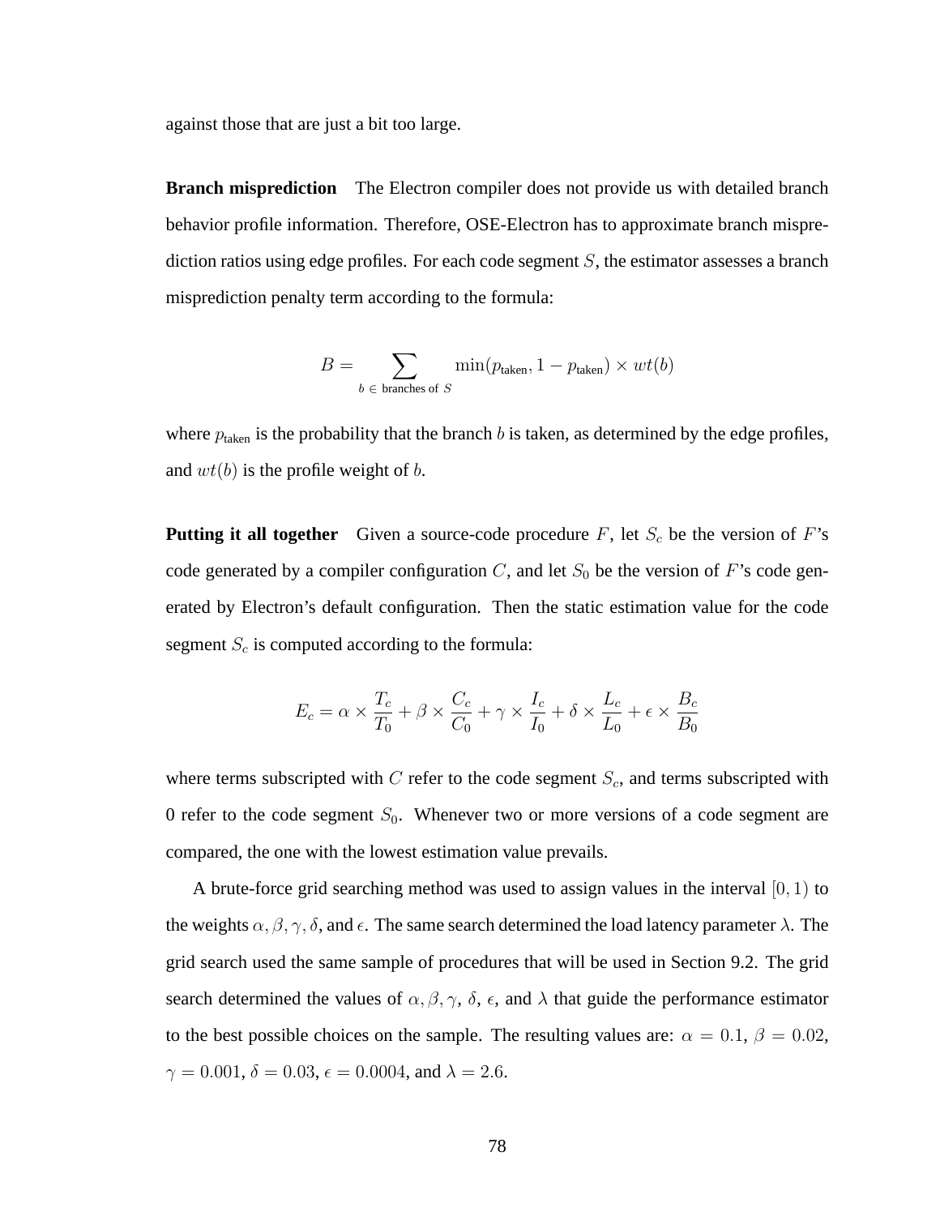against those that are just a bit too large.

**Branch misprediction** The Electron compiler does not provide us with detailed branch behavior profile information. Therefore, OSE-Electron has to approximate branch misprediction ratios using edge profiles. For each code segment $S$, the estimator assesses a branch misprediction penalty term according to the formula:

$$B = \sum_{b \,\in\, \text{branches of } S} \min(p_{\text{taken}}, 1 - p_{\text{taken}}) \times wt(b)$$

where $p_{\text{taken}}$ is the probability that the branch $b$ is taken, as determined by the edge profiles, and $wt(b)$ is the profile weight of $b$.

**Putting it all together** Given a source-code procedure $F$, let $S_c$ be the version of $F$'s code generated by a compiler configuration $C$, and let $S_0$ be the version of $F$'s code generated by Electron's default configuration. Then the static estimation value for the code segment $S_c$ is computed according to the formula:

$$E_c = \alpha \times \frac{T_c}{T_0} + \beta \times \frac{C_c}{C_0} + \gamma \times \frac{I_c}{I_0} + \delta \times \frac{L_c}{L_0} + \epsilon \times \frac{B_c}{B_0}$$

where terms subscripted with $C$ refer to the code segment $S_c$, and terms subscripted with 0 refer to the code segment $S_0$. Whenever two or more versions of a code segment are compared, the one with the lowest estimation value prevails.

A brute-force grid searching method was used to assign values in the interval $[0, 1)$ to the weights $\alpha, \beta, \gamma, \delta$, and $\epsilon$. The same search determined the load latency parameter $\lambda$. The grid search used the same sample of procedures that will be used in Section 9.2. The grid search determined the values of $\alpha, \beta, \gamma$, $\delta$, $\epsilon$, and $\lambda$ that guide the performance estimator to the best possible choices on the sample. The resulting values are: $\alpha = 0.1$, $\beta = 0.02$, $\gamma = 0.001$, $\delta = 0.03$, $\epsilon = 0.0004$, and $\lambda = 2.6$.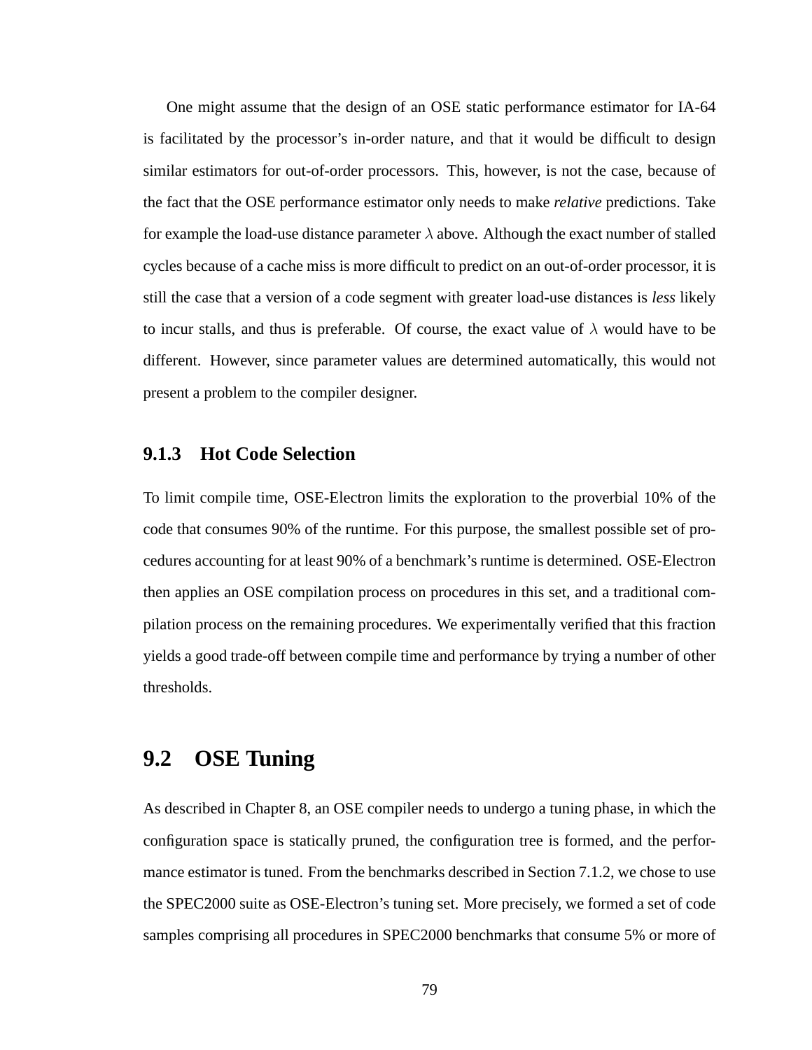One might assume that the design of an OSE static performance estimator for IA-64 is facilitated by the processor's in-order nature, and that it would be difficult to design similar estimators for out-of-order processors. This, however, is not the case, because of the fact that the OSE performance estimator only needs to make *relative* predictions. Take for example the load-use distance parameter $\lambda$ above. Although the exact number of stalled cycles because of a cache miss is more difficult to predict on an out-of-order processor, it is still the case that a version of a code segment with greater load-use distances is *less* likely to incur stalls, and thus is preferable. Of course, the exact value of $\lambda$ would have to be different. However, since parameter values are determined automatically, this would not present a problem to the compiler designer.

### 9.1.3 Hot Code Selection

To limit compile time, OSE-Electron limits the exploration to the proverbial 10% of the code that consumes 90% of the runtime. For this purpose, the smallest possible set of procedures accounting for at least 90% of a benchmark's runtime is determined. OSE-Electron then applies an OSE compilation process on procedures in this set, and a traditional compilation process on the remaining procedures. We experimentally verified that this fraction yields a good trade-off between compile time and performance by trying a number of other thresholds.

## 9.2 OSE Tuning

As described in Chapter 8, an OSE compiler needs to undergo a tuning phase, in which the configuration space is statically pruned, the configuration tree is formed, and the performance estimator is tuned. From the benchmarks described in Section 7.1.2, we chose to use the SPEC2000 suite as OSE-Electron's tuning set. More precisely, we formed a set of code samples comprising all procedures in SPEC2000 benchmarks that consume 5% or more of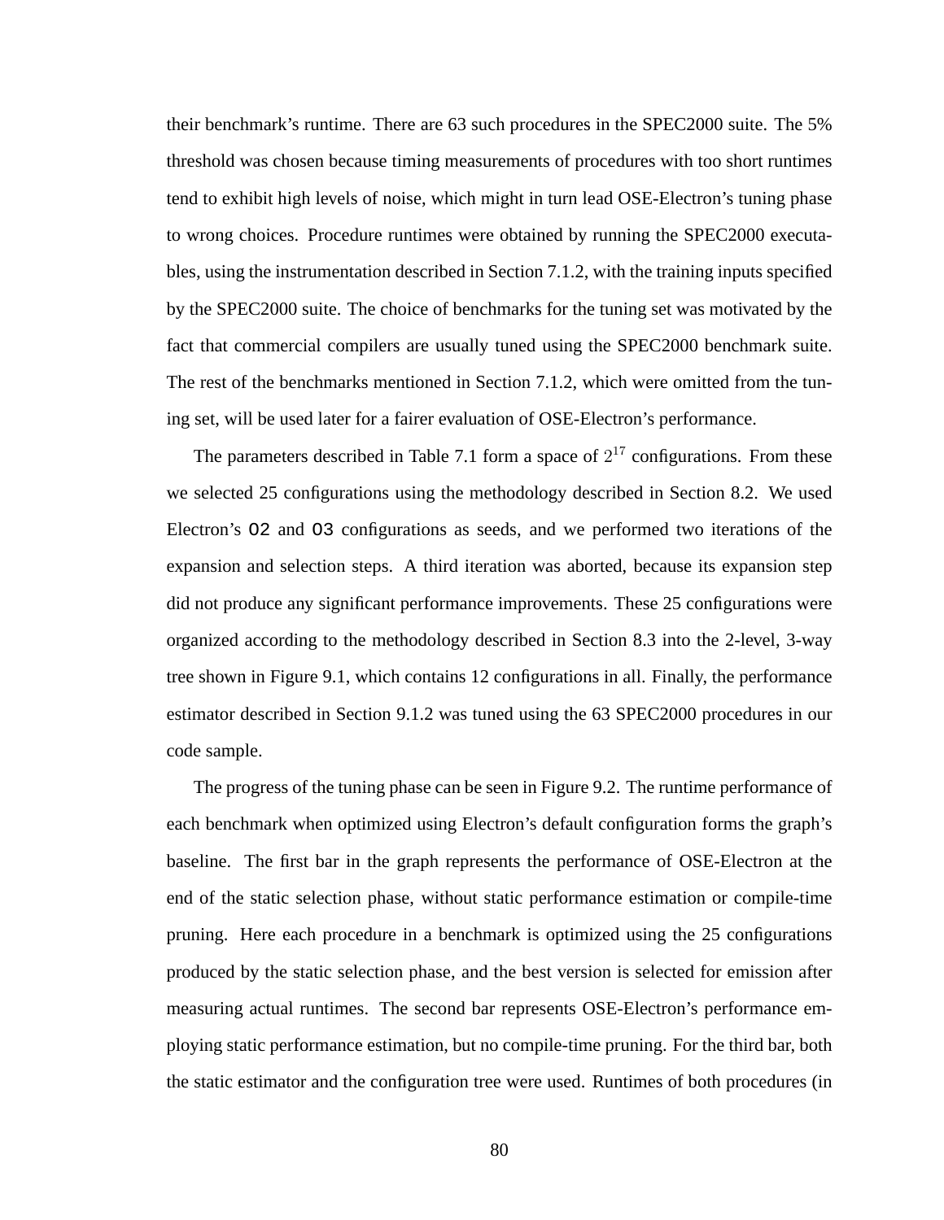their benchmark's runtime. There are 63 such procedures in the SPEC2000 suite. The 5% threshold was chosen because timing measurements of procedures with too short runtimes tend to exhibit high levels of noise, which might in turn lead OSE-Electron's tuning phase to wrong choices. Procedure runtimes were obtained by running the SPEC2000 executables, using the instrumentation described in Section 7.1.2, with the training inputs specified by the SPEC2000 suite. The choice of benchmarks for the tuning set was motivated by the fact that commercial compilers are usually tuned using the SPEC2000 benchmark suite. The rest of the benchmarks mentioned in Section 7.1.2, which were omitted from the tuning set, will be used later for a fairer evaluation of OSE-Electron's performance.

The parameters described in Table 7.1 form a space of $2^{17}$ configurations. From these we selected 25 configurations using the methodology described in Section 8.2. We used Electron's `O2` and `O3` configurations as seeds, and we performed two iterations of the expansion and selection steps. A third iteration was aborted, because its expansion step did not produce any significant performance improvements. These 25 configurations were organized according to the methodology described in Section 8.3 into the 2-level, 3-way tree shown in Figure 9.1, which contains 12 configurations in all. Finally, the performance estimator described in Section 9.1.2 was tuned using the 63 SPEC2000 procedures in our code sample.

The progress of the tuning phase can be seen in Figure 9.2. The runtime performance of each benchmark when optimized using Electron's default configuration forms the graph's baseline. The first bar in the graph represents the performance of OSE-Electron at the end of the static selection phase, without static performance estimation or compile-time pruning. Here each procedure in a benchmark is optimized using the 25 configurations produced by the static selection phase, and the best version is selected for emission after measuring actual runtimes. The second bar represents OSE-Electron's performance employing static performance estimation, but no compile-time pruning. For the third bar, both the static estimator and the configuration tree were used. Runtimes of both procedures (in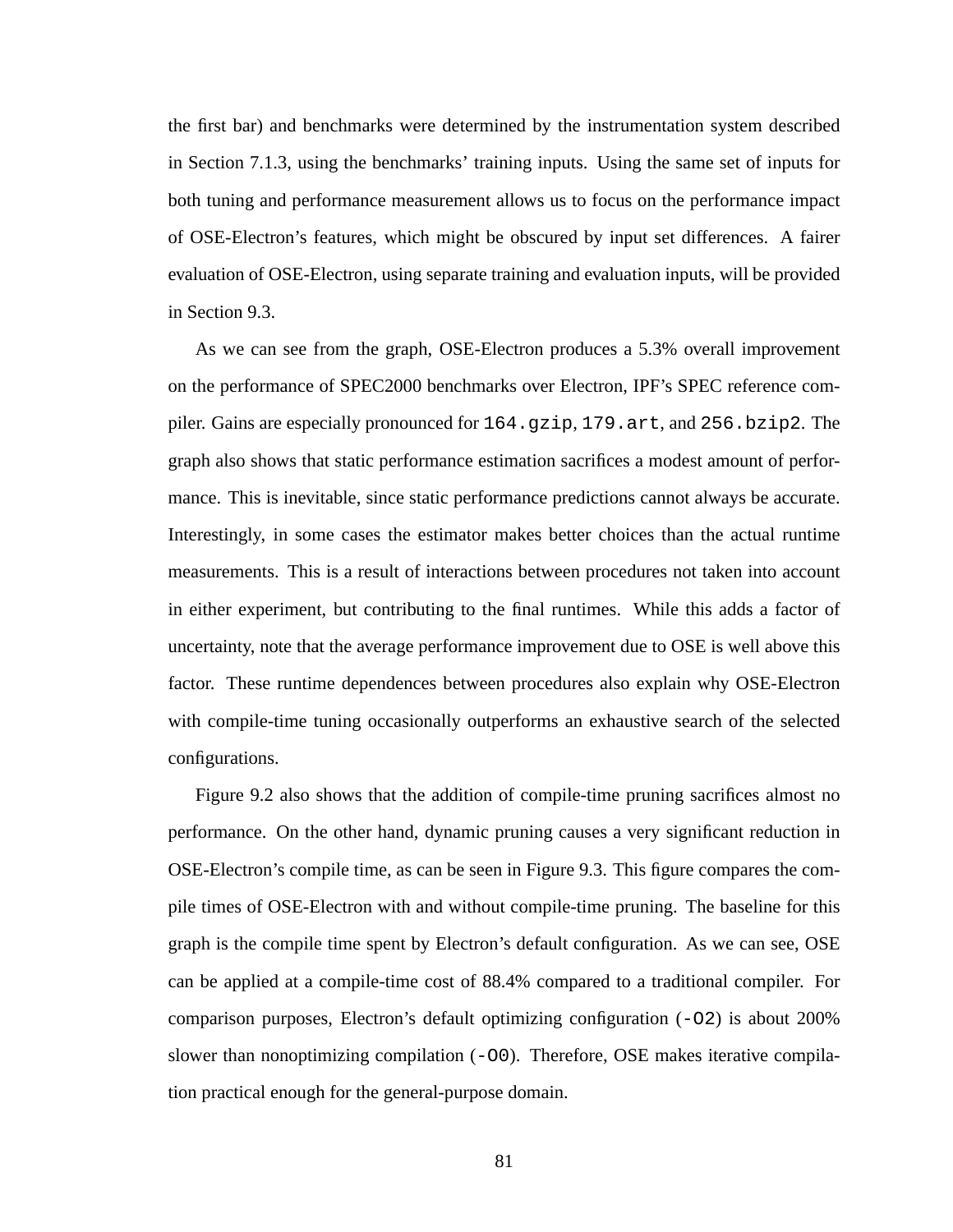the first bar) and benchmarks were determined by the instrumentation system described in Section 7.1.3, using the benchmarks' training inputs. Using the same set of inputs for both tuning and performance measurement allows us to focus on the performance impact of OSE-Electron's features, which might be obscured by input set differences. A fairer evaluation of OSE-Electron, using separate training and evaluation inputs, will be provided in Section 9.3.

As we can see from the graph, OSE-Electron produces a 5.3% overall improvement on the performance of SPEC2000 benchmarks over Electron, IPF's SPEC reference compiler. Gains are especially pronounced for `164.gzip`, `179.art`, and `256.bzip2`. The graph also shows that static performance estimation sacrifices a modest amount of performance. This is inevitable, since static performance predictions cannot always be accurate. Interestingly, in some cases the estimator makes better choices than the actual runtime measurements. This is a result of interactions between procedures not taken into account in either experiment, but contributing to the final runtimes. While this adds a factor of uncertainty, note that the average performance improvement due to OSE is well above this factor. These runtime dependences between procedures also explain why OSE-Electron with compile-time tuning occasionally outperforms an exhaustive search of the selected configurations.

Figure 9.2 also shows that the addition of compile-time pruning sacrifices almost no performance. On the other hand, dynamic pruning causes a very significant reduction in OSE-Electron's compile time, as can be seen in Figure 9.3. This figure compares the compile times of OSE-Electron with and without compile-time pruning. The baseline for this graph is the compile time spent by Electron's default configuration. As we can see, OSE can be applied at a compile-time cost of 88.4% compared to a traditional compiler. For comparison purposes, Electron's default optimizing configuration (`-O2`) is about 200% slower than nonoptimizing compilation (`-O0`). Therefore, OSE makes iterative compilation practical enough for the general-purpose domain.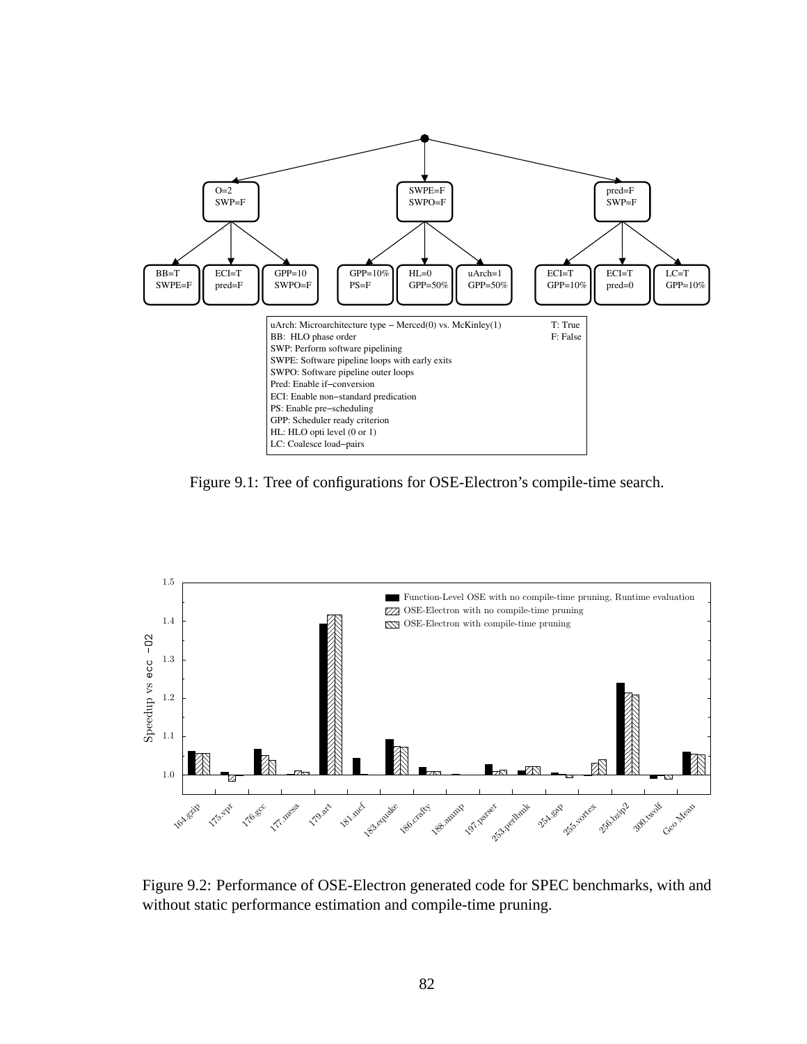Figure 9.1: Tree of configurations for OSE-Electron's compile-time search.

Figure 9.2: Performance of OSE-Electron generated code for SPEC benchmarks, with and without static performance estimation and compile-time pruning.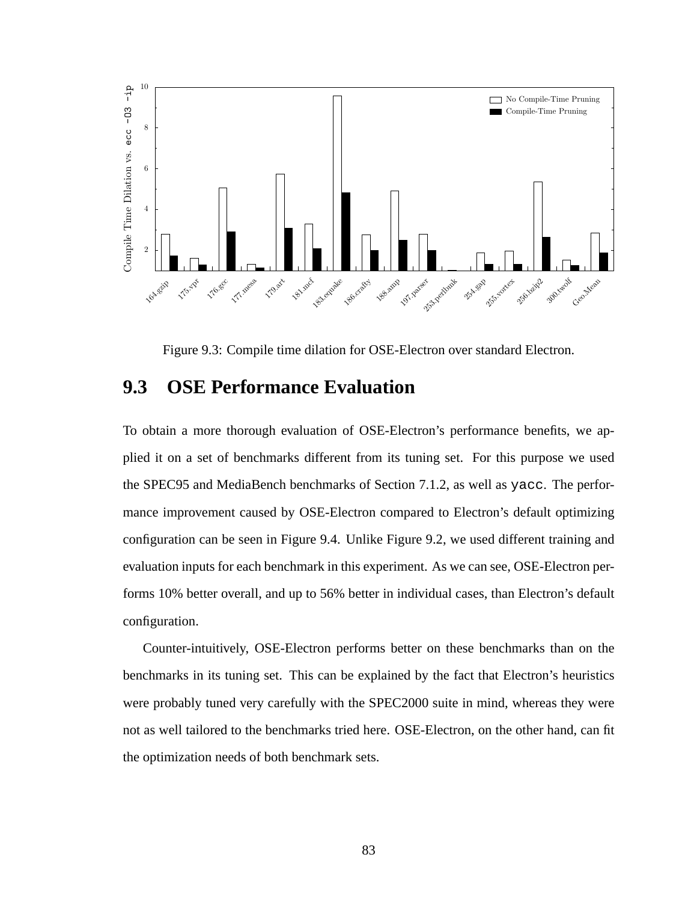Figure 9.3: Compile time dilation for OSE-Electron over standard Electron.

## 9.3 OSE Performance Evaluation

To obtain a more thorough evaluation of OSE-Electron's performance benefits, we applied it on a set of benchmarks different from its tuning set. For this purpose we used the SPEC95 and MediaBench benchmarks of Section 7.1.2, as well as `yacc`. The performance improvement caused by OSE-Electron compared to Electron's default optimizing configuration can be seen in Figure 9.4. Unlike Figure 9.2, we used different training and evaluation inputs for each benchmark in this experiment. As we can see, OSE-Electron performs 10% better overall, and up to 56% better in individual cases, than Electron's default configuration.

Counter-intuitively, OSE-Electron performs better on these benchmarks than on the benchmarks in its tuning set. This can be explained by the fact that Electron's heuristics were probably tuned very carefully with the SPEC2000 suite in mind, whereas they were not as well tailored to the benchmarks tried here. OSE-Electron, on the other hand, can fit the optimization needs of both benchmark sets.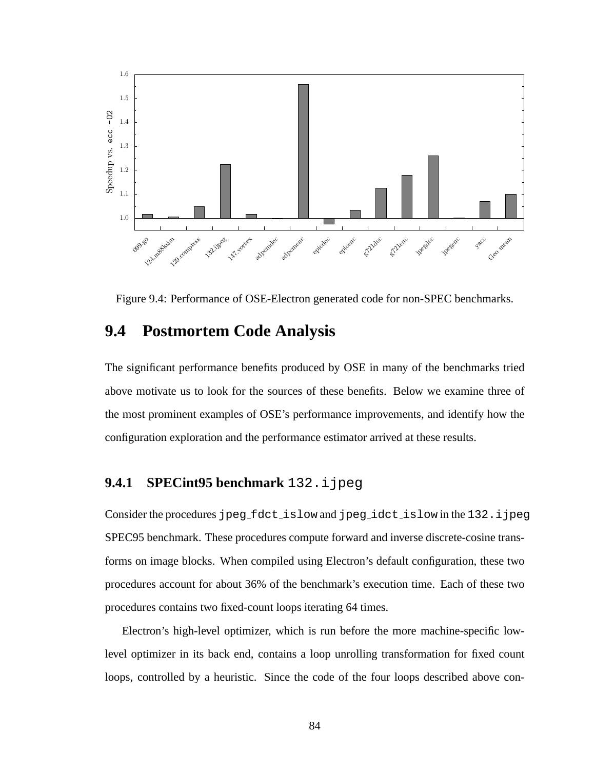Figure 9.4: Performance of OSE-Electron generated code for non-SPEC benchmarks.

## 9.4 Postmortem Code Analysis

The significant performance benefits produced by OSE in many of the benchmarks tried above motivate us to look for the sources of these benefits. Below we examine three of the most prominent examples of OSE's performance improvements, and identify how the configuration exploration and the performance estimator arrived at these results.

### 9.4.1 SPECint95 benchmark `132.ijpeg`

Consider the procedures `jpeg_fdct_islow` and `jpeg_idct_islow` in the `132.ijpeg` SPEC95 benchmark. These procedures compute forward and inverse discrete-cosine transforms on image blocks. When compiled using Electron's default configuration, these two procedures account for about 36% of the benchmark's execution time. Each of these two procedures contains two fixed-count loops iterating 64 times.

Electron's high-level optimizer, which is run before the more machine-specific low-level optimizer in its back end, contains a loop unrolling transformation for fixed count loops, controlled by a heuristic. Since the code of the four loops described above con-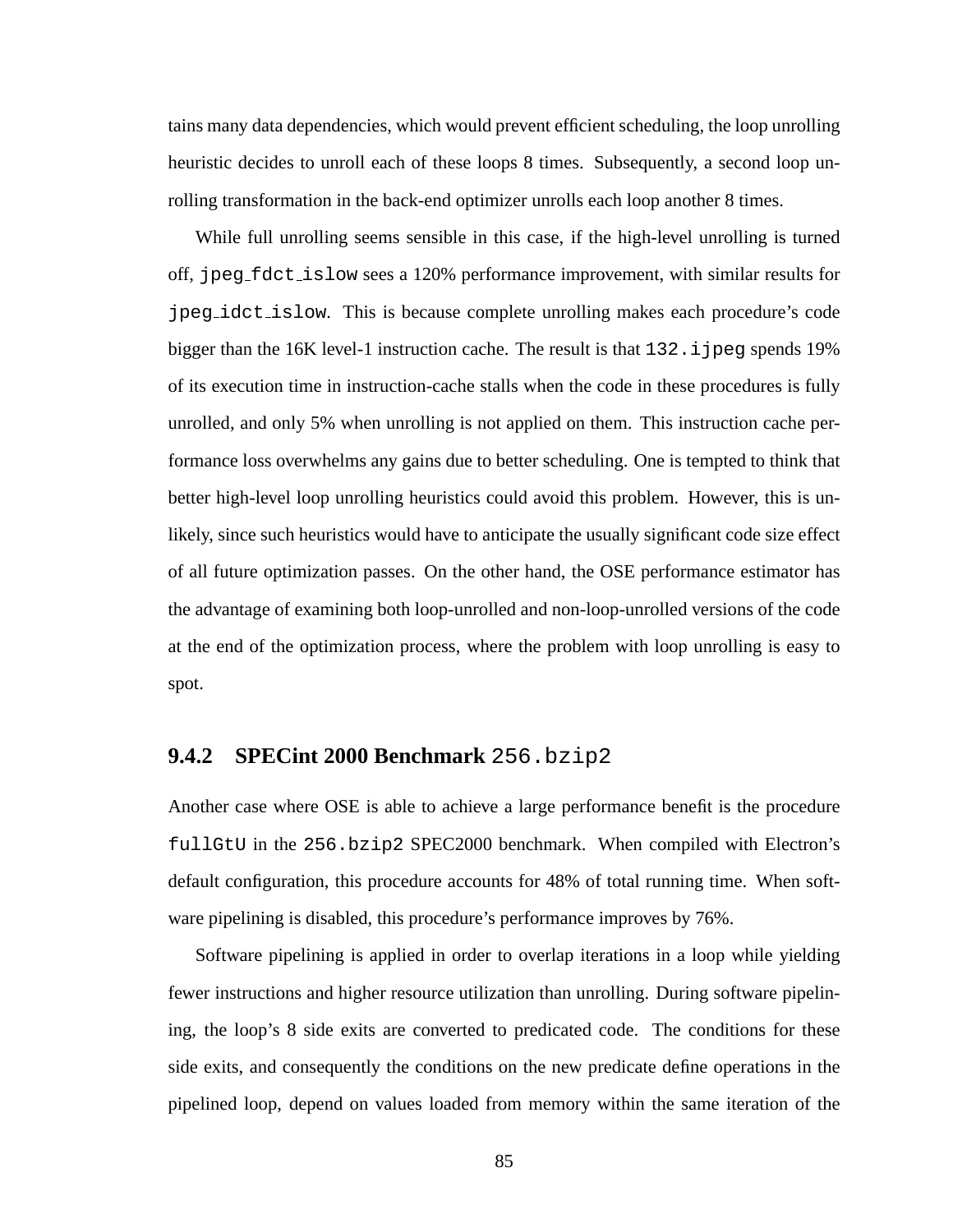tains many data dependencies, which would prevent efficient scheduling, the loop unrolling heuristic decides to unroll each of these loops 8 times. Subsequently, a second loop unrolling transformation in the back-end optimizer unrolls each loop another 8 times.

While full unrolling seems sensible in this case, if the high-level unrolling is turned off, `jpeg_fdct_islow` sees a 120% performance improvement, with similar results for `jpeg_idct_islow`. This is because complete unrolling makes each procedure's code bigger than the 16K level-1 instruction cache. The result is that `132.ijpeg` spends 19% of its execution time in instruction-cache stalls when the code in these procedures is fully unrolled, and only 5% when unrolling is not applied on them. This instruction cache performance loss overwhelms any gains due to better scheduling. One is tempted to think that better high-level loop unrolling heuristics could avoid this problem. However, this is unlikely, since such heuristics would have to anticipate the usually significant code size effect of all future optimization passes. On the other hand, the OSE performance estimator has the advantage of examining both loop-unrolled and non-loop-unrolled versions of the code at the end of the optimization process, where the problem with loop unrolling is easy to spot.

### 9.4.2 SPECint 2000 Benchmark `256.bzip2`

Another case where OSE is able to achieve a large performance benefit is the procedure `fullGtU` in the `256.bzip2` SPEC2000 benchmark. When compiled with Electron's default configuration, this procedure accounts for 48% of total running time. When software pipelining is disabled, this procedure's performance improves by 76%.

Software pipelining is applied in order to overlap iterations in a loop while yielding fewer instructions and higher resource utilization than unrolling. During software pipelining, the loop's 8 side exits are converted to predicated code. The conditions for these side exits, and consequently the conditions on the new predicate define operations in the pipelined loop, depend on values loaded from memory within the same iteration of the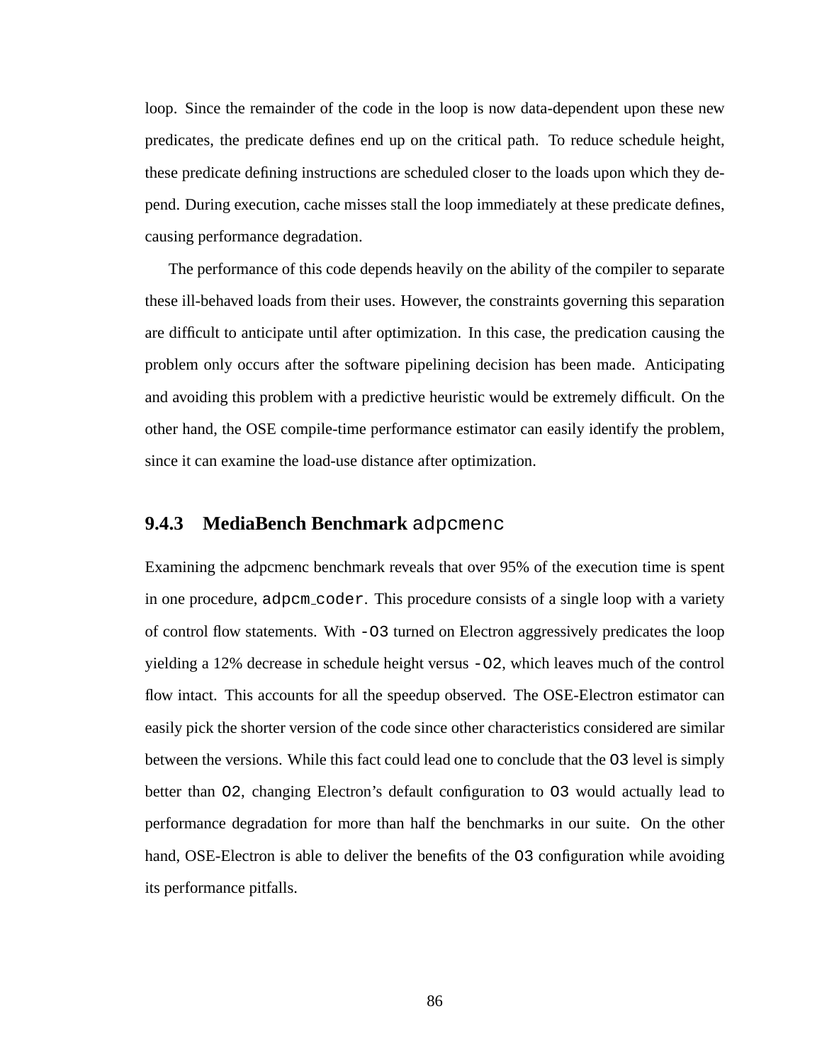loop. Since the remainder of the code in the loop is now data-dependent upon these new predicates, the predicate defines end up on the critical path. To reduce schedule height, these predicate defining instructions are scheduled closer to the loads upon which they depend. During execution, cache misses stall the loop immediately at these predicate defines, causing performance degradation.

The performance of this code depends heavily on the ability of the compiler to separate these ill-behaved loads from their uses. However, the constraints governing this separation are difficult to anticipate until after optimization. In this case, the predication causing the problem only occurs after the software pipelining decision has been made. Anticipating and avoiding this problem with a predictive heuristic would be extremely difficult. On the other hand, the OSE compile-time performance estimator can easily identify the problem, since it can examine the load-use distance after optimization.

### 9.4.3 MediaBench Benchmark `adpcmenc`

Examining the adpcmenc benchmark reveals that over 95% of the execution time is spent in one procedure, `adpcm_coder`. This procedure consists of a single loop with a variety of control flow statements. With `-O3` turned on Electron aggressively predicates the loop yielding a 12% decrease in schedule height versus `-O2`, which leaves much of the control flow intact. This accounts for all the speedup observed. The OSE-Electron estimator can easily pick the shorter version of the code since other characteristics considered are similar between the versions. While this fact could lead one to conclude that the `O3` level is simply better than `O2`, changing Electron's default configuration to `O3` would actually lead to performance degradation for more than half the benchmarks in our suite. On the other hand, OSE-Electron is able to deliver the benefits of the `O3` configuration while avoiding its performance pitfalls.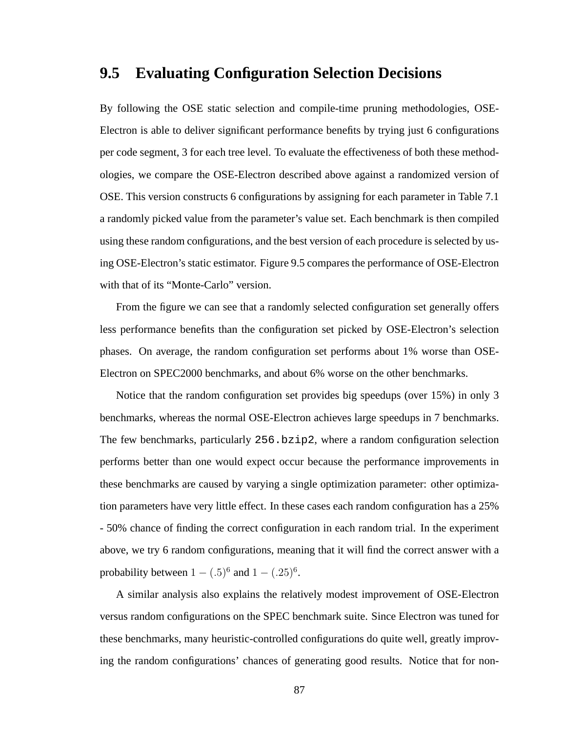## 9.5 Evaluating Configuration Selection Decisions

By following the OSE static selection and compile-time pruning methodologies, OSE-Electron is able to deliver significant performance benefits by trying just 6 configurations per code segment, 3 for each tree level. To evaluate the effectiveness of both these methodologies, we compare the OSE-Electron described above against a randomized version of OSE. This version constructs 6 configurations by assigning for each parameter in Table 7.1 a randomly picked value from the parameter's value set. Each benchmark is then compiled using these random configurations, and the best version of each procedure is selected by using OSE-Electron's static estimator. Figure 9.5 compares the performance of OSE-Electron with that of its "Monte-Carlo" version.

From the figure we can see that a randomly selected configuration set generally offers less performance benefits than the configuration set picked by OSE-Electron's selection phases. On average, the random configuration set performs about 1% worse than OSE-Electron on SPEC2000 benchmarks, and about 6% worse on the other benchmarks.

Notice that the random configuration set provides big speedups (over 15%) in only 3 benchmarks, whereas the normal OSE-Electron achieves large speedups in 7 benchmarks. The few benchmarks, particularly `256.bzip2`, where a random configuration selection performs better than one would expect occur because the performance improvements in these benchmarks are caused by varying a single optimization parameter: other optimization parameters have very little effect. In these cases each random configuration has a 25% - 50% chance of finding the correct configuration in each random trial. In the experiment above, we try 6 random configurations, meaning that it will find the correct answer with a probability between $1 - (.5)^6$ and $1 - (.25)^6$.

A similar analysis also explains the relatively modest improvement of OSE-Electron versus random configurations on the SPEC benchmark suite. Since Electron was tuned for these benchmarks, many heuristic-controlled configurations do quite well, greatly improving the random configurations' chances of generating good results. Notice that for non-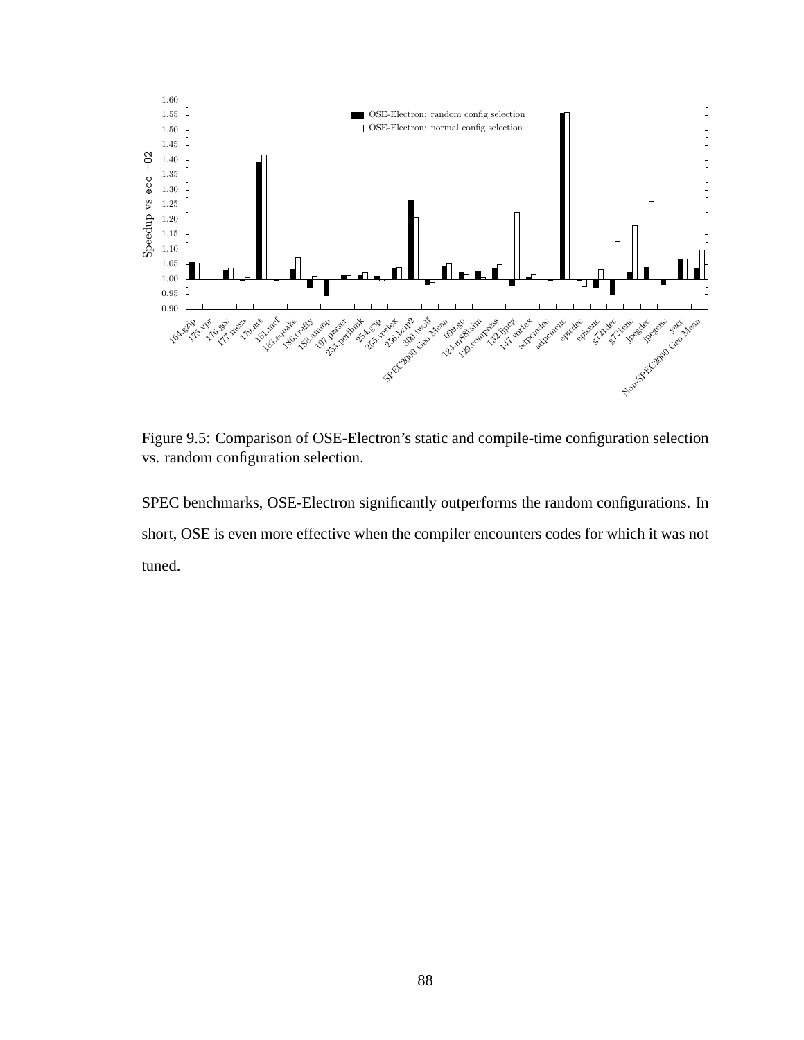Figure 9.5: Comparison of OSE-Electron's static and compile-time configuration selection vs. random configuration selection.

SPEC benchmarks, OSE-Electron significantly outperforms the random configurations. In short, OSE is even more effective when the compiler encounters codes for which it was not tuned.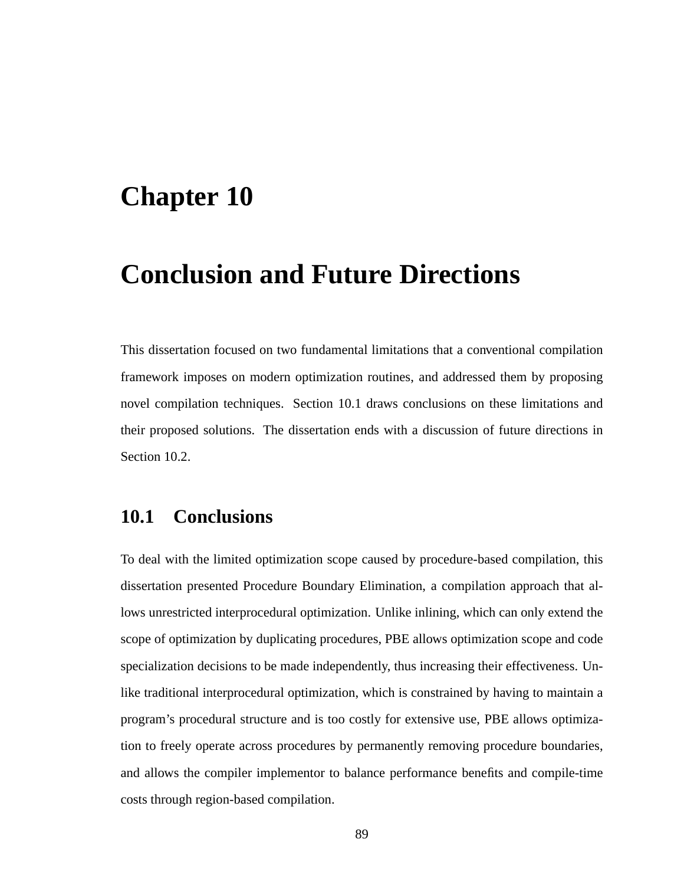# Chapter 10

# Conclusion and Future Directions

This dissertation focused on two fundamental limitations that a conventional compilation framework imposes on modern optimization routines, and addressed them by proposing novel compilation techniques. Section 10.1 draws conclusions on these limitations and their proposed solutions. The dissertation ends with a discussion of future directions in Section 10.2.

## 10.1 Conclusions

To deal with the limited optimization scope caused by procedure-based compilation, this dissertation presented Procedure Boundary Elimination, a compilation approach that allows unrestricted interprocedural optimization. Unlike inlining, which can only extend the scope of optimization by duplicating procedures, PBE allows optimization scope and code specialization decisions to be made independently, thus increasing their effectiveness. Unlike traditional interprocedural optimization, which is constrained by having to maintain a program's procedural structure and is too costly for extensive use, PBE allows optimization to freely operate across procedures by permanently removing procedure boundaries, and allows the compiler implementor to balance performance benefits and compile-time costs through region-based compilation.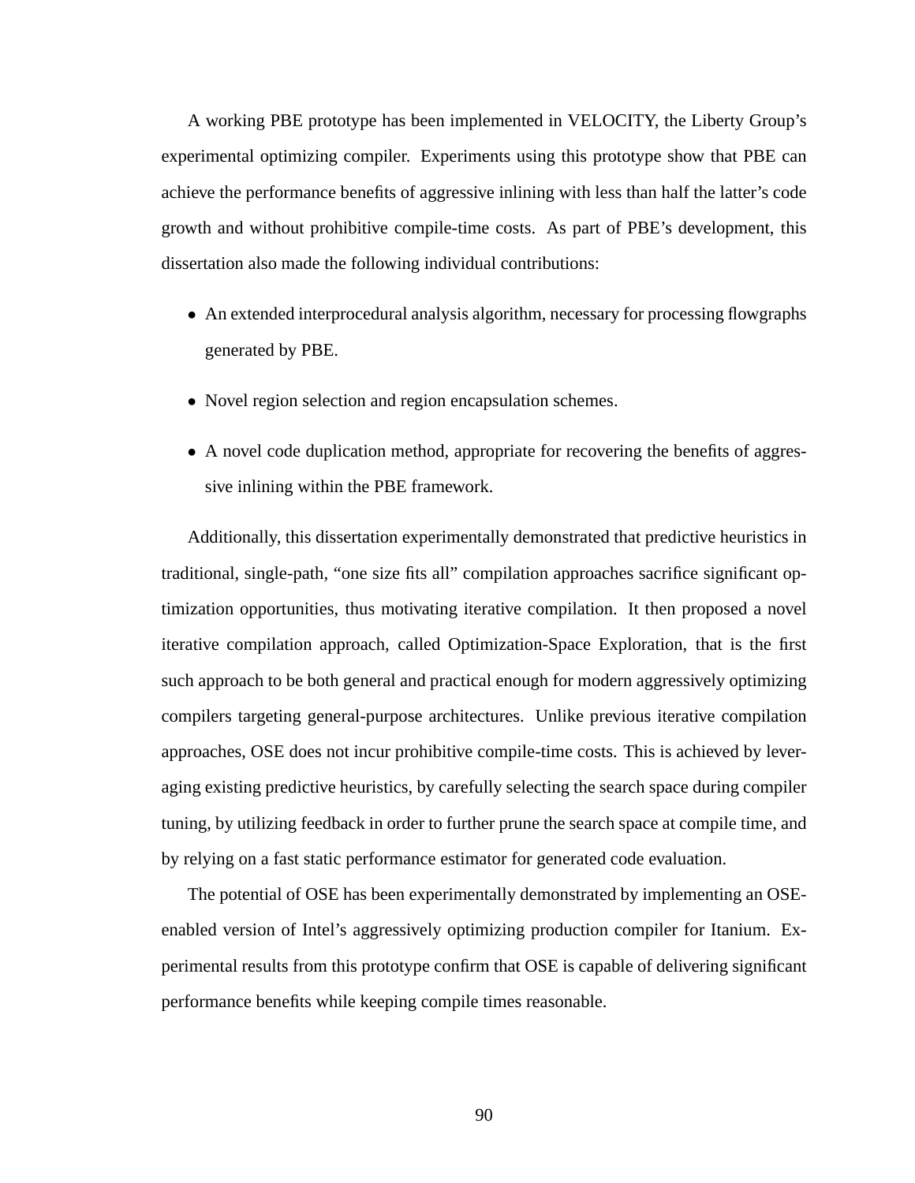A working PBE prototype has been implemented in VELOCITY, the Liberty Group's experimental optimizing compiler. Experiments using this prototype show that PBE can achieve the performance benefits of aggressive inlining with less than half the latter's code growth and without prohibitive compile-time costs. As part of PBE's development, this dissertation also made the following individual contributions:

- An extended interprocedural analysis algorithm, necessary for processing flowgraphs generated by PBE.
- Novel region selection and region encapsulation schemes.
- A novel code duplication method, appropriate for recovering the benefits of aggressive inlining within the PBE framework.

Additionally, this dissertation experimentally demonstrated that predictive heuristics in traditional, single-path, "one size fits all" compilation approaches sacrifice significant optimization opportunities, thus motivating iterative compilation. It then proposed a novel iterative compilation approach, called Optimization-Space Exploration, that is the first such approach to be both general and practical enough for modern aggressively optimizing compilers targeting general-purpose architectures. Unlike previous iterative compilation approaches, OSE does not incur prohibitive compile-time costs. This is achieved by leveraging existing predictive heuristics, by carefully selecting the search space during compiler tuning, by utilizing feedback in order to further prune the search space at compile time, and by relying on a fast static performance estimator for generated code evaluation.

The potential of OSE has been experimentally demonstrated by implementing an OSE-enabled version of Intel's aggressively optimizing production compiler for Itanium. Experimental results from this prototype confirm that OSE is capable of delivering significant performance benefits while keeping compile times reasonable.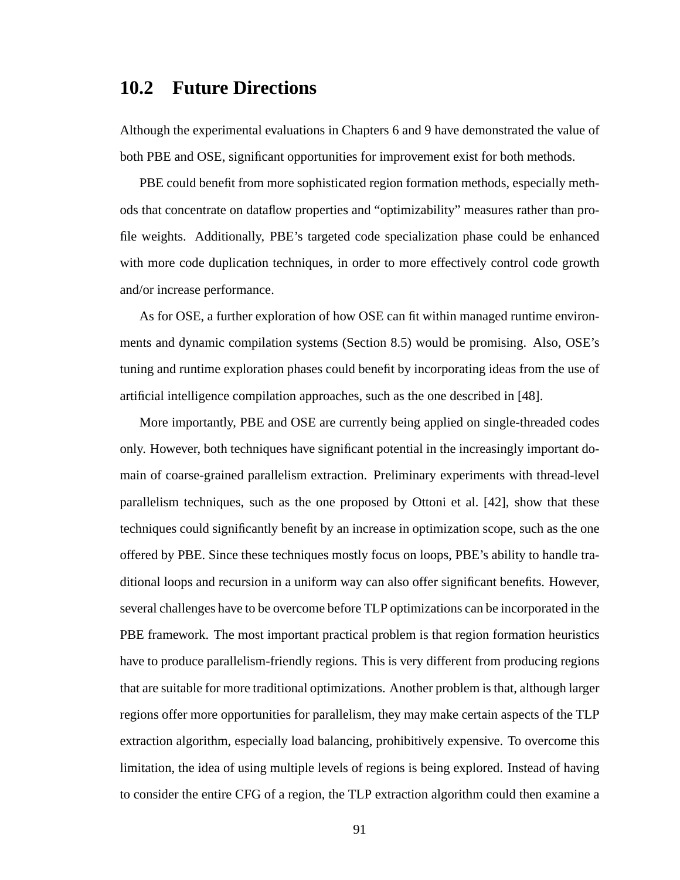## 10.2 Future Directions

Although the experimental evaluations in Chapters 6 and 9 have demonstrated the value of both PBE and OSE, significant opportunities for improvement exist for both methods.

PBE could benefit from more sophisticated region formation methods, especially methods that concentrate on dataflow properties and "optimizability" measures rather than profile weights. Additionally, PBE's targeted code specialization phase could be enhanced with more code duplication techniques, in order to more effectively control code growth and/or increase performance.

As for OSE, a further exploration of how OSE can fit within managed runtime environments and dynamic compilation systems (Section 8.5) would be promising. Also, OSE's tuning and runtime exploration phases could benefit by incorporating ideas from the use of artificial intelligence compilation approaches, such as the one described in [48].

More importantly, PBE and OSE are currently being applied on single-threaded codes only. However, both techniques have significant potential in the increasingly important domain of coarse-grained parallelism extraction. Preliminary experiments with thread-level parallelism techniques, such as the one proposed by Ottoni et al. [42], show that these techniques could significantly benefit by an increase in optimization scope, such as the one offered by PBE. Since these techniques mostly focus on loops, PBE's ability to handle traditional loops and recursion in a uniform way can also offer significant benefits. However, several challenges have to be overcome before TLP optimizations can be incorporated in the PBE framework. The most important practical problem is that region formation heuristics have to produce parallelism-friendly regions. This is very different from producing regions that are suitable for more traditional optimizations. Another problem is that, although larger regions offer more opportunities for parallelism, they may make certain aspects of the TLP extraction algorithm, especially load balancing, prohibitively expensive. To overcome this limitation, the idea of using multiple levels of regions is being explored. Instead of having to consider the entire CFG of a region, the TLP extraction algorithm could then examine a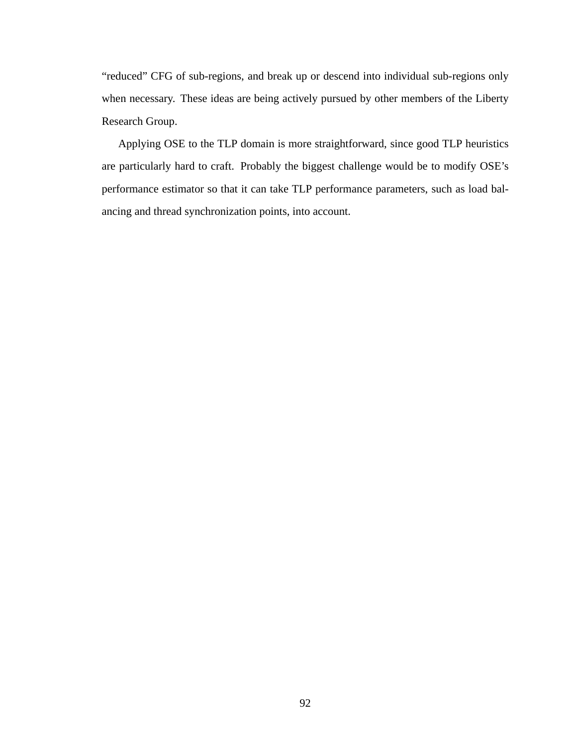"reduced" CFG of sub-regions, and break up or descend into individual sub-regions only when necessary. These ideas are being actively pursued by other members of the Liberty Research Group.

Applying OSE to the TLP domain is more straightforward, since good TLP heuristics are particularly hard to craft. Probably the biggest challenge would be to modify OSE's performance estimator so that it can take TLP performance parameters, such as load balancing and thread synchronization points, into account.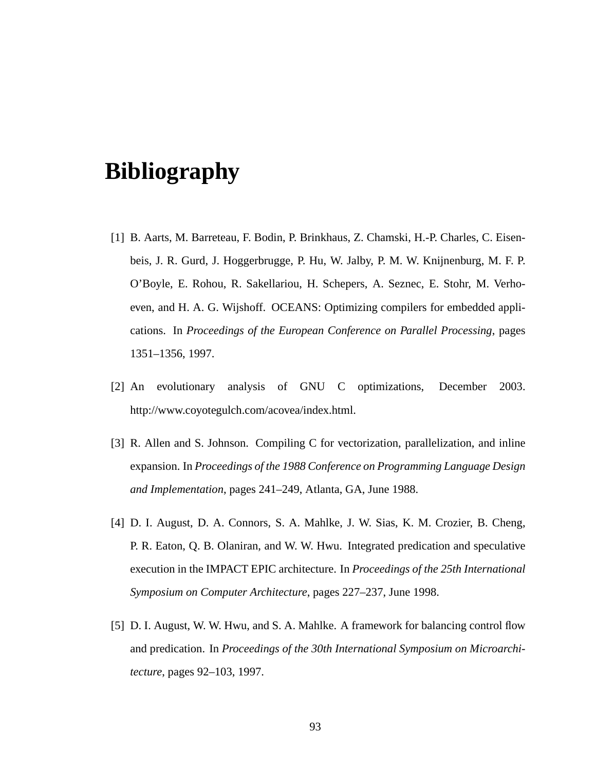# Bibliography

[1] B. Aarts, M. Barreteau, F. Bodin, P. Brinkhaus, Z. Chamski, H.-P. Charles, C. Eisenbeis, J. R. Gurd, J. Hoggerbrugge, P. Hu, W. Jalby, P. M. W. Knijnenburg, M. F. P. O'Boyle, E. Rohou, R. Sakellariou, H. Schepers, A. Seznec, E. Stohr, M. Verhoeven, and H. A. G. Wijshoff. OCEANS: Optimizing compilers for embedded applications. In *Proceedings of the European Conference on Parallel Processing*, pages 1351–1356, 1997.

[2] An evolutionary analysis of GNU C optimizations, December 2003. http://www.coyotegulch.com/acovea/index.html.

[3] R. Allen and S. Johnson. Compiling C for vectorization, parallelization, and inline expansion. In *Proceedings of the 1988 Conference on Programming Language Design and Implementation*, pages 241–249, Atlanta, GA, June 1988.

[4] D. I. August, D. A. Connors, S. A. Mahlke, J. W. Sias, K. M. Crozier, B. Cheng, P. R. Eaton, Q. B. Olaniran, and W. W. Hwu. Integrated predication and speculative execution in the IMPACT EPIC architecture. In *Proceedings of the 25th International Symposium on Computer Architecture*, pages 227–237, June 1998.

[5] D. I. August, W. W. Hwu, and S. A. Mahlke. A framework for balancing control flow and predication. In *Proceedings of the 30th International Symposium on Microarchitecture*, pages 92–103, 1997.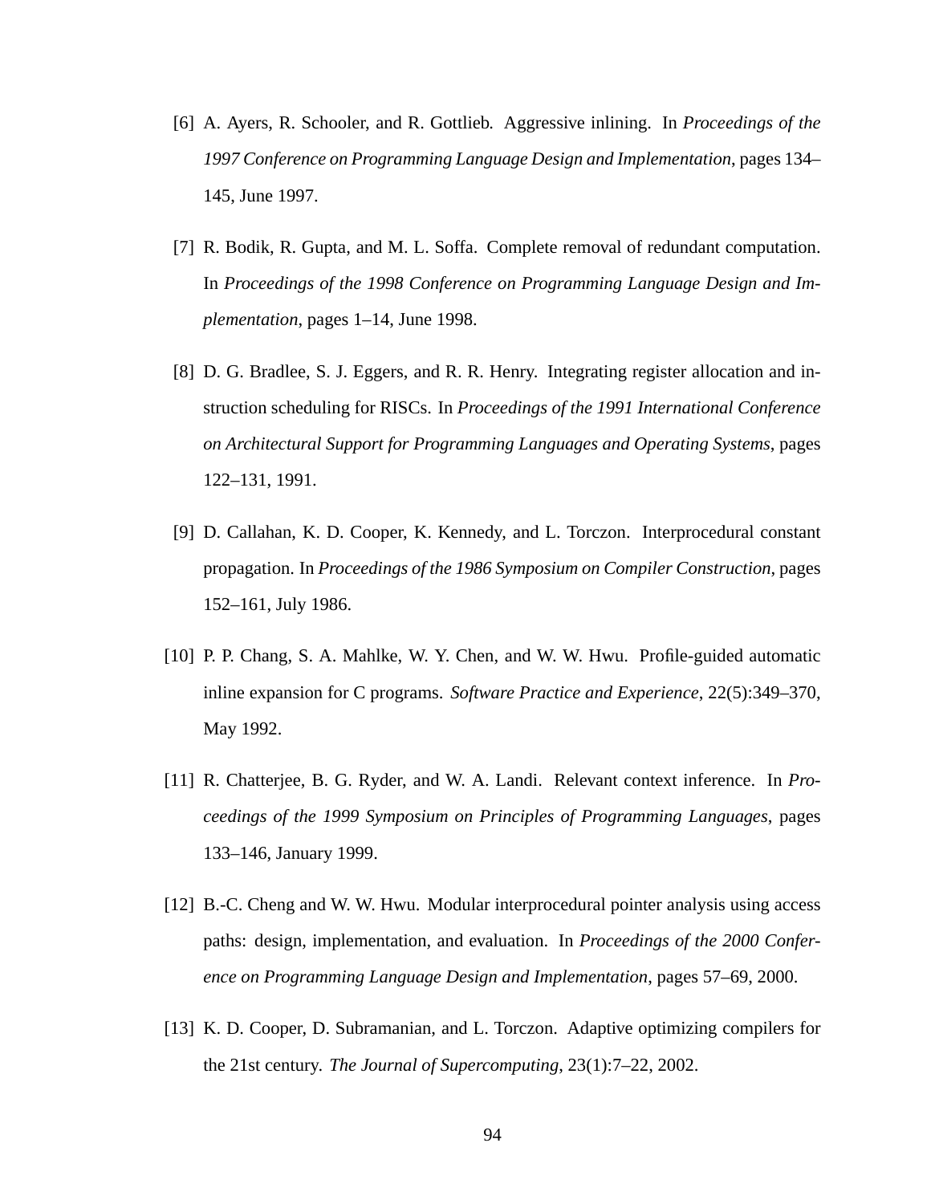[6] A. Ayers, R. Schooler, and R. Gottlieb. Aggressive inlining. In *Proceedings of the 1997 Conference on Programming Language Design and Implementation*, pages 134–145, June 1997.

[7] R. Bodik, R. Gupta, and M. L. Soffa. Complete removal of redundant computation. In *Proceedings of the 1998 Conference on Programming Language Design and Implementation*, pages 1–14, June 1998.

[8] D. G. Bradlee, S. J. Eggers, and R. R. Henry. Integrating register allocation and instruction scheduling for RISCs. In *Proceedings of the 1991 International Conference on Architectural Support for Programming Languages and Operating Systems*, pages 122–131, 1991.

[9] D. Callahan, K. D. Cooper, K. Kennedy, and L. Torczon. Interprocedural constant propagation. In *Proceedings of the 1986 Symposium on Compiler Construction*, pages 152–161, July 1986.

[10] P. P. Chang, S. A. Mahlke, W. Y. Chen, and W. W. Hwu. Profile-guided automatic inline expansion for C programs. *Software Practice and Experience*, 22(5):349–370, May 1992.

[11] R. Chatterjee, B. G. Ryder, and W. A. Landi. Relevant context inference. In *Proceedings of the 1999 Symposium on Principles of Programming Languages*, pages 133–146, January 1999.

[12] B.-C. Cheng and W. W. Hwu. Modular interprocedural pointer analysis using access paths: design, implementation, and evaluation. In *Proceedings of the 2000 Conference on Programming Language Design and Implementation*, pages 57–69, 2000.

[13] K. D. Cooper, D. Subramanian, and L. Torczon. Adaptive optimizing compilers for the 21st century. *The Journal of Supercomputing*, 23(1):7–22, 2002.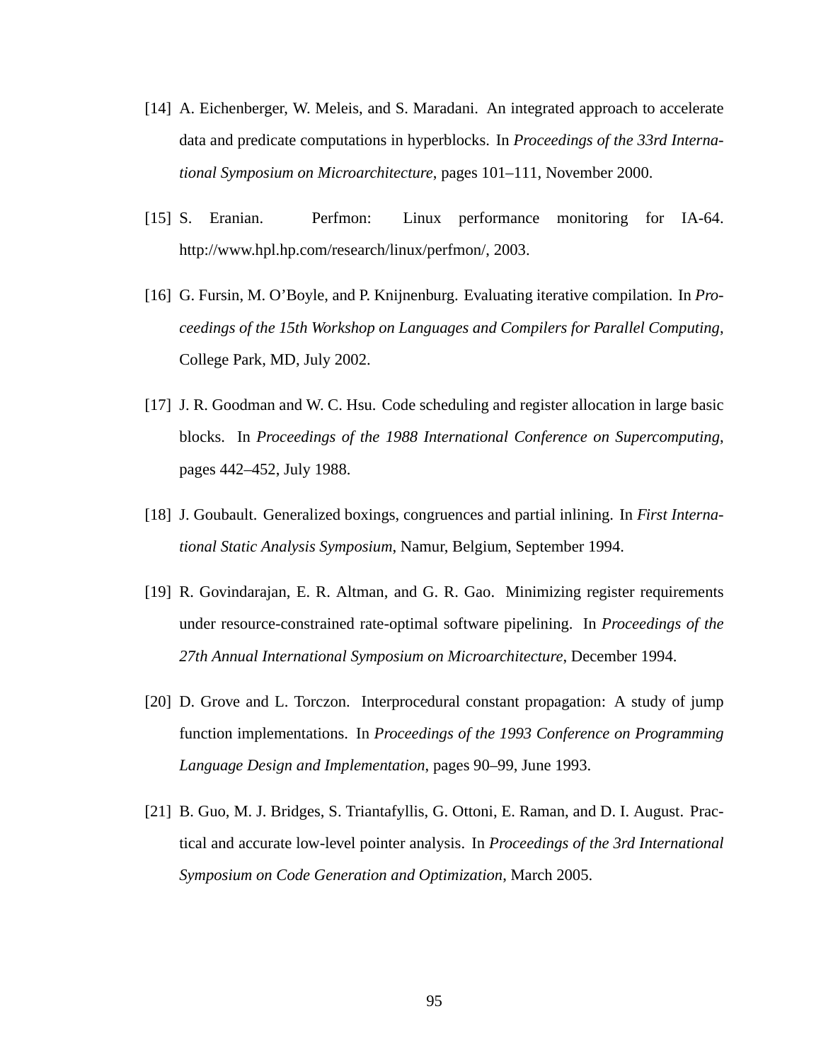[14] A. Eichenberger, W. Meleis, and S. Maradani. An integrated approach to accelerate data and predicate computations in hyperblocks. In *Proceedings of the 33rd International Symposium on Microarchitecture*, pages 101–111, November 2000.

[15] S. Eranian. Perfmon: Linux performance monitoring for IA-64. http://www.hpl.hp.com/research/linux/perfmon/, 2003.

[16] G. Fursin, M. O'Boyle, and P. Knijnenburg. Evaluating iterative compilation. In *Proceedings of the 15th Workshop on Languages and Compilers for Parallel Computing*, College Park, MD, July 2002.

[17] J. R. Goodman and W. C. Hsu. Code scheduling and register allocation in large basic blocks. In *Proceedings of the 1988 International Conference on Supercomputing*, pages 442–452, July 1988.

[18] J. Goubault. Generalized boxings, congruences and partial inlining. In *First International Static Analysis Symposium*, Namur, Belgium, September 1994.

[19] R. Govindarajan, E. R. Altman, and G. R. Gao. Minimizing register requirements under resource-constrained rate-optimal software pipelining. In *Proceedings of the 27th Annual International Symposium on Microarchitecture*, December 1994.

[20] D. Grove and L. Torczon. Interprocedural constant propagation: A study of jump function implementations. In *Proceedings of the 1993 Conference on Programming Language Design and Implementation*, pages 90–99, June 1993.

[21] B. Guo, M. J. Bridges, S. Triantafyllis, G. Ottoni, E. Raman, and D. I. August. Practical and accurate low-level pointer analysis. In *Proceedings of the 3rd International Symposium on Code Generation and Optimization*, March 2005.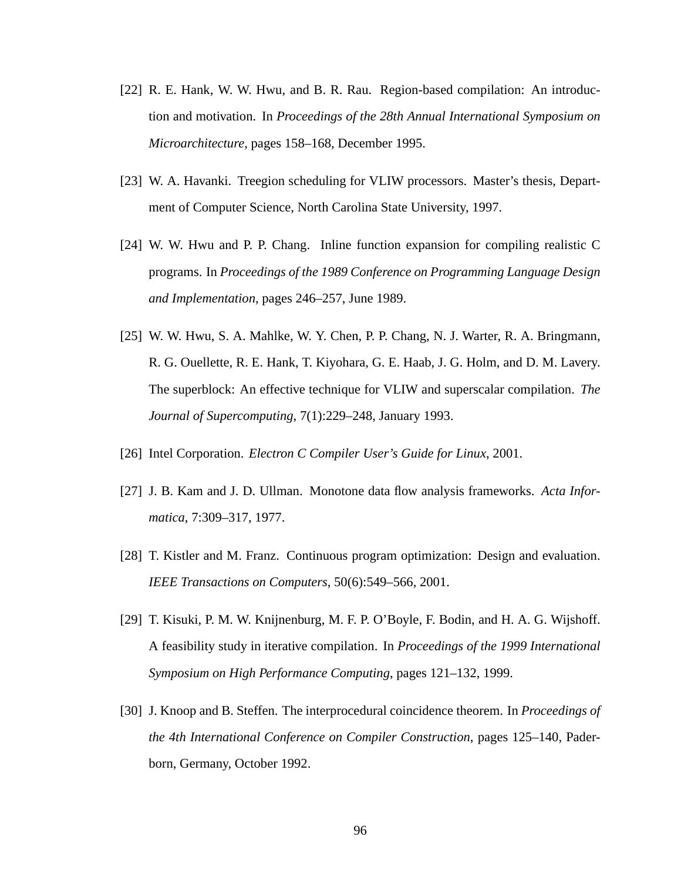[22] R. E. Hank, W. W. Hwu, and B. R. Rau. Region-based compilation: An introduction and motivation. In *Proceedings of the 28th Annual International Symposium on Microarchitecture*, pages 158–168, December 1995.

[23] W. A. Havanki. Treegion scheduling for VLIW processors. Master's thesis, Department of Computer Science, North Carolina State University, 1997.

[24] W. W. Hwu and P. P. Chang. Inline function expansion for compiling realistic C programs. In *Proceedings of the 1989 Conference on Programming Language Design and Implementation*, pages 246–257, June 1989.

[25] W. W. Hwu, S. A. Mahlke, W. Y. Chen, P. P. Chang, N. J. Warter, R. A. Bringmann, R. G. Ouellette, R. E. Hank, T. Kiyohara, G. E. Haab, J. G. Holm, and D. M. Lavery. The superblock: An effective technique for VLIW and superscalar compilation. *The Journal of Supercomputing*, 7(1):229–248, January 1993.

[26] Intel Corporation. *Electron C Compiler User's Guide for Linux*, 2001.

[27] J. B. Kam and J. D. Ullman. Monotone data flow analysis frameworks. *Acta Informatica*, 7:309–317, 1977.

[28] T. Kistler and M. Franz. Continuous program optimization: Design and evaluation. *IEEE Transactions on Computers*, 50(6):549–566, 2001.

[29] T. Kisuki, P. M. W. Knijnenburg, M. F. P. O'Boyle, F. Bodin, and H. A. G. Wijshoff. A feasibility study in iterative compilation. In *Proceedings of the 1999 International Symposium on High Performance Computing*, pages 121–132, 1999.

[30] J. Knoop and B. Steffen. The interprocedural coincidence theorem. In *Proceedings of the 4th International Conference on Compiler Construction*, pages 125–140, Paderborn, Germany, October 1992.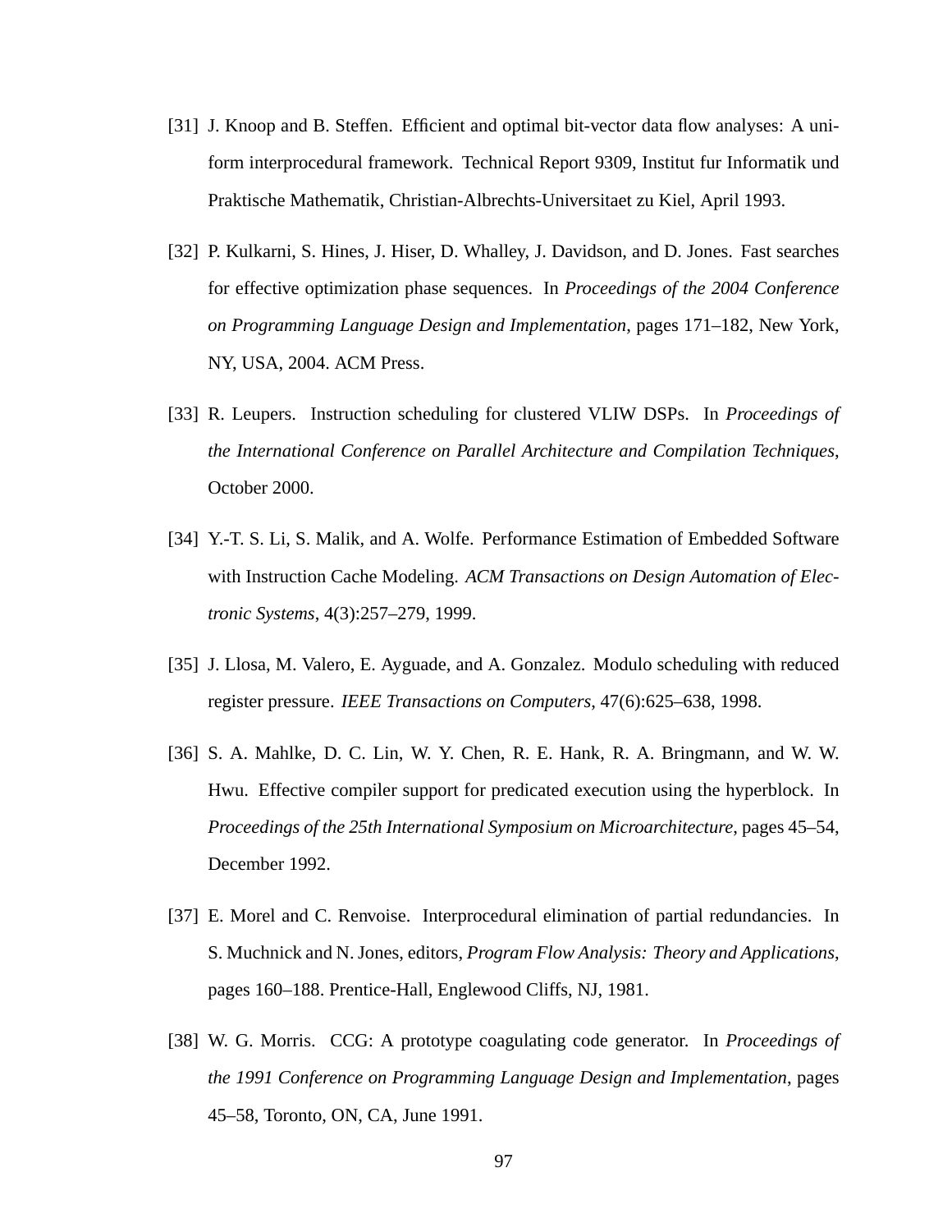[31] J. Knoop and B. Steffen. Efficient and optimal bit-vector data flow analyses: A uniform interprocedural framework. Technical Report 9309, Institut fur Informatik und Praktische Mathematik, Christian-Albrechts-Universitaet zu Kiel, April 1993.

[32] P. Kulkarni, S. Hines, J. Hiser, D. Whalley, J. Davidson, and D. Jones. Fast searches for effective optimization phase sequences. In *Proceedings of the 2004 Conference on Programming Language Design and Implementation*, pages 171–182, New York, NY, USA, 2004. ACM Press.

[33] R. Leupers. Instruction scheduling for clustered VLIW DSPs. In *Proceedings of the International Conference on Parallel Architecture and Compilation Techniques*, October 2000.

[34] Y.-T. S. Li, S. Malik, and A. Wolfe. Performance Estimation of Embedded Software with Instruction Cache Modeling. *ACM Transactions on Design Automation of Electronic Systems*, 4(3):257–279, 1999.

[35] J. Llosa, M. Valero, E. Ayguade, and A. Gonzalez. Modulo scheduling with reduced register pressure. *IEEE Transactions on Computers*, 47(6):625–638, 1998.

[36] S. A. Mahlke, D. C. Lin, W. Y. Chen, R. E. Hank, R. A. Bringmann, and W. W. Hwu. Effective compiler support for predicated execution using the hyperblock. In *Proceedings of the 25th International Symposium on Microarchitecture*, pages 45–54, December 1992.

[37] E. Morel and C. Renvoise. Interprocedural elimination of partial redundancies. In S. Muchnick and N. Jones, editors, *Program Flow Analysis: Theory and Applications*, pages 160–188. Prentice-Hall, Englewood Cliffs, NJ, 1981.

[38] W. G. Morris. CCG: A prototype coagulating code generator. In *Proceedings of the 1991 Conference on Programming Language Design and Implementation*, pages 45–58, Toronto, ON, CA, June 1991.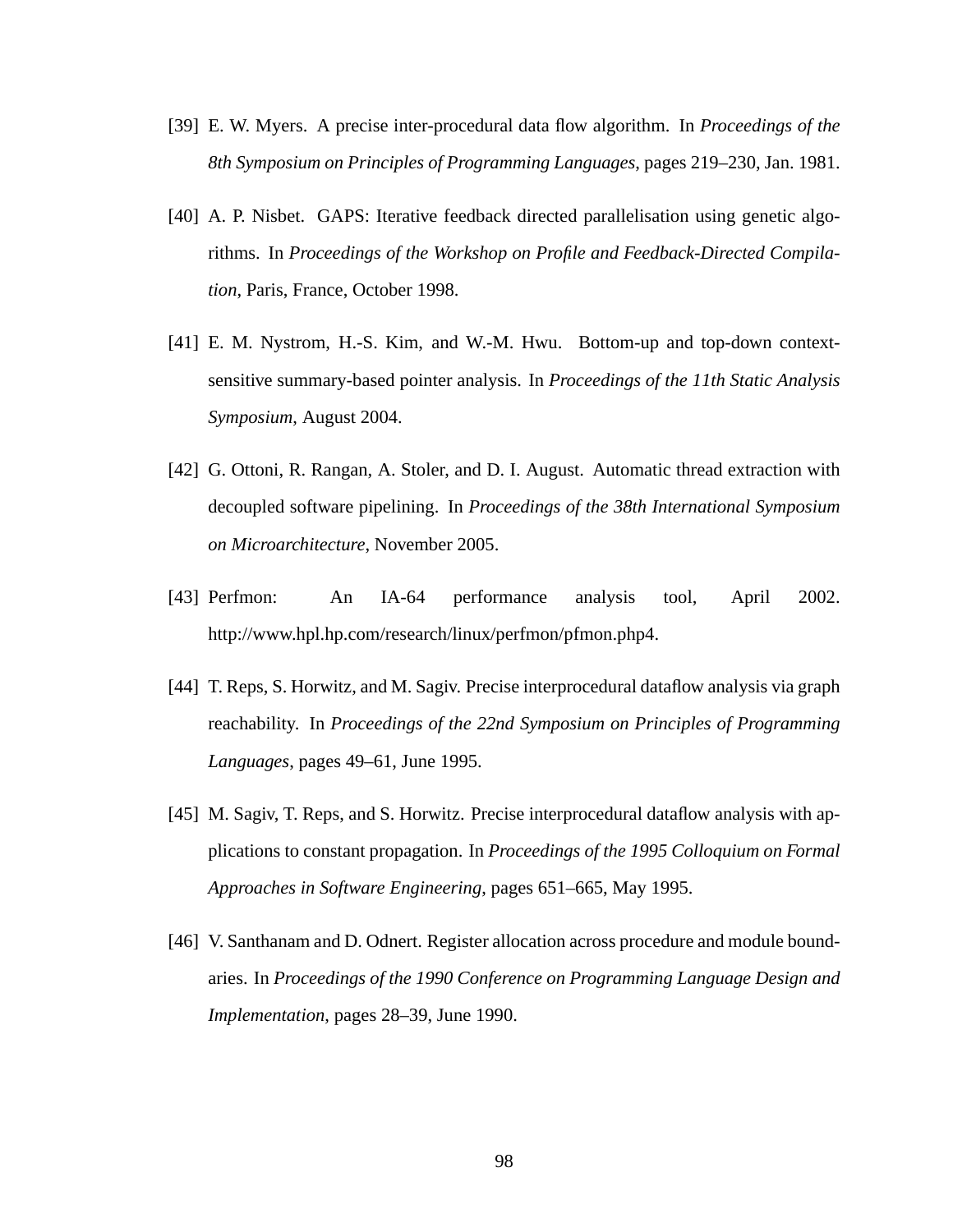[39] E. W. Myers. A precise inter-procedural data flow algorithm. In *Proceedings of the 8th Symposium on Principles of Programming Languages*, pages 219–230, Jan. 1981.

[40] A. P. Nisbet. GAPS: Iterative feedback directed parallelisation using genetic algorithms. In *Proceedings of the Workshop on Profile and Feedback-Directed Compilation*, Paris, France, October 1998.

[41] E. M. Nystrom, H.-S. Kim, and W.-M. Hwu. Bottom-up and top-down context-sensitive summary-based pointer analysis. In *Proceedings of the 11th Static Analysis Symposium*, August 2004.

[42] G. Ottoni, R. Rangan, A. Stoler, and D. I. August. Automatic thread extraction with decoupled software pipelining. In *Proceedings of the 38th International Symposium on Microarchitecture*, November 2005.

[43] Perfmon: An IA-64 performance analysis tool, April 2002. http://www.hpl.hp.com/research/linux/perfmon/pfmon.php4.

[44] T. Reps, S. Horwitz, and M. Sagiv. Precise interprocedural dataflow analysis via graph reachability. In *Proceedings of the 22nd Symposium on Principles of Programming Languages*, pages 49–61, June 1995.

[45] M. Sagiv, T. Reps, and S. Horwitz. Precise interprocedural dataflow analysis with applications to constant propagation. In *Proceedings of the 1995 Colloquium on Formal Approaches in Software Engineering*, pages 651–665, May 1995.

[46] V. Santhanam and D. Odnert. Register allocation across procedure and module boundaries. In *Proceedings of the 1990 Conference on Programming Language Design and Implementation*, pages 28–39, June 1990.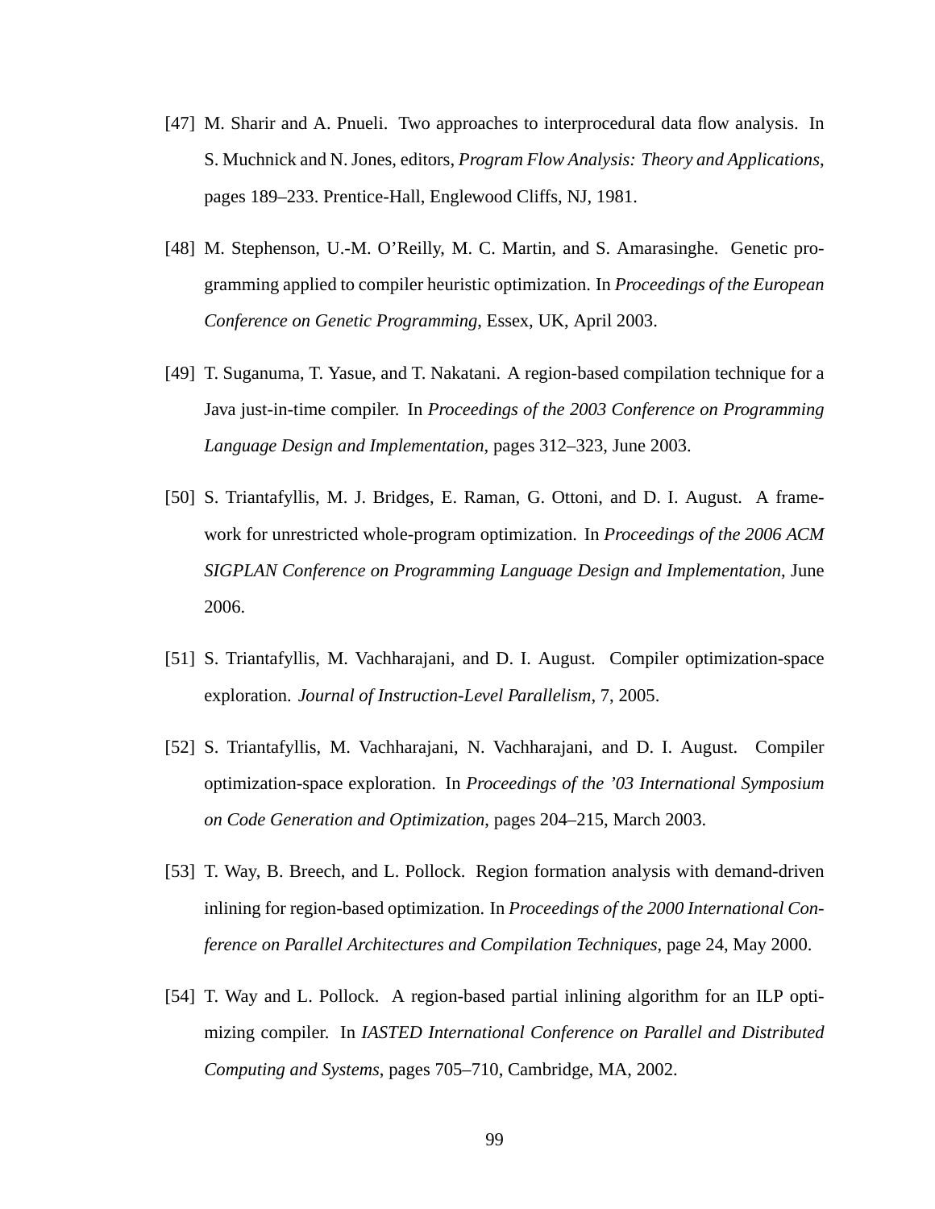[47] M. Sharir and A. Pnueli. Two approaches to interprocedural data flow analysis. In S. Muchnick and N. Jones, editors, *Program Flow Analysis: Theory and Applications*, pages 189–233. Prentice-Hall, Englewood Cliffs, NJ, 1981.

[48] M. Stephenson, U.-M. O'Reilly, M. C. Martin, and S. Amarasinghe. Genetic programming applied to compiler heuristic optimization. In *Proceedings of the European Conference on Genetic Programming*, Essex, UK, April 2003.

[49] T. Suganuma, T. Yasue, and T. Nakatani. A region-based compilation technique for a Java just-in-time compiler. In *Proceedings of the 2003 Conference on Programming Language Design and Implementation*, pages 312–323, June 2003.

[50] S. Triantafyllis, M. J. Bridges, E. Raman, G. Ottoni, and D. I. August. A framework for unrestricted whole-program optimization. In *Proceedings of the 2006 ACM SIGPLAN Conference on Programming Language Design and Implementation*, June 2006.

[51] S. Triantafyllis, M. Vachharajani, and D. I. August. Compiler optimization-space exploration. *Journal of Instruction-Level Parallelism*, 7, 2005.

[52] S. Triantafyllis, M. Vachharajani, N. Vachharajani, and D. I. August. Compiler optimization-space exploration. In *Proceedings of the '03 International Symposium on Code Generation and Optimization*, pages 204–215, March 2003.

[53] T. Way, B. Breech, and L. Pollock. Region formation analysis with demand-driven inlining for region-based optimization. In *Proceedings of the 2000 International Conference on Parallel Architectures and Compilation Techniques*, page 24, May 2000.

[54] T. Way and L. Pollock. A region-based partial inlining algorithm for an ILP optimizing compiler. In *IASTED International Conference on Parallel and Distributed Computing and Systems*, pages 705–710, Cambridge, MA, 2002.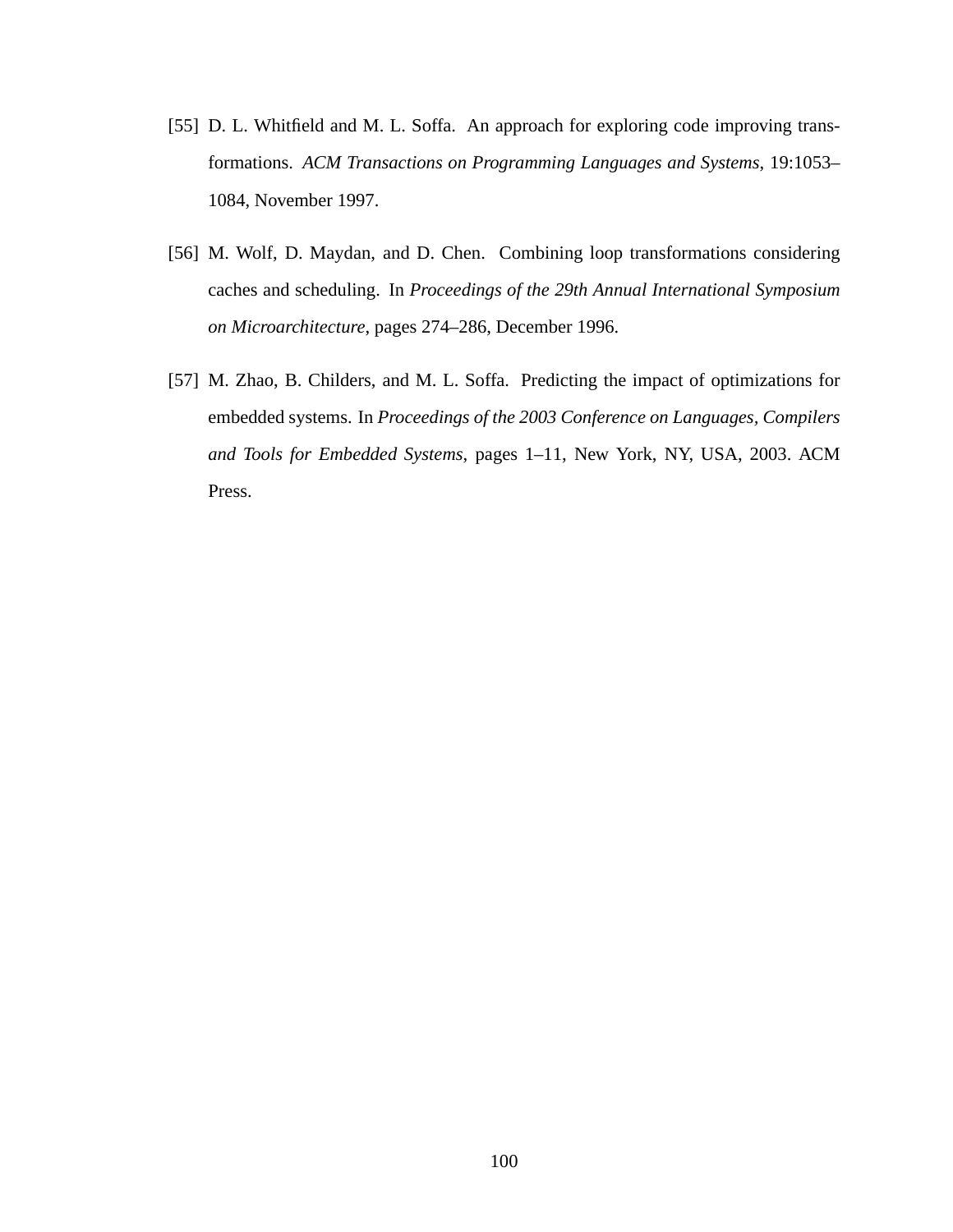[55] D. L. Whitfield and M. L. Soffa. An approach for exploring code improving transformations. *ACM Transactions on Programming Languages and Systems*, 19:1053–1084, November 1997.

[56] M. Wolf, D. Maydan, and D. Chen. Combining loop transformations considering caches and scheduling. In *Proceedings of the 29th Annual International Symposium on Microarchitecture*, pages 274–286, December 1996.

[57] M. Zhao, B. Childers, and M. L. Soffa. Predicting the impact of optimizations for embedded systems. In *Proceedings of the 2003 Conference on Languages, Compilers and Tools for Embedded Systems*, pages 1–11, New York, NY, USA, 2003. ACM Press.